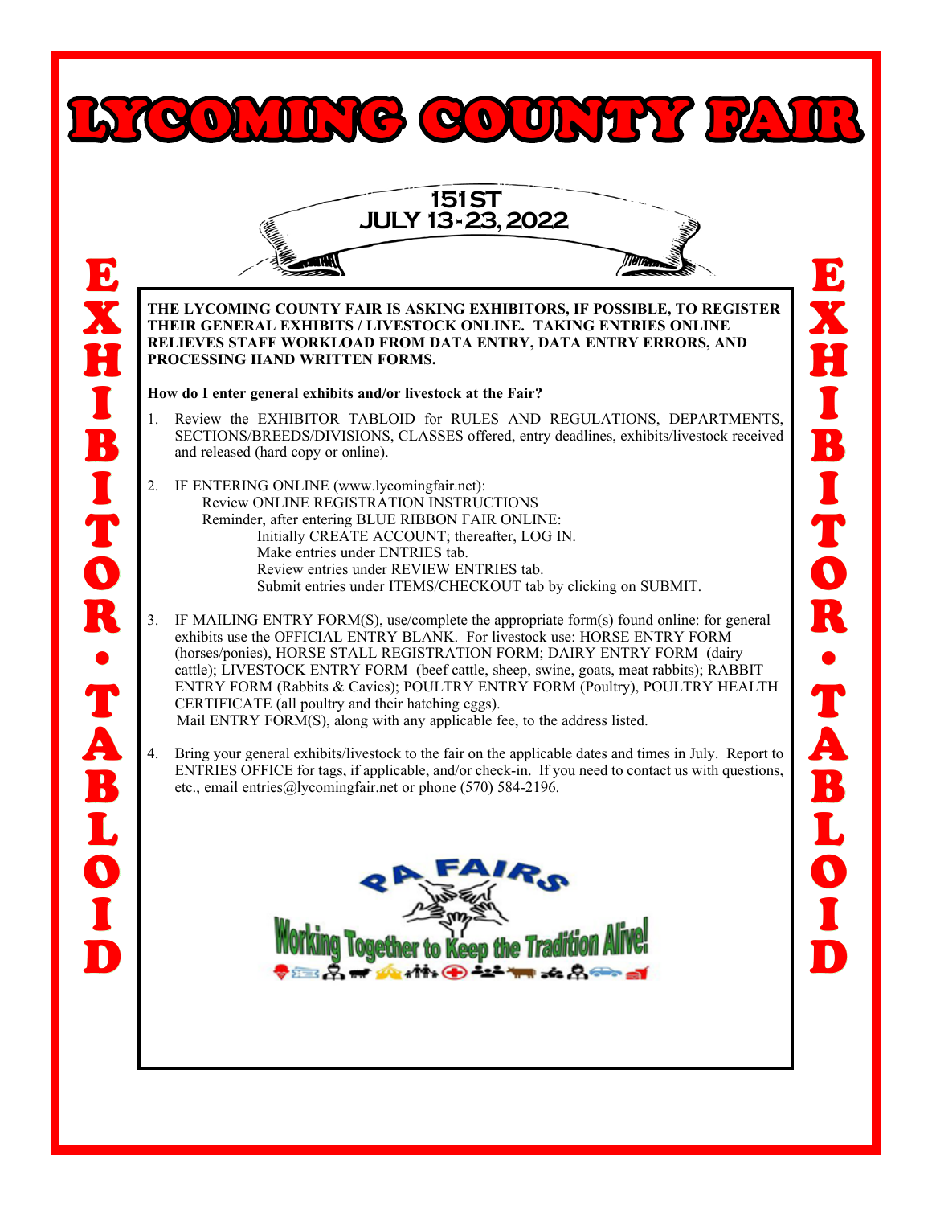# LYCOMING COUNTY FAIR

**151ST**
**JULY 13-23, 2022**

EXHIBITOR • TABLOID

**THE LYCOMING COUNTY FAIR IS ASKING EXHIBITORS, IF POSSIBLE, TO REGISTER THEIR GENERAL EXHIBITS / LIVESTOCK ONLINE. TAKING ENTRIES ONLINE RELIEVES STAFF WORKLOAD FROM DATA ENTRY, DATA ENTRY ERRORS, AND PROCESSING HAND WRITTEN FORMS.**

**How do I enter general exhibits and/or livestock at the Fair?**

1. Review the EXHIBITOR TABLOID for RULES AND REGULATIONS, DEPARTMENTS, SECTIONS/BREEDS/DIVISIONS, CLASSES offered, entry deadlines, exhibits/livestock received and released (hard copy or online).

2. IF ENTERING ONLINE (www.lycomingfair.net):
   Review ONLINE REGISTRATION INSTRUCTIONS
   Reminder, after entering BLUE RIBBON FAIR ONLINE:
   - Initially CREATE ACCOUNT; thereafter, LOG IN.
   - Make entries under ENTRIES tab.
   - Review entries under REVIEW ENTRIES tab.
   - Submit entries under ITEMS/CHECKOUT tab by clicking on SUBMIT.

3. IF MAILING ENTRY FORM(S), use/complete the appropriate form(s) found online: for general exhibits use the OFFICIAL ENTRY BLANK. For livestock use: HORSE ENTRY FORM (horses/ponies), HORSE STALL REGISTRATION FORM; DAIRY ENTRY FORM (dairy cattle); LIVESTOCK ENTRY FORM (beef cattle, sheep, swine, goats, meat rabbits); RABBIT ENTRY FORM (Rabbits & Cavies); POULTRY ENTRY FORM (Poultry), POULTRY HEALTH CERTIFICATE (all poultry and their hatching eggs).
   Mail ENTRY FORM(S), along with any applicable fee, to the address listed.

4. Bring your general exhibits/livestock to the fair on the applicable dates and times in July. Report to ENTRIES OFFICE for tags, if applicable, and/or check-in. If you need to contact us with questions, etc., email entries@lycomingfair.net or phone (570) 584-2196.

PA FAIRS
Working Together to Keep the Tradition Alive!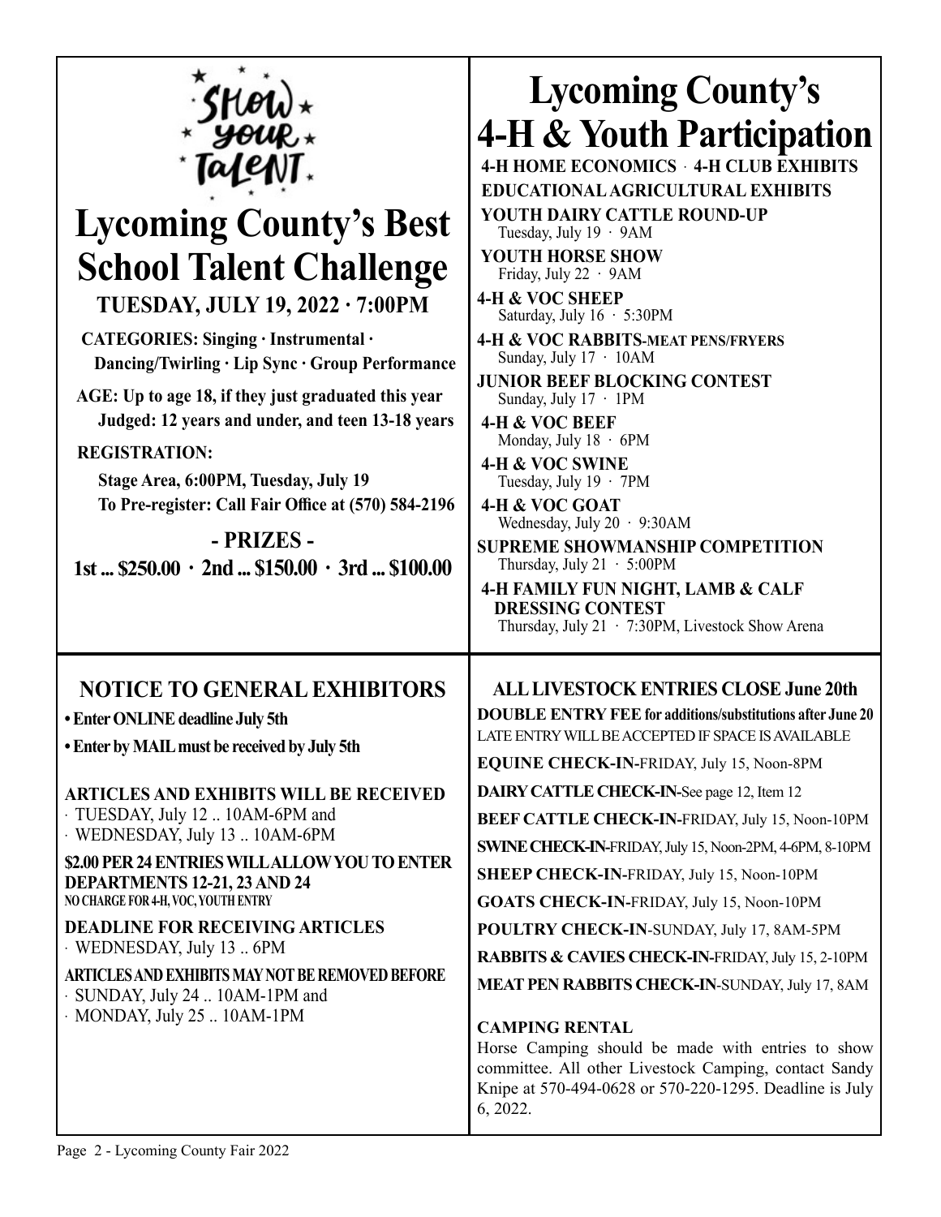Show your Talent

# Lycoming County's Best School Talent Challenge

**TUESDAY, JULY 19, 2022 · 7:00PM**

**CATEGORIES: Singing · Instrumental · Dancing/Twirling · Lip Sync · Group Performance**

**AGE: Up to age 18, if they just graduated this year**
**Judged: 12 years and under, and teen 13-18 years**

**REGISTRATION:**
**Stage Area, 6:00PM, Tuesday, July 19**
**To Pre-register: Call Fair Office at (570) 584-2196**

**- PRIZES -**

**1st ... $250.00 · 2nd ... $150.00 · 3rd ... $100.00**

# Lycoming County's 4-H & Youth Participation

**4-H HOME ECONOMICS · 4-H CLUB EXHIBITS**

**EDUCATIONAL AGRICULTURAL EXHIBITS**

**YOUTH DAIRY CATTLE ROUND-UP**
Tuesday, July 19 · 9AM

**YOUTH HORSE SHOW**
Friday, July 22 · 9AM

**4-H & VOC SHEEP**
Saturday, July 16 · 5:30PM

**4-H & VOC RABBITS-MEAT PENS/FRYERS**
Sunday, July 17 · 10AM

**JUNIOR BEEF BLOCKING CONTEST**
Sunday, July 17 · 1PM

**4-H & VOC BEEF**
Monday, July 18 · 6PM

**4-H & VOC SWINE**
Tuesday, July 19 · 7PM

**4-H & VOC GOAT**
Wednesday, July 20 · 9:30AM

**SUPREME SHOWMANSHIP COMPETITION**
Thursday, July 21 · 5:00PM

**4-H FAMILY FUN NIGHT, LAMB & CALF DRESSING CONTEST**
Thursday, July 21 · 7:30PM, Livestock Show Arena

## NOTICE TO GENERAL EXHIBITORS

- **Enter ONLINE deadline July 5th**
- **Enter by MAIL must be received by July 5th**

**ARTICLES AND EXHIBITS WILL BE RECEIVED**
· TUESDAY, July 12 .. 10AM-6PM and
· WEDNESDAY, July 13 .. 10AM-6PM

**$2.00 PER 24 ENTRIES WILL ALLOW YOU TO ENTER DEPARTMENTS 12-21, 23 AND 24**
**NO CHARGE FOR 4-H, VOC, YOUTH ENTRY**

**DEADLINE FOR RECEIVING ARTICLES**
· WEDNESDAY, July 13 .. 6PM

**ARTICLES AND EXHIBITS MAY NOT BE REMOVED BEFORE**
· SUNDAY, July 24 .. 10AM-1PM and
· MONDAY, July 25 .. 10AM-1PM

## ALL LIVESTOCK ENTRIES CLOSE June 20th

**DOUBLE ENTRY FEE for additions/substitutions after June 20**
LATE ENTRY WILL BE ACCEPTED IF SPACE IS AVAILABLE

**EQUINE CHECK-IN-**FRIDAY, July 15, Noon-8PM

**DAIRY CATTLE CHECK-IN-**See page 12, Item 12

**BEEF CATTLE CHECK-IN-**FRIDAY, July 15, Noon-10PM

**SWINE CHECK-IN-**FRIDAY, July 15, Noon-2PM, 4-6PM, 8-10PM

**SHEEP CHECK-IN-**FRIDAY, July 15, Noon-10PM

**GOATS CHECK-IN-**FRIDAY, July 15, Noon-10PM

**POULTRY CHECK-IN-**SUNDAY, July 17, 8AM-5PM

**RABBITS & CAVIES CHECK-IN-**FRIDAY, July 15, 2-10PM

**MEAT PEN RABBITS CHECK-IN-**SUNDAY, July 17, 8AM

**CAMPING RENTAL**
Horse Camping should be made with entries to show committee. All other Livestock Camping, contact Sandy Knipe at 570-494-0628 or 570-220-1295. Deadline is July 6, 2022.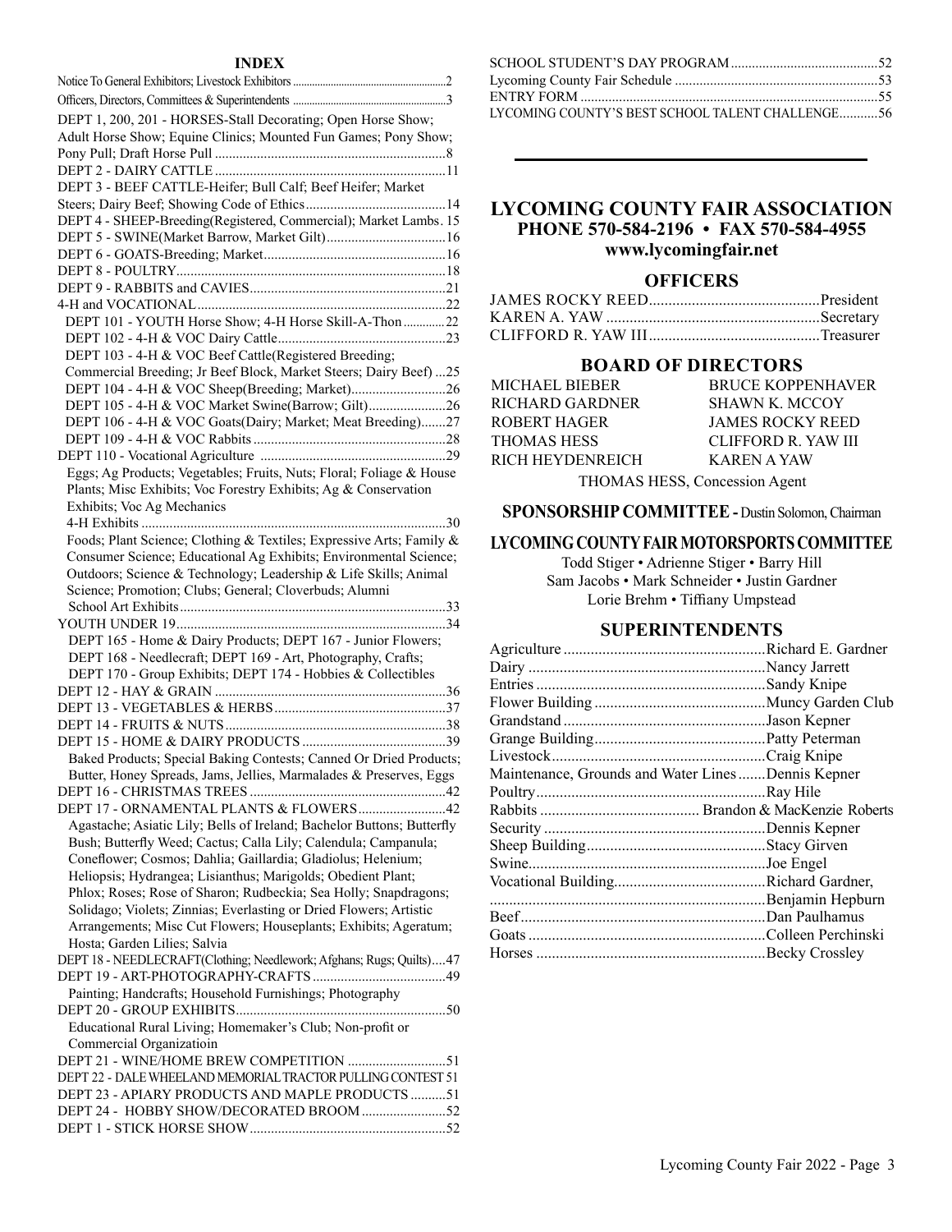## INDEX

Notice To General Exhibitors; Livestock Exhibitors ....................2
Officers, Directors, Committees & Superintendents ....................3
DEPT 1, 200, 201 - HORSES-Stall Decorating; Open Horse Show; Adult Horse Show; Equine Clinics; Mounted Fun Games; Pony Show; Pony Pull; Draft Horse Pull ....................8
DEPT 2 - DAIRY CATTLE ....................11
DEPT 3 - BEEF CATTLE-Heifer; Bull Calf; Beef Heifer; Market Steers; Dairy Beef; Showing Code of Ethics ....................14
DEPT 4 - SHEEP-Breeding(Registered, Commercial); Market Lambs. 15
DEPT 5 - SWINE(Market Barrow, Market Gilt) ....................16
DEPT 6 - GOATS-Breeding; Market ....................16
DEPT 8 - POULTRY ....................18
DEPT 9 - RABBITS and CAVIES ....................21
4-H and VOCATIONAL ....................22
DEPT 101 - YOUTH Horse Show; 4-H Horse Skill-A-Thon ....................22
DEPT 102 - 4-H & VOC Dairy Cattle ....................23
DEPT 103 - 4-H & VOC Beef Cattle(Registered Breeding; Commercial Breeding; Jr Beef Block, Market Steers; Dairy Beef) ...25
DEPT 104 - 4-H & VOC Sheep(Breeding; Market) ....................26
DEPT 105 - 4-H & VOC Market Swine(Barrow; Gilt) ....................26
DEPT 106 - 4-H & VOC Goats(Dairy; Market; Meat Breeding) .......27
DEPT 109 - 4-H & VOC Rabbits ....................28
DEPT 110 - Vocational Agriculture ....................29
Eggs; Ag Products; Vegetables; Fruits, Nuts; Floral; Foliage & House Plants; Misc Exhibits; Voc Forestry Exhibits; Ag & Conservation Exhibits; Voc Ag Mechanics
4-H Exhibits ....................30
Foods; Plant Science; Clothing & Textiles; Expressive Arts; Family & Consumer Science; Educational Ag Exhibits; Environmental Science; Outdoors; Science & Technology; Leadership & Life Skills; Animal Science; Promotion; Clubs; General; Cloverbuds; Alumni
School Art Exhibits ....................33
YOUTH UNDER 19 ....................34
DEPT 165 - Home & Dairy Products; DEPT 167 - Junior Flowers; DEPT 168 - Needlecraft; DEPT 169 - Art, Photography, Crafts; DEPT 170 - Group Exhibits; DEPT 174 - Hobbies & Collectibles
DEPT 12 - HAY & GRAIN ....................36
DEPT 13 - VEGETABLES & HERBS ....................37
DEPT 14 - FRUITS & NUTS ....................38
DEPT 15 - HOME & DAIRY PRODUCTS ....................39
Baked Products; Special Baking Contests; Canned Or Dried Products; Butter, Honey Spreads, Jams, Jellies, Marmalades & Preserves, Eggs
DEPT 16 - CHRISTMAS TREES ....................42
DEPT 17 - ORNAMENTAL PLANTS & FLOWERS ....................42
Agastache; Asiatic Lily; Bells of Ireland; Bachelor Buttons; Butterfly Bush; Butterfly Weed; Cactus; Calla Lily; Calendula; Campanula; Coneflower; Cosmos; Dahlia; Gaillardia; Gladiolus; Helenium; Heliopsis; Hydrangea; Lisianthus; Marigolds; Obedient Plant; Phlox; Roses; Rose of Sharon; Rudbeckia; Sea Holly; Snapdragons; Solidago; Violets; Zinnias; Everlasting or Dried Flowers; Artistic Arrangements; Misc Cut Flowers; Houseplants; Exhibits; Ageratum; Hosta; Garden Lilies; Salvia
DEPT 18 - NEEDLECRAFT(Clothing; Needlework; Afghans; Rugs; Quilts) ....47
DEPT 19 - ART-PHOTOGRAPHY-CRAFTS ....................49
Painting; Handcrafts; Household Furnishings; Photography
DEPT 20 - GROUP EXHIBITS ....................50
Educational Rural Living; Homemaker's Club; Non-profit or Commercial Organizatioin
DEPT 21 - WINE/HOME BREW COMPETITION ....................51
DEPT 22 - DALE WHEELAND MEMORIAL TRACTOR PULLING CONTEST 51
DEPT 23 - APIARY PRODUCTS AND MAPLE PRODUCTS ..........51
DEPT 24 - HOBBY SHOW/DECORATED BROOM ....................52
DEPT 1 - STICK HORSE SHOW ....................52
SCHOOL STUDENT'S DAY PROGRAM ....................52
Lycoming County Fair Schedule ....................53
ENTRY FORM ....................55
LYCOMING COUNTY'S BEST SCHOOL TALENT CHALLENGE ...........56

# LYCOMING COUNTY FAIR ASSOCIATION

**PHONE 570-584-2196 • FAX 570-584-4955**

**www.lycomingfair.net**

## OFFICERS

| | |
|---|---|
| JAMES ROCKY REED | President |
| KAREN A. YAW | Secretary |
| CLIFFORD R. YAW III | Treasurer |

## BOARD OF DIRECTORS

| | |
|---|---|
| MICHAEL BIEBER | BRUCE KOPPENHAVER |
| RICHARD GARDNER | SHAWN K. MCCOY |
| ROBERT HAGER | JAMES ROCKY REED |
| THOMAS HESS | CLIFFORD R. YAW III |
| RICH HEYDENREICH | KAREN A YAW |

THOMAS HESS, Concession Agent

**SPONSORSHIP COMMITTEE -** Dustin Solomon, Chairman

**LYCOMING COUNTY FAIR MOTORSPORTS COMMITTEE**

Todd Stiger • Adrienne Stiger • Barry Hill
Sam Jacobs • Mark Schneider • Justin Gardner
Lorie Brehm • Tiffiany Umpstead

## SUPERINTENDENTS

| | |
|---|---|
| Agriculture | Richard E. Gardner |
| Dairy | Nancy Jarrett |
| Entries | Sandy Knipe |
| Flower Building | Muncy Garden Club |
| Grandstand | Jason Kepner |
| Grange Building | Patty Peterman |
| Livestock | Craig Knipe |
| Maintenance, Grounds and Water Lines | Dennis Kepner |
| Poultry | Ray Hile |
| Rabbits | Brandon & MacKenzie Roberts |
| Security | Dennis Kepner |
| Sheep Building | Stacy Girven |
| Swine | Joe Engel |
| Vocational Building | Richard Gardner, Benjamin Hepburn |
| Beef | Dan Paulhamus |
| Goats | Colleen Perchinski |
| Horses | Becky Crossley |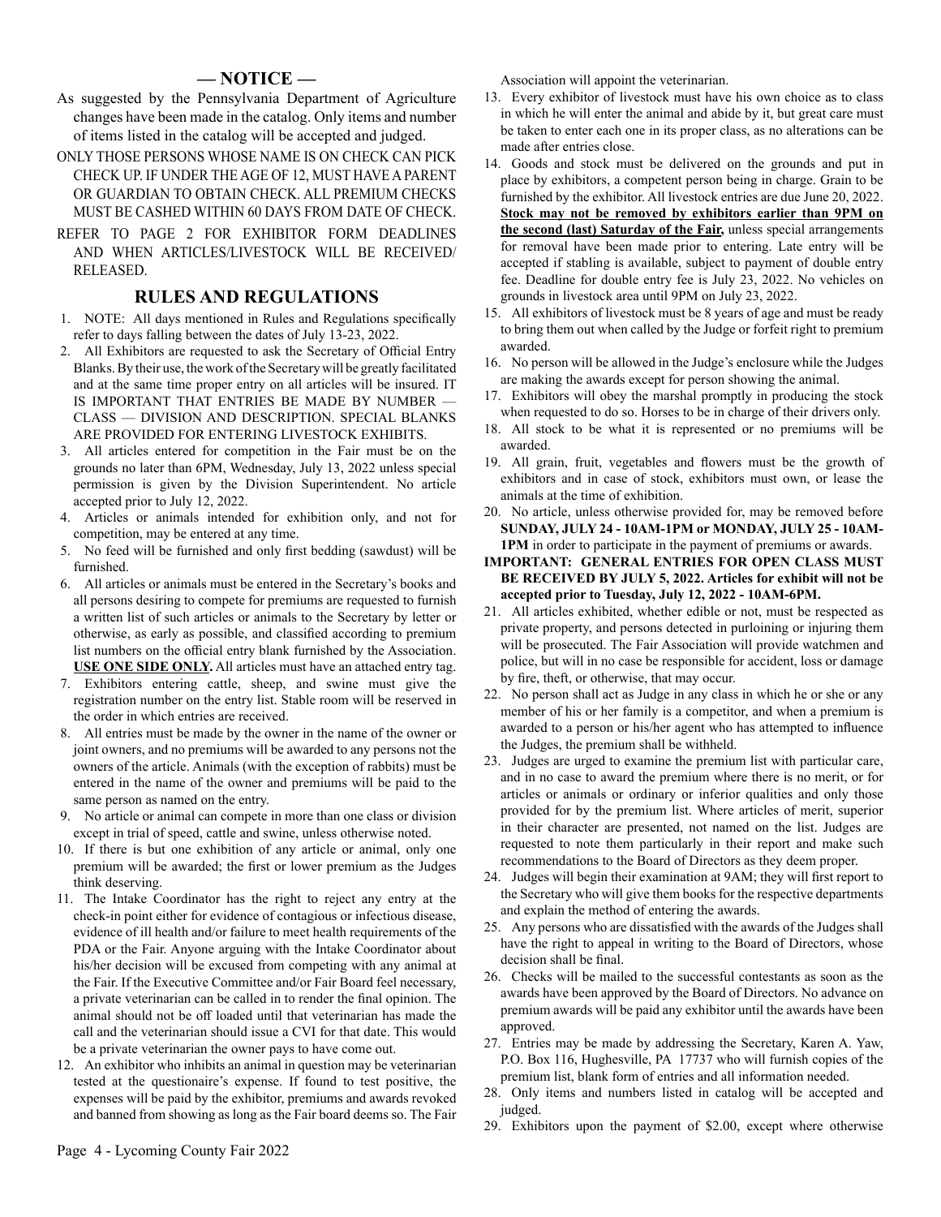## — NOTICE —

As suggested by the Pennsylvania Department of Agriculture changes have been made in the catalog. Only items and number of items listed in the catalog will be accepted and judged.

ONLY THOSE PERSONS WHOSE NAME IS ON CHECK CAN PICK CHECK UP. IF UNDER THE AGE OF 12, MUST HAVE A PARENT OR GUARDIAN TO OBTAIN CHECK. ALL PREMIUM CHECKS MUST BE CASHED WITHIN 60 DAYS FROM DATE OF CHECK.

REFER TO PAGE 2 FOR EXHIBITOR FORM DEADLINES AND WHEN ARTICLES/LIVESTOCK WILL BE RECEIVED/ RELEASED.

## RULES AND REGULATIONS

1. NOTE: All days mentioned in Rules and Regulations specifically refer to days falling between the dates of July 13-23, 2022.
2. All Exhibitors are requested to ask the Secretary of Official Entry Blanks. By their use, the work of the Secretary will be greatly facilitated and at the same time proper entry on all articles will be insured. IT IS IMPORTANT THAT ENTRIES BE MADE BY NUMBER — CLASS — DIVISION AND DESCRIPTION. SPECIAL BLANKS ARE PROVIDED FOR ENTERING LIVESTOCK EXHIBITS.
3. All articles entered for competition in the Fair must be on the grounds no later than 6PM, Wednesday, July 13, 2022 unless special permission is given by the Division Superintendent. No article accepted prior to July 12, 2022.
4. Articles or animals intended for exhibition only, and not for competition, may be entered at any time.
5. No feed will be furnished and only first bedding (sawdust) will be furnished.
6. All articles or animals must be entered in the Secretary's books and all persons desiring to compete for premiums are requested to furnish a written list of such articles or animals to the Secretary by letter or otherwise, as early as possible, and classified according to premium list numbers on the official entry blank furnished by the Association. **USE ONE SIDE ONLY.** All articles must have an attached entry tag.
7. Exhibitors entering cattle, sheep, and swine must give the registration number on the entry list. Stable room will be reserved in the order in which entries are received.
8. All entries must be made by the owner in the name of the owner or joint owners, and no premiums will be awarded to any persons not the owners of the article. Animals (with the exception of rabbits) must be entered in the name of the owner and premiums will be paid to the same person as named on the entry.
9. No article or animal can compete in more than one class or division except in trial of speed, cattle and swine, unless otherwise noted.
10. If there is but one exhibition of any article or animal, only one premium will be awarded; the first or lower premium as the Judges think deserving.
11. The Intake Coordinator has the right to reject any entry at the check-in point either for evidence of contagious or infectious disease, evidence of ill health and/or failure to meet health requirements of the PDA or the Fair. Anyone arguing with the Intake Coordinator about his/her decision will be excused from competing with any animal at the Fair. If the Executive Committee and/or Fair Board feel necessary, a private veterinarian can be called in to render the final opinion. The animal should not be off loaded until that veterinarian has made the call and the veterinarian should issue a CVI for that date. This would be a private veterinarian the owner pays to have come out.
12. An exhibitor who inhibits an animal in question may be veterinarian tested at the questionaire's expense. If found to test positive, the expenses will be paid by the exhibitor, premiums and awards revoked and banned from showing as long as the Fair board deems so. The Fair Association will appoint the veterinarian.
13. Every exhibitor of livestock must have his own choice as to class in which he will enter the animal and abide by it, but great care must be taken to enter each one in its proper class, as no alterations can be made after entries close.
14. Goods and stock must be delivered on the grounds and put in place by exhibitors, a competent person being in charge. Grain to be furnished by the exhibitor. All livestock entries are due June 20, 2022. **Stock may not be removed by exhibitors earlier than 9PM on the second (last) Saturday of the Fair,** unless special arrangements for removal have been made prior to entering. Late entry will be accepted if stabling is available, subject to payment of double entry fee. Deadline for double entry fee is July 23, 2022. No vehicles on grounds in livestock area until 9PM on July 23, 2022.
15. All exhibitors of livestock must be 8 years of age and must be ready to bring them out when called by the Judge or forfeit right to premium awarded.
16. No person will be allowed in the Judge's enclosure while the Judges are making the awards except for person showing the animal.
17. Exhibitors will obey the marshal promptly in producing the stock when requested to do so. Horses to be in charge of their drivers only.
18. All stock to be what it is represented or no premiums will be awarded.
19. All grain, fruit, vegetables and flowers must be the growth of exhibitors and in case of stock, exhibitors must own, or lease the animals at the time of exhibition.
20. No article, unless otherwise provided for, may be removed before **SUNDAY, JULY 24 - 10AM-1PM or MONDAY, JULY 25 - 10AM-1PM** in order to participate in the payment of premiums or awards.

**IMPORTANT: GENERAL ENTRIES FOR OPEN CLASS MUST BE RECEIVED BY JULY 5, 2022. Articles for exhibit will not be accepted prior to Tuesday, July 12, 2022 - 10AM-6PM.**

21. All articles exhibited, whether edible or not, must be respected as private property, and persons detected in purloining or injuring them will be prosecuted. The Fair Association will provide watchmen and police, but will in no case be responsible for accident, loss or damage by fire, theft, or otherwise, that may occur.
22. No person shall act as Judge in any class in which he or she or any member of his or her family is a competitor, and when a premium is awarded to a person or his/her agent who has attempted to influence the Judges, the premium shall be withheld.
23. Judges are urged to examine the premium list with particular care, and in no case to award the premium where there is no merit, or for articles or animals or ordinary or inferior qualities and only those provided for by the premium list. Where articles of merit, superior in their character are presented, not named on the list. Judges are requested to note them particularly in their report and make such recommendations to the Board of Directors as they deem proper.
24. Judges will begin their examination at 9AM; they will first report to the Secretary who will give them books for the respective departments and explain the method of entering the awards.
25. Any persons who are dissatisfied with the awards of the Judges shall have the right to appeal in writing to the Board of Directors, whose decision shall be final.
26. Checks will be mailed to the successful contestants as soon as the awards have been approved by the Board of Directors. No advance on premium awards will be paid any exhibitor until the awards have been approved.
27. Entries may be made by addressing the Secretary, Karen A. Yaw, P.O. Box 116, Hughesville, PA 17737 who will furnish copies of the premium list, blank form of entries and all information needed.
28. Only items and numbers listed in catalog will be accepted and judged.
29. Exhibitors upon the payment of $2.00, except where otherwise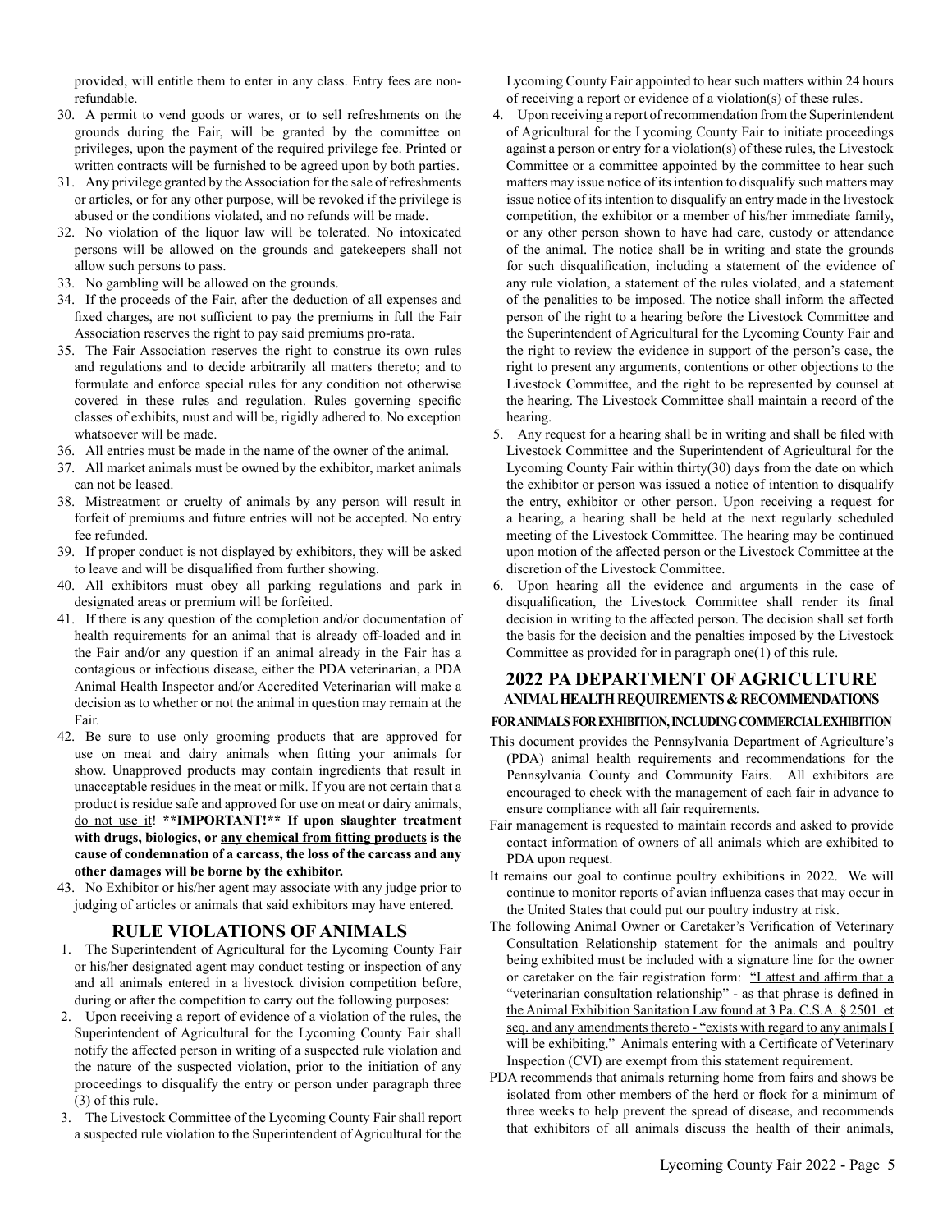provided, will entitle them to enter in any class. Entry fees are non-refundable.

30. A permit to vend goods or wares, or to sell refreshments on the grounds during the Fair, will be granted by the committee on privileges, upon the payment of the required privilege fee. Printed or written contracts will be furnished to be agreed upon by both parties.
31. Any privilege granted by the Association for the sale of refreshments or articles, or for any other purpose, will be revoked if the privilege is abused or the conditions violated, and no refunds will be made.
32. No violation of the liquor law will be tolerated. No intoxicated persons will be allowed on the grounds and gatekeepers shall not allow such persons to pass.
33. No gambling will be allowed on the grounds.
34. If the proceeds of the Fair, after the deduction of all expenses and fixed charges, are not sufficient to pay the premiums in full the Fair Association reserves the right to pay said premiums pro-rata.
35. The Fair Association reserves the right to construe its own rules and regulations and to decide arbitrarily all matters thereto; and to formulate and enforce special rules for any condition not otherwise covered in these rules and regulation. Rules governing specific classes of exhibits, must and will be, rigidly adhered to. No exception whatsoever will be made.
36. All entries must be made in the name of the owner of the animal.
37. All market animals must be owned by the exhibitor, market animals can not be leased.
38. Mistreatment or cruelty of animals by any person will result in forfeit of premiums and future entries will not be accepted. No entry fee refunded.
39. If proper conduct is not displayed by exhibitors, they will be asked to leave and will be disqualified from further showing.
40. All exhibitors must obey all parking regulations and park in designated areas or premium will be forfeited.
41. If there is any question of the completion and/or documentation of health requirements for an animal that is already off-loaded and in the Fair and/or any question if an animal already in the Fair has a contagious or infectious disease, either the PDA veterinarian, a PDA Animal Health Inspector and/or Accredited Veterinarian will make a decision as to whether or not the animal in question may remain at the Fair.
42. Be sure to use only grooming products that are approved for use on meat and dairy animals when fitting your animals for show. Unapproved products may contain ingredients that result in unacceptable residues in the meat or milk. If you are not certain that a product is residue safe and approved for use on meat or dairy animals, do not use it! **\*\*IMPORTANT!\*\* If upon slaughter treatment with drugs, biologics, or any chemical from fitting products is the cause of condemnation of a carcass, the loss of the carcass and any other damages will be borne by the exhibitor.**
43. No Exhibitor or his/her agent may associate with any judge prior to judging of articles or animals that said exhibitors may have entered.

## RULE VIOLATIONS OF ANIMALS

1. The Superintendent of Agricultural for the Lycoming County Fair or his/her designated agent may conduct testing or inspection of any and all animals entered in a livestock division competition before, during or after the competition to carry out the following purposes:
2. Upon receiving a report of evidence of a violation of the rules, the Superintendent of Agricultural for the Lycoming County Fair shall notify the affected person in writing of a suspected rule violation and the nature of the suspected violation, prior to the initiation of any proceedings to disqualify the entry or person under paragraph three (3) of this rule.
3. The Livestock Committee of the Lycoming County Fair shall report a suspected rule violation to the Superintendent of Agricultural for the Lycoming County Fair appointed to hear such matters within 24 hours of receiving a report or evidence of a violation(s) of these rules.
4. Upon receiving a report of recommendation from the Superintendent of Agricultural for the Lycoming County Fair to initiate proceedings against a person or entry for a violation(s) of these rules, the Livestock Committee or a committee appointed by the committee to hear such matters may issue notice of its intention to disqualify such matters may issue notice of its intention to disqualify an entry made in the livestock competition, the exhibitor or a member of his/her immediate family, or any other person shown to have had care, custody or attendance of the animal. The notice shall be in writing and state the grounds for such disqualification, including a statement of the evidence of any rule violation, a statement of the rules violated, and a statement of the penalities to be imposed. The notice shall inform the affected person of the right to a hearing before the Livestock Committee and the Superintendent of Agricultural for the Lycoming County Fair and the right to review the evidence in support of the person's case, the right to present any arguments, contentions or other objections to the Livestock Committee, and the right to be represented by counsel at the hearing. The Livestock Committee shall maintain a record of the hearing.
5. Any request for a hearing shall be in writing and shall be filed with Livestock Committee and the Superintendent of Agricultural for the Lycoming County Fair within thirty(30) days from the date on which the exhibitor or person was issued a notice of intention to disqualify the entry, exhibitor or other person. Upon receiving a request for a hearing, a hearing shall be held at the next regularly scheduled meeting of the Livestock Committee. The hearing may be continued upon motion of the affected person or the Livestock Committee at the discretion of the Livestock Committee.
6. Upon hearing all the evidence and arguments in the case of disqualification, the Livestock Committee shall render its final decision in writing to the affected person. The decision shall set forth the basis for the decision and the penalties imposed by the Livestock Committee as provided for in paragraph one(1) of this rule.

## 2022 PA DEPARTMENT OF AGRICULTURE

### ANIMAL HEALTH REQUIREMENTS & RECOMMENDATIONS

#### FOR ANIMALS FOR EXHIBITION, INCLUDING COMMERCIAL EXHIBITION

This document provides the Pennsylvania Department of Agriculture's (PDA) animal health requirements and recommendations for the Pennsylvania County and Community Fairs. All exhibitors are encouraged to check with the management of each fair in advance to ensure compliance with all fair requirements.

Fair management is requested to maintain records and asked to provide contact information of owners of all animals which are exhibited to PDA upon request.

It remains our goal to continue poultry exhibitions in 2022. We will continue to monitor reports of avian influenza cases that may occur in the United States that could put our poultry industry at risk.

The following Animal Owner or Caretaker's Verification of Veterinary Consultation Relationship statement for the animals and poultry being exhibited must be included with a signature line for the owner or caretaker on the fair registration form: "I attest and affirm that a "veterinarian consultation relationship" - as that phrase is defined in the Animal Exhibition Sanitation Law found at 3 Pa. C.S.A. § 2501 et seq. and any amendments thereto - "exists with regard to any animals I will be exhibiting." Animals entering with a Certificate of Veterinary Inspection (CVI) are exempt from this statement requirement.

PDA recommends that animals returning home from fairs and shows be isolated from other members of the herd or flock for a minimum of three weeks to help prevent the spread of disease, and recommends that exhibitors of all animals discuss the health of their animals,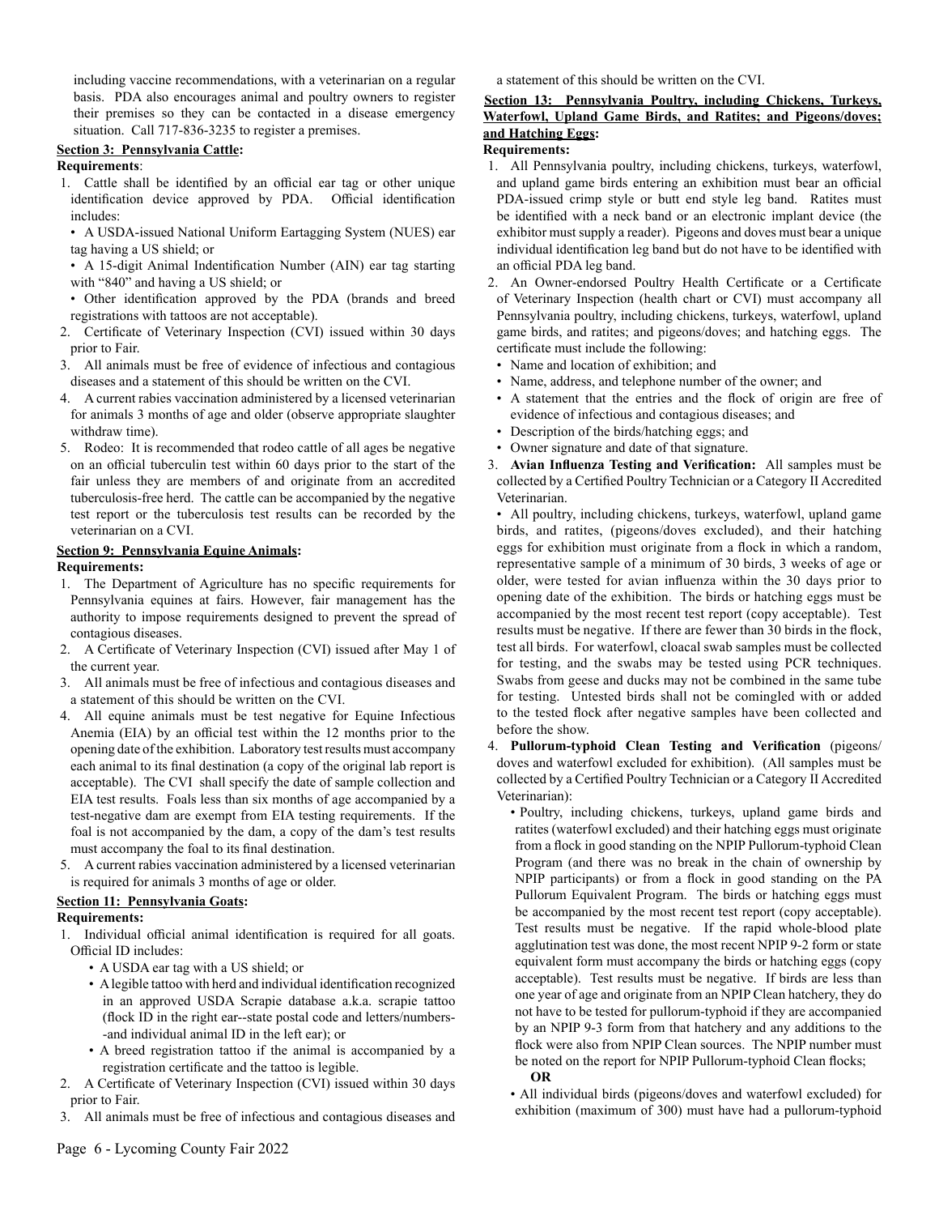including vaccine recommendations, with a veterinarian on a regular basis. PDA also encourages animal and poultry owners to register their premises so they can be contacted in a disease emergency situation. Call 717-836-3235 to register a premises.

**Section 3: Pennsylvania Cattle:**

**Requirements**:

1. Cattle shall be identified by an official ear tag or other unique identification device approved by PDA. Official identification includes:
   - A USDA-issued National Uniform Eartagging System (NUES) ear tag having a US shield; or
   - A 15-digit Animal Indentification Number (AIN) ear tag starting with "840" and having a US shield; or
   - Other identification approved by the PDA (brands and breed registrations with tattoos are not acceptable).
2. Certificate of Veterinary Inspection (CVI) issued within 30 days prior to Fair.
3. All animals must be free of evidence of infectious and contagious diseases and a statement of this should be written on the CVI.
4. A current rabies vaccination administered by a licensed veterinarian for animals 3 months of age and older (observe appropriate slaughter withdraw time).
5. Rodeo: It is recommended that rodeo cattle of all ages be negative on an official tuberculin test within 60 days prior to the start of the fair unless they are members of and originate from an accredited tuberculosis-free herd. The cattle can be accompanied by the negative test report or the tuberculosis test results can be recorded by the veterinarian on a CVI.

**Section 9: Pennsylvania Equine Animals:**

**Requirements:**

1. The Department of Agriculture has no specific requirements for Pennsylvania equines at fairs. However, fair management has the authority to impose requirements designed to prevent the spread of contagious diseases.
2. A Certificate of Veterinary Inspection (CVI) issued after May 1 of the current year.
3. All animals must be free of infectious and contagious diseases and a statement of this should be written on the CVI.
4. All equine animals must be test negative for Equine Infectious Anemia (EIA) by an official test within the 12 months prior to the opening date of the exhibition. Laboratory test results must accompany each animal to its final destination (a copy of the original lab report is acceptable). The CVI shall specify the date of sample collection and EIA test results. Foals less than six months of age accompanied by a test-negative dam are exempt from EIA testing requirements. If the foal is not accompanied by the dam, a copy of the dam's test results must accompany the foal to its final destination.
5. A current rabies vaccination administered by a licensed veterinarian is required for animals 3 months of age or older.

**Section 11: Pennsylvania Goats:**

**Requirements:**

1. Individual official animal identification is required for all goats. Official ID includes:
   - A USDA ear tag with a US shield; or
   - A legible tattoo with herd and individual identification recognized in an approved USDA Scrapie database a.k.a. scrapie tattoo (flock ID in the right ear--state postal code and letters/numbers--and individual animal ID in the left ear); or
   - A breed registration tattoo if the animal is accompanied by a registration certificate and the tattoo is legible.
2. A Certificate of Veterinary Inspection (CVI) issued within 30 days prior to Fair.
3. All animals must be free of infectious and contagious diseases and a statement of this should be written on the CVI.

**Section 13: Pennsylvania Poultry, including Chickens, Turkeys, Waterfowl, Upland Game Birds, and Ratites; and Pigeons/doves; and Hatching Eggs:**

**Requirements:**

1. All Pennsylvania poultry, including chickens, turkeys, waterfowl, and upland game birds entering an exhibition must bear an official PDA-issued crimp style or butt end style leg band. Ratites must be identified with a neck band or an electronic implant device (the exhibitor must supply a reader). Pigeons and doves must bear a unique individual identification leg band but do not have to be identified with an official PDA leg band.
2. An Owner-endorsed Poultry Health Certificate or a Certificate of Veterinary Inspection (health chart or CVI) must accompany all Pennsylvania poultry, including chickens, turkeys, waterfowl, upland game birds, and ratites; and pigeons/doves; and hatching eggs. The certificate must include the following:
   - Name and location of exhibition; and
   - Name, address, and telephone number of the owner; and
   - A statement that the entries and the flock of origin are free of evidence of infectious and contagious diseases; and
   - Description of the birds/hatching eggs; and
   - Owner signature and date of that signature.
3. **Avian Influenza Testing and Verification:** All samples must be collected by a Certified Poultry Technician or a Category II Accredited Veterinarian.
   - All poultry, including chickens, turkeys, waterfowl, upland game birds, and ratites, (pigeons/doves excluded), and their hatching eggs for exhibition must originate from a flock in which a random, representative sample of a minimum of 30 birds, 3 weeks of age or older, were tested for avian influenza within the 30 days prior to opening date of the exhibition. The birds or hatching eggs must be accompanied by the most recent test report (copy acceptable). Test results must be negative. If there are fewer than 30 birds in the flock, test all birds. For waterfowl, cloacal swab samples must be collected for testing, and the swabs may be tested using PCR techniques. Swabs from geese and ducks may not be combined in the same tube for testing. Untested birds shall not be comingled with or added to the tested flock after negative samples have been collected and before the show.
4. **Pullorum-typhoid Clean Testing and Verification** (pigeons/doves and waterfowl excluded for exhibition). (All samples must be collected by a Certified Poultry Technician or a Category II Accredited Veterinarian):
   - Poultry, including chickens, turkeys, upland game birds and ratites (waterfowl excluded) and their hatching eggs must originate from a flock in good standing on the NPIP Pullorum-typhoid Clean Program (and there was no break in the chain of ownership by NPIP participants) or from a flock in good standing on the PA Pullorum Equivalent Program. The birds or hatching eggs must be accompanied by the most recent test report (copy acceptable). Test results must be negative. If the rapid whole-blood plate agglutination test was done, the most recent NPIP 9-2 form or state equivalent form must accompany the birds or hatching eggs (copy acceptable). Test results must be negative. If birds are less than one year of age and originate from an NPIP Clean hatchery, they do not have to be tested for pullorum-typhoid if they are accompanied by an NPIP 9-3 form from that hatchery and any additions to the flock were also from NPIP Clean sources. The NPIP number must be noted on the report for NPIP Pullorum-typhoid Clean flocks;

     **OR**

   - All individual birds (pigeons/doves and waterfowl excluded) for exhibition (maximum of 300) must have had a pullorum-typhoid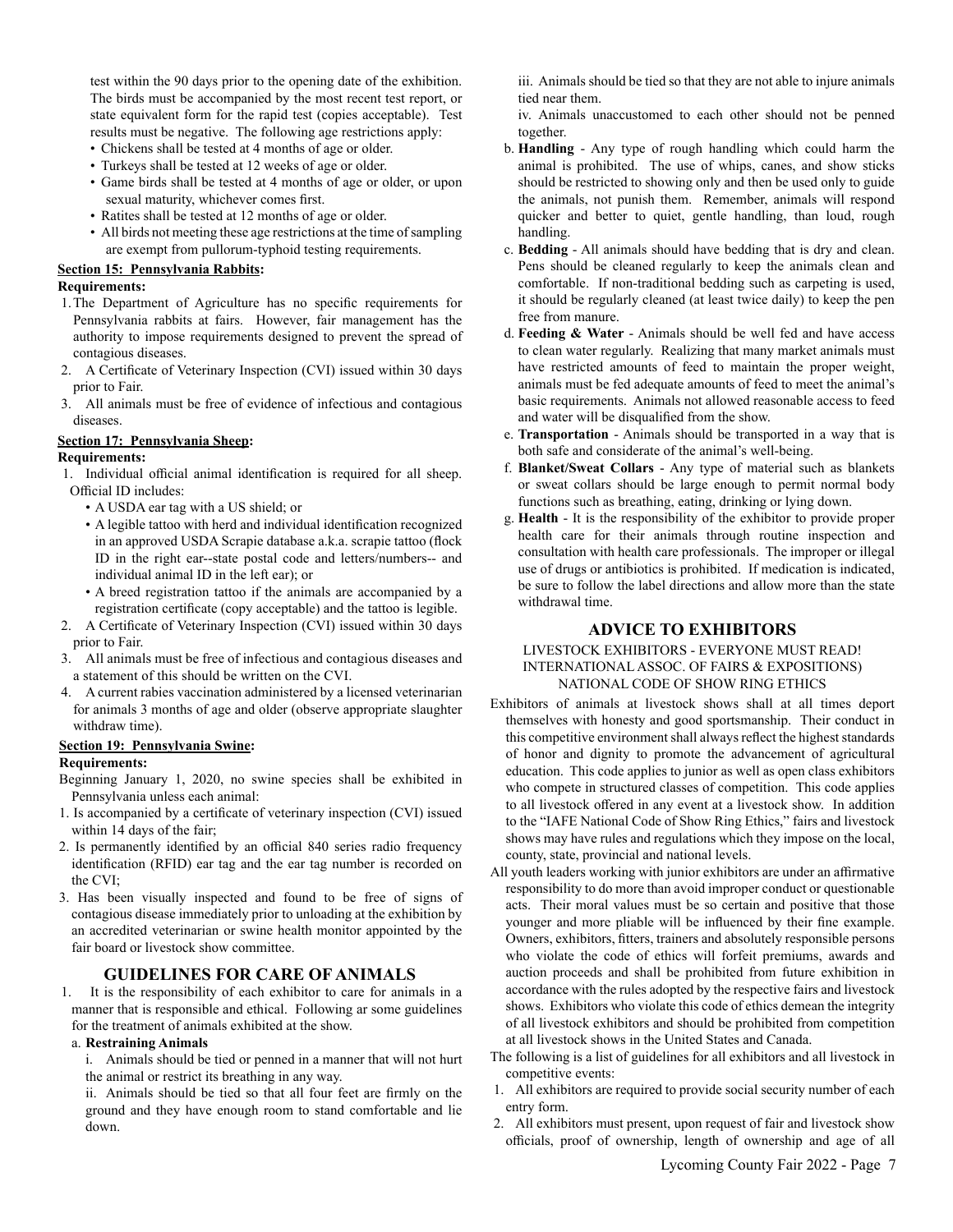test within the 90 days prior to the opening date of the exhibition. The birds must be accompanied by the most recent test report, or state equivalent form for the rapid test (copies acceptable). Test results must be negative. The following age restrictions apply:

- Chickens shall be tested at 4 months of age or older.
- Turkeys shall be tested at 12 weeks of age or older.
- Game birds shall be tested at 4 months of age or older, or upon sexual maturity, whichever comes first.
- Ratites shall be tested at 12 months of age or older.
- All birds not meeting these age restrictions at the time of sampling are exempt from pullorum-typhoid testing requirements.

**Section 15: Pennsylvania Rabbits:**

**Requirements:**

1. The Department of Agriculture has no specific requirements for Pennsylvania rabbits at fairs. However, fair management has the authority to impose requirements designed to prevent the spread of contagious diseases.
2. A Certificate of Veterinary Inspection (CVI) issued within 30 days prior to Fair.
3. All animals must be free of evidence of infectious and contagious diseases.

**Section 17: Pennsylvania Sheep:**

**Requirements:**

1. Individual official animal identification is required for all sheep. Official ID includes:
   - A USDA ear tag with a US shield; or
   - A legible tattoo with herd and individual identification recognized in an approved USDA Scrapie database a.k.a. scrapie tattoo (flock ID in the right ear--state postal code and letters/numbers-- and individual animal ID in the left ear); or
   - A breed registration tattoo if the animals are accompanied by a registration certificate (copy acceptable) and the tattoo is legible.
2. A Certificate of Veterinary Inspection (CVI) issued within 30 days prior to Fair.
3. All animals must be free of infectious and contagious diseases and a statement of this should be written on the CVI.
4. A current rabies vaccination administered by a licensed veterinarian for animals 3 months of age and older (observe appropriate slaughter withdraw time).

**Section 19: Pennsylvania Swine:**

**Requirements:**

Beginning January 1, 2020, no swine species shall be exhibited in Pennsylvania unless each animal:

1. Is accompanied by a certificate of veterinary inspection (CVI) issued within 14 days of the fair;
2. Is permanently identified by an official 840 series radio frequency identification (RFID) ear tag and the ear tag number is recorded on the CVI;
3. Has been visually inspected and found to be free of signs of contagious disease immediately prior to unloading at the exhibition by an accredited veterinarian or swine health monitor appointed by the fair board or livestock show committee.

## GUIDELINES FOR CARE OF ANIMALS

1. It is the responsibility of each exhibitor to care for animals in a manner that is responsible and ethical. Following ar some guidelines for the treatment of animals exhibited at the show.

   a. **Restraining Animals**

   i. Animals should be tied or penned in a manner that will not hurt the animal or restrict its breathing in any way.

   ii. Animals should be tied so that all four feet are firmly on the ground and they have enough room to stand comfortable and lie down.

   iii. Animals should be tied so that they are not able to injure animals tied near them.

   iv. Animals unaccustomed to each other should not be penned together.

   b. **Handling** - Any type of rough handling which could harm the animal is prohibited. The use of whips, canes, and show sticks should be restricted to showing only and then be used only to guide the animals, not punish them. Remember, animals will respond quicker and better to quiet, gentle handling, than loud, rough handling.

   c. **Bedding** - All animals should have bedding that is dry and clean. Pens should be cleaned regularly to keep the animals clean and comfortable. If non-traditional bedding such as carpeting is used, it should be regularly cleaned (at least twice daily) to keep the pen free from manure.

   d. **Feeding & Water** - Animals should be well fed and have access to clean water regularly. Realizing that many market animals must have restricted amounts of feed to maintain the proper weight, animals must be fed adequate amounts of feed to meet the animal's basic requirements. Animals not allowed reasonable access to feed and water will be disqualified from the show.

   e. **Transportation** - Animals should be transported in a way that is both safe and considerate of the animal's well-being.

   f. **Blanket/Sweat Collars** - Any type of material such as blankets or sweat collars should be large enough to permit normal body functions such as breathing, eating, drinking or lying down.

   g. **Health** - It is the responsibility of the exhibitor to provide proper health care for their animals through routine inspection and consultation with health care professionals. The improper or illegal use of drugs or antibiotics is prohibited. If medication is indicated, be sure to follow the label directions and allow more than the state withdrawal time.

## ADVICE TO EXHIBITORS

LIVESTOCK EXHIBITORS - EVERYONE MUST READ!
INTERNATIONAL ASSOC. OF FAIRS & EXPOSITIONS)
NATIONAL CODE OF SHOW RING ETHICS

Exhibitors of animals at livestock shows shall at all times deport themselves with honesty and good sportsmanship. Their conduct in this competitive environment shall always reflect the highest standards of honor and dignity to promote the advancement of agricultural education. This code applies to junior as well as open class exhibitors who compete in structured classes of competition. This code applies to all livestock offered in any event at a livestock show. In addition to the "IAFE National Code of Show Ring Ethics," fairs and livestock shows may have rules and regulations which they impose on the local, county, state, provincial and national levels.

All youth leaders working with junior exhibitors are under an affirmative responsibility to do more than avoid improper conduct or questionable acts. Their moral values must be so certain and positive that those younger and more pliable will be influenced by their fine example. Owners, exhibitors, fitters, trainers and absolutely responsible persons who violate the code of ethics will forfeit premiums, awards and auction proceeds and shall be prohibited from future exhibition in accordance with the rules adopted by the respective fairs and livestock shows. Exhibitors who violate this code of ethics demean the integrity of all livestock exhibitors and should be prohibited from competition at all livestock shows in the United States and Canada.

The following is a list of guidelines for all exhibitors and all livestock in competitive events:

1. All exhibitors are required to provide social security number of each entry form.
2. All exhibitors must present, upon request of fair and livestock show officials, proof of ownership, length of ownership and age of all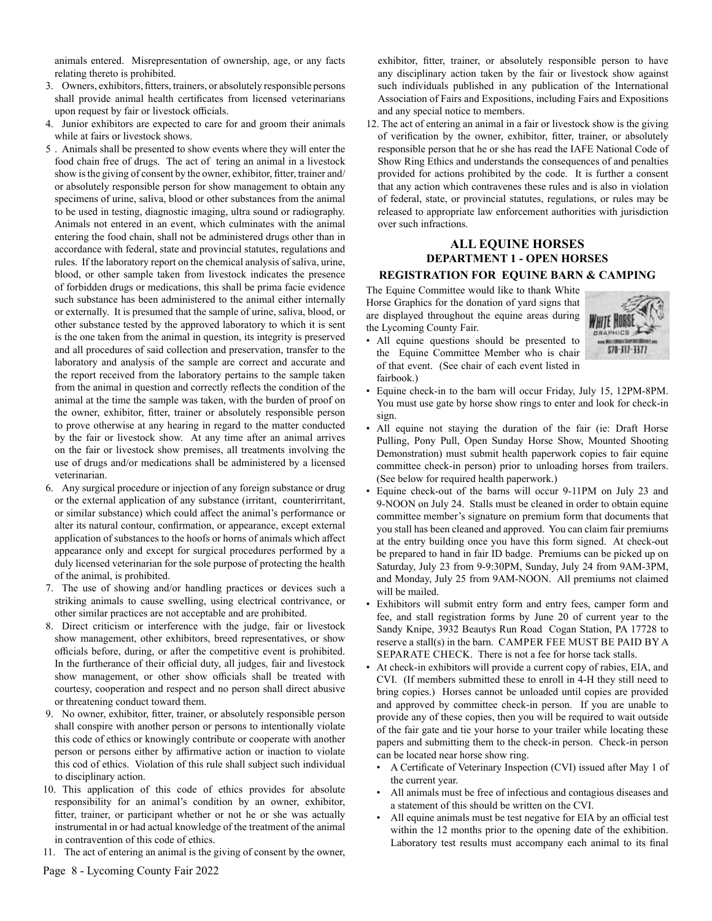animals entered. Misrepresentation of ownership, age, or any facts relating thereto is prohibited.

3. Owners, exhibitors, fitters, trainers, or absolutely responsible persons shall provide animal health certificates from licensed veterinarians upon request by fair or livestock officials.
4. Junior exhibitors are expected to care for and groom their animals while at fairs or livestock shows.
5. Animals shall be presented to show events where they will enter the food chain free of drugs. The act of tering an animal in a livestock show is the giving of consent by the owner, exhibitor, fitter, trainer and/or absolutely responsible person for show management to obtain any specimens of urine, saliva, blood or other substances from the animal to be used in testing, diagnostic imaging, ultra sound or radiography. Animals not entered in an event, which culminates with the animal entering the food chain, shall not be administered drugs other than in accordance with federal, state and provincial statutes, regulations and rules. If the laboratory report on the chemical analysis of saliva, urine, blood, or other sample taken from livestock indicates the presence of forbidden drugs or medications, this shall be prima facie evidence such substance has been administered to the animal either internally or externally. It is presumed that the sample of urine, saliva, blood, or other substance tested by the approved laboratory to which it is sent is the one taken from the animal in question, its integrity is preserved and all procedures of said collection and preservation, transfer to the laboratory and analysis of the sample are correct and accurate and the report received from the laboratory pertains to the sample taken from the animal in question and correctly reflects the condition of the animal at the time the sample was taken, with the burden of proof on the owner, exhibitor, fitter, trainer or absolutely responsible person to prove otherwise at any hearing in regard to the matter conducted by the fair or livestock show. At any time after an animal arrives on the fair or livestock show premises, all treatments involving the use of drugs and/or medications shall be administered by a licensed veterinarian.
6. Any surgical procedure or injection of any foreign substance or drug or the external application of any substance (irritant, counterirritant, or similar substance) which could affect the animal's performance or alter its natural contour, confirmation, or appearance, except external application of substances to the hoofs or horns of animals which affect appearance only and except for surgical procedures performed by a duly licensed veterinarian for the sole purpose of protecting the health of the animal, is prohibited.
7. The use of showing and/or handling practices or devices such a striking animals to cause swelling, using electrical contrivance, or other similar practices are not acceptable and are prohibited.
8. Direct criticism or interference with the judge, fair or livestock show management, other exhibitors, breed representatives, or show officials before, during, or after the competitive event is prohibited. In the furtherance of their official duty, all judges, fair and livestock show management, or other show officials shall be treated with courtesy, cooperation and respect and no person shall direct abusive or threatening conduct toward them.
9. No owner, exhibitor, fitter, trainer, or absolutely responsible person shall conspire with another person or persons to intentionally violate this code of ethics or knowingly contribute or cooperate with another person or persons either by affirmative action or inaction to violate this cod of ethics. Violation of this rule shall subject such individual to disciplinary action.
10. This application of this code of ethics provides for absolute responsibility for an animal's condition by an owner, exhibitor, fitter, trainer, or participant whether or not he or she was actually instrumental in or had actual knowledge of the treatment of the animal in contravention of this code of ethics.
11. The act of entering an animal is the giving of consent by the owner, exhibitor, fitter, trainer, or absolutely responsible person to have any disciplinary action taken by the fair or livestock show against such individuals published in any publication of the International Association of Fairs and Expositions, including Fairs and Expositions and any special notice to members.
12. The act of entering an animal in a fair or livestock show is the giving of verification by the owner, exhibitor, fitter, trainer, or absolutely responsible person that he or she has read the IAFE National Code of Show Ring Ethics and understands the consequences of and penalties provided for actions prohibited by the code. It is further a consent that any action which contravenes these rules and is also in violation of federal, state, or provincial statutes, regulations, or rules may be released to appropriate law enforcement authorities with jurisdiction over such infractions.

## ALL EQUINE HORSES

### DEPARTMENT 1 - OPEN HORSES

### REGISTRATION FOR EQUINE BARN & CAMPING

The Equine Committee would like to thank White Horse Graphics for the donation of yard signs that are displayed throughout the equine areas during the Lycoming County Fair.

- All equine questions should be presented to the Equine Committee Member who is chair of that event. (See chair of each event listed in fairbook.)
- Equine check-in to the barn will occur Friday, July 15, 12PM-8PM. You must use gate by horse show rings to enter and look for check-in sign.
- All equine not staying the duration of the fair (ie: Draft Horse Pulling, Pony Pull, Open Sunday Horse Show, Mounted Shooting Demonstration) must submit health paperwork copies to fair equine committee check-in person) prior to unloading horses from trailers. (See below for required health paperwork.)
- Equine check-out of the barns will occur 9-11PM on July 23 and 9-NOON on July 24. Stalls must be cleaned in order to obtain equine committee member's signature on premium form that documents that you stall has been cleaned and approved. You can claim fair premiums at the entry building once you have this form signed. At check-out be prepared to hand in fair ID badge. Premiums can be picked up on Saturday, July 23 from 9-9:30PM, Sunday, July 24 from 9AM-3PM, and Monday, July 25 from 9AM-NOON. All premiums not claimed will be mailed.
- Exhibitors will submit entry form and entry fees, camper form and fee, and stall registration forms by June 20 of current year to the Sandy Knipe, 3932 Beautys Run Road Cogan Station, PA 17728 to reserve a stall(s) in the barn. CAMPER FEE MUST BE PAID BY A SEPARATE CHECK. There is not a fee for horse tack stalls.
- At check-in exhibitors will provide a current copy of rabies, EIA, and CVI. (If members submitted these to enroll in 4-H they still need to bring copies.) Horses cannot be unloaded until copies are provided and approved by committee check-in person. If you are unable to provide any of these copies, then you will be required to wait outside of the fair gate and tie your horse to your trailer while locating these papers and submitting them to the check-in person. Check-in person can be located near horse show ring.
  - A Certificate of Veterinary Inspection (CVI) issued after May 1 of the current year.
  - All animals must be free of infectious and contagious diseases and a statement of this should be written on the CVI.
  - All equine animals must be test negative for EIA by an official test within the 12 months prior to the opening date of the exhibition. Laboratory test results must accompany each animal to its final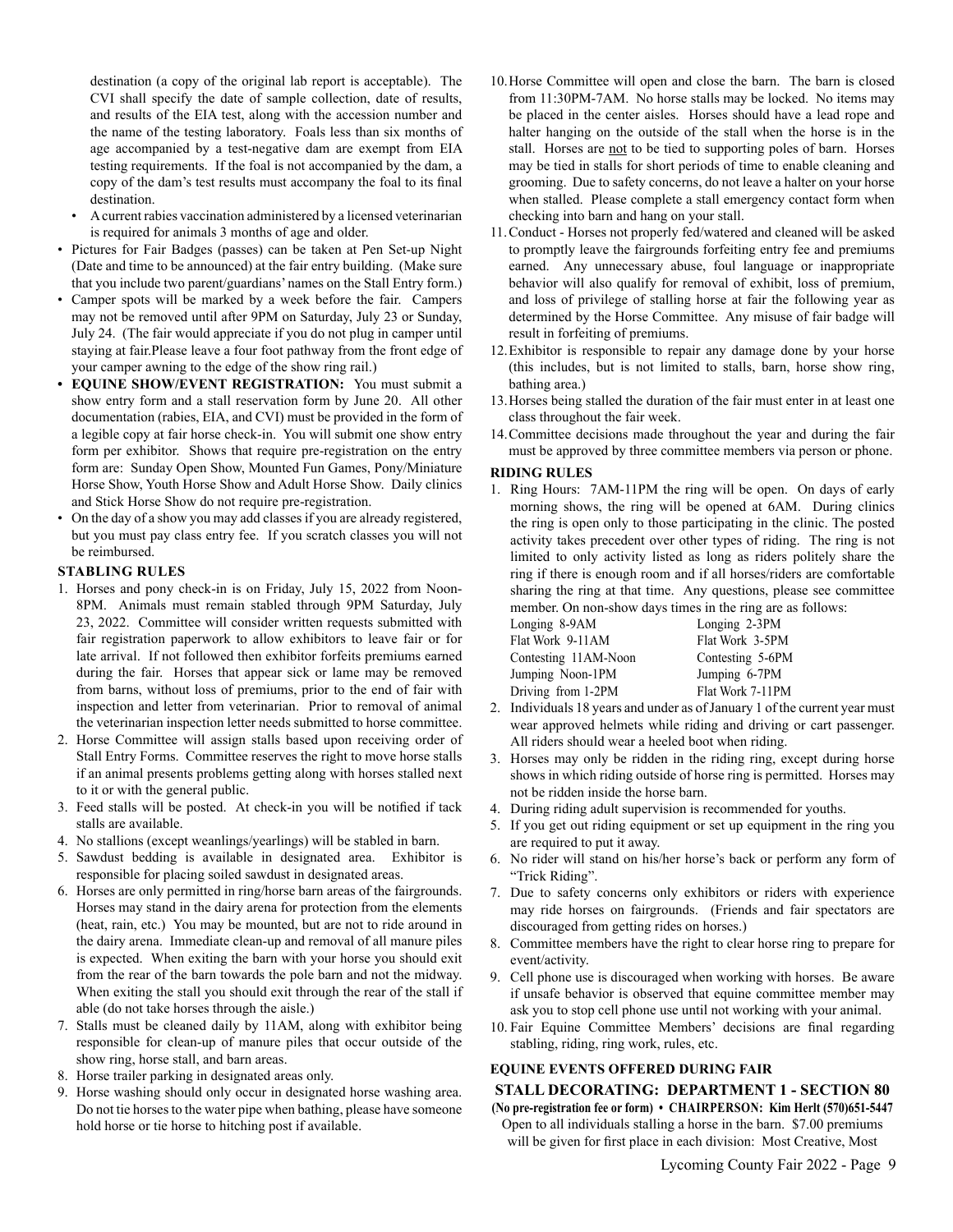destination (a copy of the original lab report is acceptable). The CVI shall specify the date of sample collection, date of results, and results of the EIA test, along with the accession number and the name of the testing laboratory. Foals less than six months of age accompanied by a test-negative dam are exempt from EIA testing requirements. If the foal is not accompanied by the dam, a copy of the dam's test results must accompany the foal to its final destination.

  - A current rabies vaccination administered by a licensed veterinarian is required for animals 3 months of age and older.

- Pictures for Fair Badges (passes) can be taken at Pen Set-up Night (Date and time to be announced) at the fair entry building. (Make sure that you include two parent/guardians' names on the Stall Entry form.)
- Camper spots will be marked by a week before the fair. Campers may not be removed until after 9PM on Saturday, July 23 or Sunday, July 24. (The fair would appreciate if you do not plug in camper until staying at fair.Please leave a four foot pathway from the front edge of your camper awning to the edge of the show ring rail.)
- **EQUINE SHOW/EVENT REGISTRATION:** You must submit a show entry form and a stall reservation form by June 20. All other documentation (rabies, EIA, and CVI) must be provided in the form of a legible copy at fair horse check-in. You will submit one show entry form per exhibitor. Shows that require pre-registration on the entry form are: Sunday Open Show, Mounted Fun Games, Pony/Miniature Horse Show, Youth Horse Show and Adult Horse Show. Daily clinics and Stick Horse Show do not require pre-registration.
- On the day of a show you may add classes if you are already registered, but you must pay class entry fee. If you scratch classes you will not be reimbursed.

### STABLING RULES

1. Horses and pony check-in is on Friday, July 15, 2022 from Noon-8PM. Animals must remain stabled through 9PM Saturday, July 23, 2022. Committee will consider written requests submitted with fair registration paperwork to allow exhibitors to leave fair or for late arrival. If not followed then exhibitor forfeits premiums earned during the fair. Horses that appear sick or lame may be removed from barns, without loss of premiums, prior to the end of fair with inspection and letter from veterinarian. Prior to removal of animal the veterinarian inspection letter needs submitted to horse committee.
2. Horse Committee will assign stalls based upon receiving order of Stall Entry Forms. Committee reserves the right to move horse stalls if an animal presents problems getting along with horses stalled next to it or with the general public.
3. Feed stalls will be posted. At check-in you will be notified if tack stalls are available.
4. No stallions (except weanlings/yearlings) will be stabled in barn.
5. Sawdust bedding is available in designated area. Exhibitor is responsible for placing soiled sawdust in designated areas.
6. Horses are only permitted in ring/horse barn areas of the fairgrounds. Horses may stand in the dairy arena for protection from the elements (heat, rain, etc.) You may be mounted, but are not to ride around in the dairy arena. Immediate clean-up and removal of all manure piles is expected. When exiting the barn with your horse you should exit from the rear of the barn towards the pole barn and not the midway. When exiting the stall you should exit through the rear of the stall if able (do not take horses through the aisle.)
7. Stalls must be cleaned daily by 11AM, along with exhibitor being responsible for clean-up of manure piles that occur outside of the show ring, horse stall, and barn areas.
8. Horse trailer parking in designated areas only.
9. Horse washing should only occur in designated horse washing area. Do not tie horses to the water pipe when bathing, please have someone hold horse or tie horse to hitching post if available.
10. Horse Committee will open and close the barn. The barn is closed from 11:30PM-7AM. No horse stalls may be locked. No items may be placed in the center aisles. Horses should have a lead rope and halter hanging on the outside of the stall when the horse is in the stall. Horses are not to be tied to supporting poles of barn. Horses may be tied in stalls for short periods of time to enable cleaning and grooming. Due to safety concerns, do not leave a halter on your horse when stalled. Please complete a stall emergency contact form when checking into barn and hang on your stall.
11. Conduct - Horses not properly fed/watered and cleaned will be asked to promptly leave the fairgrounds forfeiting entry fee and premiums earned. Any unnecessary abuse, foul language or inappropriate behavior will also qualify for removal of exhibit, loss of premium, and loss of privilege of stalling horse at fair the following year as determined by the Horse Committee. Any misuse of fair badge will result in forfeiting of premiums.
12. Exhibitor is responsible to repair any damage done by your horse (this includes, but is not limited to stalls, barn, horse show ring, bathing area.)
13. Horses being stalled the duration of the fair must enter in at least one class throughout the fair week.
14. Committee decisions made throughout the year and during the fair must be approved by three committee members via person or phone.

### RIDING RULES

1. Ring Hours: 7AM-11PM the ring will be open. On days of early morning shows, the ring will be opened at 6AM. During clinics the ring is open only to those participating in the clinic. The posted activity takes precedent over other types of riding. The ring is not limited to only activity listed as long as riders politely share the ring if there is enough room and if all horses/riders are comfortable sharing the ring at that time. Any questions, please see committee member. On non-show days times in the ring are as follows:

| | |
|---|---|
| Longing 8-9AM | Longing 2-3PM |
| Flat Work 9-11AM | Flat Work 3-5PM |
| Contesting 11AM-Noon | Contesting 5-6PM |
| Jumping Noon-1PM | Jumping 6-7PM |
| Driving from 1-2PM | Flat Work 7-11PM |

2. Individuals 18 years and under as of January 1 of the current year must wear approved helmets while riding and driving or cart passenger. All riders should wear a heeled boot when riding.
3. Horses may only be ridden in the riding ring, except during horse shows in which riding outside of horse ring is permitted. Horses may not be ridden inside the horse barn.
4. During riding adult supervision is recommended for youths.
5. If you get out riding equipment or set up equipment in the ring you are required to put it away.
6. No rider will stand on his/her horse's back or perform any form of "Trick Riding".
7. Due to safety concerns only exhibitors or riders with experience may ride horses on fairgrounds. (Friends and fair spectators are discouraged from getting rides on horses.)
8. Committee members have the right to clear horse ring to prepare for event/activity.
9. Cell phone use is discouraged when working with horses. Be aware if unsafe behavior is observed that equine committee member may ask you to stop cell phone use until not working with your animal.
10. Fair Equine Committee Members' decisions are final regarding stabling, riding, ring work, rules, etc.

### EQUINE EVENTS OFFERED DURING FAIR

### STALL DECORATING: DEPARTMENT 1 - SECTION 80

**(No pre-registration fee or form) • CHAIRPERSON: Kim Herlt (570)651-5447**

Open to all individuals stalling a horse in the barn. $7.00 premiums will be given for first place in each division: Most Creative, Most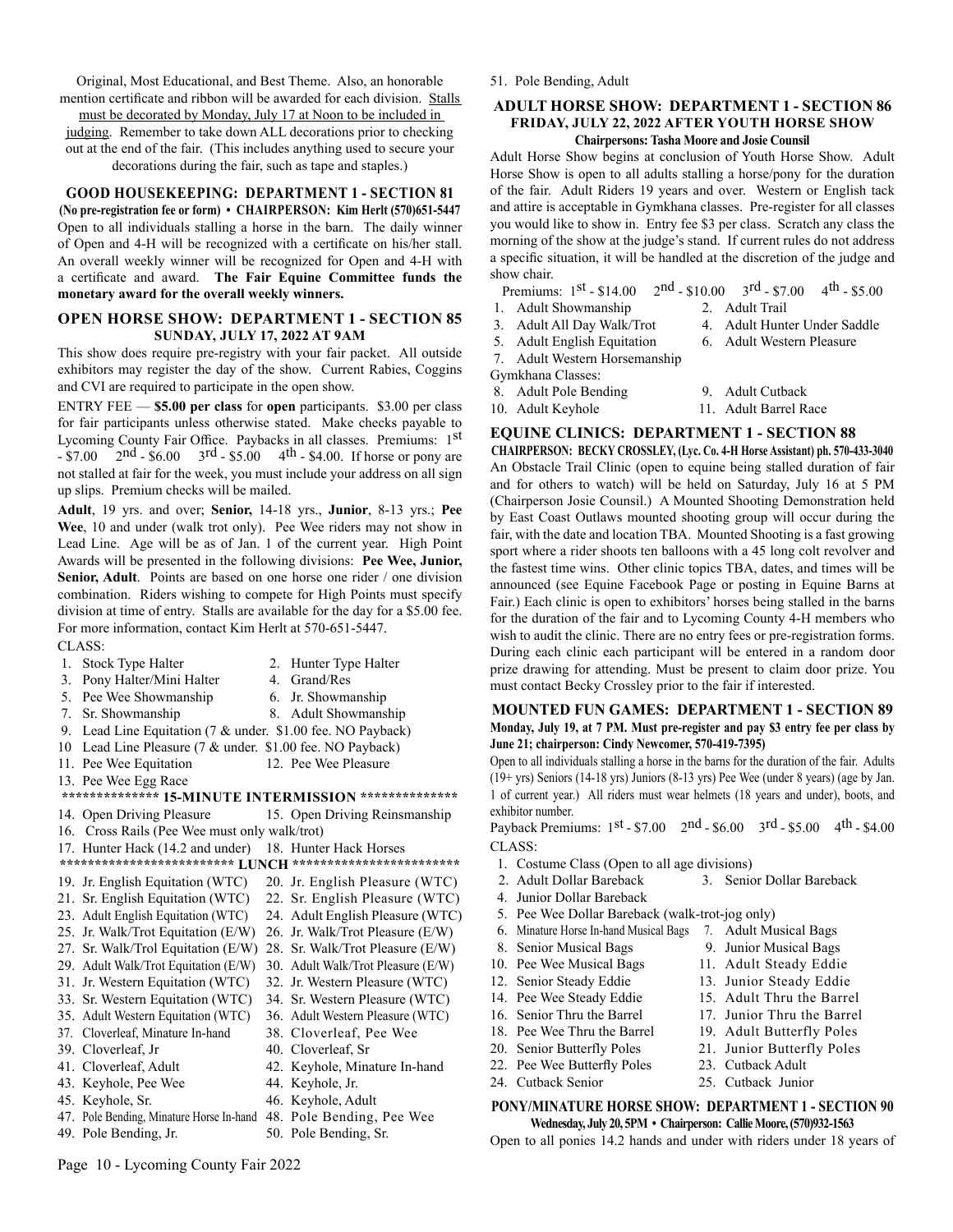Original, Most Educational, and Best Theme. Also, an honorable mention certificate and ribbon will be awarded for each division. Stalls must be decorated by Monday, July 17 at Noon to be included in judging. Remember to take down ALL decorations prior to checking out at the end of the fair. (This includes anything used to secure your decorations during the fair, such as tape and staples.)

### GOOD HOUSEKEEPING: DEPARTMENT 1 - SECTION 81

**(No pre-registration fee or form) • CHAIRPERSON: Kim Herlt (570)651-5447**

Open to all individuals stalling a horse in the barn. The daily winner of Open and 4-H will be recognized with a certificate on his/her stall. An overall weekly winner will be recognized for Open and 4-H with a certificate and award. **The Fair Equine Committee funds the monetary award for the overall weekly winners.**

### OPEN HORSE SHOW: DEPARTMENT 1 - SECTION 85

**SUNDAY, JULY 17, 2022 AT 9AM**

This show does require pre-registry with your fair packet. All outside exhibitors may register the day of the show. Current Rabies, Coggins and CVI are required to participate in the open show.

ENTRY FEE — **$5.00 per class** for **open** participants. $3.00 per class for fair participants unless otherwise stated. Make checks payable to Lycoming County Fair Office. Paybacks in all classes. Premiums: 1st - $7.00 2nd - $6.00 3rd - $5.00 4th - $4.00. If horse or pony are not stalled at fair for the week, you must include your address on all sign up slips. Premium checks will be mailed.

**Adult**, 19 yrs. and over; **Senior,** 14-18 yrs., **Junior**, 8-13 yrs.; **Pee Wee**, 10 and under (walk trot only). Pee Wee riders may not show in Lead Line. Age will be as of Jan. 1 of the current year. High Point Awards will be presented in the following divisions: **Pee Wee, Junior, Senior, Adult**. Points are based on one horse one rider / one division combination. Riders wishing to compete for High Points must specify division at time of entry. Stalls are available for the day for a $5.00 fee. For more information, contact Kim Herlt at 570-651-5447.

CLASS:

1. Stock Type Halter
2. Hunter Type Halter
3. Pony Halter/Mini Halter
4. Grand/Res
5. Pee Wee Showmanship
6. Jr. Showmanship
7. Sr. Showmanship
8. Adult Showmanship
9. Lead Line Equitation (7 & under. $1.00 fee. NO Payback)
10. Lead Line Pleasure (7 & under. $1.00 fee. NO Payback)
11. Pee Wee Equitation
12. Pee Wee Pleasure
13. Pee Wee Egg Race

************** 15-MINUTE INTERMISSION **************

14. Open Driving Pleasure
15. Open Driving Reinsmanship
16. Cross Rails (Pee Wee must only walk/trot)
17. Hunter Hack (14.2 and under)
18. Hunter Hack Horses

************************* LUNCH ************************

19. Jr. English Equitation (WTC)
20. Jr. English Pleasure (WTC)
21. Sr. English Equitation (WTC)
22. Sr. English Pleasure (WTC)
23. Adult English Equitation (WTC)
24. Adult English Pleasure (WTC)
25. Jr. Walk/Trot Equitation (E/W)
26. Jr. Walk/Trot Pleasure (E/W)
27. Sr. Walk/Trol Equitation (E/W)
28. Sr. Walk/Trot Pleasure (E/W)
29. Adult Walk/Trot Equitation (E/W)
30. Adult Walk/Trot Pleasure (E/W)
31. Jr. Western Equitation (WTC)
32. Jr. Western Pleasure (WTC)
33. Sr. Western Equitation (WTC)
34. Sr. Western Pleasure (WTC)
35. Adult Western Equitation (WTC)
36. Adult Western Pleasure (WTC)
37. Cloverleaf, Minature In-hand
38. Cloverleaf, Pee Wee
39. Cloverleaf, Jr
40. Cloverleaf, Sr
41. Cloverleaf, Adult
42. Keyhole, Minature In-hand
43. Keyhole, Pee Wee
44. Keyhole, Jr.
45. Keyhole, Sr.
46. Keyhole, Adult
47. Pole Bending, Minature Horse In-hand
48. Pole Bending, Pee Wee
49. Pole Bending, Jr.
50. Pole Bending, Sr.
51. Pole Bending, Adult

### ADULT HORSE SHOW: DEPARTMENT 1 - SECTION 86

**FRIDAY, JULY 22, 2022 AFTER YOUTH HORSE SHOW**

**Chairpersons: Tasha Moore and Josie Counsil**

Adult Horse Show begins at conclusion of Youth Horse Show. Adult Horse Show is open to all adults stalling a horse/pony for the duration of the fair. Adult Riders 19 years and over. Western or English tack and attire is acceptable in Gymkhana classes. Pre-register for all classes you would like to show in. Entry fee $3 per class. Scratch any class the morning of the show at the judge's stand. If current rules do not address a specific situation, it will be handled at the discretion of the judge and show chair.

Premiums: 1st - $14.00 2nd - $10.00 3rd - $7.00 4th - $5.00

1. Adult Showmanship
2. Adult Trail
3. Adult All Day Walk/Trot
4. Adult Hunter Under Saddle
5. Adult English Equitation
6. Adult Western Pleasure
7. Adult Western Horsemanship

Gymkhana Classes:

8. Adult Pole Bending
9. Adult Cutback
10. Adult Keyhole
11. Adult Barrel Race

### EQUINE CLINICS: DEPARTMENT 1 - SECTION 88

**CHAIRPERSON: BECKY CROSSLEY, (Lyc. Co. 4-H Horse Assistant) ph. 570-433-3040**

An Obstacle Trail Clinic (open to equine being stalled duration of fair and for others to watch) will be held on Saturday, July 16 at 5 PM (Chairperson Josie Counsil.) A Mounted Shooting Demonstration held by East Coast Outlaws mounted shooting group will occur during the fair, with the date and location TBA. Mounted Shooting is a fast growing sport where a rider shoots ten balloons with a 45 long colt revolver and the fastest time wins. Other clinic topics TBA, dates, and times will be announced (see Equine Facebook Page or posting in Equine Barns at Fair.) Each clinic is open to exhibitors' horses being stalled in the barns for the duration of the fair and to Lycoming County 4-H members who wish to audit the clinic. There are no entry fees or pre-registration forms. During each clinic each participant will be entered in a random door prize drawing for attending. Must be present to claim door prize. You must contact Becky Crossley prior to the fair if interested.

### MOUNTED FUN GAMES: DEPARTMENT 1 - SECTION 89

**Monday, July 19, at 7 PM. Must pre-register and pay $3 entry fee per class by June 21; chairperson: Cindy Newcomer, 570-419-7395)**

Open to all individuals stalling a horse in the barns for the duration of the fair. Adults (19+ yrs) Seniors (14-18 yrs) Juniors (8-13 yrs) Pee Wee (under 8 years) (age by Jan. 1 of current year.) All riders must wear helmets (18 years and under), boots, and exhibitor number.

Payback Premiums: 1st - $7.00 2nd - $6.00 3rd - $5.00 4th - $4.00

CLASS:

1. Costume Class (Open to all age divisions)
2. Adult Dollar Bareback
3. Senior Dollar Bareback
4. Junior Dollar Bareback
5. Pee Wee Dollar Bareback (walk-trot-jog only)
6. Minature Horse In-hand Musical Bags
7. Adult Musical Bags
8. Senior Musical Bags
9. Junior Musical Bags
10. Pee Wee Musical Bags
11. Adult Steady Eddie
12. Senior Steady Eddie
13. Junior Steady Eddie
14. Pee Wee Steady Eddie
15. Adult Thru the Barrel
16. Senior Thru the Barrel
17. Junior Thru the Barrel
18. Pee Wee Thru the Barrel
19. Adult Butterfly Poles
20. Senior Butterfly Poles
21. Junior Butterfly Poles
22. Pee Wee Butterfly Poles
23. Cutback Adult
24. Cutback Senior
25. Cutback Junior

### PONY/MINATURE HORSE SHOW: DEPARTMENT 1 - SECTION 90

**Wednesday, July 20, 5PM • Chairperson: Callie Moore, (570)932-1563**

Open to all ponies 14.2 hands and under with riders under 18 years of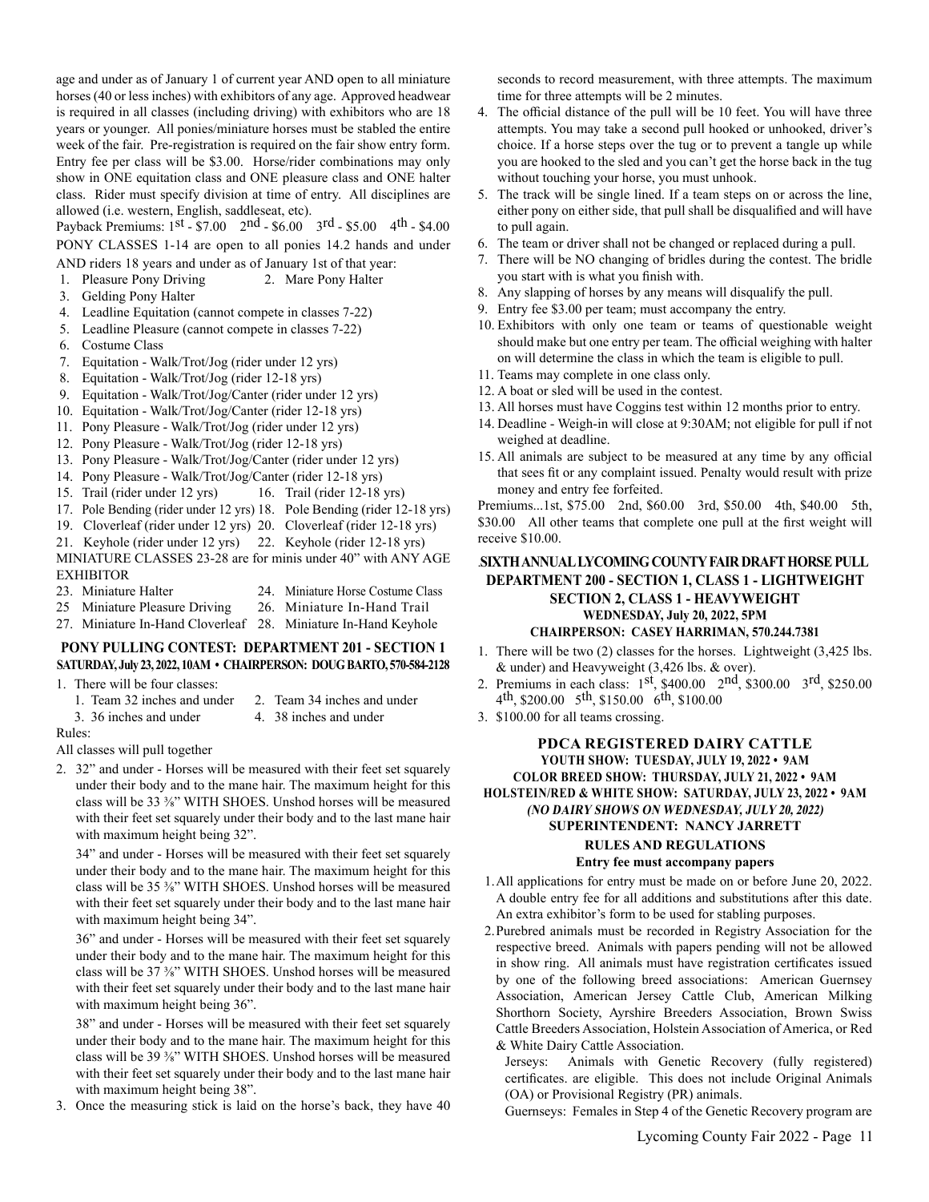age and under as of January 1 of current year AND open to all miniature horses (40 or less inches) with exhibitors of any age. Approved headwear is required in all classes (including driving) with exhibitors who are 18 years or younger. All ponies/miniature horses must be stabled the entire week of the fair. Pre-registration is required on the fair show entry form. Entry fee per class will be $3.00. Horse/rider combinations may only show in ONE equitation class and ONE pleasure class and ONE halter class. Rider must specify division at time of entry. All disciplines are allowed (i.e. western, English, saddleseat, etc).

Payback Premiums: 1st - $7.00 2nd - $6.00 3rd - $5.00 4th - $4.00

PONY CLASSES 1-14 are open to all ponies 14.2 hands and under AND riders 18 years and under as of January 1st of that year:

1. Pleasure Pony Driving
2. Mare Pony Halter
3. Gelding Pony Halter
4. Leadline Equitation (cannot compete in classes 7-22)
5. Leadline Pleasure (cannot compete in classes 7-22)
6. Costume Class
7. Equitation - Walk/Trot/Jog (rider under 12 yrs)
8. Equitation - Walk/Trot/Jog (rider 12-18 yrs)
9. Equitation - Walk/Trot/Jog/Canter (rider under 12 yrs)
10. Equitation - Walk/Trot/Jog/Canter (rider 12-18 yrs)
11. Pony Pleasure - Walk/Trot/Jog (rider under 12 yrs)
12. Pony Pleasure - Walk/Trot/Jog (rider 12-18 yrs)
13. Pony Pleasure - Walk/Trot/Jog/Canter (rider under 12 yrs)
14. Pony Pleasure - Walk/Trot/Jog/Canter (rider 12-18 yrs)
15. Trail (rider under 12 yrs)
16. Trail (rider 12-18 yrs)
17. Pole Bending (rider under 12 yrs)
18. Pole Bending (rider 12-18 yrs)
19. Cloverleaf (rider under 12 yrs)
20. Cloverleaf (rider 12-18 yrs)
21. Keyhole (rider under 12 yrs)
22. Keyhole (rider 12-18 yrs)

MINIATURE CLASSES 23-28 are for minis under 40" with ANY AGE EXHIBITOR

23. Miniature Halter
24. Miniature Horse Costume Class
25. Miniature Pleasure Driving
26. Miniature In-Hand Trail
27. Miniature In-Hand Cloverleaf
28. Miniature In-Hand Keyhole

## PONY PULLING CONTEST: DEPARTMENT 201 - SECTION 1

**SATURDAY, July 23, 2022, 10AM • CHAIRPERSON: DOUG BARTO, 570-584-2128**

1. There will be four classes:
   1. Team 32 inches and under
   2. Team 34 inches and under
   3. 36 inches and under
   4. 38 inches and under

Rules:

All classes will pull together

2. 32" and under - Horses will be measured with their feet set squarely under their body and to the mane hair. The maximum height for this class will be 33 ⅜" WITH SHOES. Unshod horses will be measured with their feet set squarely under their body and to the last mane hair with maximum height being 32".

   34" and under - Horses will be measured with their feet set squarely under their body and to the mane hair. The maximum height for this class will be 35 ⅜" WITH SHOES. Unshod horses will be measured with their feet set squarely under their body and to the last mane hair with maximum height being 34".

   36" and under - Horses will be measured with their feet set squarely under their body and to the mane hair. The maximum height for this class will be 37 ⅜" WITH SHOES. Unshod horses will be measured with their feet set squarely under their body and to the last mane hair with maximum height being 36".

   38" and under - Horses will be measured with their feet set squarely under their body and to the mane hair. The maximum height for this class will be 39 ⅜" WITH SHOES. Unshod horses will be measured with their feet set squarely under their body and to the last mane hair with maximum height being 38".
3. Once the measuring stick is laid on the horse's back, they have 40 seconds to record measurement, with three attempts. The maximum time for three attempts will be 2 minutes.
4. The official distance of the pull will be 10 feet. You will have three attempts. You may take a second pull hooked or unhooked, driver's choice. If a horse steps over the tug or to prevent a tangle up while you are hooked to the sled and you can't get the horse back in the tug without touching your horse, you must unhook.
5. The track will be single lined. If a team steps on or across the line, either pony on either side, that pull shall be disqualified and will have to pull again.
6. The team or driver shall not be changed or replaced during a pull.
7. There will be NO changing of bridles during the contest. The bridle you start with is what you finish with.
8. Any slapping of horses by any means will disqualify the pull.
9. Entry fee $3.00 per team; must accompany the entry.
10. Exhibitors with only one team or teams of questionable weight should make but one entry per team. The official weighing with halter on will determine the class in which the team is eligible to pull.
11. Teams may complete in one class only.
12. A boat or sled will be used in the contest.
13. All horses must have Coggins test within 12 months prior to entry.
14. Deadline - Weigh-in will close at 9:30AM; not eligible for pull if not weighed at deadline.
15. All animals are subject to be measured at any time by any official that sees fit or any complaint issued. Penalty would result with prize money and entry fee forfeited.

Premiums...1st, $75.00 2nd, $60.00 3rd, $50.00 4th, $40.00 5th, $30.00 All other teams that complete one pull at the first weight will receive $10.00.

## SIXTH ANNUAL LYCOMING COUNTY FAIR DRAFT HORSE PULL

**DEPARTMENT 200 - SECTION 1, CLASS 1 - LIGHTWEIGHT**
**SECTION 2, CLASS 1 - HEAVYWEIGHT**
**WEDNESDAY, July 20, 2022, 5PM**
**CHAIRPERSON: CASEY HARRIMAN, 570.244.7381**

1. There will be two (2) classes for the horses. Lightweight (3,425 lbs. & under) and Heavyweight (3,426 lbs. & over).
2. Premiums in each class: 1st, $400.00 2nd, $300.00 3rd, $250.00 4th, $200.00 5th, $150.00 6th, $100.00
3. $100.00 for all teams crossing.

## PDCA REGISTERED DAIRY CATTLE

**YOUTH SHOW: TUESDAY, JULY 19, 2022 • 9AM**
**COLOR BREED SHOW: THURSDAY, JULY 21, 2022 • 9AM**
**HOLSTEIN/RED & WHITE SHOW: SATURDAY, JULY 23, 2022 • 9AM**
***(NO DAIRY SHOWS ON WEDNESDAY, JULY 20, 2022)***
**SUPERINTENDENT: NANCY JARRETT**

### RULES AND REGULATIONS

**Entry fee must accompany papers**

1. All applications for entry must be made on or before June 20, 2022. A double entry fee for all additions and substitutions after this date. An extra exhibitor's form to be used for stabling purposes.
2. Purebred animals must be recorded in Registry Association for the respective breed. Animals with papers pending will not be allowed in show ring. All animals must have registration certificates issued by one of the following breed associations: American Guernsey Association, American Jersey Cattle Club, American Milking Shorthorn Society, Ayrshire Breeders Association, Brown Swiss Cattle Breeders Association, Holstein Association of America, or Red & White Dairy Cattle Association.

   Jerseys: Animals with Genetic Recovery (fully registered) certificates. are eligible. This does not include Original Animals (OA) or Provisional Registry (PR) animals.

   Guernseys: Females in Step 4 of the Genetic Recovery program are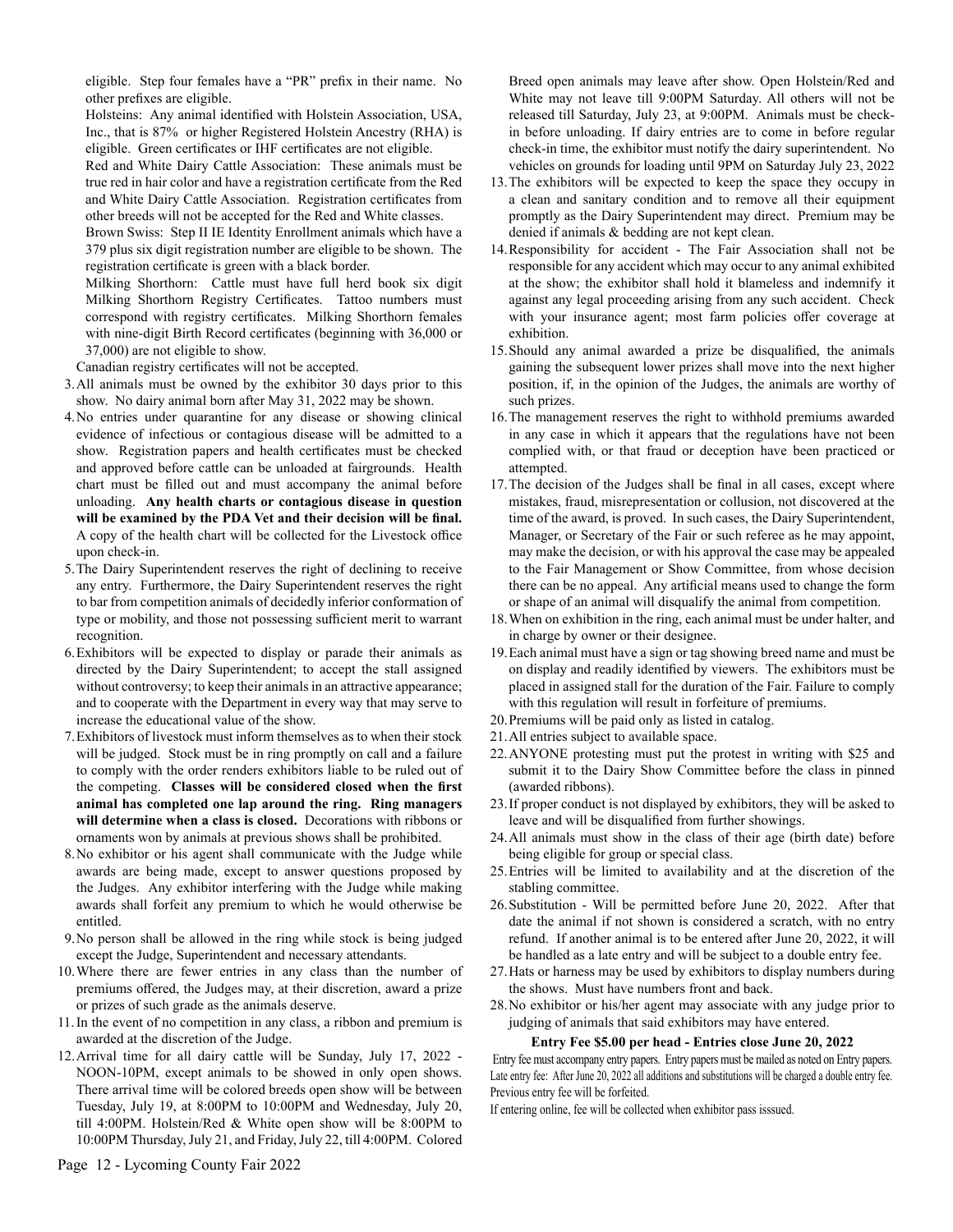eligible. Step four females have a "PR" prefix in their name. No other prefixes are eligible.

Holsteins: Any animal identified with Holstein Association, USA, Inc., that is 87% or higher Registered Holstein Ancestry (RHA) is eligible. Green certificates or IHF certificates are not eligible.

Red and White Dairy Cattle Association: These animals must be true red in hair color and have a registration certificate from the Red and White Dairy Cattle Association. Registration certificates from other breeds will not be accepted for the Red and White classes.

Brown Swiss: Step II IE Identity Enrollment animals which have a 379 plus six digit registration number are eligible to be shown. The registration certificate is green with a black border.

Milking Shorthorn: Cattle must have full herd book six digit Milking Shorthorn Registry Certificates. Tattoo numbers must correspond with registry certificates. Milking Shorthorn females with nine-digit Birth Record certificates (beginning with 36,000 or 37,000) are not eligible to show.

Canadian registry certificates will not be accepted.

3. All animals must be owned by the exhibitor 30 days prior to this show. No dairy animal born after May 31, 2022 may be shown.
4. No entries under quarantine for any disease or showing clinical evidence of infectious or contagious disease will be admitted to a show. Registration papers and health certificates must be checked and approved before cattle can be unloaded at fairgrounds. Health chart must be filled out and must accompany the animal before unloading. **Any health charts or contagious disease in question will be examined by the PDA Vet and their decision will be final.** A copy of the health chart will be collected for the Livestock office upon check-in.
5. The Dairy Superintendent reserves the right of declining to receive any entry. Furthermore, the Dairy Superintendent reserves the right to bar from competition animals of decidedly inferior conformation of type or mobility, and those not possessing sufficient merit to warrant recognition.
6. Exhibitors will be expected to display or parade their animals as directed by the Dairy Superintendent; to accept the stall assigned without controversy; to keep their animals in an attractive appearance; and to cooperate with the Department in every way that may serve to increase the educational value of the show.
7. Exhibitors of livestock must inform themselves as to when their stock will be judged. Stock must be in ring promptly on call and a failure to comply with the order renders exhibitors liable to be ruled out of the competing. **Classes will be considered closed when the first animal has completed one lap around the ring. Ring managers will determine when a class is closed.** Decorations with ribbons or ornaments won by animals at previous shows shall be prohibited.
8. No exhibitor or his agent shall communicate with the Judge while awards are being made, except to answer questions proposed by the Judges. Any exhibitor interfering with the Judge while making awards shall forfeit any premium to which he would otherwise be entitled.
9. No person shall be allowed in the ring while stock is being judged except the Judge, Superintendent and necessary attendants.
10. Where there are fewer entries in any class than the number of premiums offered, the Judges may, at their discretion, award a prize or prizes of such grade as the animals deserve.
11. In the event of no competition in any class, a ribbon and premium is awarded at the discretion of the Judge.
12. Arrival time for all dairy cattle will be Sunday, July 17, 2022 - NOON-10PM, except animals to be showed in only open shows. There arrival time will be colored breeds open show will be between Tuesday, July 19, at 8:00PM to 10:00PM and Wednesday, July 20, till 4:00PM. Holstein/Red & White open show will be 8:00PM to 10:00PM Thursday, July 21, and Friday, July 22, till 4:00PM. Colored Breed open animals may leave after show. Open Holstein/Red and White may not leave till 9:00PM Saturday. All others will not be released till Saturday, July 23, at 9:00PM. Animals must be check-in before unloading. If dairy entries are to come in before regular check-in time, the exhibitor must notify the dairy superintendent. No vehicles on grounds for loading until 9PM on Saturday July 23, 2022
13. The exhibitors will be expected to keep the space they occupy in a clean and sanitary condition and to remove all their equipment promptly as the Dairy Superintendent may direct. Premium may be denied if animals & bedding are not kept clean.
14. Responsibility for accident - The Fair Association shall not be responsible for any accident which may occur to any animal exhibited at the show; the exhibitor shall hold it blameless and indemnify it against any legal proceeding arising from any such accident. Check with your insurance agent; most farm policies offer coverage at exhibition.
15. Should any animal awarded a prize be disqualified, the animals gaining the subsequent lower prizes shall move into the next higher position, if, in the opinion of the Judges, the animals are worthy of such prizes.
16. The management reserves the right to withhold premiums awarded in any case in which it appears that the regulations have not been complied with, or that fraud or deception have been practiced or attempted.
17. The decision of the Judges shall be final in all cases, except where mistakes, fraud, misrepresentation or collusion, not discovered at the time of the award, is proved. In such cases, the Dairy Superintendent, Manager, or Secretary of the Fair or such referee as he may appoint, may make the decision, or with his approval the case may be appealed to the Fair Management or Show Committee, from whose decision there can be no appeal. Any artificial means used to change the form or shape of an animal will disqualify the animal from competition.
18. When on exhibition in the ring, each animal must be under halter, and in charge by owner or their designee.
19. Each animal must have a sign or tag showing breed name and must be on display and readily identified by viewers. The exhibitors must be placed in assigned stall for the duration of the Fair. Failure to comply with this regulation will result in forfeiture of premiums.
20. Premiums will be paid only as listed in catalog.
21. All entries subject to available space.
22. ANYONE protesting must put the protest in writing with $25 and submit it to the Dairy Show Committee before the class in pinned (awarded ribbons).
23. If proper conduct is not displayed by exhibitors, they will be asked to leave and will be disqualified from further showings.
24. All animals must show in the class of their age (birth date) before being eligible for group or special class.
25. Entries will be limited to availability and at the discretion of the stabling committee.
26. Substitution - Will be permitted before June 20, 2022. After that date the animal if not shown is considered a scratch, with no entry refund. If another animal is to be entered after June 20, 2022, it will be handled as a late entry and will be subject to a double entry fee.
27. Hats or harness may be used by exhibitors to display numbers during the shows. Must have numbers front and back.
28. No exhibitor or his/her agent may associate with any judge prior to judging of animals that said exhibitors may have entered.

**Entry Fee $5.00 per head - Entries close June 20, 2022**

Entry fee must accompany entry papers. Entry papers must be mailed as noted on Entry papers. Late entry fee: After June 20, 2022 all additions and substitutions will be charged a double entry fee. Previous entry fee will be forfeited.

If entering online, fee will be collected when exhibitor pass isssued.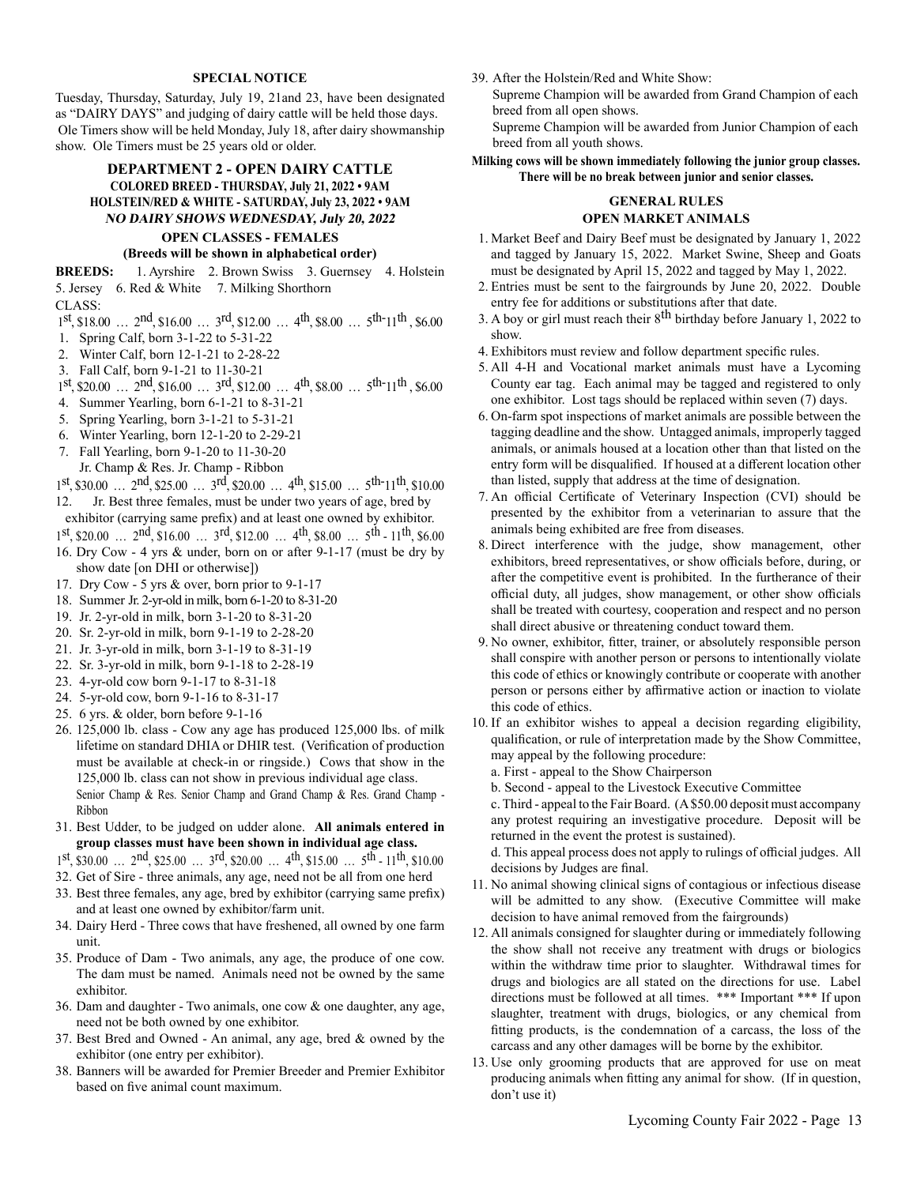### SPECIAL NOTICE

Tuesday, Thursday, Saturday, July 19, 21and 23, have been designated as "DAIRY DAYS" and judging of dairy cattle will be held those days. Ole Timers show will be held Monday, July 18, after dairy showmanship show. Ole Timers must be 25 years old or older.

## DEPARTMENT 2 - OPEN DAIRY CATTLE

**COLORED BREED - THURSDAY, July 21, 2022 • 9AM**
**HOLSTEIN/RED & WHITE - SATURDAY, July 23, 2022 • 9AM**
***NO DAIRY SHOWS WEDNESDAY, July 20, 2022***

### OPEN CLASSES - FEMALES

**(Breeds will be shown in alphabetical order)**

**BREEDS:** 1. Ayrshire 2. Brown Swiss 3. Guernsey 4. Holstein 5. Jersey 6. Red & White 7. Milking Shorthorn

CLASS:

1st, $18.00 … 2nd, $16.00 … 3rd, $12.00 … 4th, $8.00 … 5th-11th, $6.00

1. Spring Calf, born 3-1-22 to 5-31-22
2. Winter Calf, born 12-1-21 to 2-28-22
3. Fall Calf, born 9-1-21 to 11-30-21

1st, $20.00 … 2nd, $16.00 … 3rd, $12.00 … 4th, $8.00 … 5th-11th, $6.00

4. Summer Yearling, born 6-1-21 to 8-31-21
5. Spring Yearling, born 3-1-21 to 5-31-21
6. Winter Yearling, born 12-1-20 to 2-29-21
7. Fall Yearling, born 9-1-20 to 11-30-20
   Jr. Champ & Res. Jr. Champ - Ribbon

1st, $30.00 … 2nd, $25.00 … 3rd, $20.00 … 4th, $15.00 … 5th-11th, $10.00

12. Jr. Best three females, must be under two years of age, bred by exhibitor (carrying same prefix) and at least one owned by exhibitor.

1st, $20.00 … 2nd, $16.00 … 3rd, $12.00 … 4th, $8.00 … 5th - 11th, $6.00

16. Dry Cow - 4 yrs & under, born on or after 9-1-17 (must be dry by show date [on DHI or otherwise])
17. Dry Cow - 5 yrs & over, born prior to 9-1-17
18. Summer Jr. 2-yr-old in milk, born 6-1-20 to 8-31-20
19. Jr. 2-yr-old in milk, born 3-1-20 to 8-31-20
20. Sr. 2-yr-old in milk, born 9-1-19 to 2-28-20
21. Jr. 3-yr-old in milk, born 3-1-19 to 8-31-19
22. Sr. 3-yr-old in milk, born 9-1-18 to 2-28-19
23. 4-yr-old cow born 9-1-17 to 8-31-18
24. 5-yr-old cow, born 9-1-16 to 8-31-17
25. 6 yrs. & older, born before 9-1-16
26. 125,000 lb. class - Cow any age has produced 125,000 lbs. of milk lifetime on standard DHIA or DHIR test. (Verification of production must be available at check-in or ringside.) Cows that show in the 125,000 lb. class can not show in previous individual age class.
   Senior Champ & Res. Senior Champ and Grand Champ & Res. Grand Champ - Ribbon
31. Best Udder, to be judged on udder alone. **All animals entered in group classes must have been shown in individual age class.**

1st, $30.00 … 2nd, $25.00 … 3rd, $20.00 … 4th, $15.00 … 5th - 11th, $10.00

32. Get of Sire - three animals, any age, need not be all from one herd
33. Best three females, any age, bred by exhibitor (carrying same prefix) and at least one owned by exhibitor/farm unit.
34. Dairy Herd - Three cows that have freshened, all owned by one farm unit.
35. Produce of Dam - Two animals, any age, the produce of one cow. The dam must be named. Animals need not be owned by the same exhibitor.
36. Dam and daughter - Two animals, one cow & one daughter, any age, need not be both owned by one exhibitor.
37. Best Bred and Owned - An animal, any age, bred & owned by the exhibitor (one entry per exhibitor).
38. Banners will be awarded for Premier Breeder and Premier Exhibitor based on five animal count maximum.
39. After the Holstein/Red and White Show:
   Supreme Champion will be awarded from Grand Champion of each breed from all open shows.
   Supreme Champion will be awarded from Junior Champion of each breed from all youth shows.

**Milking cows will be shown immediately following the junior group classes. There will be no break between junior and senior classes.**

### GENERAL RULES
### OPEN MARKET ANIMALS

1. Market Beef and Dairy Beef must be designated by January 1, 2022 and tagged by January 15, 2022. Market Swine, Sheep and Goats must be designated by April 15, 2022 and tagged by May 1, 2022.
2. Entries must be sent to the fairgrounds by June 20, 2022. Double entry fee for additions or substitutions after that date.
3. A boy or girl must reach their 8th birthday before January 1, 2022 to show.
4. Exhibitors must review and follow department specific rules.
5. All 4-H and Vocational market animals must have a Lycoming County ear tag. Each animal may be tagged and registered to only one exhibitor. Lost tags should be replaced within seven (7) days.
6. On-farm spot inspections of market animals are possible between the tagging deadline and the show. Untagged animals, improperly tagged animals, or animals housed at a location other than that listed on the entry form will be disqualified. If housed at a different location other than listed, supply that address at the time of designation.
7. An official Certificate of Veterinary Inspection (CVI) should be presented by the exhibitor from a veterinarian to assure that the animals being exhibited are free from diseases.
8. Direct interference with the judge, show management, other exhibitors, breed representatives, or show officials before, during, or after the competitive event is prohibited. In the furtherance of their official duty, all judges, show management, or other show officials shall be treated with courtesy, cooperation and respect and no person shall direct abusive or threatening conduct toward them.
9. No owner, exhibitor, fitter, trainer, or absolutely responsible person shall conspire with another person or persons to intentionally violate this code of ethics or knowingly contribute or cooperate with another person or persons either by affirmative action or inaction to violate this code of ethics.
10. If an exhibitor wishes to appeal a decision regarding eligibility, qualification, or rule of interpretation made by the Show Committee, may appeal by the following procedure:
    a. First - appeal to the Show Chairperson
    b. Second - appeal to the Livestock Executive Committee
    c. Third - appeal to the Fair Board. (A $50.00 deposit must accompany any protest requiring an investigative procedure. Deposit will be returned in the event the protest is sustained).
    d. This appeal process does not apply to rulings of official judges. All decisions by Judges are final.
11. No animal showing clinical signs of contagious or infectious disease will be admitted to any show. (Executive Committee will make decision to have animal removed from the fairgrounds)
12. All animals consigned for slaughter during or immediately following the show shall not receive any treatment with drugs or biologics within the withdraw time prior to slaughter. Withdrawal times for drugs and biologics are all stated on the directions for use. Label directions must be followed at all times. *** Important *** If upon slaughter, treatment with drugs, biologics, or any chemical from fitting products, is the condemnation of a carcass, the loss of the carcass and any other damages will be borne by the exhibitor.
13. Use only grooming products that are approved for use on meat producing animals when fitting any animal for show. (If in question, don't use it)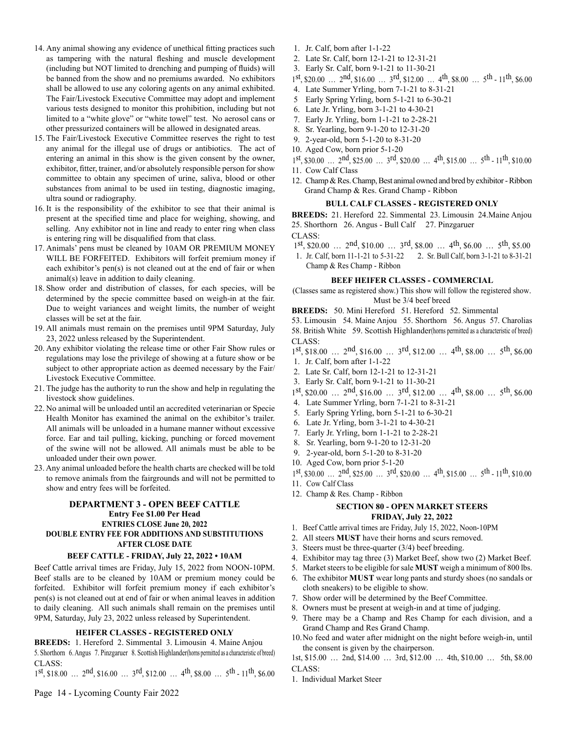14. Any animal showing any evidence of unethical fitting practices such as tampering with the natural fleshing and muscle development (including but NOT limited to drenching and pumping of fluids) will be banned from the show and no premiums awarded. No exhibitors shall be allowed to use any coloring agents on any animal exhibited. The Fair/Livestock Executive Committee may adopt and implement various tests designed to monitor this prohibition, including but not limited to a "white glove" or "white towel" test. No aerosol cans or other pressurized containers will be allowed in designated areas.
15. The Fair/Livestock Executive Committee reserves the right to test any animal for the illegal use of drugs or antibiotics. The act of entering an animal in this show is the given consent by the owner, exhibitor, fitter, trainer, and/or absolutely responsible person for show committee to obtain any specimen of urine, saliva, blood or other substances from animal to be used iin testing, diagnostic imaging, ultra sound or radiography.
16. It is the responsibility of the exhibitor to see that their animal is present at the specified time and place for weighing, showing, and selling. Any exhibitor not in line and ready to enter ring when class is entering ring will be disqualified from that class.
17. Animals' pens must be cleaned by 10AM OR PREMIUM MONEY WILL BE FORFEITED. Exhibitors will forfeit premium money if each exhibitor's pen(s) is not cleaned out at the end of fair or when animal(s) leave in addition to daily cleaning.
18. Show order and distribution of classes, for each species, will be determined by the specie committee based on weigh-in at the fair. Due to weight variances and weight limits, the number of weight classes will be set at the fair.
19. All animals must remain on the premises until 9PM Saturday, July 23, 2022 unless released by the Superintendent.
20. Any exhibitor violating the release time or other Fair Show rules or regulations may lose the privilege of showing at a future show or be subject to other appropriate action as deemed necessary by the Fair/ Livestock Executive Committee.
21. The judge has the authority to run the show and help in regulating the livestock show guidelines.
22. No animal will be unloaded until an accredited veterinarian or Specie Health Monitor has examined the animal on the exhibitor's trailer. All animals will be unloaded in a humane manner without excessive force. Ear and tail pulling, kicking, punching or forced movement of the swine will not be allowed. All animals must be able to be unloaded under their own power.
23. Any animal unloaded before the health charts are checked will be told to remove animals from the fairgrounds and will not be permitted to show and entry fees will be forfeited.

## DEPARTMENT 3 - OPEN BEEF CATTLE

**Entry Fee $1.00 Per Head**

**ENTRIES CLOSE June 20, 2022**

**DOUBLE ENTRY FEE FOR ADDITIONS AND SUBSTITUTIONS AFTER CLOSE DATE**

**BEEF CATTLE - FRIDAY, July 22, 2022 • 10AM**

Beef Cattle arrival times are Friday, July 15, 2022 from NOON-10PM. Beef stalls are to be cleaned by 10AM or premium money could be forfeited. Exhibitor will forfeit premium money if each exhibitor's pen(s) is not cleaned out at end of fair or when animal leaves in addition to daily cleaning. All such animals shall remain on the premises until 9PM, Saturday, July 23, 2022 unless released by Superintendent.

### HEIFER CLASSES - REGISTERED ONLY

**BREEDS:** 1. Hereford 2. Simmental 3. Limousin 4. Maine Anjou 5. Shorthorn 6. Angus 7. Pinzgaruer 8. Scottish Highlander(horns permitted as a characteristic of breed)

CLASS:

1st, $18.00 … 2nd, $16.00 … 3rd, $12.00 … 4th, $8.00 … 5th - 11th, $6.00

1. Jr. Calf, born after 1-1-22
2. Late Sr. Calf, born 12-1-21 to 12-31-21
3. Early Sr. Calf, born 9-1-21 to 11-30-21

1st, $20.00 … 2nd, $16.00 … 3rd, $12.00 … 4th, $8.00 … 5th - 11th, $6.00

4. Late Summer Yrling, born 7-1-21 to 8-31-21
5. Early Spring Yrling, born 5-1-21 to 6-30-21
6. Late Jr. Yrling, born 3-1-21 to 4-30-21
7. Early Jr. Yrling, born 1-1-21 to 2-28-21
8. Sr. Yearling, born 9-1-20 to 12-31-20
9. 2-year-old, born 5-1-20 to 8-31-20
10. Aged Cow, born prior 5-1-20

1st, $30.00 … 2nd, $25.00 … 3rd, $20.00 … 4th, $15.00 … 5th - 11th, $10.00

11. Cow Calf Class
12. Champ & Res. Champ, Best animal owned and bred by exhibitor - Ribbon
    Grand Champ & Res. Grand Champ - Ribbon

### BULL CALF CLASSES - REGISTERED ONLY

**BREEDS:** 21. Hereford 22. Simmental 23. Limousin 24.Maine Anjou 25. Shorthorn 26. Angus - Bull Calf 27. Pinzgaruer

CLASS:

1st, $20.00 … 2nd, $10.00 … 3rd, $8.00 … 4th, $6.00 … 5th, $5.00

1. Jr. Calf, born 11-1-21 to 5-31-22
2. Sr. Bull Calf, born 3-1-21 to 8-31-21

Champ & Res Champ - Ribbon

### BEEF HEIFER CLASSES - COMMERCIAL

(Classes same as registered show.) This show will follow the registered show. Must be 3/4 beef breed

**BREEDS:** 50. Mini Hereford 51. Hereford 52. Simmental 53. Limousin 54. Maine Anjou 55. Shorthorn 56. Angus 57. Charolias 58. British White 59. Scottish Highlander(horns permitted as a characteristic of breed)

CLASS:

1st, $18.00 … 2nd, $16.00 … 3rd, $12.00 … 4th, $8.00 … 5th, $6.00

1. Jr. Calf, born after 1-1-22
2. Late Sr. Calf, born 12-1-21 to 12-31-21
3. Early Sr. Calf, born 9-1-21 to 11-30-21

1st, $20.00 … 2nd, $16.00 … 3rd, $12.00 … 4th, $8.00 … 5th, $6.00

4. Late Summer Yrling, born 7-1-21 to 8-31-21
5. Early Spring Yrling, born 5-1-21 to 6-30-21
6. Late Jr. Yrling, born 3-1-21 to 4-30-21
7. Early Jr. Yrling, born 1-1-21 to 2-28-21
8. Sr. Yearling, born 9-1-20 to 12-31-20
9. 2-year-old, born 5-1-20 to 8-31-20
10. Aged Cow, born prior 5-1-20

1st, $30.00 … 2nd, $25.00 … 3rd, $20.00 … 4th, $15.00 … 5th - 11th, $10.00

11. Cow Calf Class
12. Champ & Res. Champ - Ribbon

### SECTION 80 - OPEN MARKET STEERS

**FRIDAY, July 22, 2022**

1. Beef Cattle arrival times are Friday, July 15, 2022, Noon-10PM
2. All steers **MUST** have their horns and scurs removed.
3. Steers must be three-quarter (3/4) beef breeding.
4. Exhibitor may tag three (3) Market Beef, show two (2) Market Beef.
5. Market steers to be eligible for sale **MUST** weigh a minimum of 800 lbs.
6. The exhibitor **MUST** wear long pants and sturdy shoes (no sandals or cloth sneakers) to be eligible to show.
7. Show order will be determined by the Beef Committee.
8. Owners must be present at weigh-in and at time of judging.
9. There may be a Champ and Res Champ for each division, and a Grand Champ and Res Grand Champ.
10. No feed and water after midnight on the night before weigh-in, until the consent is given by the chairperson.

1st, $15.00 … 2nd, $14.00 … 3rd, $12.00 … 4th, $10.00 … 5th, $8.00

CLASS:

1. Individual Market Steer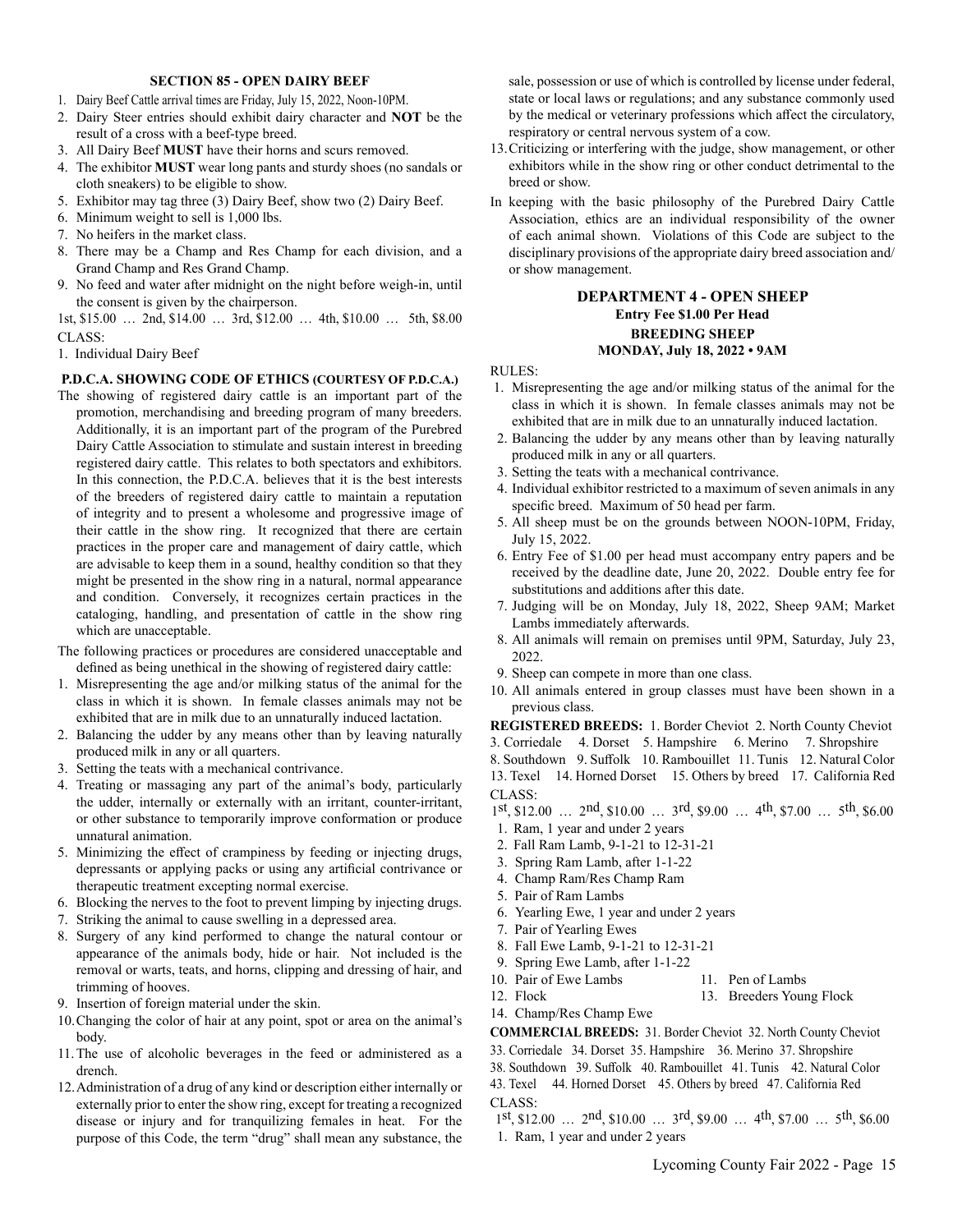### SECTION 85 - OPEN DAIRY BEEF

1. Dairy Beef Cattle arrival times are Friday, July 15, 2022, Noon-10PM.
2. Dairy Steer entries should exhibit dairy character and **NOT** be the result of a cross with a beef-type breed.
3. All Dairy Beef **MUST** have their horns and scurs removed.
4. The exhibitor **MUST** wear long pants and sturdy shoes (no sandals or cloth sneakers) to be eligible to show.
5. Exhibitor may tag three (3) Dairy Beef, show two (2) Dairy Beef.
6. Minimum weight to sell is 1,000 lbs.
7. No heifers in the market class.
8. There may be a Champ and Res Champ for each division, and a Grand Champ and Res Grand Champ.
9. No feed and water after midnight on the night before weigh-in, until the consent is given by the chairperson.

1st, $15.00 … 2nd, $14.00 … 3rd, $12.00 … 4th, $10.00 … 5th, $8.00

CLASS:

1. Individual Dairy Beef

**P.D.C.A. SHOWING CODE OF ETHICS (COURTESY OF P.D.C.A.)**

The showing of registered dairy cattle is an important part of the promotion, merchandising and breeding program of many breeders. Additionally, it is an important part of the program of the Purebred Dairy Cattle Association to stimulate and sustain interest in breeding registered dairy cattle. This relates to both spectators and exhibitors. In this connection, the P.D.C.A. believes that it is the best interests of the breeders of registered dairy cattle to maintain a reputation of integrity and to present a wholesome and progressive image of their cattle in the show ring. It recognized that there are certain practices in the proper care and management of dairy cattle, which are advisable to keep them in a sound, healthy condition so that they might be presented in the show ring in a natural, normal appearance and condition. Conversely, it recognizes certain practices in the cataloging, handling, and presentation of cattle in the show ring which are unacceptable.

The following practices or procedures are considered unacceptable and defined as being unethical in the showing of registered dairy cattle:

1. Misrepresenting the age and/or milking status of the animal for the class in which it is shown. In female classes animals may not be exhibited that are in milk due to an unnaturally induced lactation.
2. Balancing the udder by any means other than by leaving naturally produced milk in any or all quarters.
3. Setting the teats with a mechanical contrivance.
4. Treating or massaging any part of the animal's body, particularly the udder, internally or externally with an irritant, counter-irritant, or other substance to temporarily improve conformation or produce unnatural animation.
5. Minimizing the effect of crampiness by feeding or injecting drugs, depressants or applying packs or using any artificial contrivance or therapeutic treatment excepting normal exercise.
6. Blocking the nerves to the foot to prevent limping by injecting drugs.
7. Striking the animal to cause swelling in a depressed area.
8. Surgery of any kind performed to change the natural contour or appearance of the animals body, hide or hair. Not included is the removal or warts, teats, and horns, clipping and dressing of hair, and trimming of hooves.
9. Insertion of foreign material under the skin.
10. Changing the color of hair at any point, spot or area on the animal's body.
11. The use of alcoholic beverages in the feed or administered as a drench.
12. Administration of a drug of any kind or description either internally or externally prior to enter the show ring, except for treating a recognized disease or injury and for tranquilizing females in heat. For the purpose of this Code, the term "drug" shall mean any substance, the sale, possession or use of which is controlled by license under federal, state or local laws or regulations; and any substance commonly used by the medical or veterinary professions which affect the circulatory, respiratory or central nervous system of a cow.
13. Criticizing or interfering with the judge, show management, or other exhibitors while in the show ring or other conduct detrimental to the breed or show.

In keeping with the basic philosophy of the Purebred Dairy Cattle Association, ethics are an individual responsibility of the owner of each animal shown. Violations of this Code are subject to the disciplinary provisions of the appropriate dairy breed association and/or show management.

## DEPARTMENT 4 - OPEN SHEEP

**Entry Fee $1.00 Per Head**

**BREEDING SHEEP**

**MONDAY, July 18, 2022 • 9AM**

RULES:

1. Misrepresenting the age and/or milking status of the animal for the class in which it is shown. In female classes animals may not be exhibited that are in milk due to an unnaturally induced lactation.
2. Balancing the udder by any means other than by leaving naturally produced milk in any or all quarters.
3. Setting the teats with a mechanical contrivance.
4. Individual exhibitor restricted to a maximum of seven animals in any specific breed. Maximum of 50 head per farm.
5. All sheep must be on the grounds between NOON-10PM, Friday, July 15, 2022.
6. Entry Fee of $1.00 per head must accompany entry papers and be received by the deadline date, June 20, 2022. Double entry fee for substitutions and additions after this date.
7. Judging will be on Monday, July 18, 2022, Sheep 9AM; Market Lambs immediately afterwards.
8. All animals will remain on premises until 9PM, Saturday, July 23, 2022.
9. Sheep can compete in more than one class.
10. All animals entered in group classes must have been shown in a previous class.

**REGISTERED BREEDS:** 1. Border Cheviot 2. North County Cheviot 3. Corriedale 4. Dorset 5. Hampshire 6. Merino 7. Shropshire 8. Southdown 9. Suffolk 10. Rambouillet 11. Tunis 12. Natural Color 13. Texel 14. Horned Dorset 15. Others by breed 17. California Red

CLASS:

1st, $12.00 … 2nd, $10.00 … 3rd, $9.00 … 4th, $7.00 … 5th, $6.00

1. Ram, 1 year and under 2 years
2. Fall Ram Lamb, 9-1-21 to 12-31-21
3. Spring Ram Lamb, after 1-1-22
4. Champ Ram/Res Champ Ram
5. Pair of Ram Lambs
6. Yearling Ewe, 1 year and under 2 years
7. Pair of Yearling Ewes
8. Fall Ewe Lamb, 9-1-21 to 12-31-21
9. Spring Ewe Lamb, after 1-1-22
10. Pair of Ewe Lambs
11. Pen of Lambs
12. Flock
13. Breeders Young Flock
14. Champ/Res Champ Ewe

**COMMERCIAL BREEDS:** 31. Border Cheviot 32. North County Cheviot 33. Corriedale 34. Dorset 35. Hampshire 36. Merino 37. Shropshire 38. Southdown 39. Suffolk 40. Rambouillet 41. Tunis 42. Natural Color 43. Texel 44. Horned Dorset 45. Others by breed 47. California Red

CLASS:

1st, $12.00 … 2nd, $10.00 … 3rd, $9.00 … 4th, $7.00 … 5th, $6.00

1. Ram, 1 year and under 2 years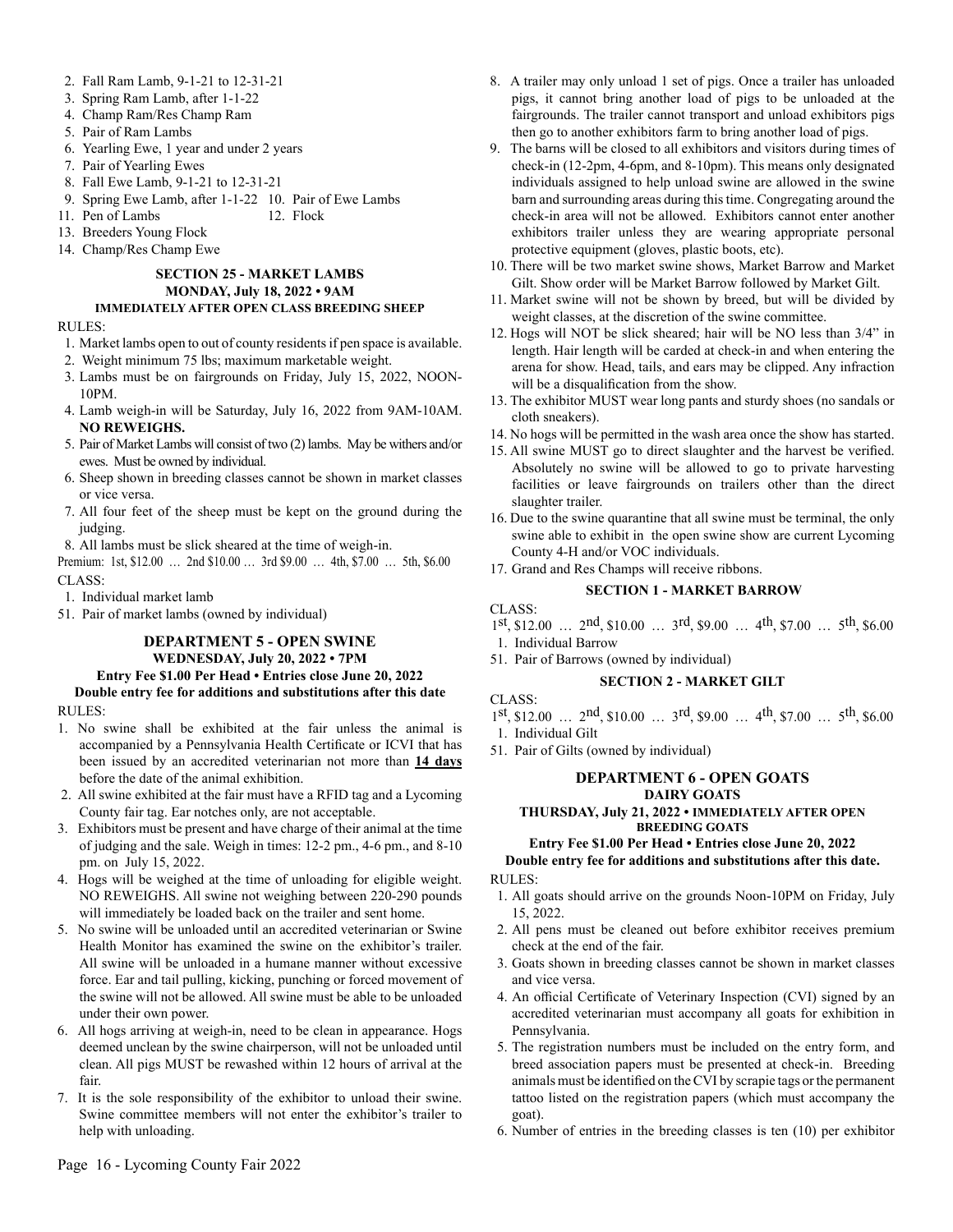2. Fall Ram Lamb, 9-1-21 to 12-31-21
3. Spring Ram Lamb, after 1-1-22
4. Champ Ram/Res Champ Ram
5. Pair of Ram Lambs
6. Yearling Ewe, 1 year and under 2 years
7. Pair of Yearling Ewes
8. Fall Ewe Lamb, 9-1-21 to 12-31-21
9. Spring Ewe Lamb, after 1-1-22
10. Pair of Ewe Lambs
11. Pen of Lambs
12. Flock
13. Breeders Young Flock
14. Champ/Res Champ Ewe

### SECTION 25 - MARKET LAMBS
**MONDAY, July 18, 2022 • 9AM**
**IMMEDIATELY AFTER OPEN CLASS BREEDING SHEEP**

RULES:

1. Market lambs open to out of county residents if pen space is available.
2. Weight minimum 75 lbs; maximum marketable weight.
3. Lambs must be on fairgrounds on Friday, July 15, 2022, NOON-10PM.
4. Lamb weigh-in will be Saturday, July 16, 2022 from 9AM-10AM. **NO REWEIGHS.**
5. Pair of Market Lambs will consist of two (2) lambs. May be withers and/or ewes. Must be owned by individual.
6. Sheep shown in breeding classes cannot be shown in market classes or vice versa.
7. All four feet of the sheep must be kept on the ground during the judging.
8. All lambs must be slick sheared at the time of weigh-in.

Premium: 1st, $12.00 … 2nd $10.00 … 3rd $9.00 … 4th, $7.00 … 5th, $6.00

CLASS:

1. Individual market lamb
51. Pair of market lambs (owned by individual)

## DEPARTMENT 5 - OPEN SWINE
**WEDNESDAY, July 20, 2022 • 7PM**
**Entry Fee $1.00 Per Head • Entries close June 20, 2022**
**Double entry fee for additions and substitutions after this date**

RULES:

1. No swine shall be exhibited at the fair unless the animal is accompanied by a Pennsylvania Health Certificate or ICVI that has been issued by an accredited veterinarian not more than **14 days** before the date of the animal exhibition.
2. All swine exhibited at the fair must have a RFID tag and a Lycoming County fair tag. Ear notches only, are not acceptable.
3. Exhibitors must be present and have charge of their animal at the time of judging and the sale. Weigh in times: 12-2 pm., 4-6 pm., and 8-10 pm. on July 15, 2022.
4. Hogs will be weighed at the time of unloading for eligible weight. NO REWEIGHS. All swine not weighing between 220-290 pounds will immediately be loaded back on the trailer and sent home.
5. No swine will be unloaded until an accredited veterinarian or Swine Health Monitor has examined the swine on the exhibitor's trailer. All swine will be unloaded in a humane manner without excessive force. Ear and tail pulling, kicking, punching or forced movement of the swine will not be allowed. All swine must be able to be unloaded under their own power.
6. All hogs arriving at weigh-in, need to be clean in appearance. Hogs deemed unclean by the swine chairperson, will not be unloaded until clean. All pigs MUST be rewashed within 12 hours of arrival at the fair.
7. It is the sole responsibility of the exhibitor to unload their swine. Swine committee members will not enter the exhibitor's trailer to help with unloading.
8. A trailer may only unload 1 set of pigs. Once a trailer has unloaded pigs, it cannot bring another load of pigs to be unloaded at the fairgrounds. The trailer cannot transport and unload exhibitors pigs then go to another exhibitors farm to bring another load of pigs.
9. The barns will be closed to all exhibitors and visitors during times of check-in (12-2pm, 4-6pm, and 8-10pm). This means only designated individuals assigned to help unload swine are allowed in the swine barn and surrounding areas during this time. Congregating around the check-in area will not be allowed. Exhibitors cannot enter another exhibitors trailer unless they are wearing appropriate personal protective equipment (gloves, plastic boots, etc).
10. There will be two market swine shows, Market Barrow and Market Gilt. Show order will be Market Barrow followed by Market Gilt.
11. Market swine will not be shown by breed, but will be divided by weight classes, at the discretion of the swine committee.
12. Hogs will NOT be slick sheared; hair will be NO less than 3/4" in length. Hair length will be carded at check-in and when entering the arena for show. Head, tails, and ears may be clipped. Any infraction will be a disqualification from the show.
13. The exhibitor MUST wear long pants and sturdy shoes (no sandals or cloth sneakers).
14. No hogs will be permitted in the wash area once the show has started.
15. All swine MUST go to direct slaughter and the harvest be verified. Absolutely no swine will be allowed to go to private harvesting facilities or leave fairgrounds on trailers other than the direct slaughter trailer.
16. Due to the swine quarantine that all swine must be terminal, the only swine able to exhibit in the open swine show are current Lycoming County 4-H and/or VOC individuals.
17. Grand and Res Champs will receive ribbons.

### SECTION 1 - MARKET BARROW

CLASS:

1st, $12.00 … 2nd, $10.00 … 3rd, $9.00 … 4th, $7.00 … 5th, $6.00

1. Individual Barrow
51. Pair of Barrows (owned by individual)

### SECTION 2 - MARKET GILT

CLASS:

1st, $12.00 … 2nd, $10.00 … 3rd, $9.00 … 4th, $7.00 … 5th, $6.00

1. Individual Gilt
51. Pair of Gilts (owned by individual)

## DEPARTMENT 6 - OPEN GOATS
**DAIRY GOATS**
**THURSDAY, July 21, 2022 • IMMEDIATELY AFTER OPEN BREEDING GOATS**
**Entry Fee $1.00 Per Head • Entries close June 20, 2022**
**Double entry fee for additions and substitutions after this date.**

RULES:

1. All goats should arrive on the grounds Noon-10PM on Friday, July 15, 2022.
2. All pens must be cleaned out before exhibitor receives premium check at the end of the fair.
3. Goats shown in breeding classes cannot be shown in market classes and vice versa.
4. An official Certificate of Veterinary Inspection (CVI) signed by an accredited veterinarian must accompany all goats for exhibition in Pennsylvania.
5. The registration numbers must be included on the entry form, and breed association papers must be presented at check-in. Breeding animals must be identified on the CVI by scrapie tags or the permanent tattoo listed on the registration papers (which must accompany the goat).
6. Number of entries in the breeding classes is ten (10) per exhibitor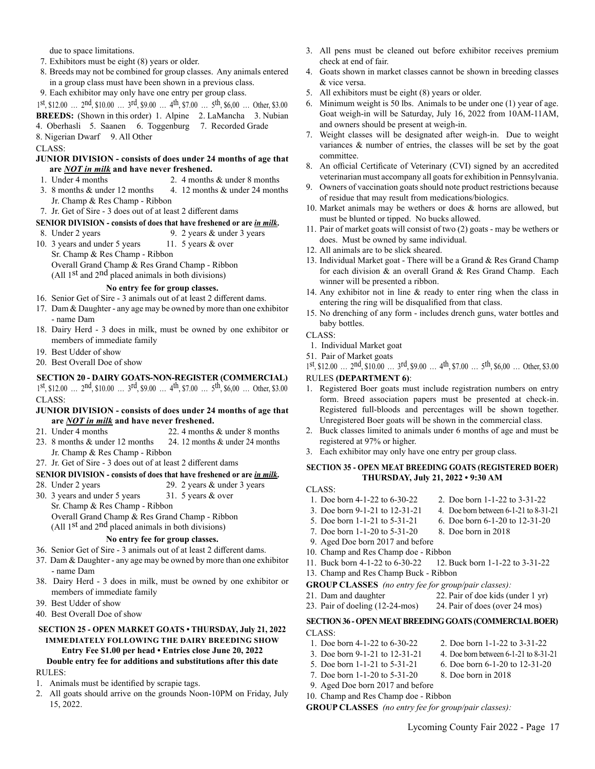due to space limitations.

7. Exhibitors must be eight (8) years or older.
8. Breeds may not be combined for group classes. Any animals entered in a group class must have been shown in a previous class.
9. Each exhibitor may only have one entry per group class.

1st, $12.00 … 2nd, $10.00 … 3rd, $9.00 … 4th, $7.00 … 5th, $6,00 … Other, $3.00

**BREEDS:** (Shown in this order) 1. Alpine 2. LaMancha 3. Nubian 4. Oberhasli 5. Saanen 6. Toggenburg 7. Recorded Grade 8. Nigerian Dwarf 9. All Other

CLASS:

**JUNIOR DIVISION - consists of does under 24 months of age that are *NOT in milk* and have never freshened.**

1. Under 4 months
2. 4 months & under 8 months
3. 8 months & under 12 months
4. 12 months & under 24 months

Jr. Champ & Res Champ - Ribbon

7. Jr. Get of Sire - 3 does out of at least 2 different dams

**SENIOR DIVISION - consists of does that have freshened or are *in milk*.**

8. Under 2 years
9. 2 years & under 3 years
10. 3 years and under 5 years
11. 5 years & over

Sr. Champ & Res Champ - Ribbon
Overall Grand Champ & Res Grand Champ - Ribbon
(All 1st and 2nd placed animals in both divisions)

**No entry fee for group classes.**

16. Senior Get of Sire - 3 animals out of at least 2 different dams.
17. Dam & Daughter - any age may be owned by more than one exhibitor - name Dam
18. Dairy Herd - 3 does in milk, must be owned by one exhibitor or members of immediate family
19. Best Udder of show
20. Best Overall Doe of show

### SECTION 20 - DAIRY GOATS-NON-REGISTER (COMMERCIAL)

1st, $12.00 … 2nd, $10.00 … 3rd, $9.00 … 4th, $7.00 … 5th, $6,00 … Other, $3.00

CLASS:

**JUNIOR DIVISION - consists of does under 24 months of age that are *NOT in milk* and have never freshened.**

21. Under 4 months
22. 4 months & under 8 months
23. 8 months & under 12 months
24. 12 months & under 24 months

Jr. Champ & Res Champ - Ribbon

27. Jr. Get of Sire - 3 does out of at least 2 different dams

**SENIOR DIVISION - consists of does that have freshened or are *in milk*.**

28. Under 2 years
29. 2 years & under 3 years
30. 3 years and under 5 years
31. 5 years & over

Sr. Champ & Res Champ - Ribbon
Overall Grand Champ & Res Grand Champ - Ribbon
(All 1st and 2nd placed animals in both divisions)

**No entry fee for group classes.**

36. Senior Get of Sire - 3 animals out of at least 2 different dams.
37. Dam & Daughter - any age may be owned by more than one exhibitor - name Dam
38. Dairy Herd - 3 does in milk, must be owned by one exhibitor or members of immediate family
39. Best Udder of show
40. Best Overall Doe of show

### SECTION 25 - OPEN MARKET GOATS • THURSDAY, July 21, 2022
**IMMEDIATELY FOLLOWING THE DAIRY BREEDING SHOW**
**Entry Fee $1.00 per head • Entries close June 20, 2022**
**Double entry fee for additions and substitutions after this date**

RULES:

1. Animals must be identified by scrapie tags.
2. All goats should arrive on the grounds Noon-10PM on Friday, July 15, 2022.
3. All pens must be cleaned out before exhibitor receives premium check at end of fair.
4. Goats shown in market classes cannot be shown in breeding classes & vice versa.
5. All exhibitors must be eight (8) years or older.
6. Minimum weight is 50 lbs. Animals to be under one (1) year of age. Goat weigh-in will be Saturday, July 16, 2022 from 10AM-11AM, and owners should be present at weigh-in.
7. Weight classes will be designated after weigh-in. Due to weight variances & number of entries, the classes will be set by the goat committee.
8. An official Certificate of Veterinary (CVI) signed by an accredited veterinarian must accompany all goats for exhibition in Pennsylvania.
9. Owners of vaccination goats should note product restrictions because of residue that may result from medications/biologics.
10. Market animals may be wethers or does & horns are allowed, but must be blunted or tipped. No bucks allowed.
11. Pair of market goats will consist of two (2) goats - may be wethers or does. Must be owned by same individual.
12. All animals are to be slick sheared.
13. Individual Market goat - There will be a Grand & Res Grand Champ for each division & an overall Grand & Res Grand Champ. Each winner will be presented a ribbon.
14. Any exhibitor not in line & ready to enter ring when the class in entering the ring will be disqualified from that class.
15. No drenching of any form - includes drench guns, water bottles and baby bottles.

CLASS:

1. Individual Market goat
51. Pair of Market goats

1st, $12.00 … 2nd, $10.00 … 3rd, $9.00 … 4th, $7.00 … 5th, $6,00 … Other, $3.00

RULES **(DEPARTMENT 6)**:

1. Registered Boer goats must include registration numbers on entry form. Breed association papers must be presented at check-in. Registered full-bloods and percentages will be shown together. Unregistered Boer goats will be shown in the commercial class.
2. Buck classes limited to animals under 6 months of age and must be registered at 97% or higher.
3. Each exhibitor may only have one entry per group class.

### SECTION 35 - OPEN MEAT BREEDING GOATS (REGISTERED BOER) THURSDAY, July 21, 2022 • 9:30 AM

CLASS:

1. Doe born 4-1-22 to 6-30-22
2. Doe born 1-1-22 to 3-31-22
3. Doe born 9-1-21 to 12-31-21
4. Doe born between 6-1-21 to 8-31-21
5. Doe born 1-1-21 to 5-31-21
6. Doe born 6-1-20 to 12-31-20
7. Doe born 1-1-20 to 5-31-20
8. Doe born in 2018
9. Aged Doe born 2017 and before
10. Champ and Res Champ doe - Ribbon
11. Buck born 4-1-22 to 6-30-22
12. Buck born 1-1-22 to 3-31-22
13. Champ and Res Champ Buck - Ribbon

**GROUP CLASSES** *(no entry fee for group/pair classes):*

21. Dam and daughter
22. Pair of doe kids (under 1 yr)
23. Pair of doeling (12-24-mos)
24. Pair of does (over 24 mos)

### SECTION 36 - OPEN MEAT BREEDING GOATS (COMMERCIAL BOER)

CLASS:

1. Doe born 4-1-22 to 6-30-22
2. Doe born 1-1-22 to 3-31-22
3. Doe born 9-1-21 to 12-31-21
4. Doe born between 6-1-21 to 8-31-21
5. Doe born 1-1-21 to 5-31-21
6. Doe born 6-1-20 to 12-31-20
7. Doe born 1-1-20 to 5-31-20
8. Doe born in 2018
9. Aged Doe born 2017 and before
10. Champ and Res Champ doe - Ribbon

**GROUP CLASSES** *(no entry fee for group/pair classes):*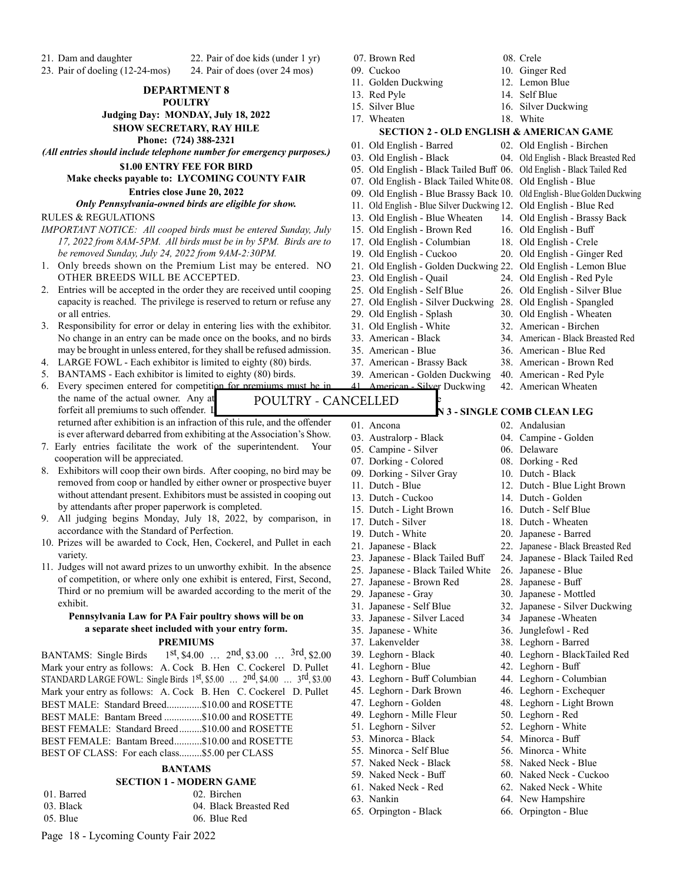21. Dam and daughter
22. Pair of doe kids (under 1 yr)
23. Pair of doeling (12-24-mos)
24. Pair of does (over 24 mos)

## DEPARTMENT 8

### POULTRY

**Judging Day: MONDAY, July 18, 2022**

**SHOW SECRETARY, RAY HILE**

**Phone: (724) 388-2321**

***(All entries should include telephone number for emergency purposes.)***

**$1.00 ENTRY FEE FOR BIRD**

**Make checks payable to: LYCOMING COUNTY FAIR**

**Entries close June 20, 2022**

***Only Pennsylvania-owned birds are eligible for show.***

RULES & REGULATIONS

*IMPORTANT NOTICE: All cooped birds must be entered Sunday, July 17, 2022 from 8AM-5PM. All birds must be in by 5PM. Birds are to be removed Sunday, July 24, 2022 from 9AM-2:30PM.*

1. Only breeds shown on the Premium List may be entered. NO OTHER BREEDS WILL BE ACCEPTED.
2. Entries will be accepted in the order they are received until cooping capacity is reached. The privilege is reserved to return or refuse any or all entries.
3. Responsibility for error or delay in entering lies with the exhibitor. No change in an entry can be made once on the books, and no birds may be brought in unless entered, for they shall be refused admission.
4. LARGE FOWL - Each exhibitor is limited to eighty (80) birds.
5. BANTAMS - Each exhibitor is limited to eighty (80) birds.
6. Every specimen entered for competition for premiums must be in the name of the actual owner. Any at... forfeit all premiums to such offender. L... returned after exhibition is an infraction of this rule, and the offender is ever afterward debarred from exhibiting at the Association's Show.
7. Early entries facilitate the work of the superintendent. Your cooperation will be appreciated.
8. Exhibitors will coop their own birds. After cooping, no bird may be removed from coop or handled by either owner or prospective buyer without attendant present. Exhibitors must be assisted in cooping out by attendants after proper paperwork is completed.
9. All judging begins Monday, July 18, 2022, by comparison, in accordance with the Standard of Perfection.
10. Prizes will be awarded to Cock, Hen, Cockerel, and Pullet in each variety.
11. Judges will not award prizes to un unworthy exhibit. In the absence of competition, or where only one exhibit is entered, First, Second, Third or no premium will be awarded according to the merit of the exhibit.

**POULTRY - CANCELLED**

**Pennsylvania Law for PA Fair poultry shows will be on a separate sheet included with your entry form.**

### PREMIUMS

BANTAMS: Single Birds 1st, $4.00 … 2nd, $3.00 … 3rd, $2.00

Mark your entry as follows: A. Cock B. Hen C. Cockerel D. Pullet

STANDARD LARGE FOWL: Single Birds 1st, $5.00 … 2nd, $4.00 … 3rd, $3.00

Mark your entry as follows: A. Cock B. Hen C. Cockerel D. Pullet

BEST MALE: Standard Breed..............$10.00 and ROSETTE
BEST MALE: Bantam Breed ...............$10.00 and ROSETTE
BEST FEMALE: Standard Breed.........$10.00 and ROSETTE
BEST FEMALE: Bantam Breed...........$10.00 and ROSETTE
BEST OF CLASS: For each class.........$5.00 per CLASS

### BANTAMS

#### SECTION 1 - MODERN GAME

01. Barred
02. Birchen
03. Black
04. Black Breasted Red
05. Blue
06. Blue Red
07. Brown Red
08. Crele
09. Cuckoo
10. Ginger Red
11. Golden Duckwing
12. Lemon Blue
13. Red Pyle
14. Self Blue
15. Silver Blue
16. Silver Duckwing
17. Wheaten
18. White

#### SECTION 2 - OLD ENGLISH & AMERICAN GAME

01. Old English - Barred
02. Old English - Birchen
03. Old English - Black
04. Old English - Black Breasted Red
05. Old English - Black Tailed Buff
06. Old English - Black Tailed Red
07. Old English - Black Tailed White
08. Old English - Blue
09. Old English - Blue Brassy Back
10. Old English - Blue Golden Duckwing
11. Old English - Blue Silver Duckwing
12. Old English - Blue Red
13. Old English - Blue Wheaten
14. Old English - Brassy Back
15. Old English - Brown Red
16. Old English - Buff
17. Old English - Columbian
18. Old English - Crele
19. Old English - Cuckoo
20. Old English - Ginger Red
21. Old English - Golden Duckwing
22. Old English - Lemon Blue
23. Old English - Quail
24. Old English - Red Pyle
25. Old English - Self Blue
26. Old English - Silver Blue
27. Old English - Silver Duckwing
28. Old English - Spangled
29. Old English - Splash
30. Old English - Wheaten
31. Old English - White
32. American - Birchen
33. American - Black
34. American - Black Breasted Red
35. American - Blue
36. American - Blue Red
37. American - Brassy Back
38. American - Brown Red
39. American - Golden Duckwing
40. American - Red Pyle
41. American - Silver Duckwing
42. American Wheaten

#### SECTION 3 - SINGLE COMB CLEAN LEG

01. Ancona
02. Andalusian
03. Australorp - Black
04. Campine - Golden
05. Campine - Silver
06. Delaware
07. Dorking - Colored
08. Dorking - Red
09. Dorking - Silver Gray
10. Dutch - Black
11. Dutch - Blue
12. Dutch - Blue Light Brown
13. Dutch - Cuckoo
14. Dutch - Golden
15. Dutch - Light Brown
16. Dutch - Self Blue
17. Dutch - Silver
18. Dutch - Wheaten
19. Dutch - White
20. Japanese - Barred
21. Japanese - Black
22. Japanese - Black Breasted Red
23. Japanese - Black Tailed Buff
24. Japanese - Black Tailed Red
25. Japanese - Black Tailed White
26. Japanese - Blue
27. Japanese - Brown Red
28. Japanese - Buff
29. Japanese - Gray
30. Japanese - Mottled
31. Japanese - Self Blue
32. Japanese - Silver Duckwing
33. Japanese - Silver Laced
34. Japanese -Wheaten
35. Japanese - White
36. Junglefowl - Red
37. Lakenvelder
38. Leghorn - Barred
39. Leghorn - Black
40. Leghorn - BlackTailed Red
41. Leghorn - Blue
42. Leghorn - Buff
43. Leghorn - Buff Columbian
44. Leghorn - Columbian
45. Leghorn - Dark Brown
46. Leghorn - Exchequer
47. Leghorn - Golden
48. Leghorn - Light Brown
49. Leghorn - Mille Fleur
50. Leghorn - Red
51. Leghorn - Silver
52. Leghorn - White
53. Minorca - Black
54. Minorca - Buff
55. Minorca - Self Blue
56. Minorca - White
57. Naked Neck - Black
58. Naked Neck - Blue
59. Naked Neck - Buff
60. Naked Neck - Cuckoo
61. Naked Neck - Red
62. Naked Neck - White
63. Nankin
64. New Hampshire
65. Orpington - Black
66. Orpington - Blue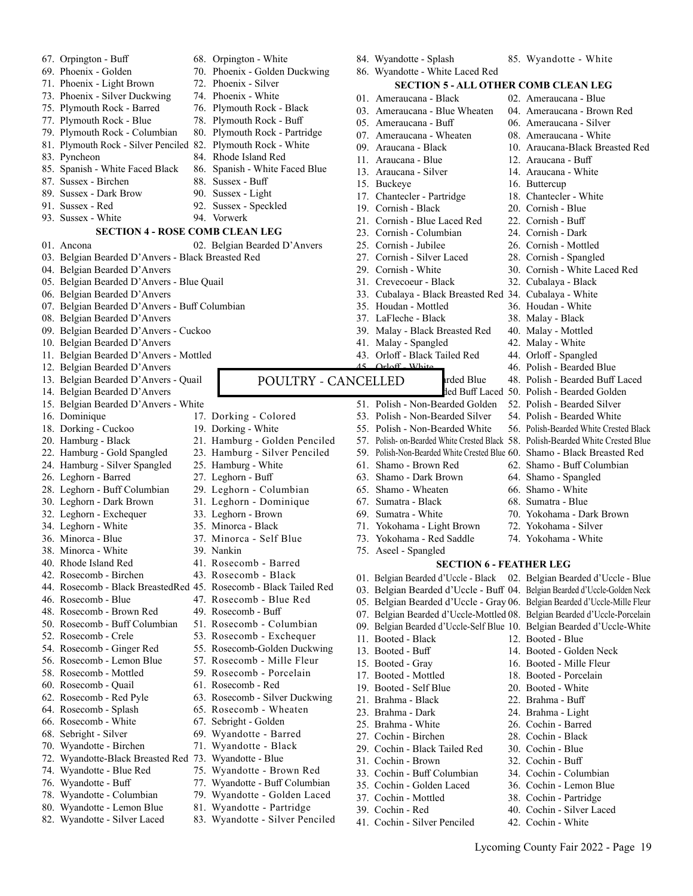67. Orpington - Buff
68. Orpington - White
69. Phoenix - Golden
70. Phoenix - Golden Duckwing
71. Phoenix - Light Brown
72. Phoenix - Silver
73. Phoenix - Silver Duckwing
74. Phoenix - White
75. Plymouth Rock - Barred
76. Plymouth Rock - Black
77. Plymouth Rock - Blue
78. Plymouth Rock - Buff
79. Plymouth Rock - Columbian
80. Plymouth Rock - Partridge
81. Plymouth Rock - Silver Penciled
82. Plymouth Rock - White
83. Pyncheon
84. Rhode Island Red
85. Spanish - White Faced Black
86. Spanish - White Faced Blue
87. Sussex - Birchen
88. Sussex - Buff
89. Sussex - Dark Brow
90. Sussex - Light
91. Sussex - Red
92. Sussex - Speckled
93. Sussex - White
94. Vorwerk

**SECTION 4 - ROSE COMB CLEAN LEG**

01. Ancona
02. Belgian Bearded D'Anvers
03. Belgian Bearded D'Anvers - Black Breasted Red
04. Belgian Bearded D'Anvers
05. Belgian Bearded D'Anvers - Blue Quail
06. Belgian Bearded D'Anvers
07. Belgian Bearded D'Anvers - Buff Columbian
08. Belgian Bearded D'Anvers
09. Belgian Bearded D'Anvers - Cuckoo
10. Belgian Bearded D'Anvers
11. Belgian Bearded D'Anvers - Mottled
12. Belgian Bearded D'Anvers
13. Belgian Bearded D'Anvers - Quail
14. Belgian Bearded D'Anvers
15. Belgian Bearded D'Anvers - White
16. Dominique
17. Dorking - Colored
18. Dorking - Cuckoo
19. Dorking - White
20. Hamburg - Black
21. Hamburg - Golden Penciled
22. Hamburg - Gold Spangled
23. Hamburg - Silver Penciled
24. Hamburg - Silver Spangled
25. Hamburg - White
26. Leghorn - Barred
27. Leghorn - Buff
28. Leghorn - Buff Columbian
29. Leghorn - Columbian
30. Leghorn - Dark Brown
31. Leghorn - Dominique
32. Leghorn - Exchequer
33. Leghorn - Brown
34. Leghorn - White
35. Minorca - Black
36. Minorca - Blue
37. Minorca - Self Blue
38. Minorca - White
39. Nankin
40. Rhode Island Red
41. Rosecomb - Barred
42. Rosecomb - Birchen
43. Rosecomb - Black
44. Rosecomb - Black BreastedRed
45. Rosecomb - Black Tailed Red
46. Rosecomb - Blue
47. Rosecomb - Blue Red
48. Rosecomb - Brown Red
49. Rosecomb - Buff
50. Rosecomb - Buff Columbian
51. Rosecomb - Columbian
52. Rosecomb - Crele
53. Rosecomb - Exchequer
54. Rosecomb - Ginger Red
55. Rosecomb-Golden Duckwing
56. Rosecomb - Lemon Blue
57. Rosecomb - Mille Fleur
58. Rosecomb - Mottled
59. Rosecomb - Porcelain
60. Rosecomb - Quail
61. Rosecomb - Red
62. Rosecomb - Red Pyle
63. Rosecomb - Silver Duckwing
64. Rosecomb - Splash
65. Rosecomb - Wheaten
66. Rosecomb - White
67. Sebright - Golden
68. Sebright - Silver
69. Wyandotte - Barred
70. Wyandotte - Birchen
71. Wyandotte - Black
72. Wyandotte-Black Breasted Red
73. Wyandotte - Blue
74. Wyandotte - Blue Red
75. Wyandotte - Brown Red
76. Wyandotte - Buff
77. Wyandotte - Buff Columbian
78. Wyandotte - Columbian
79. Wyandotte - Golden Laced
80. Wyandotte - Lemon Blue
81. Wyandotte - Partridge
82. Wyandotte - Silver Laced
83. Wyandotte - Silver Penciled
84. Wyandotte - Splash
85. Wyandotte - White
86. Wyandotte - White Laced Red

**SECTION 5 - ALL OTHER COMB CLEAN LEG**

01. Ameraucana - Black
02. Ameraucana - Blue
03. Ameraucana - Blue Wheaten
04. Ameraucana - Brown Red
05. Ameraucana - Buff
06. Ameraucana - Silver
07. Ameraucana - Wheaten
08. Ameraucana - White
09. Araucana - Black
10. Araucana-Black Breasted Red
11. Araucana - Blue
12. Araucana - Buff
13. Araucana - Silver
14. Araucana - White
15. Buckeye
16. Buttercup
17. Chantecler - Partridge
18. Chantecler - White
19. Cornish - Black
20. Cornish - Blue
21. Cornish - Blue Laced Red
22. Cornish - Buff
23. Cornish - Columbian
24. Cornish - Dark
25. Cornish - Jubilee
26. Cornish - Mottled
27. Cornish - Silver Laced
28. Cornish - Spangled
29. Cornish - White
30. Cornish - White Laced Red
31. Crevecoeur - Black
32. Cubalaya - Black
33. Cubalaya - Black Breasted Red
34. Cubalaya - White
35. Houdan - Mottled
36. Houdan - White
37. LaFleche - Black
38. Malay - Black
39. Malay - Black Breasted Red
40. Malay - Mottled
41. Malay - Spangled
42. Malay - White
43. Orloff - Black Tailed Red
44. Orloff - Spangled
45. Orloff - White
46. Polish - Bearded Blue
47. ...arded Blue
48. Polish - Bearded Buff Laced
49. ...ded Buff Laced
50. Polish - Bearded Golden
51. Polish - Non-Bearded Golden
52. Polish - Bearded Silver
53. Polish - Non-Bearded Silver
54. Polish - Bearded White
55. Polish - Non-Bearded White
56. Polish-Bearded White Crested Black
57. Polish- on-Bearded White Crested Black
58. Polish-Bearded White Crested Blue
59. Polish-Non-Bearded White Crested Blue
60. Shamo - Black Breasted Red
61. Shamo - Brown Red
62. Shamo - Buff Columbian
63. Shamo - Dark Brown
64. Shamo - Spangled
65. Shamo - Wheaten
66. Shamo - White
67. Sumatra - Black
68. Sumatra - Blue
69. Sumatra - White
70. Yokohama - Dark Brown
71. Yokohama - Light Brown
72. Yokohama - Silver
73. Yokohama - Red Saddle
74. Yokohama - White
75. Aseel - Spangled

POULTRY - CANCELLED

**SECTION 6 - FEATHER LEG**

01. Belgian Bearded d'Uccle - Black
02. Belgian Bearded d'Uccle - Blue
03. Belgian Bearded d'Uccle - Buff
04. Belgian Bearded d'Uccle-Golden Neck
05. Belgian Bearded d'Uccle - Gray
06. Belgian Bearded d'Uccle-Mille Fleur
07. Belgian Bearded d'Uccle-Mottled
08. Belgian Bearded d'Uccle-Porcelain
09. Belgian Bearded d'Uccle-Self Blue
10. Belgian Bearded d'Uccle-White
11. Booted - Black
12. Booted - Blue
13. Booted - Buff
14. Booted - Golden Neck
15. Booted - Gray
16. Booted - Mille Fleur
17. Booted - Mottled
18. Booted - Porcelain
19. Booted - Self Blue
20. Booted - White
21. Brahma - Black
22. Brahma - Buff
23. Brahma - Dark
24. Brahma - Light
25. Brahma - White
26. Cochin - Barred
27. Cochin - Birchen
28. Cochin - Black
29. Cochin - Black Tailed Red
30. Cochin - Blue
31. Cochin - Brown
32. Cochin - Buff
33. Cochin - Buff Columbian
34. Cochin - Columbian
35. Cochin - Golden Laced
36. Cochin - Lemon Blue
37. Cochin - Mottled
38. Cochin - Partridge
39. Cochin - Red
40. Cochin - Silver Laced
41. Cochin - Silver Penciled
42. Cochin - White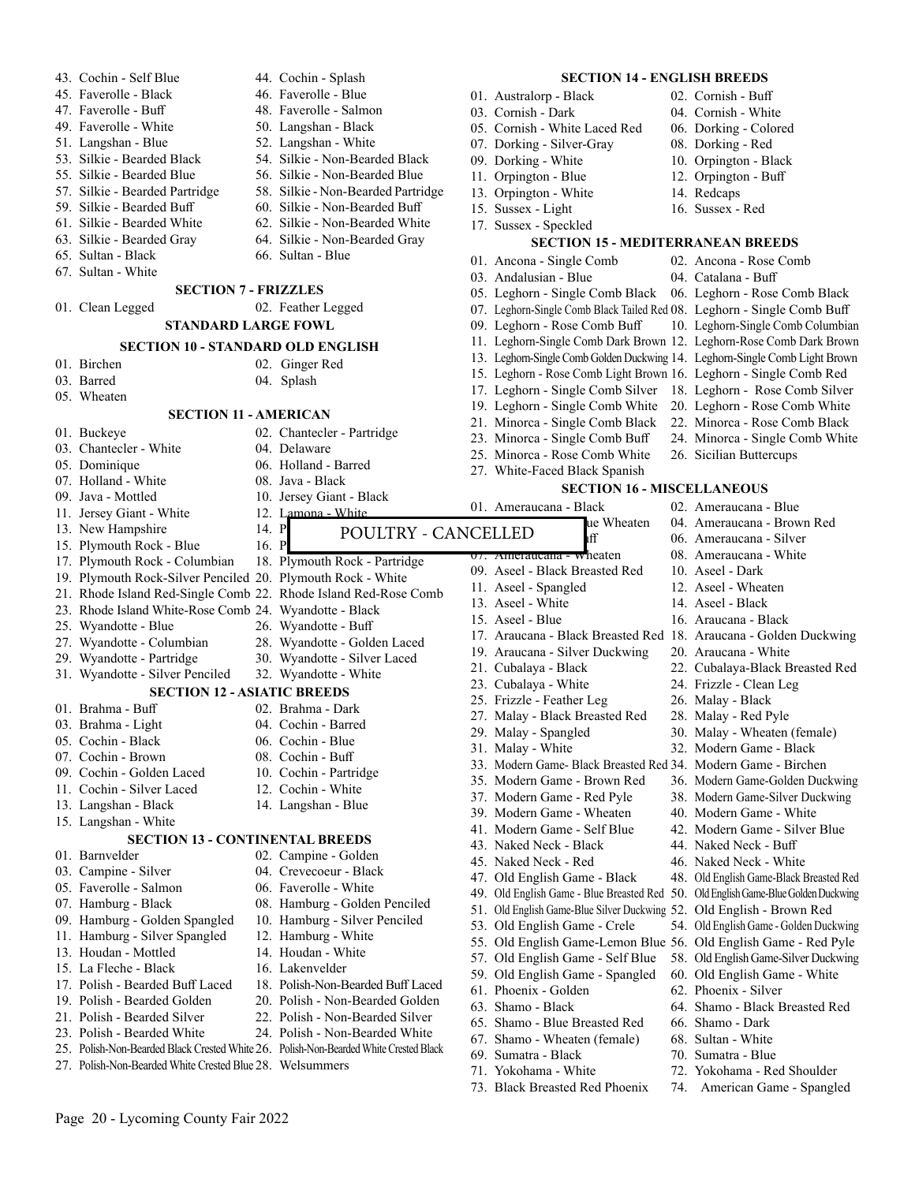43. Cochin - Self Blue
44. Cochin - Splash
45. Faverolle - Black
46. Faverolle - Blue
47. Faverolle - Buff
48. Faverolle - Salmon
49. Faverolle - White
50. Langshan - Black
51. Langshan - Blue
52. Langshan - White
53. Silkie - Bearded Black
54. Silkie - Non-Bearded Black
55. Silkie - Bearded Blue
56. Silkie - Non-Bearded Blue
57. Silkie - Bearded Partridge
58. Silkie - Non-Bearded Partridge
59. Silkie - Bearded Buff
60. Silkie - Non-Bearded Buff
61. Silkie - Bearded White
62. Silkie - Non-Bearded White
63. Silkie - Bearded Gray
64. Silkie - Non-Bearded Gray
65. Sultan - Black
66. Sultan - Blue
67. Sultan - White

### SECTION 7 - FRIZZLES

01. Clean Legged
02. Feather Legged

## STANDARD LARGE FOWL

### SECTION 10 - STANDARD OLD ENGLISH

01. Birchen
02. Ginger Red
03. Barred
04. Splash
05. Wheaten

### SECTION 11 - AMERICAN

01. Buckeye
02. Chantecler - Partridge
03. Chantecler - White
04. Delaware
05. Dominique
06. Holland - Barred
07. Holland - White
08. Java - Black
09. Java - Mottled
10. Jersey Giant - Black
11. Jersey Giant - White
12. Lamona - White
13. New Hampshire
14. P
15. Plymouth Rock - Blue
16. P
17. Plymouth Rock - Columbian
18. Plymouth Rock - Partridge
19. Plymouth Rock-Silver Penciled
20. Plymouth Rock - White
21. Rhode Island Red-Single Comb
22. Rhode Island Red-Rose Comb
23. Rhode Island White-Rose Comb
24. Wyandotte - Black
25. Wyandotte - Blue
26. Wyandotte - Buff
27. Wyandotte - Columbian
28. Wyandotte - Golden Laced
29. Wyandotte - Partridge
30. Wyandotte - Silver Laced
31. Wyandotte - Silver Penciled
32. Wyandotte - White

### SECTION 12 - ASIATIC BREEDS

01. Brahma - Buff
02. Brahma - Dark
03. Brahma - Light
04. Cochin - Barred
05. Cochin - Black
06. Cochin - Blue
07. Cochin - Brown
08. Cochin - Buff
09. Cochin - Golden Laced
10. Cochin - Partridge
11. Cochin - Silver Laced
12. Cochin - White
13. Langshan - Black
14. Langshan - Blue
15. Langshan - White

### SECTION 13 - CONTINENTAL BREEDS

01. Barnvelder
02. Campine - Golden
03. Campine - Silver
04. Crevecoeur - Black
05. Faverolle - Salmon
06. Faverolle - White
07. Hamburg - Black
08. Hamburg - Golden Penciled
09. Hamburg - Golden Spangled
10. Hamburg - Silver Penciled
11. Hamburg - Silver Spangled
12. Hamburg - White
13. Houdan - Mottled
14. Houdan - White
15. La Fleche - Black
16. Lakenvelder
17. Polish - Bearded Buff Laced
18. Polish-Non-Bearded Buff Laced
19. Polish - Bearded Golden
20. Polish - Non-Bearded Golden
21. Polish - Bearded Silver
22. Polish - Non-Bearded Silver
23. Polish - Bearded White
24. Polish - Non-Bearded White
25. Polish-Non-Bearded Black Crested White
26. Polish-Non-Bearded White Crested Black
27. Polish-Non-Bearded White Crested Blue
28. Welsummers

**POULTRY - CANCELLED**

### SECTION 14 - ENGLISH BREEDS

01. Australorp - Black
02. Cornish - Buff
03. Cornish - Dark
04. Cornish - White
05. Cornish - White Laced Red
06. Dorking - Colored
07. Dorking - Silver-Gray
08. Dorking - Red
09. Dorking - White
10. Orpington - Black
11. Orpington - Blue
12. Orpington - Buff
13. Orpington - White
14. Redcaps
15. Sussex - Light
16. Sussex - Red
17. Sussex - Speckled

### SECTION 15 - MEDITERRANEAN BREEDS

01. Ancona - Single Comb
02. Ancona - Rose Comb
03. Andalusian - Blue
04. Catalana - Buff
05. Leghorn - Single Comb Black
06. Leghorn - Rose Comb Black
07. Leghorn-Single Comb Black Tailed Red
08. Leghorn - Single Comb Buff
09. Leghorn - Rose Comb Buff
10. Leghorn-Single Comb Columbian
11. Leghorn-Single Comb Dark Brown
12. Leghorn-Rose Comb Dark Brown
13. Leghorn-Single Comb Golden Duckwing
14. Leghorn-Single Comb Light Brown
15. Leghorn - Rose Comb Light Brown
16. Leghorn - Single Comb Red
17. Leghorn - Single Comb Silver
18. Leghorn - Rose Comb Silver
19. Leghorn - Single Comb White
20. Leghorn - Rose Comb White
21. Minorca - Single Comb Black
22. Minorca - Rose Comb Black
23. Minorca - Single Comb Buff
24. Minorca - Single Comb White
25. Minorca - Rose Comb White
26. Sicilian Buttercups
27. White-Faced Black Spanish

### SECTION 16 - MISCELLANEOUS

01. Ameraucana - Black
02. Ameraucana - Blue
03. ue Wheaten
04. Ameraucana - Brown Red
05. ff
06. Ameraucana - Silver
07. Ameraucana - Wheaten
08. Ameraucana - White
09. Aseel - Black Breasted Red
10. Aseel - Dark
11. Aseel - Spangled
12. Aseel - Wheaten
13. Aseel - White
14. Aseel - Black
15. Aseel - Blue
16. Araucana - Black
17. Araucana - Black Breasted Red
18. Araucana - Golden Duckwing
19. Araucana - Silver Duckwing
20. Araucana - White
21. Cubalaya - Black
22. Cubalaya-Black Breasted Red
23. Cubalaya - White
24. Frizzle - Clean Leg
25. Frizzle - Feather Leg
26. Malay - Black
27. Malay - Black Breasted Red
28. Malay - Red Pyle
29. Malay - Spangled
30. Malay - Wheaten (female)
31. Malay - White
32. Modern Game - Black
33. Modern Game- Black Breasted Red
34. Modern Game - Birchen
35. Modern Game - Brown Red
36. Modern Game-Golden Duckwing
37. Modern Game - Red Pyle
38. Modern Game-Silver Duckwing
39. Modern Game - Wheaten
40. Modern Game - White
41. Modern Game - Self Blue
42. Modern Game - Silver Blue
43. Naked Neck - Black
44. Naked Neck - Buff
45. Naked Neck - Red
46. Naked Neck - White
47. Old English Game - Black
48. Old English Game-Black Breasted Red
49. Old English Game - Blue Breasted Red
50. Old English Game-Blue Golden Duckwing
51. Old English Game-Blue Silver Duckwing
52. Old English - Brown Red
53. Old English Game - Crele
54. Old English Game - Golden Duckwing
55. Old English Game-Lemon Blue
56. Old English Game - Red Pyle
57. Old English Game - Self Blue
58. Old English Game-Silver Duckwing
59. Old English Game - Spangled
60. Old English Game - White
61. Phoenix - Golden
62. Phoenix - Silver
63. Shamo - Black
64. Shamo - Black Breasted Red
65. Shamo - Blue Breasted Red
66. Shamo - Dark
67. Shamo - Wheaten (female)
68. Sultan - White
69. Sumatra - Black
70. Sumatra - Blue
71. Yokohama - White
72. Yokohama - Red Shoulder
73. Black Breasted Red Phoenix
74. American Game - Spangled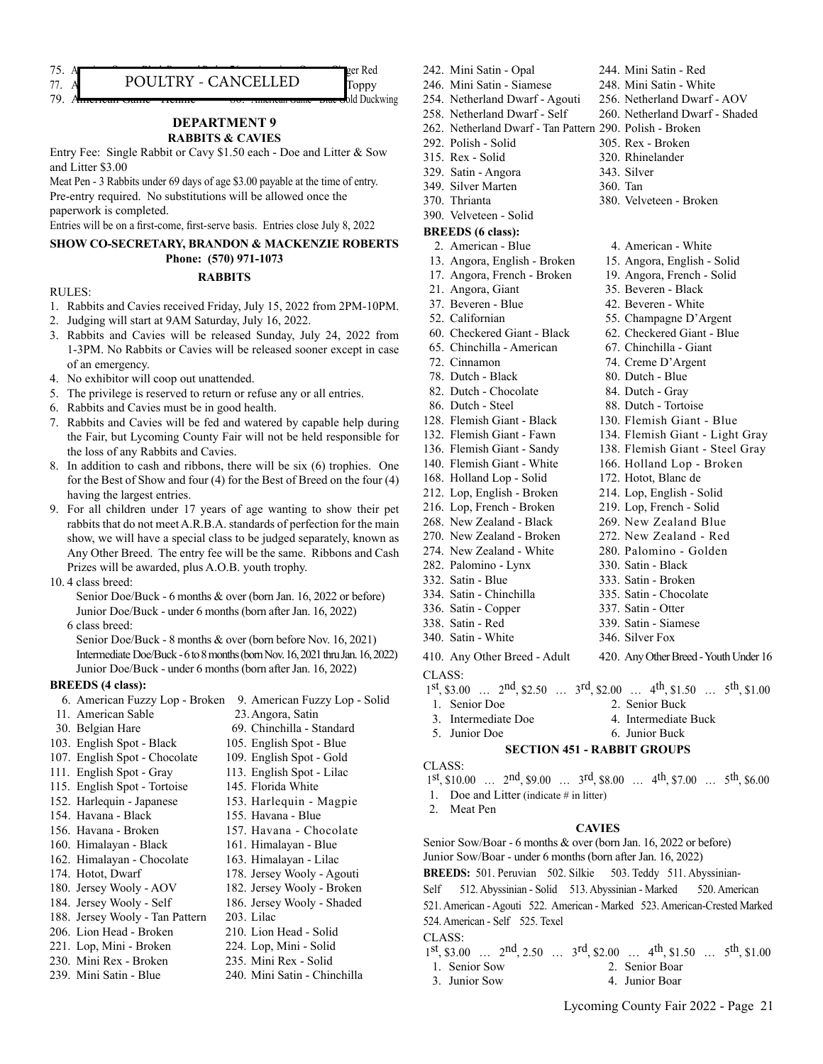75. A... ...ger Red
77. A... ...Toppy
79. American Game - Hennie ... 80. American Game - Blue Gold Duckwing

POULTRY - CANCELLED

## DEPARTMENT 9
### RABBITS & CAVIES

Entry Fee: Single Rabbit or Cavy $1.50 each - Doe and Litter & Sow and Litter $3.00

Meat Pen - 3 Rabbits under 69 days of age $3.00 payable at the time of entry.

Pre-entry required. No substitutions will be allowed once the paperwork is completed.

Entries will be on a first-come, first-serve basis. Entries close July 8, 2022

**SHOW CO-SECRETARY, BRANDON & MACKENZIE ROBERTS**
**Phone: (570) 971-1073**

### RABBITS

RULES:

1. Rabbits and Cavies received Friday, July 15, 2022 from 2PM-10PM.
2. Judging will start at 9AM Saturday, July 16, 2022.
3. Rabbits and Cavies will be released Sunday, July 24, 2022 from 1-3PM. No Rabbits or Cavies will be released sooner except in case of an emergency.
4. No exhibitor will coop out unattended.
5. The privilege is reserved to return or refuse any or all entries.
6. Rabbits and Cavies must be in good health.
7. Rabbits and Cavies will be fed and watered by capable help during the Fair, but Lycoming County Fair will not be held responsible for the loss of any Rabbits and Cavies.
8. In addition to cash and ribbons, there will be six (6) trophies. One for the Best of Show and four (4) for the Best of Breed on the four (4) having the largest entries.
9. For all children under 17 years of age wanting to show their pet rabbits that do not meet A.R.B.A. standards of perfection for the main show, we will have a special class to be judged separately, known as Any Other Breed. The entry fee will be the same. Ribbons and Cash Prizes will be awarded, plus A.O.B. youth trophy.
10. 4 class breed:
    Senior Doe/Buck - 6 months & over (born Jan. 16, 2022 or before)
    Junior Doe/Buck - under 6 months (born after Jan. 16, 2022)
    6 class breed:
    Senior Doe/Buck - 8 months & over (born before Nov. 16, 2021)
    Intermediate Doe/Buck - 6 to 8 months (born Nov. 16, 2021 thru Jan. 16, 2022)
    Junior Doe/Buck - under 6 months (born after Jan. 16, 2022)

**BREEDS (4 class):**

6. American Fuzzy Lop - Broken
9. American Fuzzy Lop - Solid
11. American Sable
23. Angora, Satin
30. Belgian Hare
69. Chinchilla - Standard
103. English Spot - Black
105. English Spot - Blue
107. English Spot - Chocolate
109. English Spot - Gold
111. English Spot - Gray
113. English Spot - Lilac
115. English Spot - Tortoise
145. Florida White
152. Harlequin - Japanese
153. Harlequin - Magpie
154. Havana - Black
155. Havana - Blue
156. Havana - Broken
157. Havana - Chocolate
160. Himalayan - Black
161. Himalayan - Blue
162. Himalayan - Chocolate
163. Himalayan - Lilac
174. Hotot, Dwarf
178. Jersey Wooly - Agouti
180. Jersey Wooly - AOV
182. Jersey Wooly - Broken
184. Jersey Wooly - Self
186. Jersey Wooly - Shaded
188. Jersey Wooly - Tan Pattern
203. Lilac
206. Lion Head - Broken
210. Lion Head - Solid
221. Lop, Mini - Broken
224. Lop, Mini - Solid
230. Mini Rex - Broken
235. Mini Rex - Solid
239. Mini Satin - Blue
240. Mini Satin - Chinchilla
242. Mini Satin - Opal
244. Mini Satin - Red
246. Mini Satin - Siamese
248. Mini Satin - White
254. Netherland Dwarf - Agouti
256. Netherland Dwarf - AOV
258. Netherland Dwarf - Self
260. Netherland Dwarf - Shaded
262. Netherland Dwarf - Tan Pattern
290. Polish - Broken
292. Polish - Solid
305. Rex - Broken
315. Rex - Solid
320. Rhinelander
329. Satin - Angora
343. Silver
349. Silver Marten
360. Tan
370. Thrianta
380. Velveteen - Broken
390. Velveteen - Solid

**BREEDS (6 class):**

2. American - Blue
4. American - White
13. Angora, English - Broken
15. Angora, English - Solid
17. Angora, French - Broken
19. Angora, French - Solid
21. Angora, Giant
35. Beveren - Black
37. Beveren - Blue
42. Beveren - White
52. Californian
55. Champagne D'Argent
60. Checkered Giant - Black
62. Checkered Giant - Blue
65. Chinchilla - American
67. Chinchilla - Giant
72. Cinnamon
74. Creme D'Argent
78. Dutch - Black
80. Dutch - Blue
82. Dutch - Chocolate
84. Dutch - Gray
86. Dutch - Steel
88. Dutch - Tortoise
128. Flemish Giant - Black
130. Flemish Giant - Blue
132. Flemish Giant - Fawn
134. Flemish Giant - Light Gray
136. Flemish Giant - Sandy
138. Flemish Giant - Steel Gray
140. Flemish Giant - White
166. Holland Lop - Broken
168. Holland Lop - Solid
172. Hotot, Blanc de
212. Lop, English - Broken
214. Lop, English - Solid
216. Lop, French - Broken
219. Lop, French - Solid
268. New Zealand - Black
269. New Zealand Blue
270. New Zealand - Broken
272. New Zealand - Red
274. New Zealand - White
280. Palomino - Golden
282. Palomino - Lynx
330. Satin - Black
332. Satin - Blue
333. Satin - Broken
334. Satin - Chinchilla
335. Satin - Chocolate
336. Satin - Copper
337. Satin - Otter
338. Satin - Red
339. Satin - Siamese
340. Satin - White
346. Silver Fox
410. Any Other Breed - Adult
420. Any Other Breed - Youth Under 16

CLASS:

1st, $3.00 … 2nd, $2.50 … 3rd, $2.00 … 4th, $1.50 … 5th, $1.00

1. Senior Doe
2. Senior Buck
3. Intermediate Doe
4. Intermediate Buck
5. Junior Doe
6. Junior Buck

### SECTION 451 - RABBIT GROUPS

CLASS:

1st, $10.00 … 2nd, $9.00 … 3rd, $8.00 … 4th, $7.00 … 5th, $6.00

1. Doe and Litter (indicate # in litter)
2. Meat Pen

### CAVIES

Senior Sow/Boar - 6 months & over (born Jan. 16, 2022 or before)
Junior Sow/Boar - under 6 months (born after Jan. 16, 2022)

**BREEDS:** 501. Peruvian 502. Silkie 503. Teddy 511. Abyssinian-Self 512. Abyssinian - Solid 513. Abyssinian - Marked 520. American 521. American - Agouti 522. American - Marked 523. American-Crested Marked 524. American - Self 525. Texel

CLASS:

1st, $3.00 … 2nd, 2.50 … 3rd, $2.00 … 4th, $1.50 … 5th, $1.00

1. Senior Sow
2. Senior Boar
3. Junior Sow
4. Junior Boar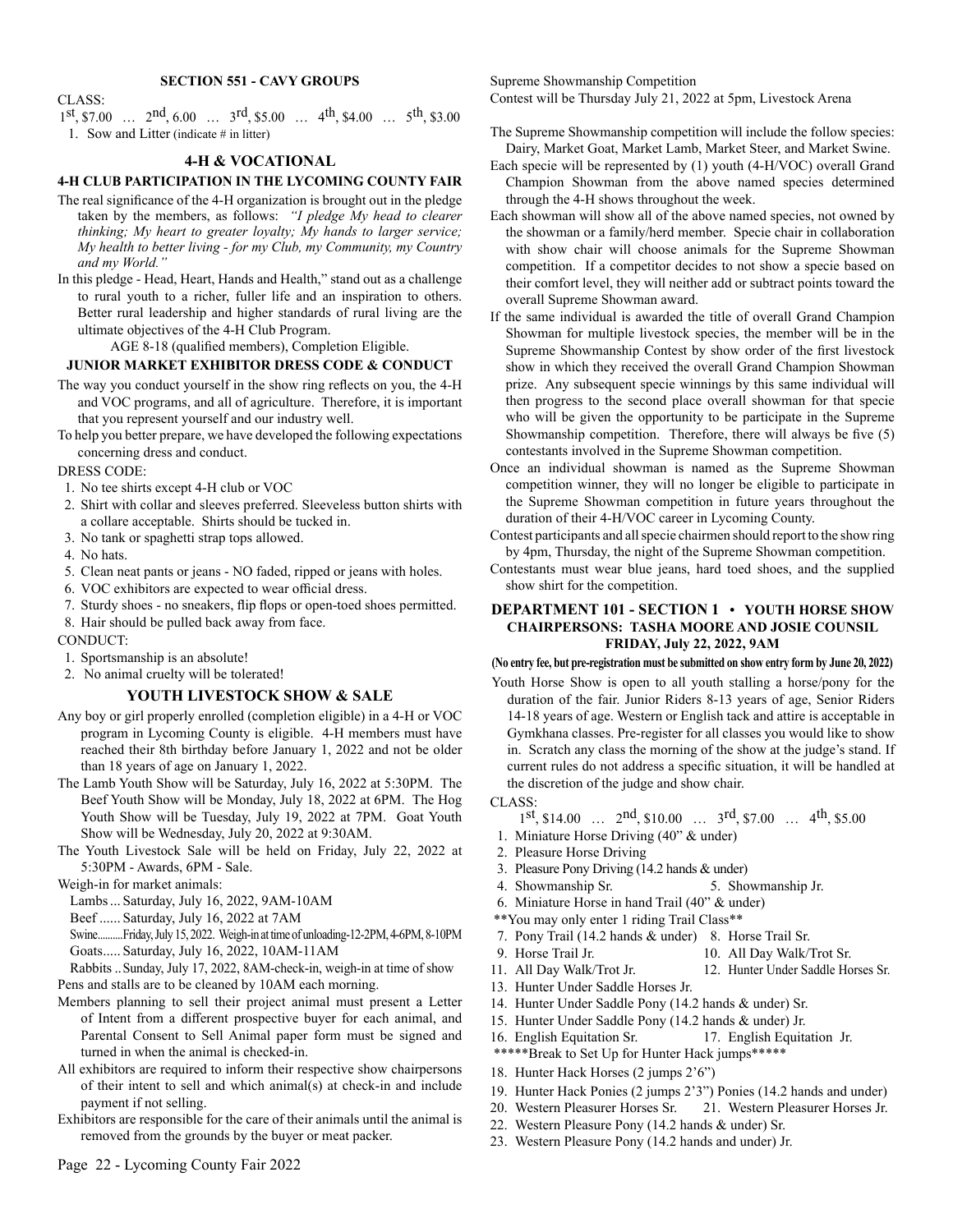### SECTION 551 - CAVY GROUPS

CLASS:

1st, \$7.00 … 2nd, 6.00 … 3rd, \$5.00 … 4th, \$4.00 … 5th, \$3.00

1. Sow and Litter (indicate # in litter)

## 4-H & VOCATIONAL

### 4-H CLUB PARTICIPATION IN THE LYCOMING COUNTY FAIR

The real significance of the 4-H organization is brought out in the pledge taken by the members, as follows: *"I pledge My head to clearer thinking; My heart to greater loyalty; My hands to larger service; My health to better living - for my Club, my Community, my Country and my World."*

In this pledge - Head, Heart, Hands and Health," stand out as a challenge to rural youth to a richer, fuller life and an inspiration to others. Better rural leadership and higher standards of rural living are the ultimate objectives of the 4-H Club Program.

AGE 8-18 (qualified members), Completion Eligible.

### JUNIOR MARKET EXHIBITOR DRESS CODE & CONDUCT

The way you conduct yourself in the show ring reflects on you, the 4-H and VOC programs, and all of agriculture. Therefore, it is important that you represent yourself and our industry well.

To help you better prepare, we have developed the following expectations concerning dress and conduct.

DRESS CODE:

1. No tee shirts except 4-H club or VOC
2. Shirt with collar and sleeves preferred. Sleeveless button shirts with a collare acceptable. Shirts should be tucked in.
3. No tank or spaghetti strap tops allowed.
4. No hats.
5. Clean neat pants or jeans - NO faded, ripped or jeans with holes.
6. VOC exhibitors are expected to wear official dress.
7. Sturdy shoes - no sneakers, flip flops or open-toed shoes permitted.
8. Hair should be pulled back away from face.

CONDUCT:

1. Sportsmanship is an absolute!
2. No animal cruelty will be tolerated!

## YOUTH LIVESTOCK SHOW & SALE

Any boy or girl properly enrolled (completion eligible) in a 4-H or VOC program in Lycoming County is eligible. 4-H members must have reached their 8th birthday before January 1, 2022 and not be older than 18 years of age on January 1, 2022.

The Lamb Youth Show will be Saturday, July 16, 2022 at 5:30PM. The Beef Youth Show will be Monday, July 18, 2022 at 6PM. The Hog Youth Show will be Tuesday, July 19, 2022 at 7PM. Goat Youth Show will be Wednesday, July 20, 2022 at 9:30AM.

The Youth Livestock Sale will be held on Friday, July 22, 2022 at 5:30PM - Awards, 6PM - Sale.

Weigh-in for market animals:

Lambs ... Saturday, July 16, 2022, 9AM-10AM
Beef ...... Saturday, July 16, 2022 at 7AM
Swine.......... Friday, July 15, 2022. Weigh-in at time of unloading-12-2PM, 4-6PM, 8-10PM
Goats..... Saturday, July 16, 2022, 10AM-11AM
Rabbits .. Sunday, July 17, 2022, 8AM-check-in, weigh-in at time of show

Pens and stalls are to be cleaned by 10AM each morning.

Members planning to sell their project animal must present a Letter of Intent from a different prospective buyer for each animal, and Parental Consent to Sell Animal paper form must be signed and turned in when the animal is checked-in.

All exhibitors are required to inform their respective show chairpersons of their intent to sell and which animal(s) at check-in and include payment if not selling.

Exhibitors are responsible for the care of their animals until the animal is removed from the grounds by the buyer or meat packer.

Supreme Showmanship Competition
Contest will be Thursday July 21, 2022 at 5pm, Livestock Arena

The Supreme Showmanship competition will include the follow species: Dairy, Market Goat, Market Lamb, Market Steer, and Market Swine.

Each specie will be represented by (1) youth (4-H/VOC) overall Grand Champion Showman from the above named species determined through the 4-H shows throughout the week.

Each showman will show all of the above named species, not owned by the showman or a family/herd member. Specie chair in collaboration with show chair will choose animals for the Supreme Showman competition. If a competitor decides to not show a specie based on their comfort level, they will neither add or subtract points toward the overall Supreme Showman award.

If the same individual is awarded the title of overall Grand Champion Showman for multiple livestock species, the member will be in the Supreme Showmanship Contest by show order of the first livestock show in which they received the overall Grand Champion Showman prize. Any subsequent specie winnings by this same individual will then progress to the second place overall showman for that specie who will be given the opportunity to be participate in the Supreme Showmanship competition. Therefore, there will always be five (5) contestants involved in the Supreme Showman competition.

Once an individual showman is named as the Supreme Showman competition winner, they will no longer be eligible to participate in the Supreme Showman competition in future years throughout the duration of their 4-H/VOC career in Lycoming County.

Contest participants and all specie chairmen should report to the show ring by 4pm, Thursday, the night of the Supreme Showman competition.

Contestants must wear blue jeans, hard toed shoes, and the supplied show shirt for the competition.

### DEPARTMENT 101 - SECTION 1 • YOUTH HORSE SHOW
### CHAIRPERSONS: TASHA MOORE AND JOSIE COUNSIL
### FRIDAY, July 22, 2022, 9AM

**(No entry fee, but pre-registration must be submitted on show entry form by June 20, 2022)**

Youth Horse Show is open to all youth stalling a horse/pony for the duration of the fair. Junior Riders 8-13 years of age, Senior Riders 14-18 years of age. Western or English tack and attire is acceptable in Gymkhana classes. Pre-register for all classes you would like to show in. Scratch any class the morning of the show at the judge's stand. If current rules do not address a specific situation, it will be handled at the discretion of the judge and show chair.

CLASS:

1st, \$14.00 … 2nd, \$10.00 … 3rd, \$7.00 … 4th, \$5.00

1. Miniature Horse Driving (40" & under)
2. Pleasure Horse Driving
3. Pleasure Pony Driving (14.2 hands & under)
4. Showmanship Sr.
5. Showmanship Jr.
6. Miniature Horse in hand Trail (40" & under)

**You may only enter 1 riding Trail Class**

7. Pony Trail (14.2 hands & under)
8. Horse Trail Sr.
9. Horse Trail Jr.
10. All Day Walk/Trot Sr.
11. All Day Walk/Trot Jr.
12. Hunter Under Saddle Horses Sr.
13. Hunter Under Saddle Horses Jr.
14. Hunter Under Saddle Pony (14.2 hands & under) Sr.
15. Hunter Under Saddle Pony (14.2 hands & under) Jr.
16. English Equitation Sr.
17. English Equitation Jr.

*****Break to Set Up for Hunter Hack jumps*****

18. Hunter Hack Horses (2 jumps 2'6")
19. Hunter Hack Ponies (2 jumps 2'3") Ponies (14.2 hands and under)
20. Western Pleasurer Horses Sr.
21. Western Pleasurer Horses Jr.
22. Western Pleasure Pony (14.2 hands & under) Sr.
23. Western Pleasure Pony (14.2 hands and under) Jr.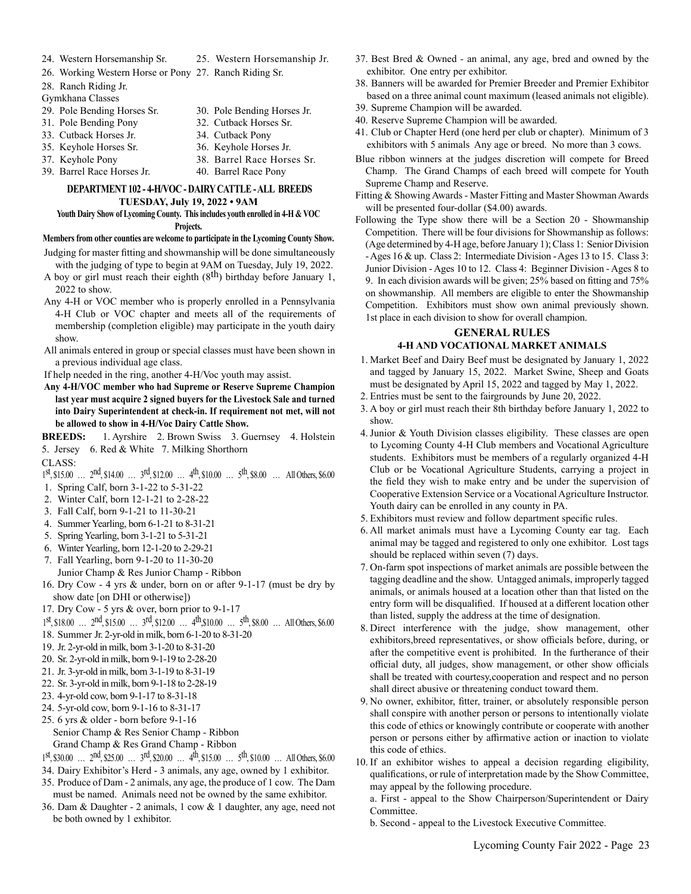24. Western Horsemanship Sr.
25. Western Horsemanship Jr.
26. Working Western Horse or Pony
27. Ranch Riding Sr.
28. Ranch Riding Jr.

Gymkhana Classes

29. Pole Bending Horses Sr.
30. Pole Bending Horses Jr.
31. Pole Bending Pony
32. Cutback Horses Sr.
33. Cutback Horses Jr.
34. Cutback Pony
35. Keyhole Horses Sr.
36. Keyhole Horses Jr.
37. Keyhole Pony
38. Barrel Race Horses Sr.
39. Barrel Race Horses Jr.
40. Barrel Race Pony

## DEPARTMENT 102 - 4-H/VOC - DAIRY CATTLE - ALL BREEDS

**TUESDAY, July 19, 2022 • 9AM**

**Youth Dairy Show of Lycoming County. This includes youth enrolled in 4-H & VOC Projects.**

**Members from other counties are welcome to participate in the Lycoming County Show.**

Judging for master fitting and showmanship will be done simultaneously with the judging of type to begin at 9AM on Tuesday, July 19, 2022.

A boy or girl must reach their eighth (8th) birthday before January 1, 2022 to show.

Any 4-H or VOC member who is properly enrolled in a Pennsylvania 4-H Club or VOC chapter and meets all of the requirements of membership (completion eligible) may participate in the youth dairy show.

All animals entered in group or special classes must have been shown in a previous individual age class.

If help needed in the ring, another 4-H/Voc youth may assist.

**Any 4-H/VOC member who had Supreme or Reserve Supreme Champion last year must acquire 2 signed buyers for the Livestock Sale and turned into Dairy Superintendent at check-in. If requirement not met, will not be allowed to show in 4-H/Voc Dairy Cattle Show.**

**BREEDS:** 1. Ayrshire 2. Brown Swiss 3. Guernsey 4. Holstein 5. Jersey 6. Red & White 7. Milking Shorthorn

CLASS:

1st, $15.00 … 2nd, $14.00 … 3rd, $12.00 … 4th, $10.00 … 5th, $8.00 … All Others, $6.00

1. Spring Calf, born 3-1-22 to 5-31-22
2. Winter Calf, born 12-1-21 to 2-28-22
3. Fall Calf, born 9-1-21 to 11-30-21
4. Summer Yearling, born 6-1-21 to 8-31-21
5. Spring Yearling, born 3-1-21 to 5-31-21
6. Winter Yearling, born 12-1-20 to 2-29-21
7. Fall Yearling, born 9-1-20 to 11-30-20

Junior Champ & Res Junior Champ - Ribbon

16. Dry Cow - 4 yrs & under, born on or after 9-1-17 (must be dry by show date [on DHI or otherwise])
17. Dry Cow - 5 yrs & over, born prior to 9-1-17

1st, $18.00 … 2nd, $15.00 … 3rd, $12.00 … 4th, $10.00 … 5th, $8.00 … All Others, $6.00

18. Summer Jr. 2-yr-old in milk, born 6-1-20 to 8-31-20
19. Jr. 2-yr-old in milk, born 3-1-20 to 8-31-20
20. Sr. 2-yr-old in milk, born 9-1-19 to 2-28-20
21. Jr. 3-yr-old in milk, born 3-1-19 to 8-31-19
22. Sr. 3-yr-old in milk, born 9-1-18 to 2-28-19
23. 4-yr-old cow, born 9-1-17 to 8-31-18
24. 5-yr-old cow, born 9-1-16 to 8-31-17
25. 6 yrs & older - born before 9-1-16

Senior Champ & Res Senior Champ - Ribbon

Grand Champ & Res Grand Champ - Ribbon

1st, $30.00 … 2nd, $25.00 … 3rd, $20.00 … 4th, $15.00 … 5th, $10.00 … All Others, $6.00

34. Dairy Exhibitor's Herd - 3 animals, any age, owned by 1 exhibitor.
35. Produce of Dam - 2 animals, any age, the produce of 1 cow. The Dam must be named. Animals need not be owned by the same exhibitor.
36. Dam & Daughter - 2 animals, 1 cow & 1 daughter, any age, need not be both owned by 1 exhibitor.
37. Best Bred & Owned - an animal, any age, bred and owned by the exhibitor. One entry per exhibitor.
38. Banners will be awarded for Premier Breeder and Premier Exhibitor based on a three animal count maximum (leased animals not eligible).
39. Supreme Champion will be awarded.
40. Reserve Supreme Champion will be awarded.
41. Club or Chapter Herd (one herd per club or chapter). Minimum of 3 exhibitors with 5 animals Any age or breed. No more than 3 cows.

Blue ribbon winners at the judges discretion will compete for Breed Champ. The Grand Champs of each breed will compete for Youth Supreme Champ and Reserve.

Fitting & Showing Awards - Master Fitting and Master Showman Awards will be presented four-dollar ($4.00) awards.

Following the Type show there will be a Section 20 - Showmanship Competition. There will be four divisions for Showmanship as follows: (Age determined by 4-H age, before January 1); Class 1: Senior Division - Ages 16 & up. Class 2: Intermediate Division - Ages 13 to 15. Class 3: Junior Division - Ages 10 to 12. Class 4: Beginner Division - Ages 8 to 9. In each division awards will be given; 25% based on fitting and 75% on showmanship. All members are eligible to enter the Showmanship Competition. Exhibitors must show own animal previously shown. 1st place in each division to show for overall champion.

## GENERAL RULES
### 4-H AND VOCATIONAL MARKET ANIMALS

1. Market Beef and Dairy Beef must be designated by January 1, 2022 and tagged by January 15, 2022. Market Swine, Sheep and Goats must be designated by April 15, 2022 and tagged by May 1, 2022.
2. Entries must be sent to the fairgrounds by June 20, 2022.
3. A boy or girl must reach their 8th birthday before January 1, 2022 to show.
4. Junior & Youth Division classes eligibility. These classes are open to Lycoming County 4-H Club members and Vocational Agriculture students. Exhibitors must be members of a regularly organized 4-H Club or be Vocational Agriculture Students, carrying a project in the field they wish to make entry and be under the supervision of Cooperative Extension Service or a Vocational Agriculture Instructor. Youth dairy can be enrolled in any county in PA.
5. Exhibitors must review and follow department specific rules.
6. All market animals must have a Lycoming County ear tag. Each animal may be tagged and registered to only one exhibitor. Lost tags should be replaced within seven (7) days.
7. On-farm spot inspections of market animals are possible between the tagging deadline and the show. Untagged animals, improperly tagged animals, or animals housed at a location other than that listed on the entry form will be disqualified. If housed at a different location other than listed, supply the address at the time of designation.
8. Direct interference with the judge, show management, other exhibitors,breed representatives, or show officials before, during, or after the competitive event is prohibited. In the furtherance of their official duty, all judges, show management, or other show officials shall be treated with courtesy,cooperation and respect and no person shall direct abusive or threatening conduct toward them.
9. No owner, exhibitor, fitter, trainer, or absolutely responsible person shall conspire with another person or persons to intentionally violate this code of ethics or knowingly contribute or cooperate with another person or persons either by affirmative action or inaction to violate this code of ethics.
10. If an exhibitor wishes to appeal a decision regarding eligibility, qualifications, or rule of interpretation made by the Show Committee, may appeal by the following procedure.

    a. First - appeal to the Show Chairperson/Superintendent or Dairy Committee.

    b. Second - appeal to the Livestock Executive Committee.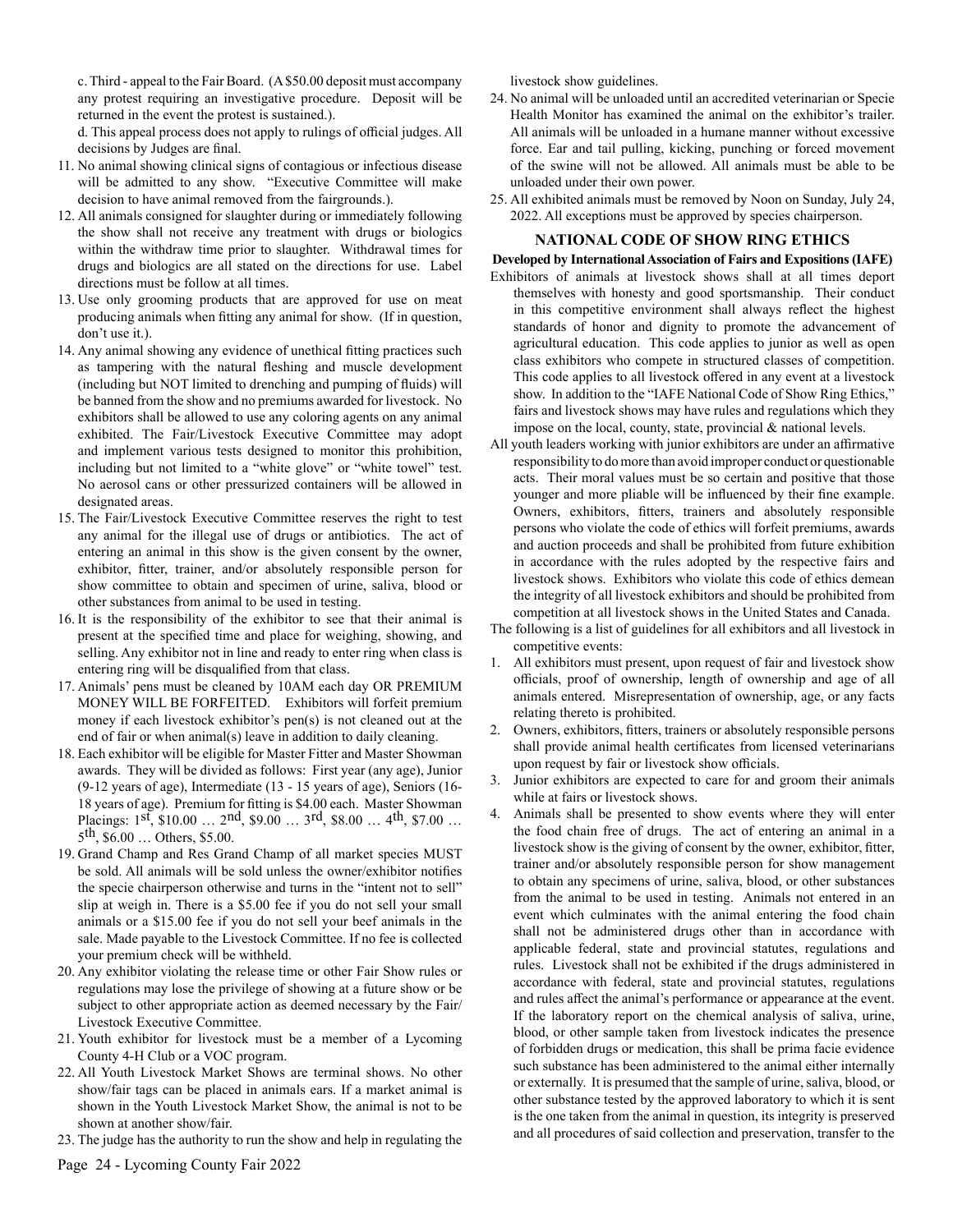c. Third - appeal to the Fair Board. (A $50.00 deposit must accompany any protest requiring an investigative procedure. Deposit will be returned in the event the protest is sustained.).

d. This appeal process does not apply to rulings of official judges. All decisions by Judges are final.

11. No animal showing clinical signs of contagious or infectious disease will be admitted to any show. "Executive Committee will make decision to have animal removed from the fairgrounds.).
12. All animals consigned for slaughter during or immediately following the show shall not receive any treatment with drugs or biologics within the withdraw time prior to slaughter. Withdrawal times for drugs and biologics are all stated on the directions for use. Label directions must be follow at all times.
13. Use only grooming products that are approved for use on meat producing animals when fitting any animal for show. (If in question, don't use it.).
14. Any animal showing any evidence of unethical fitting practices such as tampering with the natural fleshing and muscle development (including but NOT limited to drenching and pumping of fluids) will be banned from the show and no premiums awarded for livestock. No exhibitors shall be allowed to use any coloring agents on any animal exhibited. The Fair/Livestock Executive Committee may adopt and implement various tests designed to monitor this prohibition, including but not limited to a "white glove" or "white towel" test. No aerosol cans or other pressurized containers will be allowed in designated areas.
15. The Fair/Livestock Executive Committee reserves the right to test any animal for the illegal use of drugs or antibiotics. The act of entering an animal in this show is the given consent by the owner, exhibitor, fitter, trainer, and/or absolutely responsible person for show committee to obtain and specimen of urine, saliva, blood or other substances from animal to be used in testing.
16. It is the responsibility of the exhibitor to see that their animal is present at the specified time and place for weighing, showing, and selling. Any exhibitor not in line and ready to enter ring when class is entering ring will be disqualified from that class.
17. Animals' pens must be cleaned by 10AM each day OR PREMIUM MONEY WILL BE FORFEITED. Exhibitors will forfeit premium money if each livestock exhibitor's pen(s) is not cleaned out at the end of fair or when animal(s) leave in addition to daily cleaning.
18. Each exhibitor will be eligible for Master Fitter and Master Showman awards. They will be divided as follows: First year (any age), Junior (9-12 years of age), Intermediate (13 - 15 years of age), Seniors (16-18 years of age). Premium for fitting is $4.00 each. Master Showman Placings: 1st, $10.00 … 2nd, $9.00 … 3rd, $8.00 … 4th, $7.00 … 5th, $6.00 … Others, $5.00.
19. Grand Champ and Res Grand Champ of all market species MUST be sold. All animals will be sold unless the owner/exhibitor notifies the specie chairperson otherwise and turns in the "intent not to sell" slip at weigh in. There is a $5.00 fee if you do not sell your small animals or a $15.00 fee if you do not sell your beef animals in the sale. Made payable to the Livestock Committee. If no fee is collected your premium check will be withheld.
20. Any exhibitor violating the release time or other Fair Show rules or regulations may lose the privilege of showing at a future show or be subject to other appropriate action as deemed necessary by the Fair/ Livestock Executive Committee.
21. Youth exhibitor for livestock must be a member of a Lycoming County 4-H Club or a VOC program.
22. All Youth Livestock Market Shows are terminal shows. No other show/fair tags can be placed in animals ears. If a market animal is shown in the Youth Livestock Market Show, the animal is not to be shown at another show/fair.
23. The judge has the authority to run the show and help in regulating the livestock show guidelines.
24. No animal will be unloaded until an accredited veterinarian or Specie Health Monitor has examined the animal on the exhibitor's trailer. All animals will be unloaded in a humane manner without excessive force. Ear and tail pulling, kicking, punching or forced movement of the swine will not be allowed. All animals must be able to be unloaded under their own power.
25. All exhibited animals must be removed by Noon on Sunday, July 24, 2022. All exceptions must be approved by species chairperson.

## NATIONAL CODE OF SHOW RING ETHICS

**Developed by International Association of Fairs and Expositions (IAFE)**

Exhibitors of animals at livestock shows shall at all times deport themselves with honesty and good sportsmanship. Their conduct in this competitive environment shall always reflect the highest standards of honor and dignity to promote the advancement of agricultural education. This code applies to junior as well as open class exhibitors who compete in structured classes of competition. This code applies to all livestock offered in any event at a livestock show. In addition to the "IAFE National Code of Show Ring Ethics," fairs and livestock shows may have rules and regulations which they impose on the local, county, state, provincial & national levels.

All youth leaders working with junior exhibitors are under an affirmative responsibility to do more than avoid improper conduct or questionable acts. Their moral values must be so certain and positive that those younger and more pliable will be influenced by their fine example. Owners, exhibitors, fitters, trainers and absolutely responsible persons who violate the code of ethics will forfeit premiums, awards and auction proceeds and shall be prohibited from future exhibition in accordance with the rules adopted by the respective fairs and livestock shows. Exhibitors who violate this code of ethics demean the integrity of all livestock exhibitors and should be prohibited from competition at all livestock shows in the United States and Canada.

The following is a list of guidelines for all exhibitors and all livestock in competitive events:

1. All exhibitors must present, upon request of fair and livestock show officials, proof of ownership, length of ownership and age of all animals entered. Misrepresentation of ownership, age, or any facts relating thereto is prohibited.
2. Owners, exhibitors, fitters, trainers or absolutely responsible persons shall provide animal health certificates from licensed veterinarians upon request by fair or livestock show officials.
3. Junior exhibitors are expected to care for and groom their animals while at fairs or livestock shows.
4. Animals shall be presented to show events where they will enter the food chain free of drugs. The act of entering an animal in a livestock show is the giving of consent by the owner, exhibitor, fitter, trainer and/or absolutely responsible person for show management to obtain any specimens of urine, saliva, blood, or other substances from the animal to be used in testing. Animals not entered in an event which culminates with the animal entering the food chain shall not be administered drugs other than in accordance with applicable federal, state and provincial statutes, regulations and rules. Livestock shall not be exhibited if the drugs administered in accordance with federal, state and provincial statutes, regulations and rules affect the animal's performance or appearance at the event. If the laboratory report on the chemical analysis of saliva, urine, blood, or other sample taken from livestock indicates the presence of forbidden drugs or medication, this shall be prima facie evidence such substance has been administered to the animal either internally or externally. It is presumed that the sample of urine, saliva, blood, or other substance tested by the approved laboratory to which it is sent is the one taken from the animal in question, its integrity is preserved and all procedures of said collection and preservation, transfer to the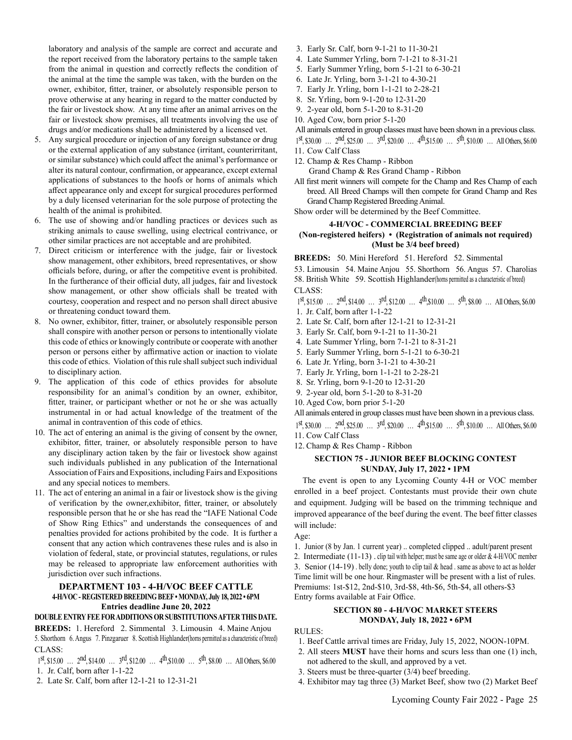laboratory and analysis of the sample are correct and accurate and the report received from the laboratory pertains to the sample taken from the animal in question and correctly reflects the condition of the animal at the time the sample was taken, with the burden on the owner, exhibitor, fitter, trainer, or absolutely responsible person to prove otherwise at any hearing in regard to the matter conducted by the fair or livestock show. At any time after an animal arrives on the fair or livestock show premises, all treatments involving the use of drugs and/or medications shall be administered by a licensed vet.

5. Any surgical procedure or injection of any foreign substance or drug or the external application of any substance (irritant, counterirritant, or similar substance) which could affect the animal's performance or alter its natural contour, confirmation, or appearance, except external applications of substances to the hoofs or horns of animals which affect appearance only and except for surgical procedures performed by a duly licensed veterinarian for the sole purpose of protecting the health of the animal is prohibited.
6. The use of showing and/or handling practices or devices such as striking animals to cause swelling, using electrical contrivance, or other similar practices are not acceptable and are prohibited.
7. Direct criticism or interference with the judge, fair or livestock show management, other exhibitors, breed representatives, or show officials before, during, or after the competitive event is prohibited. In the furtherance of their official duty, all judges, fair and livestock show management, or other show officials shall be treated with courtesy, cooperation and respect and no person shall direct abusive or threatening conduct toward them.
8. No owner, exhibitor, fitter, trainer, or absolutely responsible person shall conspire with another person or persons to intentionally violate this code of ethics or knowingly contribute or cooperate with another person or persons either by affirmative action or inaction to violate this code of ethics. Violation of this rule shall subject such individual to disciplinary action.
9. The application of this code of ethics provides for absolute responsibility for an animal's condition by an owner, exhibitor, fitter, trainer, or participant whether or not he or she was actually instrumental in or had actual knowledge of the treatment of the animal in contravention of this code of ethics.
10. The act of entering an animal is the giving of consent by the owner, exhibitor, fitter, trainer, or absolutely responsible person to have any disciplinary action taken by the fair or livestock show against such individuals published in any publication of the International Association of Fairs and Expositions, including Fairs and Expositions and any special notices to members.
11. The act of entering an animal in a fair or livestock show is the giving of verification by the owner,exhibitor, fitter, trainer, or absolutely responsible person that he or she has read the "IAFE National Code of Show Ring Ethics" and understands the consequences of and penalties provided for actions prohibited by the code. It is further a consent that any action which contravenes these rules and is also in violation of federal, state, or provincial statutes, regulations, or rules may be released to appropriate law enforcement authorities with jurisdiction over such infractions.

## DEPARTMENT 103 - 4-H/VOC BEEF CATTLE

### 4-H/VOC - REGISTERED BREEDING BEEF • MONDAY, July 18, 2022 • 6PM

**Entries deadline June 20, 2022**

**DOUBLE ENTRY FEE FOR ADDITIONS OR SUBSTITUTIONS AFTER THIS DATE.**

**BREEDS:** 1. Hereford 2. Simmental 3. Limousin 4. Maine Anjou 5. Shorthorn 6. Angus 7. Pinzgaruer 8. Scottish Highlander(horns permitted as a characteristic of breed)

CLASS:

1st, $15.00 … 2nd, $14.00 … 3rd, $12.00 … 4th, $10.00 … 5th, $8.00 … All Others, $6.00

1. Jr. Calf, born after 1-1-22
2. Late Sr. Calf, born after 12-1-21 to 12-31-21
3. Early Sr. Calf, born 9-1-21 to 11-30-21
4. Late Summer Yrling, born 7-1-21 to 8-31-21
5. Early Summer Yrling, born 5-1-21 to 6-30-21
6. Late Jr. Yrling, born 3-1-21 to 4-30-21
7. Early Jr. Yrling, born 1-1-21 to 2-28-21
8. Sr. Yrling, born 9-1-20 to 12-31-20
9. 2-year old, born 5-1-20 to 8-31-20
10. Aged Cow, born prior 5-1-20

All animals entered in group classes must have been shown in a previous class.

1st, $30.00 … 2nd, $25.00 … 3rd, $20.00 … 4th, $15.00 … 5th, $10.00 … All Others, $6.00

11. Cow Calf Class
12. Champ & Res Champ - Ribbon
    Grand Champ & Res Grand Champ - Ribbon

All first merit winners will compete for the Champ and Res Champ of each breed. All Breed Champs will then compete for Grand Champ and Res Grand Champ Registered Breeding Animal.

Show order will be determined by the Beef Committee.

### 4-H/VOC - COMMERCIAL BREEDING BEEF

**(Non-registered heifers) • (Registration of animals not required) (Must be 3/4 beef breed)**

**BREEDS:** 50. Mini Hereford 51. Hereford 52. Simmental 53. Limousin 54. Maine Anjou 55. Shorthorn 56. Angus 57. Charolias 58. British White 59. Scottish Highlander(horns permitted as a characteristic of breed)

CLASS:

1st, $15.00 … 2nd, $14.00 … 3rd, $12.00 … 4th, $10.00 … 5th, $8.00 … All Others, $6.00

1. Jr. Calf, born after 1-1-22
2. Late Sr. Calf, born after 12-1-21 to 12-31-21
3. Early Sr. Calf, born 9-1-21 to 11-30-21
4. Late Summer Yrling, born 7-1-21 to 8-31-21
5. Early Summer Yrling, born 5-1-21 to 6-30-21
6. Late Jr. Yrling, born 3-1-21 to 4-30-21
7. Early Jr. Yrling, born 1-1-21 to 2-28-21
8. Sr. Yrling, born 9-1-20 to 12-31-20
9. 2-year old, born 5-1-20 to 8-31-20
10. Aged Cow, born prior 5-1-20

All animals entered in group classes must have been shown in a previous class.

1st, $30.00 … 2nd, $25.00 … 3rd, $20.00 … 4th, $15.00 … 5th, $10.00 … All Others, $6.00

11. Cow Calf Class
12. Champ & Res Champ - Ribbon

### SECTION 75 - JUNIOR BEEF BLOCKING CONTEST SUNDAY, July 17, 2022 • 1PM

The event is open to any Lycoming County 4-H or VOC member enrolled in a beef project. Contestants must provide their own chute and equipment. Judging will be based on the trimming technique and improved appearance of the beef during the event. The beef fitter classes will include:

Age:

1. Junior (8 by Jan. 1 current year) .. completed clipped .. adult/parent present
2. Intermediate (11-13) . clip tail with helper; must be same age or older & 4-H/VOC member
3. Senior (14-19) . belly done; youth to clip tail & head . same as above to act as holder

Time limit will be one hour. Ringmaster will be present with a list of rules.
Premiums: 1st-$12, 2nd-$10, 3rd-$8, 4th-$6, 5th-$4, all others-$3
Entry forms available at Fair Office.

### SECTION 80 - 4-H/VOC MARKET STEERS MONDAY, July 18, 2022 • 6PM

RULES:

1. Beef Cattle arrival times are Friday, July 15, 2022, NOON-10PM.
2. All steers **MUST** have their horns and scurs less than one (1) inch, not adhered to the skull, and approved by a vet.
3. Steers must be three-quarter (3/4) beef breeding.
4. Exhibitor may tag three (3) Market Beef, show two (2) Market Beef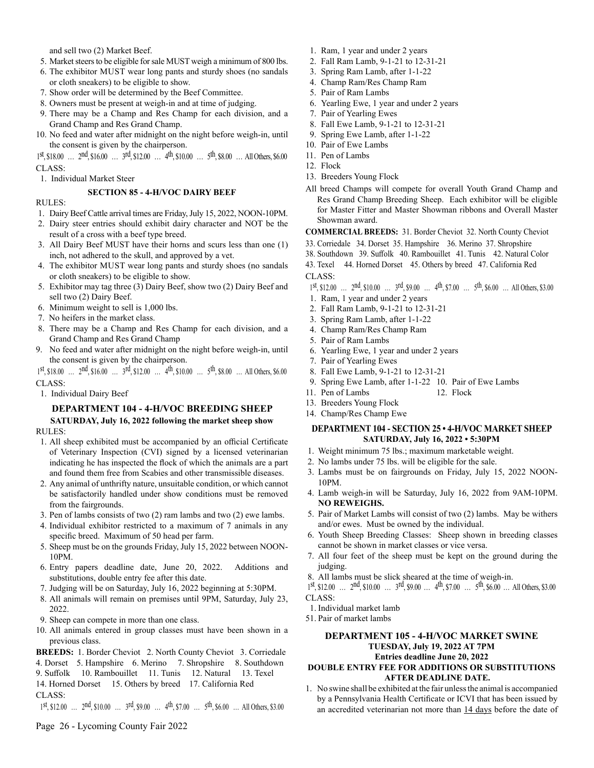and sell two (2) Market Beef.

5. Market steers to be eligible for sale MUST weigh a minimum of 800 lbs.
6. The exhibitor MUST wear long pants and sturdy shoes (no sandals or cloth sneakers) to be eligible to show.
7. Show order will be determined by the Beef Committee.
8. Owners must be present at weigh-in and at time of judging.
9. There may be a Champ and Res Champ for each division, and a Grand Champ and Res Grand Champ.
10. No feed and water after midnight on the night before weigh-in, until the consent is given by the chairperson.

1st, $18.00 … 2nd, $16.00 … 3rd, $12.00 … 4th, $10.00 … 5th, $8.00 … All Others, $6.00

CLASS:

1. Individual Market Steer

### SECTION 85 - 4-H/VOC DAIRY BEEF

RULES:

1. Dairy Beef Cattle arrival times are Friday, July 15, 2022, NOON-10PM.
2. Dairy steer entries should exhibit dairy character and NOT be the result of a cross with a beef type breed.
3. All Dairy Beef MUST have their horns and scurs less than one (1) inch, not adhered to the skull, and approved by a vet.
4. The exhibitor MUST wear long pants and sturdy shoes (no sandals or cloth sneakers) to be eligible to show.
5. Exhibitor may tag three (3) Dairy Beef, show two (2) Dairy Beef and sell two (2) Dairy Beef.
6. Minimum weight to sell is 1,000 lbs.
7. No heifers in the market class.
8. There may be a Champ and Res Champ for each division, and a Grand Champ and Res Grand Champ
9. No feed and water after midnight on the night before weigh-in, until the consent is given by the chairperson.

1st, $18.00 … 2nd, $16.00 … 3rd, $12.00 … 4th, $10.00 … 5th, $8.00 … All Others, $6.00

CLASS:

1. Individual Dairy Beef

## DEPARTMENT 104 - 4-H/VOC BREEDING SHEEP

### SATURDAY, July 16, 2022 following the market sheep show

RULES:

1. All sheep exhibited must be accompanied by an official Certificate of Veterinary Inspection (CVI) signed by a licensed veterinarian indicating he has inspected the flock of which the animals are a part and found them free from Scabies and other transmissible diseases.
2. Any animal of unthrifty nature, unsuitable condition, or which cannot be satisfactorily handled under show conditions must be removed from the fairgrounds.
3. Pen of lambs consists of two (2) ram lambs and two (2) ewe lambs.
4. Individual exhibitor restricted to a maximum of 7 animals in any specific breed. Maximum of 50 head per farm.
5. Sheep must be on the grounds Friday, July 15, 2022 between NOON-10PM.
6. Entry papers deadline date, June 20, 2022. Additions and substitutions, double entry fee after this date.
7. Judging will be on Saturday, July 16, 2022 beginning at 5:30PM.
8. All animals will remain on premises until 9PM, Saturday, July 23, 2022.
9. Sheep can compete in more than one class.
10. All animals entered in group classes must have been shown in a previous class.

**BREEDS:** 1. Border Cheviot 2. North County Cheviot 3. Corriedale 4. Dorset 5. Hampshire 6. Merino 7. Shropshire 8. Southdown 9. Suffolk 10. Rambouillet 11. Tunis 12. Natural 13. Texel 14. Horned Dorset 15. Others by breed 17. California Red

CLASS:

1st, $12.00 … 2nd, $10.00 … 3rd, $9.00 … 4th, $7.00 … 5th, $6.00 … All Others, $3.00

1. Ram, 1 year and under 2 years
2. Fall Ram Lamb, 9-1-21 to 12-31-21
3. Spring Ram Lamb, after 1-1-22
4. Champ Ram/Res Champ Ram
5. Pair of Ram Lambs
6. Yearling Ewe, 1 year and under 2 years
7. Pair of Yearling Ewes
8. Fall Ewe Lamb, 9-1-21 to 12-31-21
9. Spring Ewe Lamb, after 1-1-22
10. Pair of Ewe Lambs
11. Pen of Lambs
12. Flock
13. Breeders Young Flock

All breed Champs will compete for overall Youth Grand Champ and Res Grand Champ Breeding Sheep. Each exhibitor will be eligible for Master Fitter and Master Showman ribbons and Overall Master Showman award.

**COMMERCIAL BREEDS:** 31. Border Cheviot 32. North County Cheviot 33. Corriedale 34. Dorset 35. Hampshire 36. Merino 37. Shropshire 38. Southdown 39. Suffolk 40. Rambouillet 41. Tunis 42. Natural Color 43. Texel 44. Horned Dorset 45. Others by breed 47. California Red

CLASS:

1st, $12.00 … 2nd, $10.00 … 3rd, $9.00 … 4th, $7.00 … 5th, $6.00 … All Others, $3.00

1. Ram, 1 year and under 2 years
2. Fall Ram Lamb, 9-1-21 to 12-31-21
3. Spring Ram Lamb, after 1-1-22
4. Champ Ram/Res Champ Ram
5. Pair of Ram Lambs
6. Yearling Ewe, 1 year and under 2 years
7. Pair of Yearling Ewes
8. Fall Ewe Lamb, 9-1-21 to 12-31-21
9. Spring Ewe Lamb, after 1-1-22
10. Pair of Ewe Lambs
11. Pen of Lambs
12. Flock
13. Breeders Young Flock
14. Champ/Res Champ Ewe

### DEPARTMENT 104 - SECTION 25 • 4-H/VOC MARKET SHEEP

### SATURDAY, July 16, 2022 • 5:30PM

1. Weight minimum 75 lbs.; maximum marketable weight.
2. No lambs under 75 lbs. will be eligible for the sale.
3. Lambs must be on fairgrounds on Friday, July 15, 2022 NOON-10PM.
4. Lamb weigh-in will be Saturday, July 16, 2022 from 9AM-10PM. **NO REWEIGHS.**
5. Pair of Market Lambs will consist of two (2) lambs. May be withers and/or ewes. Must be owned by the individual.
6. Youth Sheep Breeding Classes: Sheep shown in breeding classes cannot be shown in market classes or vice versa.
7. All four feet of the sheep must be kept on the ground during the judging.
8. All lambs must be slick sheared at the time of weigh-in.

1st, $12.00 … 2nd, $10.00 … 3rd, $9.00 … 4th, $7.00 … 5th, $6.00 … All Others, $3.00

CLASS:

1. Individual market lamb

51. Pair of market lambs

## DEPARTMENT 105 - 4-H/VOC MARKET SWINE

### TUESDAY, July 19, 2022 AT 7PM

### Entries deadline June 20, 2022

### DOUBLE ENTRY FEE FOR ADDITIONS OR SUBSTITUTIONS AFTER DEADLINE DATE.

1. No swine shall be exhibited at the fair unless the animal is accompanied by a Pennsylvania Health Certificate or ICVI that has been issued by an accredited veterinarian not more than 14 days before the date of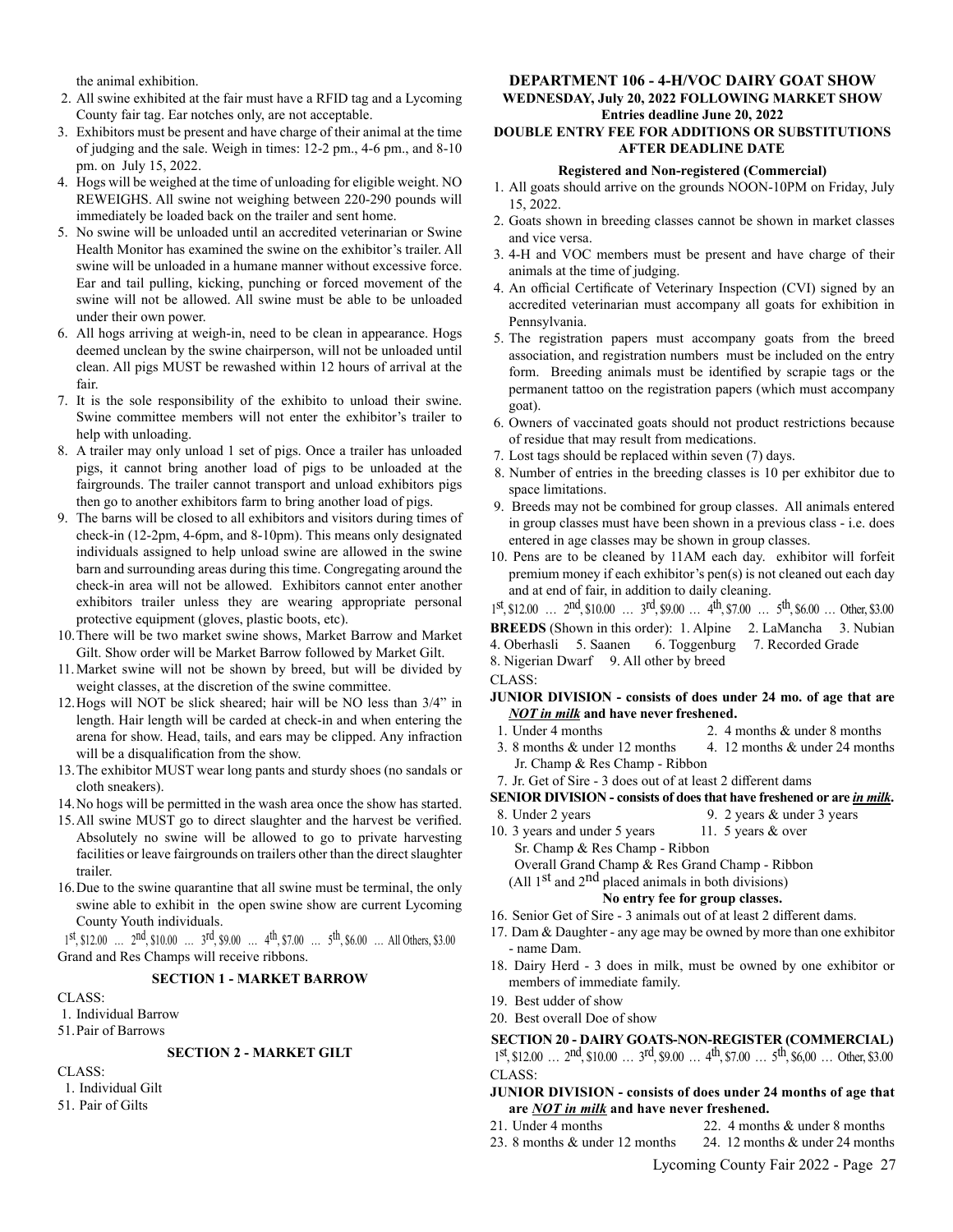the animal exhibition.

2. All swine exhibited at the fair must have a RFID tag and a Lycoming County fair tag. Ear notches only, are not acceptable.
3. Exhibitors must be present and have charge of their animal at the time of judging and the sale. Weigh in times: 12-2 pm., 4-6 pm., and 8-10 pm. on July 15, 2022.
4. Hogs will be weighed at the time of unloading for eligible weight. NO REWEIGHS. All swine not weighing between 220-290 pounds will immediately be loaded back on the trailer and sent home.
5. No swine will be unloaded until an accredited veterinarian or Swine Health Monitor has examined the swine on the exhibitor's trailer. All swine will be unloaded in a humane manner without excessive force. Ear and tail pulling, kicking, punching or forced movement of the swine will not be allowed. All swine must be able to be unloaded under their own power.
6. All hogs arriving at weigh-in, need to be clean in appearance. Hogs deemed unclean by the swine chairperson, will not be unloaded until clean. All pigs MUST be rewashed within 12 hours of arrival at the fair.
7. It is the sole responsibility of the exhibito to unload their swine. Swine committee members will not enter the exhibitor's trailer to help with unloading.
8. A trailer may only unload 1 set of pigs. Once a trailer has unloaded pigs, it cannot bring another load of pigs to be unloaded at the fairgrounds. The trailer cannot transport and unload exhibitors pigs then go to another exhibitors farm to bring another load of pigs.
9. The barns will be closed to all exhibitors and visitors during times of check-in (12-2pm, 4-6pm, and 8-10pm). This means only designated individuals assigned to help unload swine are allowed in the swine barn and surrounding areas during this time. Congregating around the check-in area will not be allowed. Exhibitors cannot enter another exhibitors trailer unless they are wearing appropriate personal protective equipment (gloves, plastic boots, etc).
10. There will be two market swine shows, Market Barrow and Market Gilt. Show order will be Market Barrow followed by Market Gilt.
11. Market swine will not be shown by breed, but will be divided by weight classes, at the discretion of the swine committee.
12. Hogs will NOT be slick sheared; hair will be NO less than 3/4" in length. Hair length will be carded at check-in and when entering the arena for show. Head, tails, and ears may be clipped. Any infraction will be a disqualification from the show.
13. The exhibitor MUST wear long pants and sturdy shoes (no sandals or cloth sneakers).
14. No hogs will be permitted in the wash area once the show has started.
15. All swine MUST go to direct slaughter and the harvest be verified. Absolutely no swine will be allowed to go to private harvesting facilities or leave fairgrounds on trailers other than the direct slaughter trailer.
16. Due to the swine quarantine that all swine must be terminal, the only swine able to exhibit in the open swine show are current Lycoming County Youth individuals.

1st, $12.00 … 2nd, $10.00 … 3rd, $9.00 … 4th, $7.00 … 5th, $6.00 … All Others, $3.00

Grand and Res Champs will receive ribbons.

### SECTION 1 - MARKET BARROW

CLASS:

1. Individual Barrow
51. Pair of Barrows

### SECTION 2 - MARKET GILT

CLASS:

1. Individual Gilt
51. Pair of Gilts

## DEPARTMENT 106 - 4-H/VOC DAIRY GOAT SHOW

**WEDNESDAY, July 20, 2022 FOLLOWING MARKET SHOW**

**Entries deadline June 20, 2022**

**DOUBLE ENTRY FEE FOR ADDITIONS OR SUBSTITUTIONS AFTER DEADLINE DATE**

**Registered and Non-registered (Commercial)**

1. All goats should arrive on the grounds NOON-10PM on Friday, July 15, 2022.
2. Goats shown in breeding classes cannot be shown in market classes and vice versa.
3. 4-H and VOC members must be present and have charge of their animals at the time of judging.
4. An official Certificate of Veterinary Inspection (CVI) signed by an accredited veterinarian must accompany all goats for exhibition in Pennsylvania.
5. The registration papers must accompany goats from the breed association, and registration numbers must be included on the entry form. Breeding animals must be identified by scrapie tags or the permanent tattoo on the registration papers (which must accompany goat).
6. Owners of vaccinated goats should not product restrictions because of residue that may result from medications.
7. Lost tags should be replaced within seven (7) days.
8. Number of entries in the breeding classes is 10 per exhibitor due to space limitations.
9. Breeds may not be combined for group classes. All animals entered in group classes must have been shown in a previous class - i.e. does entered in age classes may be shown in group classes.
10. Pens are to be cleaned by 11AM each day. exhibitor will forfeit premium money if each exhibitor's pen(s) is not cleaned out each day and at end of fair, in addition to daily cleaning.

1st, $12.00 … 2nd, $10.00 … 3rd, $9.00 … 4th, $7.00 … 5th, $6.00 … Other, $3.00

**BREEDS** (Shown in this order): 1. Alpine 2. LaMancha 3. Nubian 4. Oberhasli 5. Saanen 6. Toggenburg 7. Recorded Grade 8. Nigerian Dwarf 9. All other by breed

CLASS:

**JUNIOR DIVISION - consists of does under 24 mo. of age that are *NOT in milk* and have never freshened.**

1. Under 4 months
2. 4 months & under 8 months
3. 8 months & under 12 months
4. 12 months & under 24 months

Jr. Champ & Res Champ - Ribbon

7. Jr. Get of Sire - 3 does out of at least 2 different dams

**SENIOR DIVISION - consists of does that have freshened or are *in milk*.**

8. Under 2 years
9. 2 years & under 3 years
10. 3 years and under 5 years
11. 5 years & over

Sr. Champ & Res Champ - Ribbon

Overall Grand Champ & Res Grand Champ - Ribbon

(All 1st and 2nd placed animals in both divisions)

**No entry fee for group classes.**

16. Senior Get of Sire - 3 animals out of at least 2 different dams.
17. Dam & Daughter - any age may be owned by more than one exhibitor - name Dam.
18. Dairy Herd - 3 does in milk, must be owned by one exhibitor or members of immediate family.
19. Best udder of show
20. Best overall Doe of show

### SECTION 20 - DAIRY GOATS-NON-REGISTER (COMMERCIAL)

1st, $12.00 … 2nd, $10.00 … 3rd, $9.00 … 4th, $7.00 … 5th, $6,00 … Other, $3.00

CLASS:

**JUNIOR DIVISION - consists of does under 24 months of age that are *NOT in milk* and have never freshened.**

21. Under 4 months
22. 4 months & under 8 months
23. 8 months & under 12 months
24. 12 months & under 24 months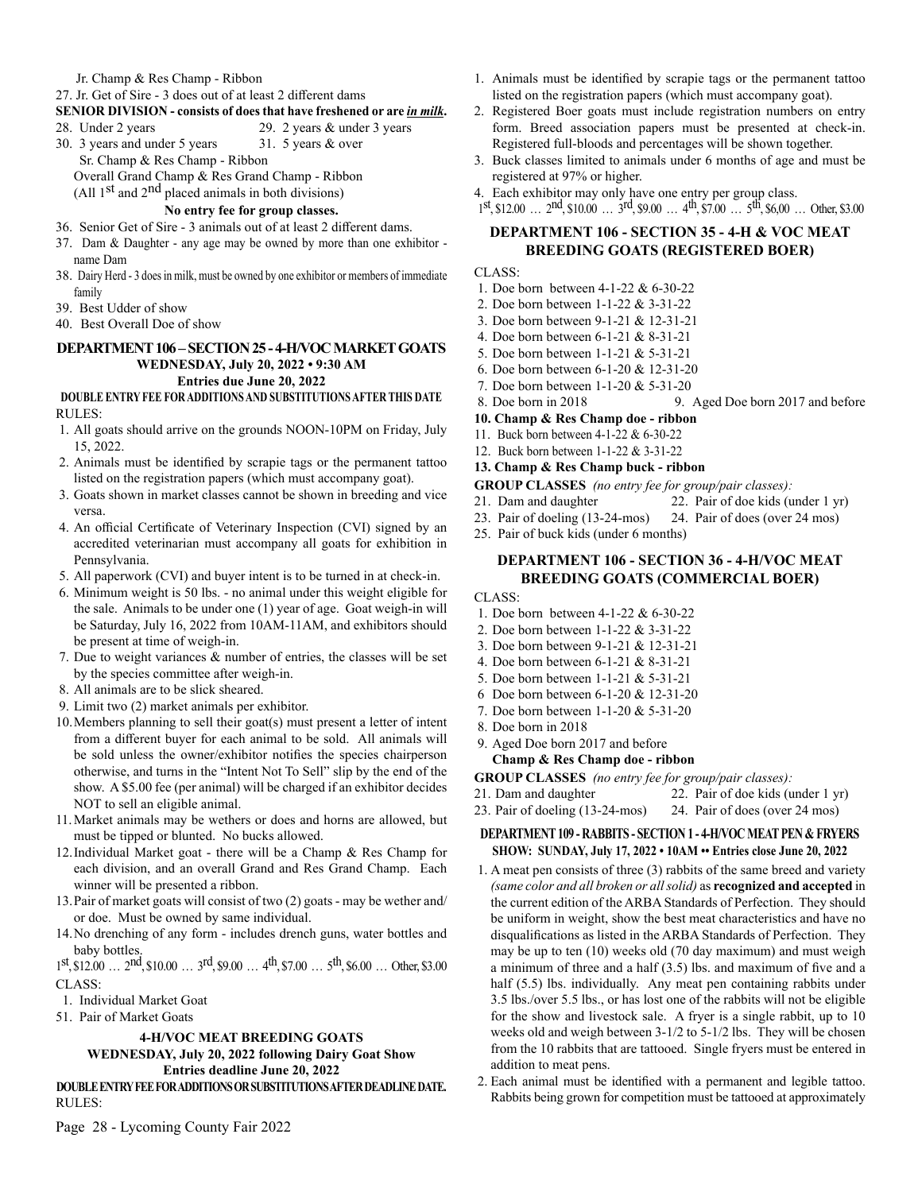Jr. Champ & Res Champ - Ribbon

27. Jr. Get of Sire - 3 does out of at least 2 different dams

**SENIOR DIVISION - consists of does that have freshened or are *in milk*.**

28. Under 2 years
29. 2 years & under 3 years
30. 3 years and under 5 years
31. 5 years & over

Sr. Champ & Res Champ - Ribbon

Overall Grand Champ & Res Grand Champ - Ribbon

(All 1st and 2nd placed animals in both divisions)

**No entry fee for group classes.**

36. Senior Get of Sire - 3 animals out of at least 2 different dams.
37. Dam & Daughter - any age may be owned by more than one exhibitor - name Dam
38. Dairy Herd - 3 does in milk, must be owned by one exhibitor or members of immediate family
39. Best Udder of show
40. Best Overall Doe of show

## DEPARTMENT 106 – SECTION 25 - 4-H/VOC MARKET GOATS

**WEDNESDAY, July 20, 2022 • 9:30 AM**

**Entries due June 20, 2022**

**DOUBLE ENTRY FEE FOR ADDITIONS AND SUBSTITUTIONS AFTER THIS DATE**

RULES:

1. All goats should arrive on the grounds NOON-10PM on Friday, July 15, 2022.
2. Animals must be identified by scrapie tags or the permanent tattoo listed on the registration papers (which must accompany goat).
3. Goats shown in market classes cannot be shown in breeding and vice versa.
4. An official Certificate of Veterinary Inspection (CVI) signed by an accredited veterinarian must accompany all goats for exhibition in Pennsylvania.
5. All paperwork (CVI) and buyer intent is to be turned in at check-in.
6. Minimum weight is 50 lbs. - no animal under this weight eligible for the sale. Animals to be under one (1) year of age. Goat weigh-in will be Saturday, July 16, 2022 from 10AM-11AM, and exhibitors should be present at time of weigh-in.
7. Due to weight variances & number of entries, the classes will be set by the species committee after weigh-in.
8. All animals are to be slick sheared.
9. Limit two (2) market animals per exhibitor.
10. Members planning to sell their goat(s) must present a letter of intent from a different buyer for each animal to be sold. All animals will be sold unless the owner/exhibitor notifies the species chairperson otherwise, and turns in the "Intent Not To Sell" slip by the end of the show. A $5.00 fee (per animal) will be charged if an exhibitor decides NOT to sell an eligible animal.
11. Market animals may be wethers or does and horns are allowed, but must be tipped or blunted. No bucks allowed.
12. Individual Market goat - there will be a Champ & Res Champ for each division, and an overall Grand and Res Grand Champ. Each winner will be presented a ribbon.
13. Pair of market goats will consist of two (2) goats - may be wether and/or doe. Must be owned by same individual.
14. No drenching of any form - includes drench guns, water bottles and baby bottles.

1st, $12.00 … 2nd, $10.00 … 3rd, $9.00 … 4th, $7.00 … 5th, $6.00 … Other, $3.00

CLASS:

1. Individual Market Goat
51. Pair of Market Goats

### 4-H/VOC MEAT BREEDING GOATS

**WEDNESDAY, July 20, 2022 following Dairy Goat Show**

**Entries deadline June 20, 2022**

**DOUBLE ENTRY FEE FOR ADDITIONS OR SUBSTITUTIONS AFTER DEADLINE DATE.**

RULES:

1. Animals must be identified by scrapie tags or the permanent tattoo listed on the registration papers (which must accompany goat).
2. Registered Boer goats must include registration numbers on entry form. Breed association papers must be presented at check-in. Registered full-bloods and percentages will be shown together.
3. Buck classes limited to animals under 6 months of age and must be registered at 97% or higher.
4. Each exhibitor may only have one entry per group class.

1st, $12.00 … 2nd, $10.00 … 3rd, $9.00 … 4th, $7.00 … 5th, $6,00 … Other, $3.00

## DEPARTMENT 106 - SECTION 35 - 4-H & VOC MEAT BREEDING GOATS (REGISTERED BOER)

CLASS:

1. Doe born between 4-1-22 & 6-30-22
2. Doe born between 1-1-22 & 3-31-22
3. Doe born between 9-1-21 & 12-31-21
4. Doe born between 6-1-21 & 8-31-21
5. Doe born between 1-1-21 & 5-31-21
6. Doe born between 6-1-20 & 12-31-20
7. Doe born between 1-1-20 & 5-31-20
8. Doe born in 2018
9. Aged Doe born 2017 and before

**10. Champ & Res Champ doe - ribbon**

11. Buck born between 4-1-22 & 6-30-22
12. Buck born between 1-1-22 & 3-31-22

**13. Champ & Res Champ buck - ribbon**

**GROUP CLASSES** *(no entry fee for group/pair classes):*

21. Dam and daughter
22. Pair of doe kids (under 1 yr)
23. Pair of doeling (13-24-mos)
24. Pair of does (over 24 mos)
25. Pair of buck kids (under 6 months)

## DEPARTMENT 106 - SECTION 36 - 4-H/VOC MEAT BREEDING GOATS (COMMERCIAL BOER)

CLASS:

1. Doe born between 4-1-22 & 6-30-22
2. Doe born between 1-1-22 & 3-31-22
3. Doe born between 9-1-21 & 12-31-21
4. Doe born between 6-1-21 & 8-31-21
5. Doe born between 1-1-21 & 5-31-21
6. Doe born between 6-1-20 & 12-31-20
7. Doe born between 1-1-20 & 5-31-20
8. Doe born in 2018
9. Aged Doe born 2017 and before

**Champ & Res Champ doe - ribbon**

**GROUP CLASSES** *(no entry fee for group/pair classes):*

21. Dam and daughter
22. Pair of doe kids (under 1 yr)
23. Pair of doeling (13-24-mos)
24. Pair of does (over 24 mos)

## DEPARTMENT 109 - RABBITS - SECTION 1 - 4-H/VOC MEAT PEN & FRYERS

**SHOW: SUNDAY, July 17, 2022 • 10AM •• Entries close June 20, 2022**

1. A meat pen consists of three (3) rabbits of the same breed and variety *(same color and all broken or all solid)* as **recognized and accepted** in the current edition of the ARBA Standards of Perfection. They should be uniform in weight, show the best meat characteristics and have no disqualifications as listed in the ARBA Standards of Perfection. They may be up to ten (10) weeks old (70 day maximum) and must weigh a minimum of three and a half (3.5) lbs. and maximum of five and a half (5.5) lbs. individually. Any meat pen containing rabbits under 3.5 lbs./over 5.5 lbs., or has lost one of the rabbits will not be eligible for the show and livestock sale. A fryer is a single rabbit, up to 10 weeks old and weigh between 3-1/2 to 5-1/2 lbs. They will be chosen from the 10 rabbits that are tattooed. Single fryers must be entered in addition to meat pens.
2. Each animal must be identified with a permanent and legible tattoo. Rabbits being grown for competition must be tattooed at approximately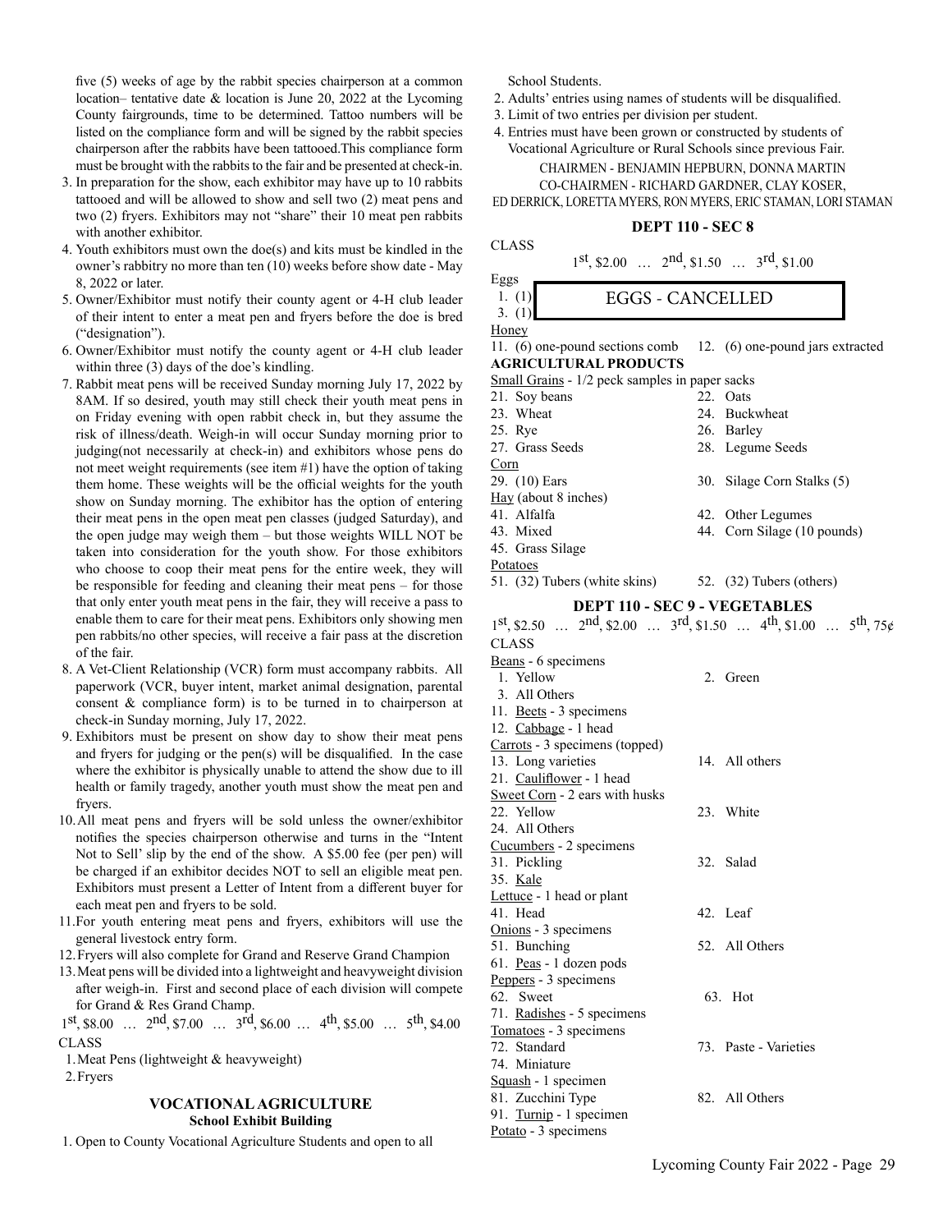five (5) weeks of age by the rabbit species chairperson at a common location– tentative date & location is June 20, 2022 at the Lycoming County fairgrounds, time to be determined. Tattoo numbers will be listed on the compliance form and will be signed by the rabbit species chairperson after the rabbits have been tattooed.This compliance form must be brought with the rabbits to the fair and be presented at check-in.

3. In preparation for the show, each exhibitor may have up to 10 rabbits tattooed and will be allowed to show and sell two (2) meat pens and two (2) fryers. Exhibitors may not "share" their 10 meat pen rabbits with another exhibitor.
4. Youth exhibitors must own the doe(s) and kits must be kindled in the owner's rabbitry no more than ten (10) weeks before show date - May 8, 2022 or later.
5. Owner/Exhibitor must notify their county agent or 4-H club leader of their intent to enter a meat pen and fryers before the doe is bred ("designation").
6. Owner/Exhibitor must notify the county agent or 4-H club leader within three (3) days of the doe's kindling.
7. Rabbit meat pens will be received Sunday morning July 17, 2022 by 8AM. If so desired, youth may still check their youth meat pens in on Friday evening with open rabbit check in, but they assume the risk of illness/death. Weigh-in will occur Sunday morning prior to judging(not necessarily at check-in) and exhibitors whose pens do not meet weight requirements (see item #1) have the option of taking them home. These weights will be the official weights for the youth show on Sunday morning. The exhibitor has the option of entering their meat pens in the open meat pen classes (judged Saturday), and the open judge may weigh them – but those weights WILL NOT be taken into consideration for the youth show. For those exhibitors who choose to coop their meat pens for the entire week, they will be responsible for feeding and cleaning their meat pens – for those that only enter youth meat pens in the fair, they will receive a pass to enable them to care for their meat pens. Exhibitors only showing men pen rabbits/no other species, will receive a fair pass at the discretion of the fair.
8. A Vet-Client Relationship (VCR) form must accompany rabbits. All paperwork (VCR, buyer intent, market animal designation, parental consent & compliance form) is to be turned in to chairperson at check-in Sunday morning, July 17, 2022.
9. Exhibitors must be present on show day to show their meat pens and fryers for judging or the pen(s) will be disqualified. In the case where the exhibitor is physically unable to attend the show due to ill health or family tragedy, another youth must show the meat pen and fryers.
10. All meat pens and fryers will be sold unless the owner/exhibitor notifies the species chairperson otherwise and turns in the "Intent Not to Sell' slip by the end of the show. A $5.00 fee (per pen) will be charged if an exhibitor decides NOT to sell an eligible meat pen. Exhibitors must present a Letter of Intent from a different buyer for each meat pen and fryers to be sold.
11. For youth entering meat pens and fryers, exhibitors will use the general livestock entry form.
12. Fryers will also complete for Grand and Reserve Grand Champion
13. Meat pens will be divided into a lightweight and heavyweight division after weigh-in. First and second place of each division will compete for Grand & Res Grand Champ.

1st, $8.00 … 2nd, $7.00 … 3rd, $6.00 … 4th, $5.00 … 5th, $4.00

CLASS

1. Meat Pens (lightweight & heavyweight)
2. Fryers

## VOCATIONAL AGRICULTURE

**School Exhibit Building**

1. Open to County Vocational Agriculture Students and open to all School Students.
2. Adults' entries using names of students will be disqualified.
3. Limit of two entries per division per student.
4. Entries must have been grown or constructed by students of Vocational Agriculture or Rural Schools since previous Fair.

CHAIRMEN - BENJAMIN HEPBURN, DONNA MARTIN
CO-CHAIRMEN - RICHARD GARDNER, CLAY KOSER, ED DERRICK, LORETTA MYERS, RON MYERS, ERIC STAMAN, LORI STAMAN

### DEPT 110 - SEC 8

CLASS

1st, $2.00 … 2nd, $1.50 … 3rd, $1.00

Eggs

1. (1)
3. (1)

EGGS - CANCELLED

Honey

11. (6) one-pound sections comb
12. (6) one-pound jars extracted

**AGRICULTURAL PRODUCTS**

Small Grains - 1/2 peck samples in paper sacks

21. Soy beans
22. Oats
23. Wheat
24. Buckwheat
25. Rye
26. Barley
27. Grass Seeds
28. Legume Seeds

Corn

29. (10) Ears
30. Silage Corn Stalks (5)

Hay (about 8 inches)

41. Alfalfa
42. Other Legumes
43. Mixed
44. Corn Silage (10 pounds)
45. Grass Silage

Potatoes

51. (32) Tubers (white skins)
52. (32) Tubers (others)

### DEPT 110 - SEC 9 - VEGETABLES

1st, $2.50 … 2nd, $2.00 … 3rd, $1.50 … 4th, $1.00 … 5th, 75¢

CLASS

Beans - 6 specimens

1. Yellow
2. Green
3. All Others

11. Beets - 3 specimens
12. Cabbage - 1 head

Carrots - 3 specimens (topped)

13. Long varieties
14. All others

21. Cauliflower - 1 head

Sweet Corn - 2 ears with husks

22. Yellow
23. White
24. All Others

Cucumbers - 2 specimens

31. Pickling
32. Salad

35. Kale

Lettuce - 1 head or plant

41. Head
42. Leaf

Onions - 3 specimens

51. Bunching
52. All Others

61. Peas - 1 dozen pods

Peppers - 3 specimens

62. Sweet
63. Hot

71. Radishes - 5 specimens

Tomatoes - 3 specimens

72. Standard
73. Paste - Varieties
74. Miniature

Squash - 1 specimen

81. Zucchini Type
82. All Others

91. Turnip - 1 specimen

Potato - 3 specimens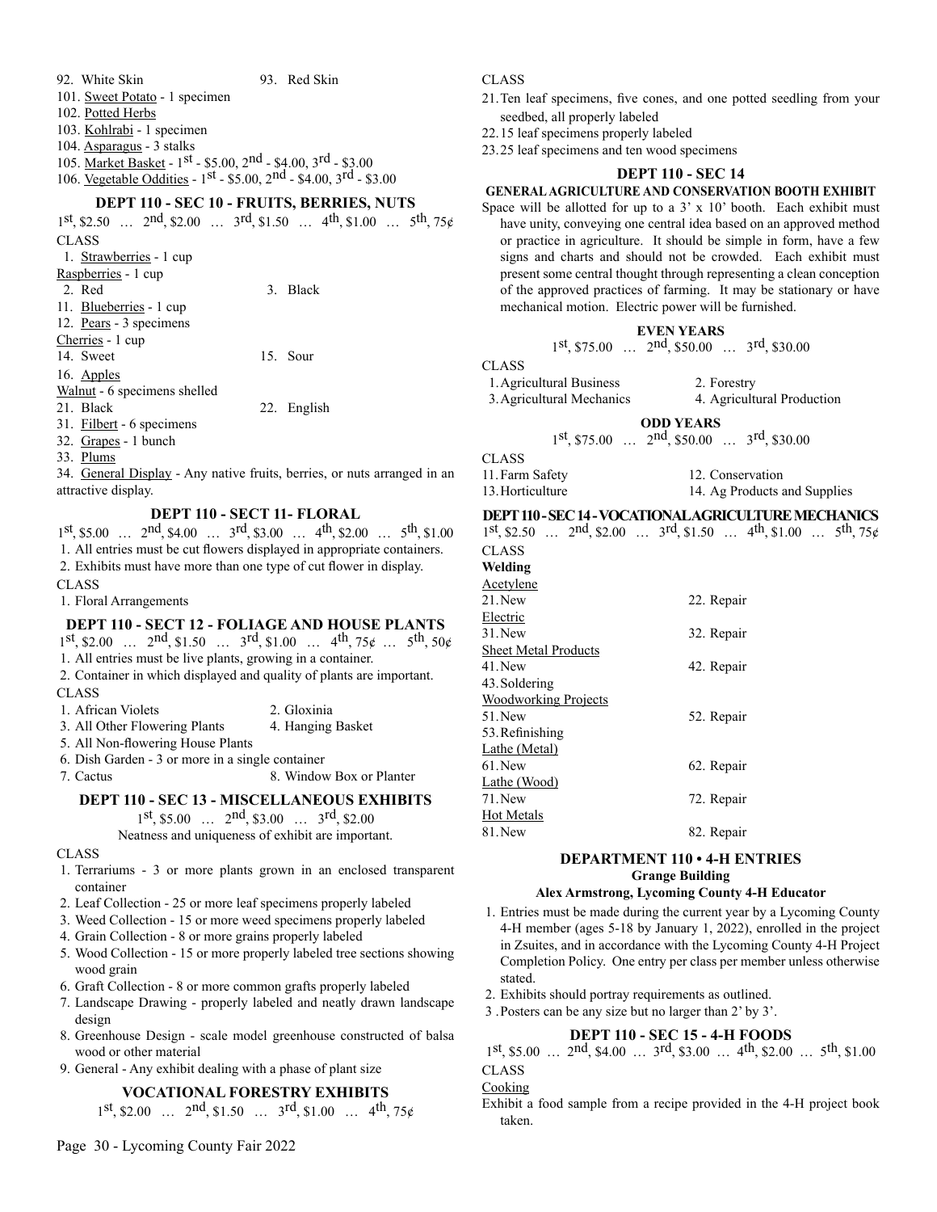92. White Skin 93. Red Skin

101. Sweet Potato - 1 specimen

102. Potted Herbs

103. Kohlrabi - 1 specimen

104. Asparagus - 3 stalks

105. Market Basket - 1st - \$5.00, 2nd - \$4.00, 3rd - \$3.00

106. Vegetable Oddities - 1st - \$5.00, 2nd - \$4.00, 3rd - \$3.00

## DEPT 110 - SEC 10 - FRUITS, BERRIES, NUTS

1st, \$2.50 … 2nd, \$2.00 … 3rd, \$1.50 … 4th, \$1.00 … 5th, 75¢

CLASS

1. Strawberries - 1 cup

Raspberries - 1 cup

2. Red 3. Black

11. Blueberries - 1 cup

12. Pears - 3 specimens

Cherries - 1 cup

14. Sweet 15. Sour

16. Apples

Walnut - 6 specimens shelled

21. Black 22. English

31. Filbert - 6 specimens

32. Grapes - 1 bunch

33. Plums

34. General Display - Any native fruits, berries, or nuts arranged in an attractive display.

## DEPT 110 - SECT 11- FLORAL

1st, \$5.00 … 2nd, \$4.00 … 3rd, \$3.00 … 4th, \$2.00 … 5th, \$1.00

1. All entries must be cut flowers displayed in appropriate containers.
2. Exhibits must have more than one type of cut flower in display.

CLASS

1. Floral Arrangements

## DEPT 110 - SECT 12 - FOLIAGE AND HOUSE PLANTS

1st, \$2.00 … 2nd, \$1.50 … 3rd, \$1.00 … 4th, 75¢ … 5th, 50¢

1. All entries must be live plants, growing in a container.
2. Container in which displayed and quality of plants are important.

CLASS

1. African Violets 2. Gloxinia
3. All Other Flowering Plants 4. Hanging Basket
5. All Non-flowering House Plants
6. Dish Garden - 3 or more in a single container
7. Cactus 8. Window Box or Planter

## DEPT 110 - SEC 13 - MISCELLANEOUS EXHIBITS

1st, \$5.00 … 2nd, \$3.00 … 3rd, \$2.00

Neatness and uniqueness of exhibit are important.

CLASS

1. Terrariums - 3 or more plants grown in an enclosed transparent container
2. Leaf Collection - 25 or more leaf specimens properly labeled
3. Weed Collection - 15 or more weed specimens properly labeled
4. Grain Collection - 8 or more grains properly labeled
5. Wood Collection - 15 or more properly labeled tree sections showing wood grain
6. Graft Collection - 8 or more common grafts properly labeled
7. Landscape Drawing - properly labeled and neatly drawn landscape design
8. Greenhouse Design - scale model greenhouse constructed of balsa wood or other material
9. General - Any exhibit dealing with a phase of plant size

## VOCATIONAL FORESTRY EXHIBITS

1st, \$2.00 … 2nd, \$1.50 … 3rd, \$1.00 … 4th, 75¢

CLASS

21. Ten leaf specimens, five cones, and one potted seedling from your seedbed, all properly labeled
22. 15 leaf specimens properly labeled
23. 25 leaf specimens and ten wood specimens

## DEPT 110 - SEC 14

### GENERAL AGRICULTURE AND CONSERVATION BOOTH EXHIBIT

Space will be allotted for up to a 3' x 10' booth. Each exhibit must have unity, conveying one central idea based on an approved method or practice in agriculture. It should be simple in form, have a few signs and charts and should not be crowded. Each exhibit must present some central thought through representing a clean conception of the approved practices of farming. It may be stationary or have mechanical motion. Electric power will be furnished.

**EVEN YEARS**

1st, \$75.00 … 2nd, \$50.00 … 3rd, \$30.00

CLASS

1. Agricultural Business 2. Forestry
3. Agricultural Mechanics 4. Agricultural Production

**ODD YEARS**

1st, \$75.00 … 2nd, \$50.00 … 3rd, \$30.00

CLASS

11. Farm Safety 12. Conservation
13. Horticulture 14. Ag Products and Supplies

## DEPT 110 - SEC 14 - VOCATIONAL AGRICULTURE MECHANICS

1st, \$2.50 … 2nd, \$2.00 … 3rd, \$1.50 … 4th, \$1.00 … 5th, 75¢

CLASS

**Welding**

Acetylene

21. New 22. Repair

Electric

31. New 32. Repair

Sheet Metal Products

41. New 42. Repair

43. Soldering

Woodworking Projects

51. New 52. Repair

53. Refinishing

Lathe (Metal)

61. New 62. Repair

Lathe (Wood)

71. New 72. Repair

Hot Metals

81. New 82. Repair

## DEPARTMENT 110 • 4-H ENTRIES

**Grange Building**

**Alex Armstrong, Lycoming County 4-H Educator**

1. Entries must be made during the current year by a Lycoming County 4-H member (ages 5-18 by January 1, 2022), enrolled in the project in Zsuites, and in accordance with the Lycoming County 4-H Project Completion Policy. One entry per class per member unless otherwise stated.
2. Exhibits should portray requirements as outlined.
3. Posters can be any size but no larger than 2' by 3'.

## DEPT 110 - SEC 15 - 4-H FOODS

1st, \$5.00 … 2nd, \$4.00 … 3rd, \$3.00 … 4th, \$2.00 … 5th, \$1.00

CLASS

Cooking

Exhibit a food sample from a recipe provided in the 4-H project book taken.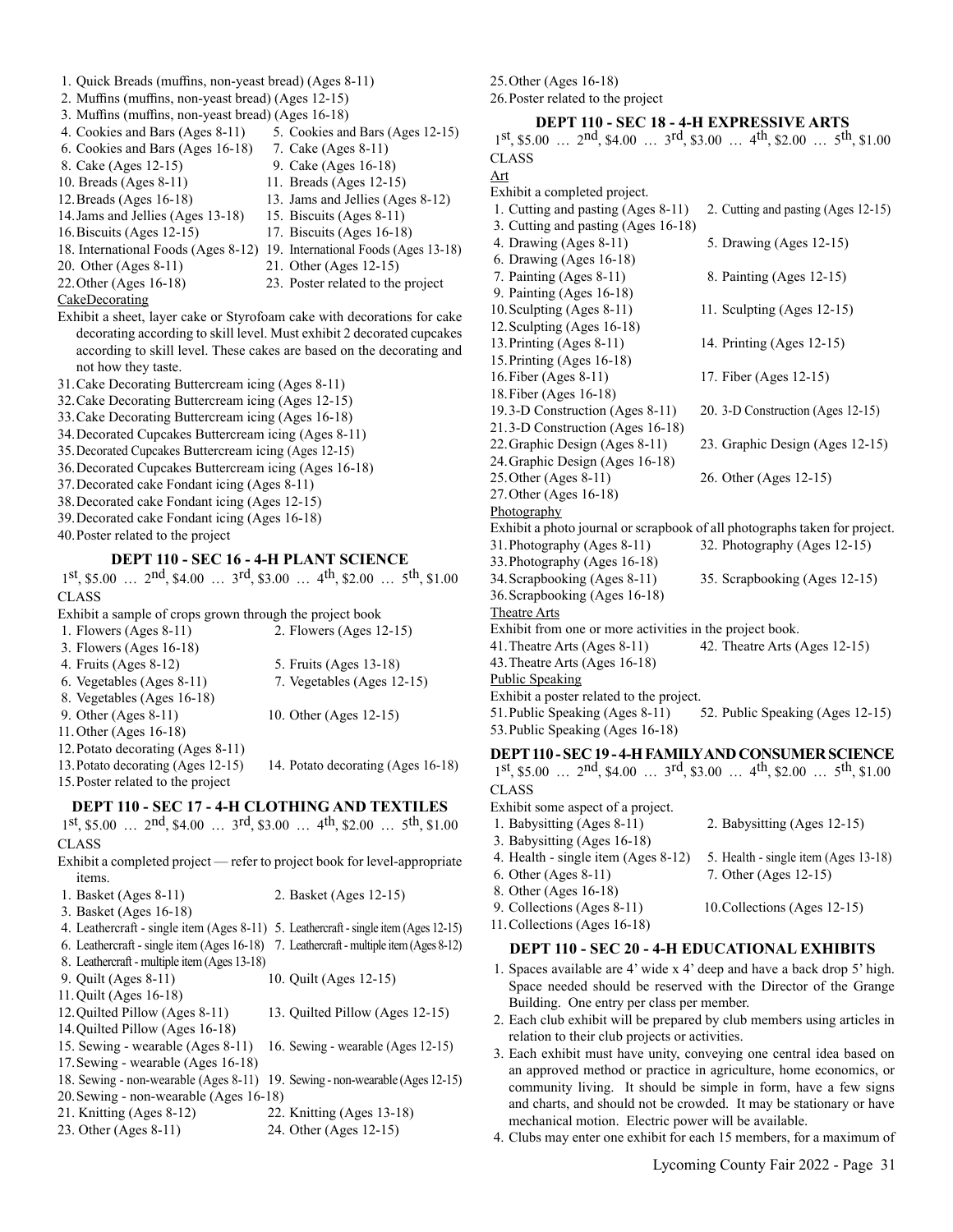1. Quick Breads (muffins, non-yeast bread) (Ages 8-11)
2. Muffins (muffins, non-yeast bread) (Ages 12-15)
3. Muffins (muffins, non-yeast bread) (Ages 16-18)
4. Cookies and Bars (Ages 8-11)
5. Cookies and Bars (Ages 12-15)
6. Cookies and Bars (Ages 16-18)
7. Cake (Ages 8-11)
8. Cake (Ages 12-15)
9. Cake (Ages 16-18)
10. Breads (Ages 8-11)
11. Breads (Ages 12-15)
12. Breads (Ages 16-18)
13. Jams and Jellies (Ages 8-12)
14. Jams and Jellies (Ages 13-18)
15. Biscuits (Ages 8-11)
16. Biscuits (Ages 12-15)
17. Biscuits (Ages 16-18)
18. International Foods (Ages 8-12)
19. International Foods (Ages 13-18)
20. Other (Ages 8-11)
21. Other (Ages 12-15)
22. Other (Ages 16-18)
23. Poster related to the project

CakeDecorating

Exhibit a sheet, layer cake or Styrofoam cake with decorations for cake decorating according to skill level. Must exhibit 2 decorated cupcakes according to skill level. These cakes are based on the decorating and not how they taste.

31. Cake Decorating Buttercream icing (Ages 8-11)
32. Cake Decorating Buttercream icing (Ages 12-15)
33. Cake Decorating Buttercream icing (Ages 16-18)
34. Decorated Cupcakes Buttercream icing (Ages 8-11)
35. Decorated Cupcakes Buttercream icing (Ages 12-15)
36. Decorated Cupcakes Buttercream icing (Ages 16-18)
37. Decorated cake Fondant icing (Ages 8-11)
38. Decorated cake Fondant icing (Ages 12-15)
39. Decorated cake Fondant icing (Ages 16-18)
40. Poster related to the project

## DEPT 110 - SEC 16 - 4-H PLANT SCIENCE

1st, $5.00 … 2nd, $4.00 … 3rd, $3.00 … 4th, $2.00 … 5th, $1.00

CLASS

Exhibit a sample of crops grown through the project book

1. Flowers (Ages 8-11)
2. Flowers (Ages 12-15)
3. Flowers (Ages 16-18)
4. Fruits (Ages 8-12)
5. Fruits (Ages 13-18)
6. Vegetables (Ages 8-11)
7. Vegetables (Ages 12-15)
8. Vegetables (Ages 16-18)
9. Other (Ages 8-11)
10. Other (Ages 12-15)
11. Other (Ages 16-18)
12. Potato decorating (Ages 8-11)
13. Potato decorating (Ages 12-15)
14. Potato decorating (Ages 16-18)
15. Poster related to the project

## DEPT 110 - SEC 17 - 4-H CLOTHING AND TEXTILES

1st, $5.00 … 2nd, $4.00 … 3rd, $3.00 … 4th, $2.00 … 5th, $1.00

CLASS

Exhibit a completed project — refer to project book for level-appropriate items.

1. Basket (Ages 8-11)
2. Basket (Ages 12-15)
3. Basket (Ages 16-18)
4. Leathercraft - single item (Ages 8-11)
5. Leathercraft - single item (Ages 12-15)
6. Leathercraft - single item (Ages 16-18)
7. Leathercraft - multiple item (Ages 8-12)
8. Leathercraft - multiple item (Ages 13-18)
9. Quilt (Ages 8-11)
10. Quilt (Ages 12-15)
11. Quilt (Ages 16-18)
12. Quilted Pillow (Ages 8-11)
13. Quilted Pillow (Ages 12-15)
14. Quilted Pillow (Ages 16-18)
15. Sewing - wearable (Ages 8-11)
16. Sewing - wearable (Ages 12-15)
17. Sewing - wearable (Ages 16-18)
18. Sewing - non-wearable (Ages 8-11)
19. Sewing - non-wearable (Ages 12-15)
20. Sewing - non-wearable (Ages 16-18)
21. Knitting (Ages 8-12)
22. Knitting (Ages 13-18)
23. Other (Ages 8-11)
24. Other (Ages 12-15)
25. Other (Ages 16-18)
26. Poster related to the project

## DEPT 110 - SEC 18 - 4-H EXPRESSIVE ARTS

1st, $5.00 … 2nd, $4.00 … 3rd, $3.00 … 4th, $2.00 … 5th, $1.00

CLASS

Art

Exhibit a completed project.

1. Cutting and pasting (Ages 8-11)
2. Cutting and pasting (Ages 12-15)
3. Cutting and pasting (Ages 16-18)
4. Drawing (Ages 8-11)
5. Drawing (Ages 12-15)
6. Drawing (Ages 16-18)
7. Painting (Ages 8-11)
8. Painting (Ages 12-15)
9. Painting (Ages 16-18)
10. Sculpting (Ages 8-11)
11. Sculpting (Ages 12-15)
12. Sculpting (Ages 16-18)
13. Printing (Ages 8-11)
14. Printing (Ages 12-15)
15. Printing (Ages 16-18)
16. Fiber (Ages 8-11)
17. Fiber (Ages 12-15)
18. Fiber (Ages 16-18)
19. 3-D Construction (Ages 8-11)
20. 3-D Construction (Ages 12-15)
21. 3-D Construction (Ages 16-18)
22. Graphic Design (Ages 8-11)
23. Graphic Design (Ages 12-15)
24. Graphic Design (Ages 16-18)
25. Other (Ages 8-11)
26. Other (Ages 12-15)
27. Other (Ages 16-18)

Photography

Exhibit a photo journal or scrapbook of all photographs taken for project.

31. Photography (Ages 8-11)
32. Photography (Ages 12-15)
33. Photography (Ages 16-18)
34. Scrapbooking (Ages 8-11)
35. Scrapbooking (Ages 12-15)
36. Scrapbooking (Ages 16-18)

Theatre Arts

Exhibit from one or more activities in the project book.

41. Theatre Arts (Ages 8-11)
42. Theatre Arts (Ages 12-15)
43. Theatre Arts (Ages 16-18)

Public Speaking

Exhibit a poster related to the project.

51. Public Speaking (Ages 8-11)
52. Public Speaking (Ages 12-15)
53. Public Speaking (Ages 16-18)

## DEPT 110 - SEC 19 - 4-H FAMILY AND CONSUMER SCIENCE

1st, $5.00 … 2nd, $4.00 … 3rd, $3.00 … 4th, $2.00 … 5th, $1.00

CLASS

Exhibit some aspect of a project.

1. Babysitting (Ages 8-11)
2. Babysitting (Ages 12-15)
3. Babysitting (Ages 16-18)
4. Health - single item (Ages 8-12)
5. Health - single item (Ages 13-18)
6. Other (Ages 8-11)
7. Other (Ages 12-15)
8. Other (Ages 16-18)
9. Collections (Ages 8-11)
10. Collections (Ages 12-15)
11. Collections (Ages 16-18)

## DEPT 110 - SEC 20 - 4-H EDUCATIONAL EXHIBITS

1. Spaces available are 4' wide x 4' deep and have a back drop 5' high. Space needed should be reserved with the Director of the Grange Building. One entry per class per member.
2. Each club exhibit will be prepared by club members using articles in relation to their club projects or activities.
3. Each exhibit must have unity, conveying one central idea based on an approved method or practice in agriculture, home economics, or community living. It should be simple in form, have a few signs and charts, and should not be crowded. It may be stationary or have mechanical motion. Electric power will be available.
4. Clubs may enter one exhibit for each 15 members, for a maximum of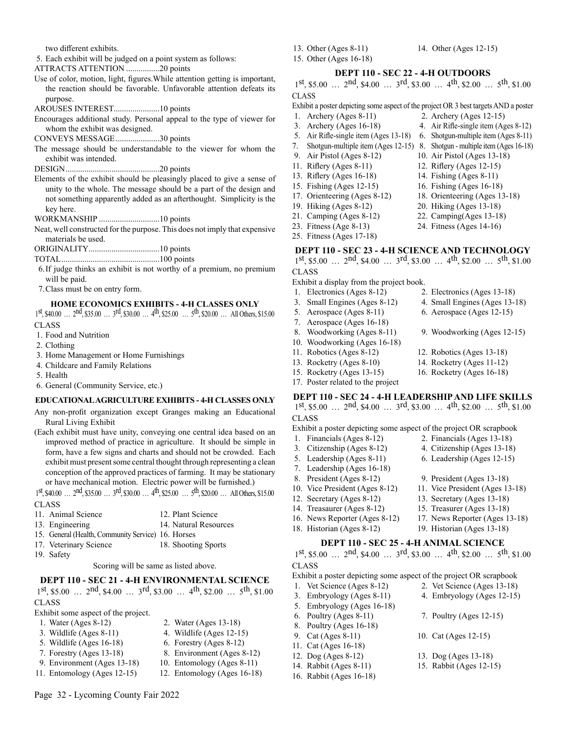two different exhibits.

5. Each exhibit will be judged on a point system as follows:

ATTRACTS ATTENTION ................20 points

Use of color, motion, light, figures.While attention getting is important, the reaction should be favorable. Unfavorable attention defeats its purpose.

AROUSES INTEREST......................10 points

Encourages additional study. Personal appeal to the type of viewer for whom the exhibit was designed.

CONVEYS MESSAGE .....................30 points

The message should be understandable to the viewer for whom the exhibit was intended.

DESIGN.............................................20 points

Elements of the exhibit should be pleasingly placed to give a sense of unity to the whole. The message should be a part of the design and not something apparently added as an afterthought. Simplicity is the key here.

WORKMANSHIP .............................10 points

Neat, well constructed for the purpose. This does not imply that expensive materials be used.

ORIGINALITY..................................10 points

TOTAL...............................................100 points

6. If judge thinks an exhibit is not worthy of a premium, no premium will be paid.

7. Class must be on entry form.

### HOME ECONOMICS EXHIBITS - 4-H CLASSES ONLY

1st, $40.00 … 2nd, $35.00 … 3rd, $30.00 … 4th, $25.00 … 5th, $20.00 … All Others, $15.00

CLASS

1. Food and Nutrition
2. Clothing
3. Home Management or Home Furnishings
4. Childcare and Family Relations
5. Health
6. General (Community Service, etc.)

### EDUCATIONAL AGRICULTURE EXHIBITS - 4-H CLASSES ONLY

Any non-profit organization except Granges making an Educational Rural Living Exhibit

(Each exhibit must have unity, conveying one central idea based on an improved method of practice in agriculture. It should be simple in form, have a few signs and charts and should not be crowded. Each exhibit must present some central thought through representing a clean conception of the approved practices of farming. It may be stationary or have mechanical motion. Electric power will be furnished.)

1st, $40.00 … 2nd, $35.00 … 3rd, $30.00 … 4th, $25.00 … 5th, $20.00 … All Others, $15.00

CLASS

11. Animal Science
12. Plant Science
13. Engineering
14. Natural Resources
15. General (Health, Community Service)
16. Horses
17. Veterinary Science
18. Shooting Sports
19. Safety

Scoring will be same as listed above.

### DEPT 110 - SEC 21 - 4-H ENVIRONMENTAL SCIENCE

1st, $5.00 … 2nd, $4.00 … 3rd, $3.00 … 4th, $2.00 … 5th, $1.00

CLASS

Exhibit some aspect of the project.

1. Water (Ages 8-12)
2. Water (Ages 13-18)
3. Wildlife (Ages 8-11)
4. Wildlife (Ages 12-15)
5. Wildlife (Ages 16-18)
6. Forestry (Ages 8-12)
7. Forestry (Ages 13-18)
8. Environment (Ages 8-12)
9. Environment (Ages 13-18)
10. Entomology (Ages 8-11)
11. Entomology (Ages 12-15)
12. Entomology (Ages 16-18)
13. Other (Ages 8-11)
14. Other (Ages 12-15)
15. Other (Ages 16-18)

### DEPT 110 - SEC 22 - 4-H OUTDOORS

1st, $5.00 … 2nd, $4.00 … 3rd, $3.00 … 4th, $2.00 … 5th, $1.00

CLASS

Exhibit a poster depicting some aspect of the project OR 3 best targets AND a poster

1. Archery (Ages 8-11)
2. Archery (Ages 12-15)
3. Archery (Ages 16-18)
4. Air Rifle-single item (Ages 8-12)
5. Air Rifle-single item (Ages 13-18)
6. Shotgun-multiple item (Ages 8-11)
7. Shotgun-multiple item (Ages 12-15)
8. Shotgun - multiple item (Ages 16-18)
9. Air Pistol (Ages 8-12)
10. Air Pistol (Ages 13-18)
11. Riflery (Ages 8-11)
12. Riflery (Ages 12-15)
13. Riflery (Ages 16-18)
14. Fishing (Ages 8-11)
15. Fishing (Ages 12-15)
16. Fishing (Ages 16-18)
17. Orienteering (Ages 8-12)
18. Orienteering (Ages 13-18)
19. Hiking (Ages 8-12)
20. Hiking (Ages 13-18)
21. Camping (Ages 8-12)
22. Camping(Ages 13-18)
23. Fitness (Age 8-13)
24. Fitness (Ages 14-16)
25. Fitness (Ages 17-18)

### DEPT 110 - SEC 23 - 4-H SCIENCE AND TECHNOLOGY

1st, $5.00 … 2nd, $4.00 … 3rd, $3.00 … 4th, $2.00 … 5th, $1.00

CLASS

Exhibit a display from the project book.

1. Electronics (Ages 8-12)
2. Electronics (Ages 13-18)
3. Small Engines (Ages 8-12)
4. Small Engines (Ages 13-18)
5. Aerospace (Ages 8-11)
6. Aerospace (Ages 12-15)
7. Aerospace (Ages 16-18)
8. Woodworking (Ages 8-11)
9. Woodworking (Ages 12-15)
10. Woodworking (Ages 16-18)
11. Robotics (Ages 8-12)
12. Robotics (Ages 13-18)
13. Rocketry (Ages 8-10)
14. Rocketry (Ages 11-12)
15. Rocketry (Ages 13-15)
16. Rocketry (Ages 16-18)
17. Poster related to the project

### DEPT 110 - SEC 24 - 4-H LEADERSHIP AND LIFE SKILLS

1st, $5.00 … 2nd, $4.00 … 3rd, $3.00 … 4th, $2.00 … 5th, $1.00

CLASS

Exhibit a poster depicting some aspect of the project OR scrapbook

1. Financials (Ages 8-12)
2. Financials (Ages 13-18)
3. Citizenship (Ages 8-12)
4. Citizenship (Ages 13-18)
5. Leadership (Ages 8-11)
6. Leadership (Ages 12-15)
7. Leadership (Ages 16-18)
8. President (Ages 8-12)
9. President (Ages 13-18)
10. Vice President (Ages 8-12)
11. Vice President (Ages 13-18)
12. Secretary (Ages 8-12)
13. Secretary (Ages 13-18)
14. Treasaurer (Ages 8-12)
15. Treasurer (Ages 13-18)
16. News Reporter (Ages 8-12)
17. News Reporter (Ages 13-18)
18. Historian (Ages 8-12)
19. Historian (Ages 13-18)

### DEPT 110 - SEC 25 - 4-H ANIMAL SCIENCE

1st, $5.00 … 2nd, $4.00 … 3rd, $3.00 … 4th, $2.00 … 5th, $1.00

CLASS

Exhibit a poster depicting some aspect of the project OR scrapbook

1. Vet Science (Ages 8-12)
2. Vet Science (Ages 13-18)
3. Embryology (Ages 8-11)
4. Embryology (Ages 12-15)
5. Embryology (Ages 16-18)
6. Poultry (Ages 8-11)
7. Poultry (Ages 12-15)
8. Poultry (Ages 16-18)
9. Cat (Ages 8-11)
10. Cat (Ages 12-15)
11. Cat (Ages 16-18)
12. Dog (Ages 8-12)
13. Dog (Ages 13-18)
14. Rabbit (Ages 8-11)
15. Rabbit (Ages 12-15)
16. Rabbit (Ages 16-18)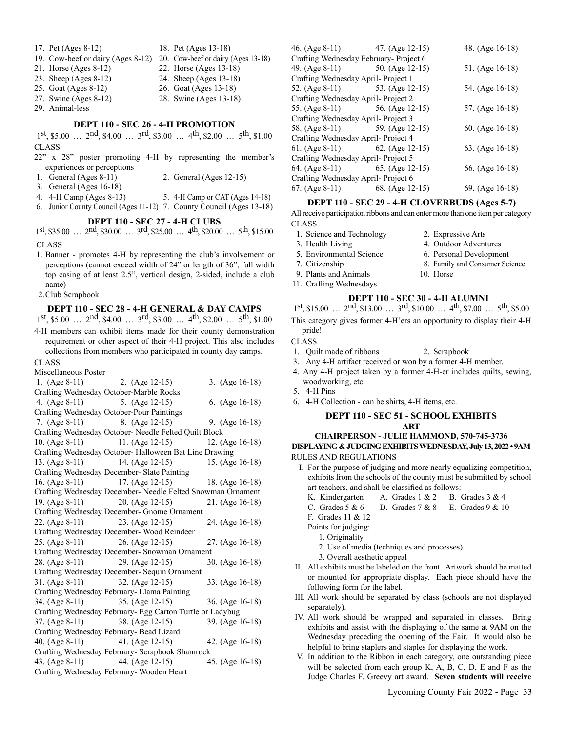17. Pet (Ages 8-12)
18. Pet (Ages 13-18)
19. Cow-beef or dairy (Ages 8-12)
20. Cow-beef or dairy (Ages 13-18)
21. Horse (Ages 8-12)
22. Horse (Ages 13-18)
23. Sheep (Ages 8-12)
24. Sheep (Ages 13-18)
25. Goat (Ages 8-12)
26. Goat (Ages 13-18)
27. Swine (Ages 8-12)
28. Swine (Ages 13-18)
29. Animal-less

### DEPT 110 - SEC 26 - 4-H PROMOTION

1st, $5.00 … 2nd, $4.00 … 3rd, $3.00 … 4th, $2.00 … 5th, $1.00

CLASS

22" x 28" poster promoting 4-H by representing the member's experiences or perceptions

1. General (Ages 8-11)
2. General (Ages 12-15)
3. General (Ages 16-18)
4. 4-H Camp (Ages 8-13)
5. 4-H Camp or CAT (Ages 14-18)
6. Junior County Council (Ages 11-12)
7. County Council (Ages 13-18)

### DEPT 110 - SEC 27 - 4-H CLUBS

1st, $35.00 … 2nd, $30.00 … 3rd, $25.00 … 4th, $20.00 … 5th, $15.00

CLASS

1. Banner - promotes 4-H by representing the club's involvement or perceptions (cannot exceed width of 24" or length of 36", full width top casing of at least 2.5", vertical design, 2-sided, include a club name)
2. Club Scrapbook

### DEPT 110 - SEC 28 - 4-H GENERAL & DAY CAMPS

1st, $5.00 … 2nd, $4.00 … 3rd, $3.00 … 4th, $2.00 … 5th, $1.00

4-H members can exhibit items made for their county demonstration requirement or other aspect of their 4-H project. This also includes collections from members who participated in county day camps.

CLASS

| | | |
|---|---|---|
| Miscellaneous Poster | | |
| 1. (Age 8-11) | 2. (Age 12-15) | 3. (Age 16-18) |
| Crafting Wednesday October-Marble Rocks | | |
| 4. (Age 8-11) | 5. (Age 12-15) | 6. (Age 16-18) |
| Crafting Wednesday October-Pour Paintings | | |
| 7. (Age 8-11) | 8. (Age 12-15) | 9. (Age 16-18) |
| Crafting Wednesday October- Needle Felted Quilt Block | | |
| 10. (Age 8-11) | 11. (Age 12-15) | 12. (Age 16-18) |
| Crafting Wednesday October- Halloween Bat Line Drawing | | |
| 13. (Age 8-11) | 14. (Age 12-15) | 15. (Age 16-18) |
| Crafting Wednesday December- Slate Painting | | |
| 16. (Age 8-11) | 17. (Age 12-15) | 18. (Age 16-18) |
| Crafting Wednesday December- Needle Felted Snowman Ornament | | |
| 19. (Age 8-11) | 20. (Age 12-15) | 21. (Age 16-18) |
| Crafting Wednesday December- Gnome Ornament | | |
| 22. (Age 8-11) | 23. (Age 12-15) | 24. (Age 16-18) |
| Crafting Wednesday December- Wood Reindeer | | |
| 25. (Age 8-11) | 26. (Age 12-15) | 27. (Age 16-18) |
| Crafting Wednesday December- Snowman Ornament | | |
| 28. (Age 8-11) | 29. (Age 12-15) | 30. (Age 16-18) |
| Crafting Wednesday December- Sequin Ornament | | |
| 31. (Age 8-11) | 32. (Age 12-15) | 33. (Age 16-18) |
| Crafting Wednesday February- Llama Painting | | |
| 34. (Age 8-11) | 35. (Age 12-15) | 36. (Age 16-18) |
| Crafting Wednesday February- Egg Carton Turtle or Ladybug | | |
| 37. (Age 8-11) | 38. (Age 12-15) | 39. (Age 16-18) |
| Crafting Wednesday February- Bead Lizard | | |
| 40. (Age 8-11) | 41. (Age 12-15) | 42. (Age 16-18) |
| Crafting Wednesday February- Scrapbook Shamrock | | |
| 43. (Age 8-11) | 44. (Age 12-15) | 45. (Age 16-18) |
| Crafting Wednesday February- Wooden Heart | | |
| 46. (Age 8-11) | 47. (Age 12-15) | 48. (Age 16-18) |
| Crafting Wednesday February- Project 6 | | |
| 49. (Age 8-11) | 50. (Age 12-15) | 51. (Age 16-18) |
| Crafting Wednesday April- Project 1 | | |
| 52. (Age 8-11) | 53. (Age 12-15) | 54. (Age 16-18) |
| Crafting Wednesday April- Project 2 | | |
| 55. (Age 8-11) | 56. (Age 12-15) | 57. (Age 16-18) |
| Crafting Wednesday April- Project 3 | | |
| 58. (Age 8-11) | 59. (Age 12-15) | 60. (Age 16-18) |
| Crafting Wednesday April- Project 4 | | |
| 61. (Age 8-11) | 62. (Age 12-15) | 63. (Age 16-18) |
| Crafting Wednesday April- Project 5 | | |
| 64. (Age 8-11) | 65. (Age 12-15) | 66. (Age 16-18) |
| Crafting Wednesday April- Project 6 | | |
| 67. (Age 8-11) | 68. (Age 12-15) | 69. (Age 16-18) |

### DEPT 110 - SEC 29 - 4-H CLOVERBUDS (Ages 5-7)

All receive participation ribbons and can enter more than one item per category

CLASS

1. Science and Technology
2. Expressive Arts
3. Health Living
4. Outdoor Adventures
5. Environmental Science
6. Personal Development
7. Citizenship
8. Family and Consumer Science
9. Plants and Animals
10. Horse
11. Crafting Wednesdays

### DEPT 110 - SEC 30 - 4-H ALUMNI

1st, $15.00 … 2nd, $13.00 … 3rd, $10.00 … 4th, $7.00 … 5th, $5.00

This category gives former 4-H'ers an opportunity to display their 4-H pride!

CLASS

1. Quilt made of ribbons
2. Scrapbook
3. Any 4-H artifact received or won by a former 4-H member.
4. Any 4-H project taken by a former 4-H-er includes quilts, sewing, woodworking, etc.
5. 4-H Pins
6. 4-H Collection - can be shirts, 4-H items, etc.

### DEPT 110 - SEC 51 - SCHOOL EXHIBITS
### ART

**CHAIRPERSON - JULIE HAMMOND, 570-745-3736**

**DISPLAYING & JUDGING EXHIBITS WEDNESDAY, July 13, 2022 • 9AM**

RULES AND REGULATIONS

I. For the purpose of judging and more nearly equalizing competition, exhibits from the schools of the county must be submitted by school art teachers, and shall be classified as follows:
   K. Kindergarten  A. Grades 1 & 2  B. Grades 3 & 4
   C. Grades 5 & 6  D. Grades 7 & 8  E. Grades 9 & 10
   F. Grades 11 & 12
   Points for judging:
   1. Originality
   2. Use of media (techniques and processes)
   3. Overall aesthetic appeal
II. All exhibits must be labeled on the front. Artwork should be matted or mounted for appropriate display. Each piece should have the following form for the label.
III. All work should be separated by class (schools are not displayed separately).
IV. All work should be wrapped and separated in classes. Bring exhibits and assist with the displaying of the same at 9AM on the Wednesday preceding the opening of the Fair. It would also be helpful to bring staplers and staples for displaying the work.
V. In addition to the Ribbon in each category, one outstanding piece will be selected from each group K, A, B, C, D, E and F as the Judge Charles F. Greevy art award. **Seven students will receive**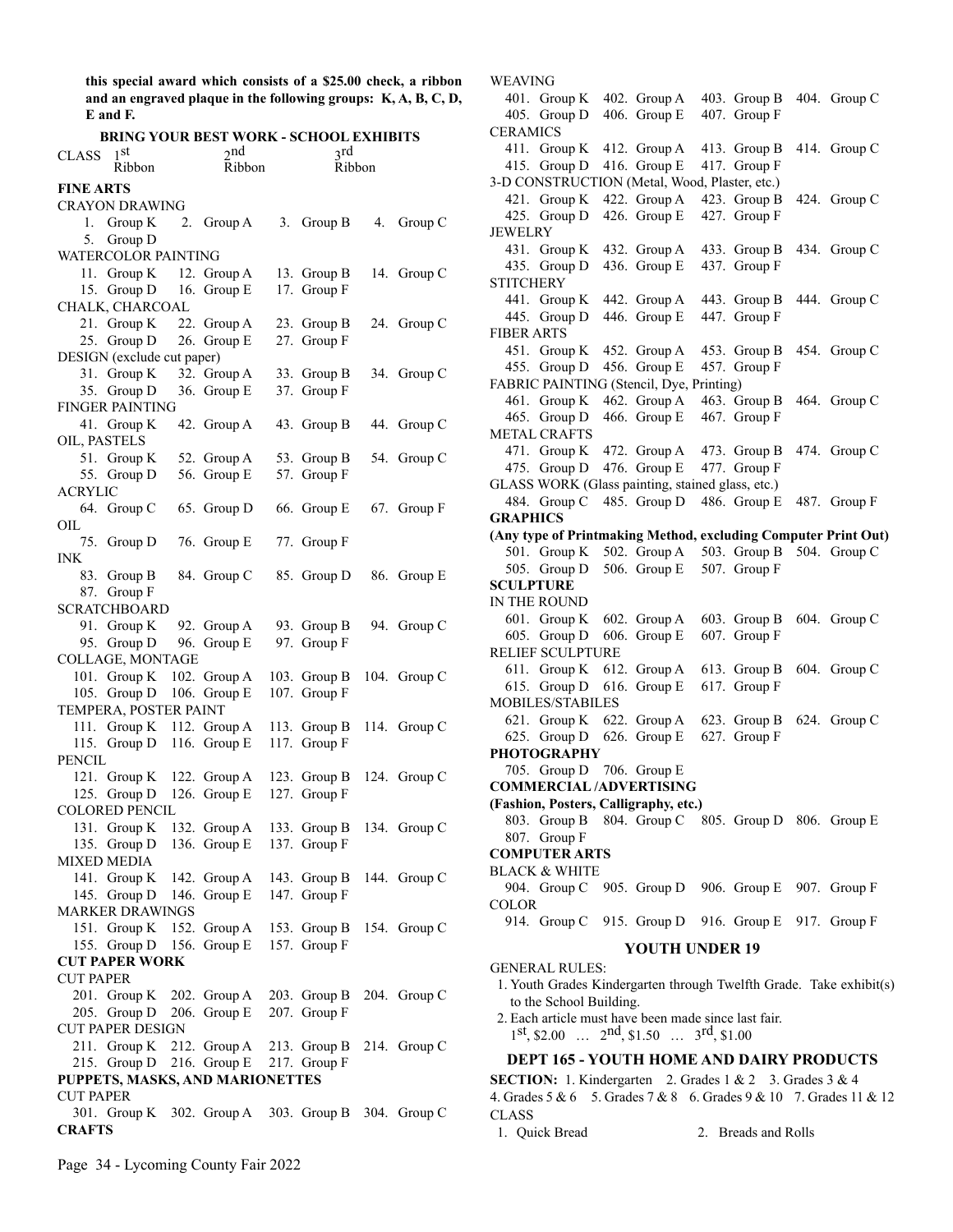**this special award which consists of a $25.00 check, a ribbon and an engraved plaque in the following groups: K, A, B, C, D, E and F.**

**BRING YOUR BEST WORK - SCHOOL EXHIBITS**

CLASS 1st Ribbon 2nd Ribbon 3rd Ribbon

**FINE ARTS**

CRAYON DRAWING
1. Group K 2. Group A 3. Group B 4. Group C
5. Group D

WATERCOLOR PAINTING
11. Group K 12. Group A 13. Group B 14. Group C
15. Group D 16. Group E 17. Group F

CHALK, CHARCOAL
21. Group K 22. Group A 23. Group B 24. Group C
25. Group D 26. Group E 27. Group F

DESIGN (exclude cut paper)
31. Group K 32. Group A 33. Group B 34. Group C
35. Group D 36. Group E 37. Group F

FINGER PAINTING
41. Group K 42. Group A 43. Group B 44. Group C

OIL, PASTELS
51. Group K 52. Group A 53. Group B 54. Group C
55. Group D 56. Group E 57. Group F

ACRYLIC
64. Group C 65. Group D 66. Group E 67. Group F

OIL
75. Group D 76. Group E 77. Group F

INK
83. Group B 84. Group C 85. Group D 86. Group E
87. Group F

SCRATCHBOARD
91. Group K 92. Group A 93. Group B 94. Group C
95. Group D 96. Group E 97. Group F

COLLAGE, MONTAGE
101. Group K 102. Group A 103. Group B 104. Group C
105. Group D 106. Group E 107. Group F

TEMPERA, POSTER PAINT
111. Group K 112. Group A 113. Group B 114. Group C
115. Group D 116. Group E 117. Group F

PENCIL
121. Group K 122. Group A 123. Group B 124. Group C
125. Group D 126. Group E 127. Group F

COLORED PENCIL
131. Group K 132. Group A 133. Group B 134. Group C
135. Group D 136. Group E 137. Group F

MIXED MEDIA
141. Group K 142. Group A 143. Group B 144. Group C
145. Group D 146. Group E 147. Group F

MARKER DRAWINGS
151. Group K 152. Group A 153. Group B 154. Group C
155. Group D 156. Group E 157. Group F

**CUT PAPER WORK**

CUT PAPER
201. Group K 202. Group A 203. Group B 204. Group C
205. Group D 206. Group E 207. Group F

CUT PAPER DESIGN
211. Group K 212. Group A 213. Group B 214. Group C
215. Group D 216. Group E 217. Group F

**PUPPETS, MASKS, AND MARIONETTES**

CUT PAPER
301. Group K 302. Group A 303. Group B 304. Group C

**CRAFTS**

WEAVING
401. Group K 402. Group A 403. Group B 404. Group C
405. Group D 406. Group E 407. Group F

CERAMICS
411. Group K 412. Group A 413. Group B 414. Group C
415. Group D 416. Group E 417. Group F

3-D CONSTRUCTION (Metal, Wood, Plaster, etc.)
421. Group K 422. Group A 423. Group B 424. Group C
425. Group D 426. Group E 427. Group F

JEWELRY
431. Group K 432. Group A 433. Group B 434. Group C
435. Group D 436. Group E 437. Group F

STITCHERY
441. Group K 442. Group A 443. Group B 444. Group C
445. Group D 446. Group E 447. Group F

FIBER ARTS
451. Group K 452. Group A 453. Group B 454. Group C
455. Group D 456. Group E 457. Group F

FABRIC PAINTING (Stencil, Dye, Printing)
461. Group K 462. Group A 463. Group B 464. Group C
465. Group D 466. Group E 467. Group F

METAL CRAFTS
471. Group K 472. Group A 473. Group B 474. Group C
475. Group D 476. Group E 477. Group F

GLASS WORK (Glass painting, stained glass, etc.)
484. Group C 485. Group D 486. Group E 487. Group F

**GRAPHICS**

**(Any type of Printmaking Method, excluding Computer Print Out)**
501. Group K 502. Group A 503. Group B 504. Group C
505. Group D 506. Group E 507. Group F

**SCULPTURE**

IN THE ROUND
601. Group K 602. Group A 603. Group B 604. Group C
605. Group D 606. Group E 607. Group F

RELIEF SCULPTURE
611. Group K 612. Group A 613. Group B 604. Group C
615. Group D 616. Group E 617. Group F

MOBILES/STABILES
621. Group K 622. Group A 623. Group B 624. Group C
625. Group D 626. Group E 627. Group F

**PHOTOGRAPHY**
705. Group D 706. Group E

**COMMERCIAL /ADVERTISING**

**(Fashion, Posters, Calligraphy, etc.)**
803. Group B 804. Group C 805. Group D 806. Group E
807. Group F

**COMPUTER ARTS**

BLACK & WHITE
904. Group C 905. Group D 906. Group E 907. Group F

COLOR
914. Group C 915. Group D 916. Group E 917. Group F

## YOUTH UNDER 19

GENERAL RULES:

1. Youth Grades Kindergarten through Twelfth Grade. Take exhibit(s) to the School Building.
2. Each article must have been made since last fair.
   1st, $2.00 … 2nd, $1.50 … 3rd, $1.00

## DEPT 165 - YOUTH HOME AND DAIRY PRODUCTS

**SECTION:** 1. Kindergarten 2. Grades 1 & 2 3. Grades 3 & 4 4. Grades 5 & 6 5. Grades 7 & 8 6. Grades 9 & 10 7. Grades 11 & 12

CLASS
1. Quick Bread 2. Breads and Rolls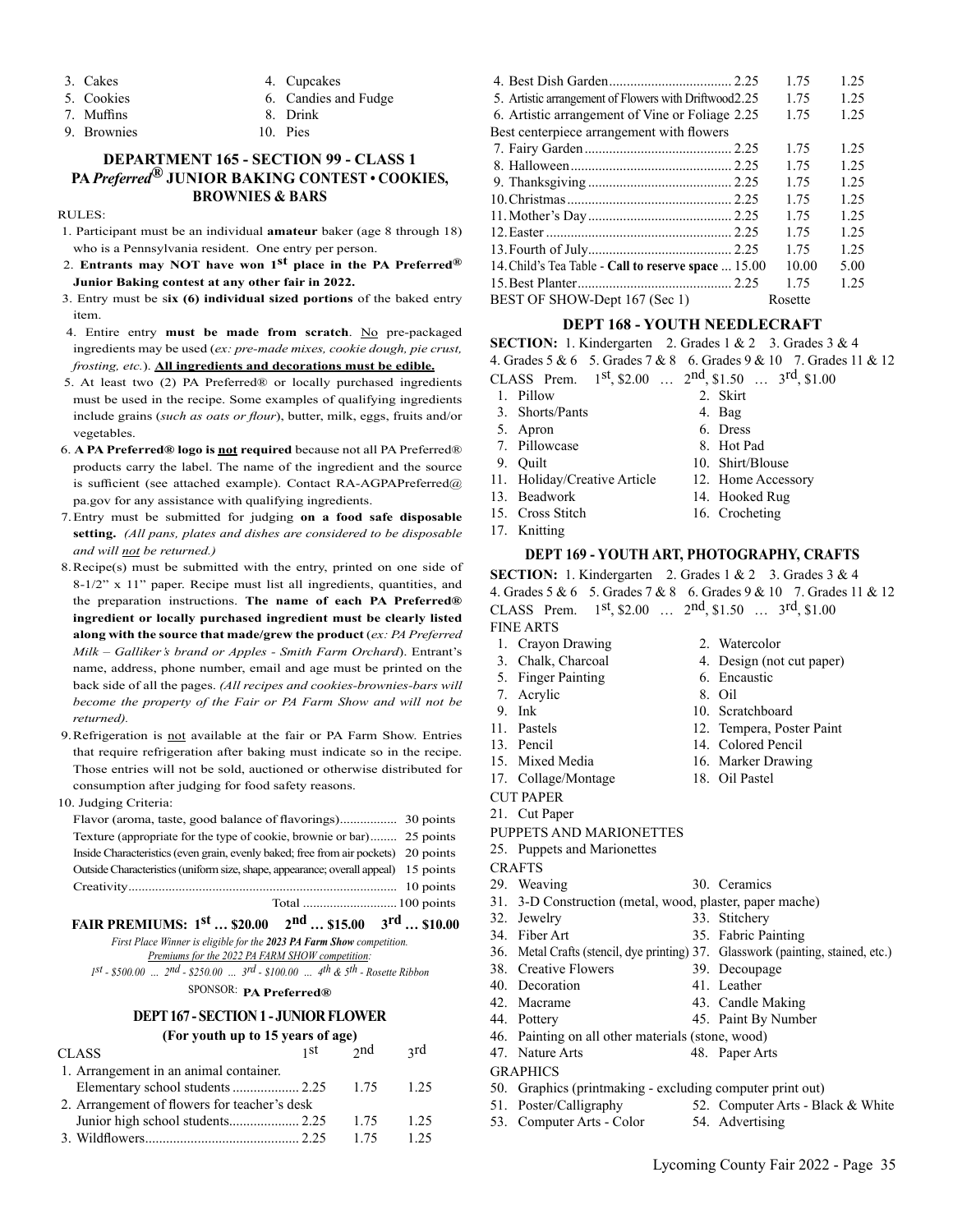3. Cakes
4. Cupcakes
5. Cookies
6. Candies and Fudge
7. Muffins
8. Drink
9. Brownies
10. Pies

### DEPARTMENT 165 - SECTION 99 - CLASS 1
### PA *Preferred*® JUNIOR BAKING CONTEST • COOKIES, BROWNIES & BARS

RULES:

1. Participant must be an individual **amateur** baker (age 8 through 18) who is a Pennsylvania resident. One entry per person.
2. **Entrants may NOT have won 1st place in the PA Preferred® Junior Baking contest at any other fair in 2022.**
3. Entry must be s**ix (6) individual sized portions** of the baked entry item.
4. Entire entry **must be made from scratch**. No pre-packaged ingredients may be used (*ex: pre-made mixes, cookie dough, pie crust, frosting, etc.*). **All ingredients and decorations must be edible.**
5. At least two (2) PA Preferred® or locally purchased ingredients must be used in the recipe. Some examples of qualifying ingredients include grains (*such as oats or flour*), butter, milk, eggs, fruits and/or vegetables.
6. **A PA Preferred® logo is not required** because not all PA Preferred® products carry the label. The name of the ingredient and the source is sufficient (see attached example). Contact RA-AGPAPreferred@pa.gov for any assistance with qualifying ingredients.
7. Entry must be submitted for judging **on a food safe disposable setting.** *(All pans, plates and dishes are considered to be disposable and will not be returned.)*
8. Recipe(s) must be submitted with the entry, printed on one side of 8-1/2" x 11" paper. Recipe must list all ingredients, quantities, and the preparation instructions. **The name of each PA Preferred® ingredient or locally purchased ingredient must be clearly listed along with the source that made/grew the product** (*ex: PA Preferred Milk – Galliker's brand or Apples - Smith Farm Orchard*). Entrant's name, address, phone number, email and age must be printed on the back side of all the pages. *(All recipes and cookies-brownies-bars will become the property of the Fair or PA Farm Show and will not be returned).*
9. Refrigeration is not available at the fair or PA Farm Show. Entries that require refrigeration after baking must indicate so in the recipe. Those entries will not be sold, auctioned or otherwise distributed for consumption after judging for food safety reasons.
10. Judging Criteria:

| | |
|---|---|
| Flavor (aroma, taste, good balance of flavorings) | 30 points |
| Texture (appropriate for the type of cookie, brownie or bar) | 25 points |
| Inside Characteristics (even grain, evenly baked; free from air pockets) | 20 points |
| Outside Characteristics (uniform size, shape, appearance; overall appeal) | 15 points |
| Creativity | 10 points |
| Total | 100 points |

**FAIR PREMIUMS: 1st … $20.00 2nd … $15.00 3rd … $10.00**

*First Place Winner is eligible for the 2023 PA Farm Show competition.*
*Premiums for the 2022 PA FARM SHOW competition:*
*1st - $500.00 ... 2nd - $250.00 ... 3rd - $100.00 ... 4th & 5th - Rosette Ribbon*

SPONSOR: **PA Preferred®**

### DEPT 167 - SECTION 1 - JUNIOR FLOWER
**(For youth up to 15 years of age)**

| CLASS | 1st | 2nd | 3rd |
|---|---|---|---|
| 1. Arrangement in an animal container. Elementary school students | 2.25 | 1.75 | 1.25 |
| 2. Arrangement of flowers for teacher's desk Junior high school students | 2.25 | 1.75 | 1.25 |
| 3. Wildflowers | 2.25 | 1.75 | 1.25 |
| 4. Best Dish Garden | 2.25 | 1.75 | 1.25 |
| 5. Artistic arrangement of Flowers with Driftwood | 2.25 | 1.75 | 1.25 |
| 6. Artistic arrangement of Vine or Foliage | 2.25 | 1.75 | 1.25 |
| Best centerpiece arrangement with flowers | | | |
| 7. Fairy Garden | 2.25 | 1.75 | 1.25 |
| 8. Halloween | 2.25 | 1.75 | 1.25 |
| 9. Thanksgiving | 2.25 | 1.75 | 1.25 |
| 10. Christmas | 2.25 | 1.75 | 1.25 |
| 11. Mother's Day | 2.25 | 1.75 | 1.25 |
| 12. Easter | 2.25 | 1.75 | 1.25 |
| 13. Fourth of July | 2.25 | 1.75 | 1.25 |
| 14. Child's Tea Table - **Call to reserve space** | 15.00 | 10.00 | 5.00 |
| 15. Best Planter | 2.25 | 1.75 | 1.25 |
| BEST OF SHOW-Dept 167 (Sec 1) | | Rosette | |

### DEPT 168 - YOUTH NEEDLECRAFT

**SECTION:** 1. Kindergarten 2. Grades 1 & 2 3. Grades 3 & 4 4. Grades 5 & 6 5. Grades 7 & 8 6. Grades 9 & 10 7. Grades 11 & 12

CLASS Prem. 1st, $2.00 … 2nd, $1.50 … 3rd, $1.00

1. Pillow
2. Skirt
3. Shorts/Pants
4. Bag
5. Apron
6. Dress
7. Pillowcase
8. Hot Pad
9. Quilt
10. Shirt/Blouse
11. Holiday/Creative Article
12. Home Accessory
13. Beadwork
14. Hooked Rug
15. Cross Stitch
16. Crocheting
17. Knitting

### DEPT 169 - YOUTH ART, PHOTOGRAPHY, CRAFTS

**SECTION:** 1. Kindergarten 2. Grades 1 & 2 3. Grades 3 & 4 4. Grades 5 & 6 5. Grades 7 & 8 6. Grades 9 & 10 7. Grades 11 & 12

CLASS Prem. 1st, $2.00 … 2nd, $1.50 … 3rd, $1.00

FINE ARTS

1. Crayon Drawing
2. Watercolor
3. Chalk, Charcoal
4. Design (not cut paper)
5. Finger Painting
6. Encaustic
7. Acrylic
8. Oil
9. Ink
10. Scratchboard
11. Pastels
12. Tempera, Poster Paint
13. Pencil
14. Colored Pencil
15. Mixed Media
16. Marker Drawing
17. Collage/Montage
18. Oil Pastel

CUT PAPER

21. Cut Paper

PUPPETS AND MARIONETTES

25. Puppets and Marionettes

CRAFTS

29. Weaving
30. Ceramics
31. 3-D Construction (metal, wood, plaster, paper mache)
32. Jewelry
33. Stitchery
34. Fiber Art
35. Fabric Painting
36. Metal Crafts (stencil, dye printing)
37. Glasswork (painting, stained, etc.)
38. Creative Flowers
39. Decoupage
40. Decoration
41. Leather
42. Macrame
43. Candle Making
44. Pottery
45. Paint By Number
46. Painting on all other materials (stone, wood)
47. Nature Arts
48. Paper Arts

GRAPHICS

50. Graphics (printmaking - excluding computer print out)
51. Poster/Calligraphy
52. Computer Arts - Black & White
53. Computer Arts - Color
54. Advertising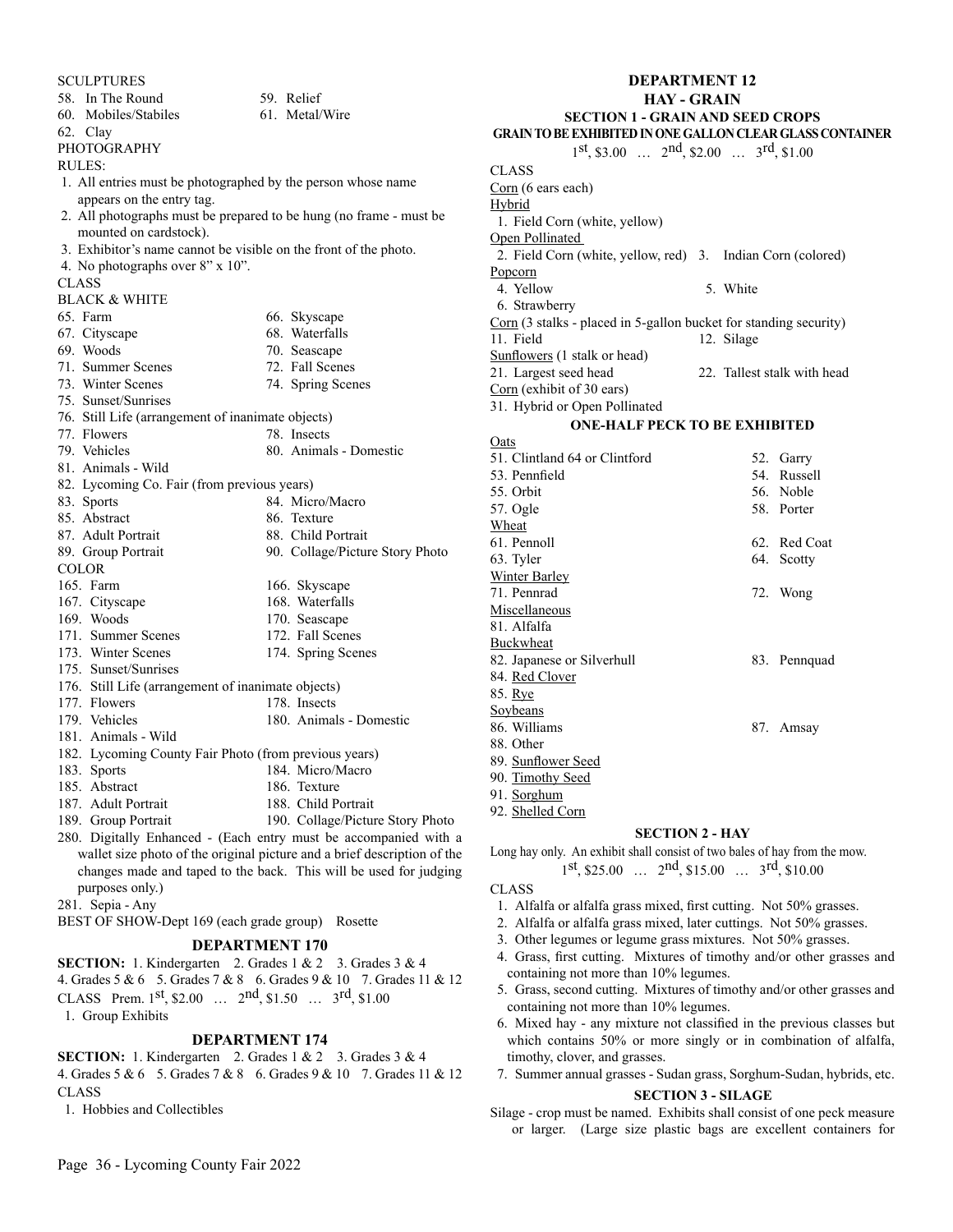SCULPTURES

58. In The Round
59. Relief
60. Mobiles/Stabiles
61. Metal/Wire
62. Clay

PHOTOGRAPHY

RULES:

1. All entries must be photographed by the person whose name appears on the entry tag.
2. All photographs must be prepared to be hung (no frame - must be mounted on cardstock).
3. Exhibitor's name cannot be visible on the front of the photo.
4. No photographs over 8" x 10".

CLASS

BLACK & WHITE

65. Farm
66. Skyscape
67. Cityscape
68. Waterfalls
69. Woods
70. Seascape
71. Summer Scenes
72. Fall Scenes
73. Winter Scenes
74. Spring Scenes
75. Sunset/Sunrises
76. Still Life (arrangement of inanimate objects)
77. Flowers
78. Insects
79. Vehicles
80. Animals - Domestic
81. Animals - Wild
82. Lycoming Co. Fair (from previous years)
83. Sports
84. Micro/Macro
85. Abstract
86. Texture
87. Adult Portrait
88. Child Portrait
89. Group Portrait
90. Collage/Picture Story Photo

COLOR

165. Farm
166. Skyscape
167. Cityscape
168. Waterfalls
169. Woods
170. Seascape
171. Summer Scenes
172. Fall Scenes
173. Winter Scenes
174. Spring Scenes
175. Sunset/Sunrises
176. Still Life (arrangement of inanimate objects)
177. Flowers
178. Insects
179. Vehicles
180. Animals - Domestic
181. Animals - Wild
182. Lycoming County Fair Photo (from previous years)
183. Sports
184. Micro/Macro
185. Abstract
186. Texture
187. Adult Portrait
188. Child Portrait
189. Group Portrait
190. Collage/Picture Story Photo
280. Digitally Enhanced - (Each entry must be accompanied with a wallet size photo of the original picture and a brief description of the changes made and taped to the back. This will be used for judging purposes only.)
281. Sepia - Any

BEST OF SHOW-Dept 169 (each grade group) Rosette

## DEPARTMENT 170

**SECTION:** 1. Kindergarten 2. Grades 1 & 2 3. Grades 3 & 4 4. Grades 5 & 6 5. Grades 7 & 8 6. Grades 9 & 10 7. Grades 11 & 12

CLASS Prem. 1st, \$2.00 … 2nd, \$1.50 … 3rd, \$1.00

1. Group Exhibits

## DEPARTMENT 174

**SECTION:** 1. Kindergarten 2. Grades 1 & 2 3. Grades 3 & 4 4. Grades 5 & 6 5. Grades 7 & 8 6. Grades 9 & 10 7. Grades 11 & 12

CLASS

1. Hobbies and Collectibles

## DEPARTMENT 12
## HAY - GRAIN

### SECTION 1 - GRAIN AND SEED CROPS

**GRAIN TO BE EXHIBITED IN ONE GALLON CLEAR GLASS CONTAINER**

1st, \$3.00 … 2nd, \$2.00 … 3rd, \$1.00

CLASS

Corn (6 ears each)

Hybrid

1. Field Corn (white, yellow)

Open Pollinated

2. Field Corn (white, yellow, red)
3. Indian Corn (colored)

Popcorn

4. Yellow
5. White
6. Strawberry

Corn (3 stalks - placed in 5-gallon bucket for standing security)

11. Field
12. Silage

Sunflowers (1 stalk or head)

21. Largest seed head
22. Tallest stalk with head

Corn (exhibit of 30 ears)

31. Hybrid or Open Pollinated

**ONE-HALF PECK TO BE EXHIBITED**

Oats

51. Clintland 64 or Clintford
52. Garry
53. Pennfield
54. Russell
55. Orbit
56. Noble
57. Ogle
58. Porter

Wheat

61. Pennoll
62. Red Coat
63. Tyler
64. Scotty

Winter Barley

71. Pennrad
72. Wong

Miscellaneous

81. Alfalfa

Buckwheat

82. Japanese or Silverhull
83. Pennquad
84. Red Clover
85. Rye

Soybeans

86. Williams
87. Amsay
88. Other
89. Sunflower Seed
90. Timothy Seed
91. Sorghum
92. Shelled Corn

### SECTION 2 - HAY

Long hay only. An exhibit shall consist of two bales of hay from the mow.

1st, \$25.00 … 2nd, \$15.00 … 3rd, \$10.00

CLASS

1. Alfalfa or alfalfa grass mixed, first cutting. Not 50% grasses.
2. Alfalfa or alfalfa grass mixed, later cuttings. Not 50% grasses.
3. Other legumes or legume grass mixtures. Not 50% grasses.
4. Grass, first cutting. Mixtures of timothy and/or other grasses and containing not more than 10% legumes.
5. Grass, second cutting. Mixtures of timothy and/or other grasses and containing not more than 10% legumes.
6. Mixed hay - any mixture not classified in the previous classes but which contains 50% or more singly or in combination of alfalfa, timothy, clover, and grasses.
7. Summer annual grasses - Sudan grass, Sorghum-Sudan, hybrids, etc.

### SECTION 3 - SILAGE

Silage - crop must be named. Exhibits shall consist of one peck measure or larger. (Large size plastic bags are excellent containers for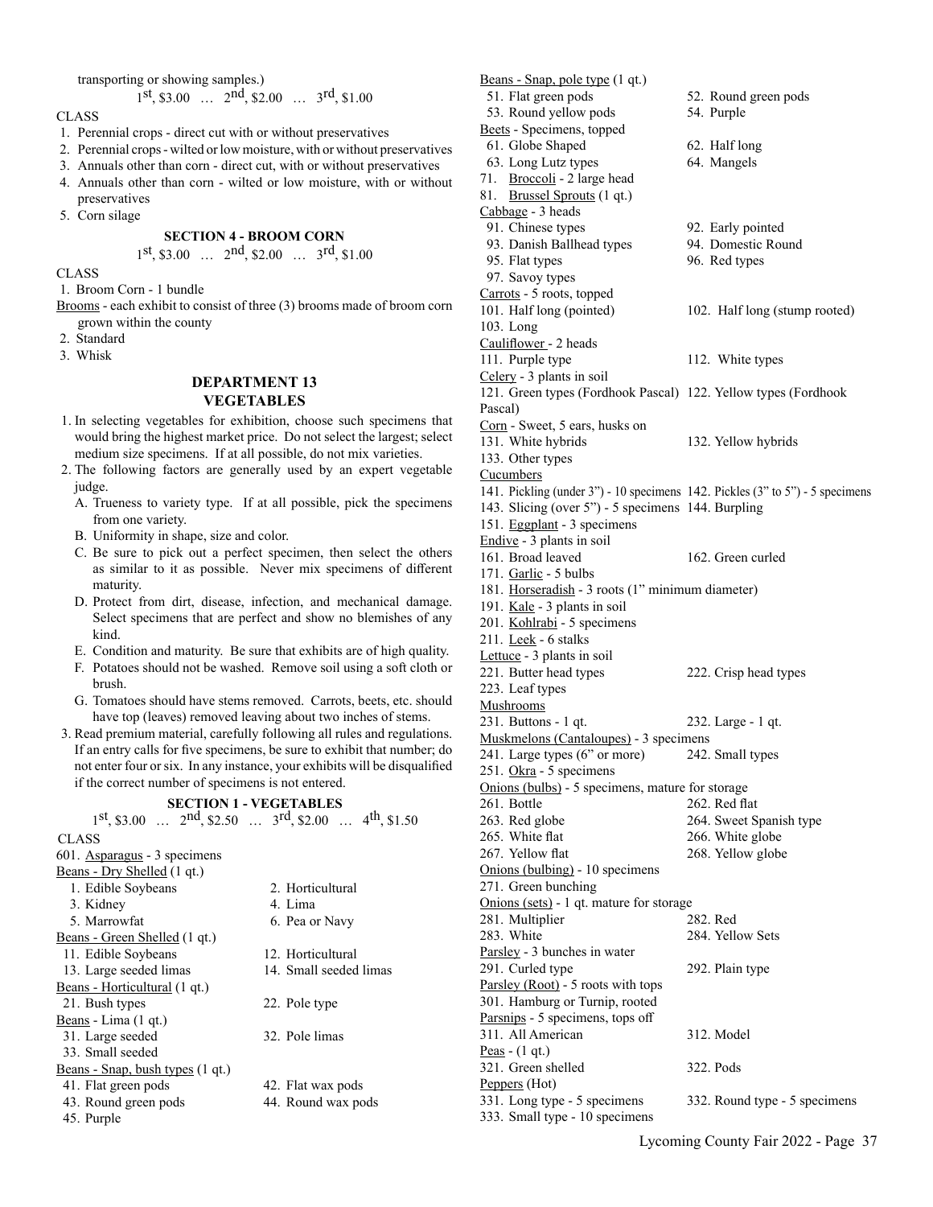transporting or showing samples.)

1st, \$3.00 … 2nd, \$2.00 … 3rd, \$1.00

CLASS

1. Perennial crops - direct cut with or without preservatives
2. Perennial crops - wilted or low moisture, with or without preservatives
3. Annuals other than corn - direct cut, with or without preservatives
4. Annuals other than corn - wilted or low moisture, with or without preservatives
5. Corn silage

### SECTION 4 - BROOM CORN

1st, \$3.00 … 2nd, \$2.00 … 3rd, \$1.00

CLASS

1. Broom Corn - 1 bundle

Brooms - each exhibit to consist of three (3) brooms made of broom corn grown within the county

2. Standard
3. Whisk

## DEPARTMENT 13 VEGETABLES

1. In selecting vegetables for exhibition, choose such specimens that would bring the highest market price. Do not select the largest; select medium size specimens. If at all possible, do not mix varieties.
2. The following factors are generally used by an expert vegetable judge.
   - A. Trueness to variety type. If at all possible, pick the specimens from one variety.
   - B. Uniformity in shape, size and color.
   - C. Be sure to pick out a perfect specimen, then select the others as similar to it as possible. Never mix specimens of different maturity.
   - D. Protect from dirt, disease, infection, and mechanical damage. Select specimens that are perfect and show no blemishes of any kind.
   - E. Condition and maturity. Be sure that exhibits are of high quality.
   - F. Potatoes should not be washed. Remove soil using a soft cloth or brush.
   - G. Tomatoes should have stems removed. Carrots, beets, etc. should have top (leaves) removed leaving about two inches of stems.
3. Read premium material, carefully following all rules and regulations. If an entry calls for five specimens, be sure to exhibit that number; do not enter four or six. In any instance, your exhibits will be disqualified if the correct number of specimens is not entered.

### SECTION 1 - VEGETABLES

1st, \$3.00 … 2nd, \$2.50 … 3rd, \$2.00 … 4th, \$1.50

CLASS

601. Asparagus - 3 specimens

Beans - Dry Shelled (1 qt.)

1. Edible Soybeans
2. Horticultural
3. Kidney
4. Lima
5. Marrowfat
6. Pea or Navy

Beans - Green Shelled (1 qt.)

11. Edible Soybeans
12. Horticultural
13. Large seeded limas
14. Small seeded limas

Beans - Horticultural (1 qt.)

21. Bush types
22. Pole type

Beans - Lima (1 qt.)

31. Large seeded
32. Pole limas
33. Small seeded

Beans - Snap, bush types (1 qt.)

41. Flat green pods
42. Flat wax pods
43. Round green pods
44. Round wax pods
45. Purple

Beans - Snap, pole type (1 qt.)

51. Flat green pods
52. Round green pods
53. Round yellow pods
54. Purple

Beets - Specimens, topped

61. Globe Shaped
62. Half long
63. Long Lutz types
64. Mangels

71. Broccoli - 2 large head

81. Brussel Sprouts (1 qt.)

Cabbage - 3 heads

91. Chinese types
92. Early pointed
93. Danish Ballhead types
94. Domestic Round
95. Flat types
96. Red types
97. Savoy types

Carrots - 5 roots, topped

101. Half long (pointed)
102. Half long (stump rooted)
103. Long

Cauliflower - 2 heads

111. Purple type
112. White types

Celery - 3 plants in soil

121. Green types (Fordhook Pascal)
122. Yellow types (Fordhook Pascal)

Corn - Sweet, 5 ears, husks on

131. White hybrids
132. Yellow hybrids
133. Other types

Cucumbers

141. Pickling (under 3") - 10 specimens
142. Pickles (3" to 5") - 5 specimens
143. Slicing (over 5") - 5 specimens
144. Burpling

151. Eggplant - 3 specimens

Endive - 3 plants in soil

161. Broad leaved
162. Green curled

171. Garlic - 5 bulbs

181. Horseradish - 3 roots (1" minimum diameter)

191. Kale - 3 plants in soil

201. Kohlrabi - 5 specimens

211. Leek - 6 stalks

Lettuce - 3 plants in soil

221. Butter head types
222. Crisp head types
223. Leaf types

Mushrooms

231. Buttons - 1 qt.
232. Large - 1 qt.

Muskmelons (Cantaloupes) - 3 specimens

241. Large types (6" or more)
242. Small types

251. Okra - 5 specimens

Onions (bulbs) - 5 specimens, mature for storage

261. Bottle
262. Red flat
263. Red globe
264. Sweet Spanish type
265. White flat
266. White globe
267. Yellow flat
268. Yellow globe

Onions (bulbing) - 10 specimens

271. Green bunching

Onions (sets) - 1 qt. mature for storage

281. Multiplier
282. Red
283. White
284. Yellow Sets

Parsley - 3 bunches in water

291. Curled type
292. Plain type

Parsley (Root) - 5 roots with tops

301. Hamburg or Turnip, rooted

Parsnips - 5 specimens, tops off

311. All American
312. Model

Peas - (1 qt.)

321. Green shelled
322. Pods

Peppers (Hot)

331. Long type - 5 specimens
332. Round type - 5 specimens
333. Small type - 10 specimens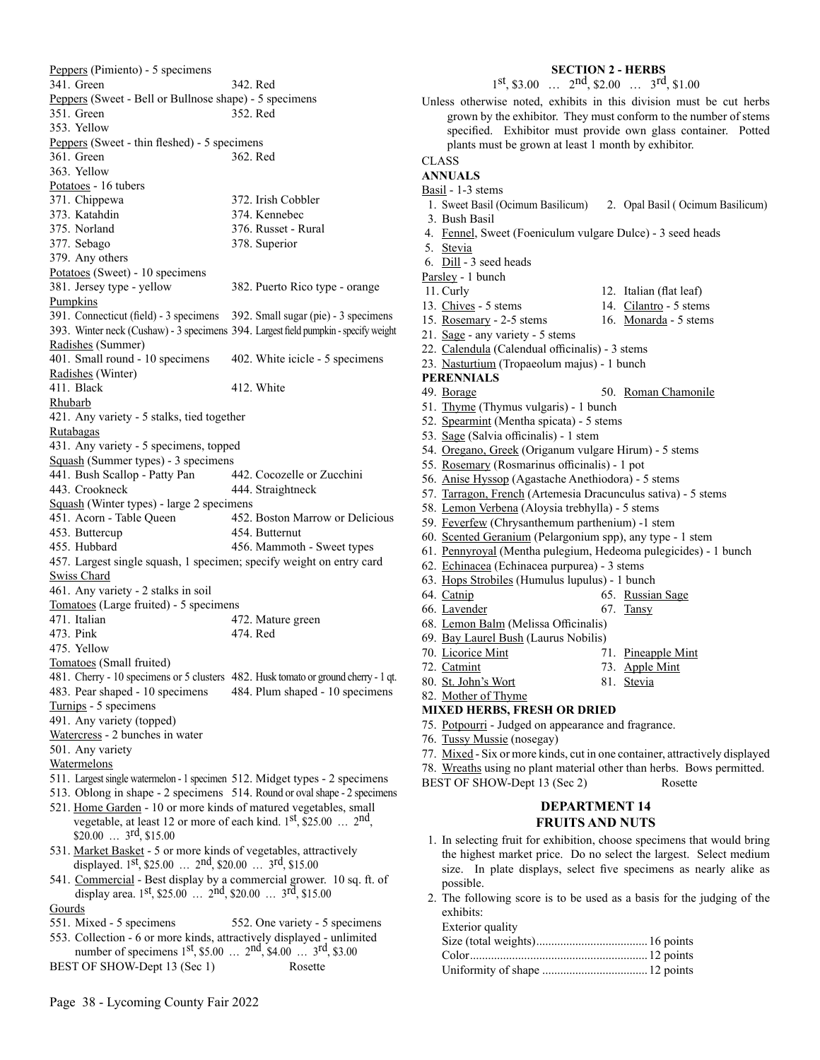Peppers (Pimiento) - 5 specimens

341. Green
342. Red

Peppers (Sweet - Bell or Bullnose shape) - 5 specimens

351. Green
352. Red
353. Yellow

Peppers (Sweet - thin fleshed) - 5 specimens

361. Green
362. Red
363. Yellow

Potatoes - 16 tubers

371. Chippewa
372. Irish Cobbler
373. Katahdin
374. Kennebec
375. Norland
376. Russet - Rural
377. Sebago
378. Superior
379. Any others

Potatoes (Sweet) - 10 specimens

381. Jersey type - yellow
382. Puerto Rico type - orange

Pumpkins

391. Connecticut (field) - 3 specimens
392. Small sugar (pie) - 3 specimens
393. Winter neck (Cushaw) - 3 specimens
394. Largest field pumpkin - specify weight

Radishes (Summer)

401. Small round - 10 specimens
402. White icicle - 5 specimens

Radishes (Winter)

411. Black
412. White

Rhubarb

421. Any variety - 5 stalks, tied together

Rutabagas

431. Any variety - 5 specimens, topped

Squash (Summer types) - 3 specimens

441. Bush Scallop - Patty Pan
442. Cocozelle or Zucchini
443. Crookneck
444. Straightneck

Squash (Winter types) - large 2 specimens

451. Acorn - Table Queen
452. Boston Marrow or Delicious
453. Buttercup
454. Butternut
455. Hubbard
456. Mammoth - Sweet types
457. Largest single squash, 1 specimen; specify weight on entry card

Swiss Chard

461. Any variety - 2 stalks in soil

Tomatoes (Large fruited) - 5 specimens

471. Italian
472. Mature green
473. Pink
474. Red
475. Yellow

Tomatoes (Small fruited)

481. Cherry - 10 specimens or 5 clusters
482. Husk tomato or ground cherry - 1 qt.
483. Pear shaped - 10 specimens
484. Plum shaped - 10 specimens

Turnips - 5 specimens

491. Any variety (topped)

Watercress - 2 bunches in water

501. Any variety

Watermelons

511. Largest single watermelon - 1 specimen
512. Midget types - 2 specimens
513. Oblong in shape - 2 specimens
514. Round or oval shape - 2 specimens

521. Home Garden - 10 or more kinds of matured vegetables, small vegetable, at least 12 or more of each kind. 1st, $25.00 … 2nd, $20.00 … 3rd, $15.00

531. Market Basket - 5 or more kinds of vegetables, attractively displayed. 1st, $25.00 … 2nd, $20.00 … 3rd, $15.00

541. Commercial - Best display by a commercial grower. 10 sq. ft. of display area. 1st, $25.00 … 2nd, $20.00 … 3rd, $15.00

Gourds

551. Mixed - 5 specimens
552. One variety - 5 specimens
553. Collection - 6 or more kinds, attractively displayed - unlimited number of specimens 1st, $5.00 … 2nd, $4.00 … 3rd, $3.00

BEST OF SHOW-Dept 13 (Sec 1) Rosette

## SECTION 2 - HERBS

1st, $3.00 … 2nd, $2.00 … 3rd, $1.00

Unless otherwise noted, exhibits in this division must be cut herbs grown by the exhibitor. They must conform to the number of stems specified. Exhibitor must provide own glass container. Potted plants must be grown at least 1 month by exhibitor.

CLASS

**ANNUALS**

Basil - 1-3 stems

1. Sweet Basil (Ocimum Basilicum)
2. Opal Basil ( Ocimum Basilicum)
3. Bush Basil
4. Fennel, Sweet (Foeniculum vulgare Dulce) - 3 seed heads
5. Stevia
6. Dill - 3 seed heads

Parsley - 1 bunch

11. Curly
12. Italian (flat leaf)
13. Chives - 5 stems
14. Cilantro - 5 stems
15. Rosemary - 2-5 stems
16. Monarda - 5 stems
21. Sage - any variety - 5 stems
22. Calendula (Calendual officinalis) - 3 stems
23. Nasturtium (Tropaeolum majus) - 1 bunch

**PERENNIALS**

49. Borage
50. Roman Chamonile
51. Thyme (Thymus vulgaris) - 1 bunch
52. Spearmint (Mentha spicata) - 5 stems
53. Sage (Salvia officinalis) - 1 stem
54. Oregano, Greek (Origanum vulgare Hirum) - 5 stems
55. Rosemary (Rosmarinus officinalis) - 1 pot
56. Anise Hyssop (Agastache Anethiodora) - 5 stems
57. Tarragon, French (Artemesia Dracunculus sativa) - 5 stems
58. Lemon Verbena (Aloysia trebhylla) - 5 stems
59. Feverfew (Chrysanthemum parthenium) -1 stem
60. Scented Geranium (Pelargonium spp), any type - 1 stem
61. Pennyroyal (Mentha pulegium, Hedeoma pulegicides) - 1 bunch
62. Echinacea (Echinacea purpurea) - 3 stems
63. Hops Strobiles (Humulus lupulus) - 1 bunch
64. Catnip
65. Russian Sage
66. Lavender
67. Tansy
68. Lemon Balm (Melissa Officinalis)
69. Bay Laurel Bush (Laurus Nobilis)
70. Licorice Mint
71. Pineapple Mint
72. Catmint
73. Apple Mint
80. St. John's Wort
81. Stevia
82. Mother of Thyme

**MIXED HERBS, FRESH OR DRIED**

75. Potpourri - Judged on appearance and fragrance.
76. Tussy Mussie (nosegay)
77. Mixed - Six or more kinds, cut in one container, attractively displayed
78. Wreaths using no plant material other than herbs. Bows permitted.

BEST OF SHOW-Dept 13 (Sec 2) Rosette

## DEPARTMENT 14
## FRUITS AND NUTS

1. In selecting fruit for exhibition, choose specimens that would bring the highest market price. Do not select the largest. Select medium size. In plate displays, select five specimens as nearly alike as possible.
2. The following score is to be used as a basis for the judging of the exhibits:

Exterior quality

Size (total weights) .................................... 16 points
Color .......................................................... 12 points
Uniformity of shape .................................. 12 points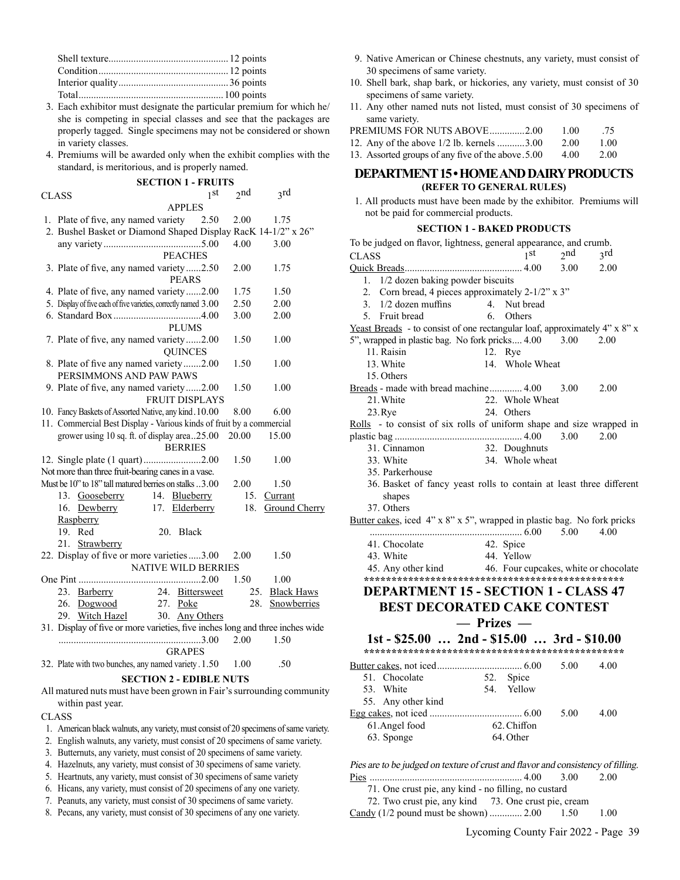Shell texture................................................12 points
Condition....................................................12 points
Interior quality............................................36 points
Total..........................................................100 points

3. Each exhibitor must designate the particular premium for which he/she is competing in special classes and see that the packages are properly tagged. Single specimens may not be considered or shown in variety classes.
4. Premiums will be awarded only when the exhibit complies with the standard, is meritorious, and is properly named.

**SECTION 1 - FRUITS**

| CLASS | 1st | 2nd | 3rd |
|---|---|---|---|
| **APPLES** | | | |
| 1. Plate of five, any named variety | 2.50 | 2.00 | 1.75 |
| 2. Bushel Basket or Diamond Shaped Display RacK 14-1/2" x 26" any variety | 5.00 | 4.00 | 3.00 |
| **PEACHES** | | | |
| 3. Plate of five, any named variety | 2.50 | 2.00 | 1.75 |
| **PEARS** | | | |
| 4. Plate of five, any named variety | 2.00 | 1.75 | 1.50 |
| 5. Display of five each of five varieties, correctly named | 3.00 | 2.50 | 2.00 |
| 6. Standard Box | 4.00 | 3.00 | 2.00 |
| **PLUMS** | | | |
| 7. Plate of five, any named variety | 2.00 | 1.50 | 1.00 |
| **QUINCES** | | | |
| 8. Plate of five any named variety | 2.00 | 1.50 | 1.00 |
| **PERSIMMONS AND PAW PAWS** | | | |
| 9. Plate of five, any named variety | 2.00 | 1.50 | 1.00 |
| **FRUIT DISPLAYS** | | | |
| 10. Fancy Baskets of Assorted Native, any kind | 10.00 | 8.00 | 6.00 |
| 11. Commercial Best Display - Various kinds of fruit by a commercial grower using 10 sq. ft. of display area | 25.00 | 20.00 | 15.00 |
| **BERRIES** | | | |
| 12. Single plate (1 quart) | 2.00 | 1.50 | 1.00 |
| Not more than three fruit-bearing canes in a vase. Must be 10" to 18" tall matured berries on stalks | 3.00 | 2.00 | 1.50 |

13. Gooseberry 14. Blueberry 15. Currant
16. Dewberry 17. Elderberry 18. Ground Cherry

Raspberry
19. Red 20. Black
21. Strawberry

| CLASS | 1st | 2nd | 3rd |
|---|---|---|---|
| 22. Display of five or more varieties | 3.00 | 2.00 | 1.50 |
| **NATIVE WILD BERRIES** | | | |
| One Pint | 2.00 | 1.50 | 1.00 |

23. Barberry 24. Bittersweet 25. Black Haws
26. Dogwood 27. Poke 28. Snowberries
29. Witch Hazel 30. Any Others

| CLASS | 1st | 2nd | 3rd |
|---|---|---|---|
| 31. Display of five or more varieties, five inches long and three inches wide | 3.00 | 2.00 | 1.50 |
| **GRAPES** | | | |
| 32. Plate with two bunches, any named variety | 1.50 | 1.00 | .50 |

**SECTION 2 - EDIBLE NUTS**

All matured nuts must have been grown in Fair's surrounding community within past year.

CLASS

1. American black walnuts, any variety, must consist of 20 specimens of same variety.
2. English walnuts, any variety, must consist of 20 specimens of same variety.
3. Butternuts, any variety, must consist of 20 specimens of same variety.
4. Hazelnuts, any variety, must consist of 30 specimens of same variety.
5. Heartnuts, any variety, must consist of 30 specimens of same variety
6. Hicans, any variety, must consist of 20 specimens of any one variety.
7. Peanuts, any variety, must consist of 30 specimens of same variety.
8. Pecans, any variety, must consist of 30 specimens of any one variety.
9. Native American or Chinese chestnuts, any variety, must consist of 30 specimens of same variety.
10. Shell bark, shap bark, or hickories, any variety, must consist of 30 specimens of same variety.
11. Any other named nuts not listed, must consist of 30 specimens of same variety.

| | 1st | 2nd | 3rd |
|---|---|---|---|
| PREMIUMS FOR NUTS ABOVE | 2.00 | 1.00 | .75 |
| 12. Any of the above 1/2 lb. kernels | 3.00 | 2.00 | 1.00 |
| 13. Assorted groups of any five of the above | 5.00 | 4.00 | 2.00 |

## DEPARTMENT 15 • HOME AND DAIRY PRODUCTS
**(REFER TO GENERAL RULES)**

1. All products must have been made by the exhibitor. Premiums will not be paid for commercial products.

**SECTION 1 - BAKED PRODUCTS**

To be judged on flavor, lightness, general appearance, and crumb.

| CLASS | 1st | 2nd | 3rd |
|---|---|---|---|
| Quick Breads | 4.00 | 3.00 | 2.00 |

1. 1/2 dozen baking powder biscuits
2. Corn bread, 4 pieces approximately 2-1/2" x 3"
3. 1/2 dozen muffins 4. Nut bread
5. Fruit bread 6. Others

Yeast Breads - to consist of one rectangular loaf, approximately 4" x 8" x 5", wrapped in plastic bag. No fork pricks.... 4.00 3.00 2.00

11. Raisin 12. Rye
13. White 14. Whole Wheat
15. Others

Breads - made with bread machine............. 4.00 3.00 2.00

21. White 22. Whole Wheat
23. Rye 24. Others

Rolls - to consist of six rolls of uniform shape and size wrapped in plastic bag .................................................. 4.00 3.00 2.00

31. Cinnamon 32. Doughnuts
33. White 34. Whole wheat
35. Parkerhouse
36. Basket of fancy yeast rolls to contain at least three different shapes
37. Others

Butter cakes, iced 4" x 8" x 5", wrapped in plastic bag. No fork pricks ............................................................ 6.00 5.00 4.00

41. Chocolate 42. Spice
43. White 44. Yellow
45. Any other kind 46. Four cupcakes, white or chocolate

**\*\*\*\*\*\*\*\*\*\*\*\*\*\*\*\*\*\*\*\*\*\*\*\*\*\*\*\*\*\*\*\*\*\*\*\*\*\*\*\*\*\*\*\*\*\*\*\***

## DEPARTMENT 15 - SECTION 1 - CLASS 47
## BEST DECORATED CAKE CONTEST
### — Prizes —
### 1st - $25.00 … 2nd - $15.00 … 3rd - $10.00

**\*\*\*\*\*\*\*\*\*\*\*\*\*\*\*\*\*\*\*\*\*\*\*\*\*\*\*\*\*\*\*\*\*\*\*\*\*\*\*\*\*\*\*\*\*\*\*\***

Butter cakes, not iced................................. 6.00 5.00 4.00

51. Chocolate 52. Spice
53. White 54. Yellow
55. Any other kind

Egg cakes, not iced .................................... 6.00 5.00 4.00

61. Angel food 62. Chiffon
63. Sponge 64. Other

*Pies are to be judged on texture of crust and flavor and consistency of filling.*

Pies ........................................................... 4.00 3.00 2.00

71. One crust pie, any kind - no filling, no custard
72. Two crust pie, any kind 73. One crust pie, cream

Candy (1/2 pound must be shown) ............ 2.00 1.50 1.00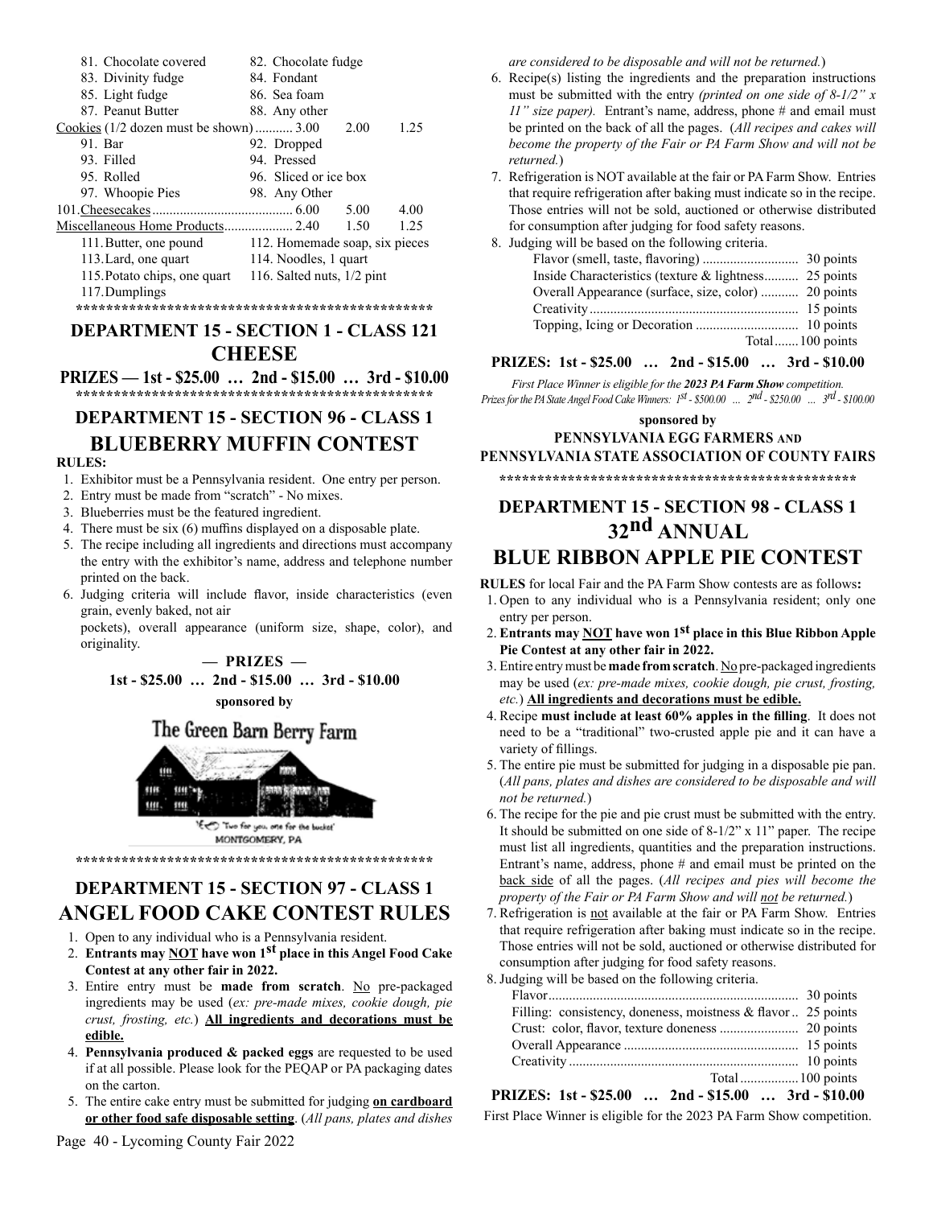81. Chocolate covered  82. Chocolate fudge
83. Divinity fudge  84. Fondant
85. Light fudge  86. Sea foam
87. Peanut Butter  88. Any other

Cookies (1/2 dozen must be shown) ........... 3.00  2.00  1.25

91. Bar  92. Dropped
93. Filled  94. Pressed
95. Rolled  96. Sliced or ice box
97. Whoopie Pies  98. Any Other

101. Cheesecakes ........................................ 6.00  5.00  4.00

Miscellaneous Home Products.................... 2.40  1.50  1.25

111. Butter, one pound  112. Homemade soap, six pieces
113. Lard, one quart  114. Noodles, 1 quart
115. Potato chips, one quart  116. Salted nuts, 1/2 pint
117. Dumplings

**************************************************

## DEPARTMENT 15 - SECTION 1 - CLASS 121
## CHEESE

**PRIZES — 1st - $25.00 … 2nd - $15.00 … 3rd - $10.00**

**************************************************

## DEPARTMENT 15 - SECTION 96 - CLASS 1
## BLUEBERRY MUFFIN CONTEST

**RULES:**

1. Exhibitor must be a Pennsylvania resident. One entry per person.
2. Entry must be made from "scratch" - No mixes.
3. Blueberries must be the featured ingredient.
4. There must be six (6) muffins displayed on a disposable plate.
5. The recipe including all ingredients and directions must accompany the entry with the exhibitor's name, address and telephone number printed on the back.
6. Judging criteria will include flavor, inside characteristics (even grain, evenly baked, not air pockets), overall appearance (uniform size, shape, color), and originality.

**— PRIZES —**

**1st - $25.00 … 2nd - $15.00 … 3rd - $10.00**

**sponsored by**

The Green Barn Berry Farm

"Two for you, one for the bucket"

MONTGOMERY, PA

**************************************************

## DEPARTMENT 15 - SECTION 97 - CLASS 1
## ANGEL FOOD CAKE CONTEST RULES

1. Open to any individual who is a Pennsylvania resident.
2. **Entrants may NOT have won 1st place in this Angel Food Cake Contest at any other fair in 2022.**
3. Entire entry must be **made from scratch**. No pre-packaged ingredients may be used (*ex: pre-made mixes, cookie dough, pie crust, frosting, etc.*) **All ingredients and decorations must be edible.**
4. **Pennsylvania produced & packed eggs** are requested to be used if at all possible. Please look for the PEQAP or PA packaging dates on the carton.
5. The entire cake entry must be submitted for judging **on cardboard or other food safe disposable setting**. (*All pans, plates and dishes are considered to be disposable and will not be returned.*)
6. Recipe(s) listing the ingredients and the preparation instructions must be submitted with the entry *(printed on one side of 8-1/2" x 11" size paper).* Entrant's name, address, phone # and email must be printed on the back of all the pages. (*All recipes and cakes will become the property of the Fair or PA Farm Show and will not be returned.*)
7. Refrigeration is NOT available at the fair or PA Farm Show. Entries that require refrigeration after baking must indicate so in the recipe. Those entries will not be sold, auctioned or otherwise distributed for consumption after judging for food safety reasons.
8. Judging will be based on the following criteria.

| | |
|---|---|
| Flavor (smell, taste, flavoring) | 30 points |
| Inside Characteristics (texture & lightness | 25 points |
| Overall Appearance (surface, size, color) | 20 points |
| Creativity | 15 points |
| Topping, Icing or Decoration | 10 points |
| Total | 100 points |

**PRIZES: 1st - $25.00 … 2nd - $15.00 … 3rd - $10.00**

*First Place Winner is eligible for the **2023 PA Farm Show** competition.*

*Prizes for the PA State Angel Food Cake Winners: 1st - $500.00 ... 2nd - $250.00 ... 3rd - $100.00*

**sponsored by**

**PENNSYLVANIA EGG FARMERS AND PENNSYLVANIA STATE ASSOCIATION OF COUNTY FAIRS**

**************************************************

## DEPARTMENT 15 - SECTION 98 - CLASS 1
## 32nd ANNUAL
## BLUE RIBBON APPLE PIE CONTEST

**RULES** for local Fair and the PA Farm Show contests are as follows**:**

1. Open to any individual who is a Pennsylvania resident; only one entry per person.
2. **Entrants may NOT have won 1st place in this Blue Ribbon Apple Pie Contest at any other fair in 2022.**
3. Entire entry must be **made from scratch**. No pre-packaged ingredients may be used (*ex: pre-made mixes, cookie dough, pie crust, frosting, etc.*) **All ingredients and decorations must be edible.**
4. Recipe **must include at least 60% apples in the filling**. It does not need to be a "traditional" two-crusted apple pie and it can have a variety of fillings.
5. The entire pie must be submitted for judging in a disposable pie pan. (*All pans, plates and dishes are considered to be disposable and will not be returned.*)
6. The recipe for the pie and pie crust must be submitted with the entry. It should be submitted on one side of 8-1/2" x 11" paper. The recipe must list all ingredients, quantities and the preparation instructions. Entrant's name, address, phone # and email must be printed on the back side of all the pages. (*All recipes and pies will become the property of the Fair or PA Farm Show and will not be returned.*)
7. Refrigeration is not available at the fair or PA Farm Show. Entries that require refrigeration after baking must indicate so in the recipe. Those entries will not be sold, auctioned or otherwise distributed for consumption after judging for food safety reasons.
8. Judging will be based on the following criteria.

| | |
|---|---|
| Flavor | 30 points |
| Filling: consistency, doneness, moistness & flavor | 25 points |
| Crust: color, flavor, texture doneness | 20 points |
| Overall Appearance | 15 points |
| Creativity | 10 points |
| Total | 100 points |

**PRIZES: 1st - $25.00 … 2nd - $15.00 … 3rd - $10.00**

First Place Winner is eligible for the 2023 PA Farm Show competition.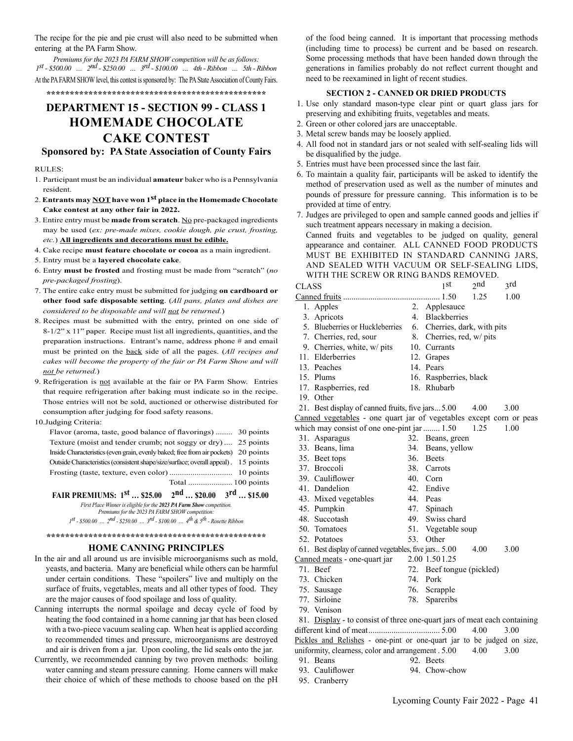The recipe for the pie and pie crust will also need to be submitted when entering at the PA Farm Show.

*Premiums for the 2023 PA FARM SHOW competition will be as follows:*
*1st - $500.00 ... 2nd - $250.00 ... 3rd - $100.00 ... 4th - Ribbon ... 5th - Ribbon*

At the PA FARM SHOW level, this contest is sponsored by: The PA State Association of County Fairs.

**************************************************

# DEPARTMENT 15 - SECTION 99 - CLASS 1
# HOMEMADE CHOCOLATE CAKE CONTEST
## Sponsored by: PA State Association of County Fairs

RULES:

1. Participant must be an individual **amateur** baker who is a Pennsylvania resident.
2. **Entrants may NOT have won 1st place in the Homemade Chocolate Cake contest at any other fair in 2022.**
3. Entire entry must be **made from scratch**. No pre-packaged ingredients may be used (*ex: pre-made mixes, cookie dough, pie crust, frosting, etc.*) **All ingredients and decorations must be edible.**
4. Cake recipe **must feature chocolate or cocoa** as a main ingredient.
5. Entry must be a **layered chocolate cake**.
6. Entry **must be frosted** and frosting must be made from "scratch" (*no pre-packaged frosting*).
7. The entire cake entry must be submitted for judging **on cardboard or other food safe disposable setting**. (*All pans, plates and dishes are considered to be disposable and will not be returned.*)
8. Recipes must be submitted with the entry, printed on one side of 8-1/2" x 11" paper. Recipe must list all ingredients, quantities, and the preparation instructions. Entrant's name, address phone # and email must be printed on the back side of all the pages. (*All recipes and cakes will become the property of the fair or PA Farm Show and will not be returned.*)
9. Refrigeration is not available at the fair or PA Farm Show. Entries that require refrigeration after baking must indicate so in the recipe. Those entries will not be sold, auctioned or otherwise distributed for consumption after judging for food safety reasons.
10. Judging Criteria:

| | |
|---|---|
| Flavor (aroma, taste, good balance of flavorings) | 30 points |
| Texture (moist and tender crumb; not soggy or dry) | 25 points |
| Inside Characteristics (even grain, evenly baked; free from air pockets) | 20 points |
| Outside Characteristics (consistent shape/size/surface; overall appeal) | 15 points |
| Frosting (taste, texture, even color) | 10 points |
| Total | 100 points |

**FAIR PREMIUMS: 1st … $25.00 2nd … $20.00 3rd … $15.00**

*First Place Winner is eligible for the **2023 PA Farm Show** competition.*
*Premiums for the 2023 PA FARM SHOW competition:*
*1st - $500.00 ... 2nd - $250.00 ... 3rd - $100.00 ... 4th & 5th - Rosette Ribbon*

**************************************************

### HOME CANNING PRINCIPLES

In the air and all around us are invisible microorganisms such as mold, yeasts, and bacteria. Many are beneficial while others can be harmful under certain conditions. These "spoilers" live and multiply on the surface of fruits, vegetables, meats and all other types of food. They are the major causes of food spoilage and loss of food quality.

Canning interrupts the normal spoilage and decay cycle of food by heating the food contained in a home canning jar that has been closed with a two-piece vacuum sealing cap. When heat is applied according to recommended times and pressure, microorganisms are destroyed and air is driven from a jar. Upon cooling, the lid seals onto the jar.

Currently, we recommended canning by two proven methods: boiling water canning and steam pressure canning. Home canners will make their choice of which of these methods to choose based on the pH of the food being canned. It is important that processing methods (including time to process) be current and be based on research. Some processing methods that have been handed down through the generations in families probably do not reflect current thought and need to be reexamined in light of recent studies.

### SECTION 2 - CANNED OR DRIED PRODUCTS

1. Use only standard mason-type clear pint or quart glass jars for preserving and exhibiting fruits, vegetables and meats.
2. Green or other colored jars are unacceptable.
3. Metal screw bands may be loosely applied.
4. All food not in standard jars or not sealed with self-sealing lids will be disqualified by the judge.
5. Entries must have been processed since the last fair.
6. To maintain a quality fair, participants will be asked to identify the method of preservation used as well as the number of minutes and pounds of pressure for pressure canning. This information is to be provided at time of entry.
7. Judges are privileged to open and sample canned goods and jellies if such treatment appears necessary in making a decision.

Canned fruits and vegetables to be judged on quality, general appearance and container. ALL CANNED FOOD PRODUCTS MUST BE EXHIBITED IN STANDARD CANNING JARS, AND SEALED WITH VACUUM OR SELF-SEALING LIDS, WITH THE SCREW OR RING BANDS REMOVED.

| CLASS | 1st | 2nd | 3rd |
|---|---|---|---|
| Canned fruits | 1.50 | 1.25 | 1.00 |

1. Apples
2. Applesauce
3. Apricots
4. Blackberries
5. Blueberries or Huckleberries
6. Cherries, dark, with pits
7. Cherries, red, sour
8. Cherries, red, w/ pits
9. Cherries, white, w/ pits
10. Currants
11. Elderberries
12. Grapes
13. Peaches
14. Pears
15. Plums
16. Raspberries, black
17. Raspberries, red
18. Rhubarb
19. Other

21. Best display of canned fruits, five jars ... 5.00 4.00 3.00

Canned vegetables - one quart jar of vegetables except corn or peas which may consist of one one-pint jar ........ 1.50 1.25 1.00

31. Asparagus
32. Beans, green
33. Beans, lima
34. Beans, yellow
35. Beet tops
36. Beets
37. Broccoli
38. Carrots
39. Cauliflower
40. Corn
41. Dandelion
42. Endive
43. Mixed vegetables
44. Peas
45. Pumpkin
47. Spinach
48. Succotash
49. Swiss chard
50. Tomatoes
51. Vegetable soup
52. Potatoes
53. Other

61. Best display of canned vegetables, five jars.. 5.00 4.00 3.00

Canned meats - one-quart jar 2.00 1.50 1.25

71. Beef
72. Beef tongue (pickled)
73. Chicken
74. Pork
75. Sausage
76. Scrapple
77. Sirloine
78. Spareribs
79. Venison

81. Display - to consist of three one-quart jars of meat each containing different kind of meat.................................. 5.00 4.00 3.00

Pickles and Relishes - one-pint or one-quart jar to be judged on size, uniformity, clearness, color and arrangement . 5.00 4.00 3.00

91. Beans
92. Beets
93. Cauliflower
94. Chow-chow
95. Cranberry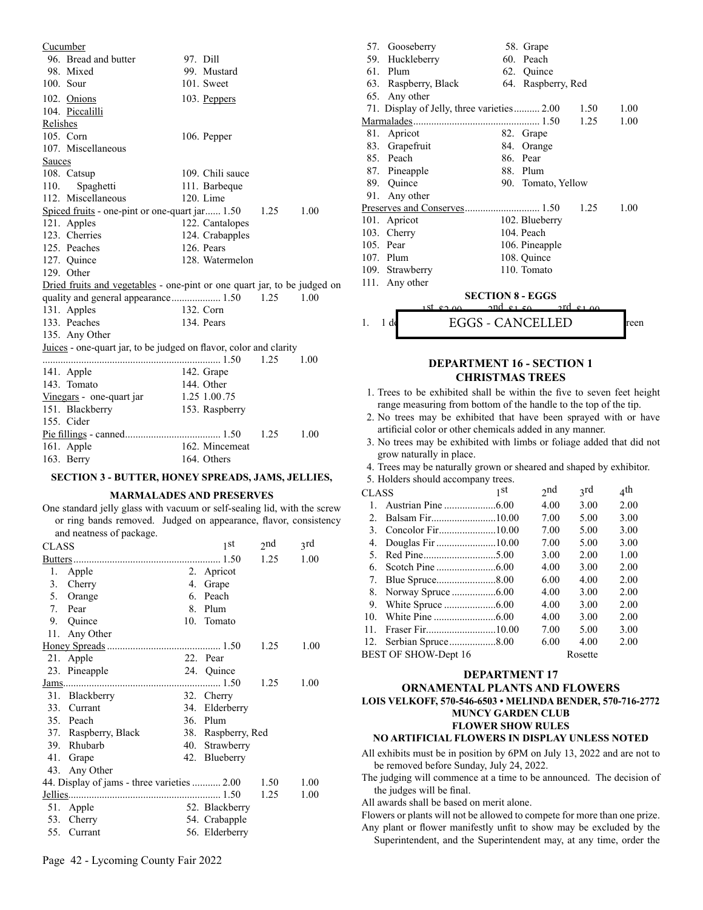Cucumber

| | |
|---|---|
| 96. Bread and butter | 97. Dill |
| 98. Mixed | 99. Mustard |
| 100. Sour | 101. Sweet |
| 102. Onions | 103. Peppers |
| 104. Piccalilli | |

Relishes

| | |
|---|---|
| 105. Corn | 106. Pepper |
| 107. Miscellaneous | |

Sauces

| | |
|---|---|
| 108. Catsup | 109. Chili sauce |
| 110. Spaghetti | 111. Barbeque |
| 112. Miscellaneous | 120. Lime |

Spiced fruits - one-pint or one-quart jar...... 1.50 1.25 1.00

| | |
|---|---|
| 121. Apples | 122. Cantalopes |
| 123. Cherries | 124. Crabapples |
| 125. Peaches | 126. Pears |
| 127. Quince | 128. Watermelon |
| 129. Other | |

Dried fruits and vegetables - one-pint or one quart jar, to be judged on quality and general appearance.................. 1.50 1.25 1.00

| | |
|---|---|
| 131. Apples | 132. Corn |
| 133. Peaches | 134. Pears |
| 135. Any Other | |

Juices - one-quart jar, to be judged on flavor, color and clarity
.................................................................... 1.50 1.25 1.00

| | |
|---|---|
| 141. Apple | 142. Grape |
| 143. Tomato | 144. Other |

Vinegars - one-quart jar 1.25 1.00 .75

| | |
|---|---|
| 151. Blackberry | 153. Raspberry |
| 155. Cider | |

Pie fillings - canned.................................... 1.50 1.25 1.00

| | |
|---|---|
| 161. Apple | 162. Mincemeat |
| 163. Berry | 164. Others |

### SECTION 3 - BUTTER, HONEY SPREADS, JAMS, JELLIES, MARMALADES AND PRESERVES

One standard jelly glass with vacuum or self-sealing lid, with the screw or ring bands removed. Judged on appearance, flavor, consistency and neatness of package.

| CLASS | 1st | 2nd | 3rd |
|---|---|---|---|
| Butters | 1.50 | 1.25 | 1.00 |

| | |
|---|---|
| 1. Apple | 2. Apricot |
| 3. Cherry | 4. Grape |
| 5. Orange | 6. Peach |
| 7. Pear | 8. Plum |
| 9. Quince | 10. Tomato |
| 11. Any Other | |

Honey Spreads ........................................... 1.50 1.25 1.00

| | |
|---|---|
| 21. Apple | 22. Pear |
| 23. Pineapple | 24. Quince |

Jams............................................................ 1.50 1.25 1.00

| | |
|---|---|
| 31. Blackberry | 32. Cherry |
| 33. Currant | 34. Elderberry |
| 35. Peach | 36. Plum |
| 37. Raspberry, Black | 38. Raspberry, Red |
| 39. Rhubarb | 40. Strawberry |
| 41. Grape | 42. Blueberry |
| 43. Any Other | |

44. Display of jams - three varieties ........... 2.00 1.50 1.00

Jellies.......................................................... 1.50 1.25 1.00

| | |
|---|---|
| 51. Apple | 52. Blackberry |
| 53. Cherry | 54. Crabapple |
| 55. Currant | 56. Elderberry |
| 57. Gooseberry | 58. Grape |
| 59. Huckleberry | 60. Peach |
| 61. Plum | 62. Quince |
| 63. Raspberry, Black | 64. Raspberry, Red |
| 65. Any other | |

71. Display of Jelly, three varieties.......... 2.00 1.50 1.00

Marmalades................................................ 1.50 1.25 1.00

| | |
|---|---|
| 81. Apricot | 82. Grape |
| 83. Grapefruit | 84. Orange |
| 85. Peach | 86. Pear |
| 87. Pineapple | 88. Plum |
| 89. Quince | 90. Tomato, Yellow |
| 91. Any other | |

Preserves and Conserves............................ 1.50 1.25 1.00

| | |
|---|---|
| 101. Apricot | 102. Blueberry |
| 103. Cherry | 104. Peach |
| 105. Pear | 106. Pineapple |
| 107. Plum | 108. Quince |
| 109. Strawberry | 110. Tomato |
| 111. Any other | |

### SECTION 8 - EGGS

1st $2.00 2nd $1.50 3rd $1.00

1. 1 d... EGGS - CANCELLED ...reen

## DEPARTMENT 16 - SECTION 1
## CHRISTMAS TREES

1. Trees to be exhibited shall be within the five to seven feet height range measuring from bottom of the handle to the top of the tip.
2. No trees may be exhibited that have been sprayed with or have artificial color or other chemicals added in any manner.
3. No trees may be exhibited with limbs or foliage added that did not grow naturally in place.
4. Trees may be naturally grown or sheared and shaped by exhibitor.
5. Holders should accompany trees.

| CLASS | 1st | 2nd | 3rd | 4th |
|---|---|---|---|---|
| 1. Austrian Pine | 6.00 | 4.00 | 3.00 | 2.00 |
| 2. Balsam Fir | 10.00 | 7.00 | 5.00 | 3.00 |
| 3. Concolor Fir | 10.00 | 7.00 | 5.00 | 3.00 |
| 4. Douglas Fir | 10.00 | 7.00 | 5.00 | 3.00 |
| 5. Red Pine | 5.00 | 3.00 | 2.00 | 1.00 |
| 6. Scotch Pine | 6.00 | 4.00 | 3.00 | 2.00 |
| 7. Blue Spruce | 8.00 | 6.00 | 4.00 | 2.00 |
| 8. Norway Spruce | 6.00 | 4.00 | 3.00 | 2.00 |
| 9. White Spruce | 6.00 | 4.00 | 3.00 | 2.00 |
| 10. White Pine | 6.00 | 4.00 | 3.00 | 2.00 |
| 11. Fraser Fir | 10.00 | 7.00 | 5.00 | 3.00 |
| 12. Serbian Spruce | 8.00 | 6.00 | 4.00 | 2.00 |
| BEST OF SHOW-Dept 16 | | | Rosette | |

## DEPARTMENT 17
## ORNAMENTAL PLANTS AND FLOWERS

**LOIS VELKOFF, 570-546-6503 • MELINDA BENDER, 570-716-2772**

**MUNCY GARDEN CLUB**

**FLOWER SHOW RULES**

**NO ARTIFICIAL FLOWERS IN DISPLAY UNLESS NOTED**

All exhibits must be in position by 6PM on July 13, 2022 and are not to be removed before Sunday, July 24, 2022.

The judging will commence at a time to be announced. The decision of the judges will be final.

All awards shall be based on merit alone.

Flowers or plants will not be allowed to compete for more than one prize.

Any plant or flower manifestly unfit to show may be excluded by the Superintendent, and the Superintendent may, at any time, order the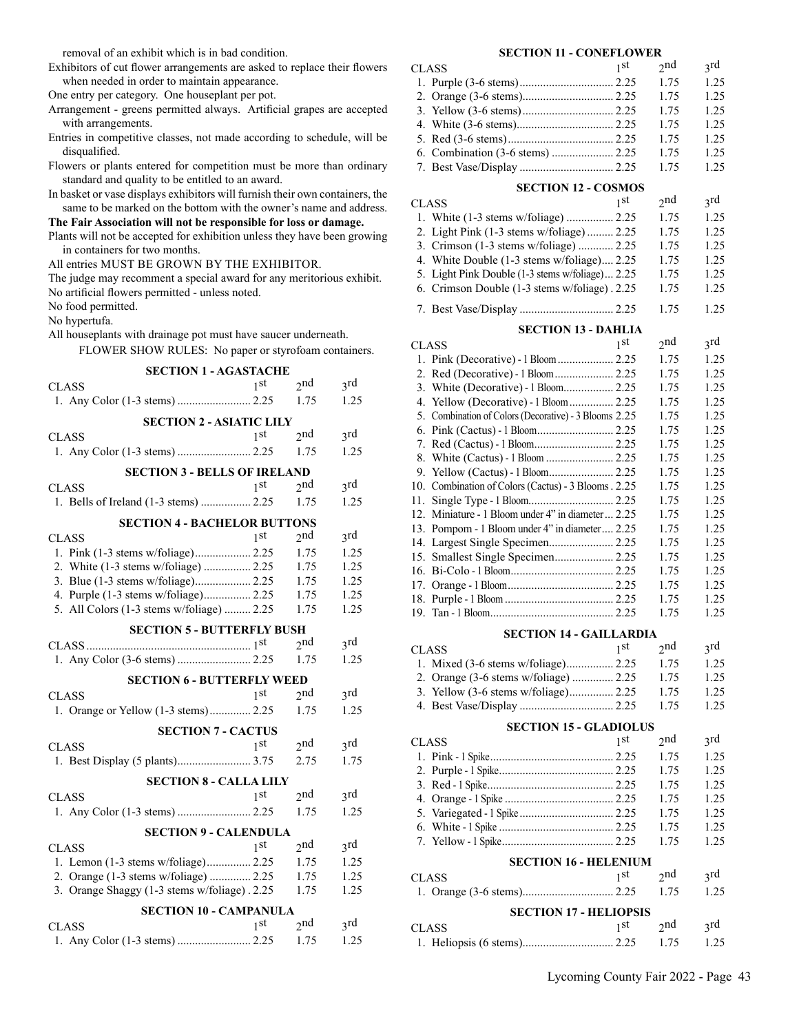removal of an exhibit which is in bad condition.

Exhibitors of cut flower arrangements are asked to replace their flowers when needed in order to maintain appearance.

One entry per category. One houseplant per pot.

Arrangement - greens permitted always. Artificial grapes are accepted with arrangements.

Entries in competitive classes, not made according to schedule, will be disqualified.

Flowers or plants entered for competition must be more than ordinary standard and quality to be entitled to an award.

In basket or vase displays exhibitors will furnish their own containers, the same to be marked on the bottom with the owner's name and address.

**The Fair Association will not be responsible for loss or damage.**

Plants will not be accepted for exhibition unless they have been growing in containers for two months.

All entries MUST BE GROWN BY THE EXHIBITOR.

The judge may recomment a special award for any meritorious exhibit.

No artificial flowers permitted - unless noted.

No food permitted.

No hypertufa.

All houseplants with drainage pot must have saucer underneath.

FLOWER SHOW RULES: No paper or styrofoam containers.

### SECTION 1 - AGASTACHE

| CLASS | 1st | 2nd | 3rd |
|---|---|---|---|
| 1. Any Color (1-3 stems) | 2.25 | 1.75 | 1.25 |

### SECTION 2 - ASIATIC LILY

| CLASS | 1st | 2nd | 3rd |
|---|---|---|---|
| 1. Any Color (1-3 stems) | 2.25 | 1.75 | 1.25 |

### SECTION 3 - BELLS OF IRELAND

| CLASS | 1st | 2nd | 3rd |
|---|---|---|---|
| 1. Bells of Ireland (1-3 stems) | 2.25 | 1.75 | 1.25 |

### SECTION 4 - BACHELOR BUTTONS

| CLASS | 1st | 2nd | 3rd |
|---|---|---|---|
| 1. Pink (1-3 stems w/foliage) | 2.25 | 1.75 | 1.25 |
| 2. White (1-3 stems w/foliage) | 2.25 | 1.75 | 1.25 |
| 3. Blue (1-3 stems w/foliage) | 2.25 | 1.75 | 1.25 |
| 4. Purple (1-3 stems w/foliage) | 2.25 | 1.75 | 1.25 |
| 5. All Colors (1-3 stems w/foliage) | 2.25 | 1.75 | 1.25 |

### SECTION 5 - BUTTERFLY BUSH

| CLASS | 1st | 2nd | 3rd |
|---|---|---|---|
| 1. Any Color (3-6 stems) | 2.25 | 1.75 | 1.25 |

### SECTION 6 - BUTTERFLY WEED

| CLASS | 1st | 2nd | 3rd |
|---|---|---|---|
| 1. Orange or Yellow (1-3 stems) | 2.25 | 1.75 | 1.25 |

### SECTION 7 - CACTUS

| CLASS | 1st | 2nd | 3rd |
|---|---|---|---|
| 1. Best Display (5 plants) | 3.75 | 2.75 | 1.75 |

### SECTION 8 - CALLA LILY

| CLASS | 1st | 2nd | 3rd |
|---|---|---|---|
| 1. Any Color (1-3 stems) | 2.25 | 1.75 | 1.25 |

### SECTION 9 - CALENDULA

| CLASS | 1st | 2nd | 3rd |
|---|---|---|---|
| 1. Lemon (1-3 stems w/foliage) | 2.25 | 1.75 | 1.25 |
| 2. Orange (1-3 stems w/foliage) | 2.25 | 1.75 | 1.25 |
| 3. Orange Shaggy (1-3 stems w/foliage) | 2.25 | 1.75 | 1.25 |

### SECTION 10 - CAMPANULA

| CLASS | 1st | 2nd | 3rd |
|---|---|---|---|
| 1. Any Color (1-3 stems) | 2.25 | 1.75 | 1.25 |

### SECTION 11 - CONEFLOWER

| CLASS | 1st | 2nd | 3rd |
|---|---|---|---|
| 1. Purple (3-6 stems) | 2.25 | 1.75 | 1.25 |
| 2. Orange (3-6 stems) | 2.25 | 1.75 | 1.25 |
| 3. Yellow (3-6 stems) | 2.25 | 1.75 | 1.25 |
| 4. White (3-6 stems) | 2.25 | 1.75 | 1.25 |
| 5. Red (3-6 stems) | 2.25 | 1.75 | 1.25 |
| 6. Combination (3-6 stems) | 2.25 | 1.75 | 1.25 |
| 7. Best Vase/Display | 2.25 | 1.75 | 1.25 |

### SECTION 12 - COSMOS

| CLASS | 1st | 2nd | 3rd |
|---|---|---|---|
| 1. White (1-3 stems w/foliage) | 2.25 | 1.75 | 1.25 |
| 2. Light Pink (1-3 stems w/foliage) | 2.25 | 1.75 | 1.25 |
| 3. Crimson (1-3 stems w/foliage) | 2.25 | 1.75 | 1.25 |
| 4. White Double (1-3 stems w/foliage) | 2.25 | 1.75 | 1.25 |
| 5. Light Pink Double (1-3 stems w/foliage) | 2.25 | 1.75 | 1.25 |
| 6. Crimson Double (1-3 stems w/foliage) | 2.25 | 1.75 | 1.25 |
| 7. Best Vase/Display | 2.25 | 1.75 | 1.25 |

### SECTION 13 - DAHLIA

| CLASS | 1st | 2nd | 3rd |
|---|---|---|---|
| 1. Pink (Decorative) - 1 Bloom | 2.25 | 1.75 | 1.25 |
| 2. Red (Decorative) - 1 Bloom | 2.25 | 1.75 | 1.25 |
| 3. White (Decorative) - 1 Bloom | 2.25 | 1.75 | 1.25 |
| 4. Yellow (Decorative) - 1 Bloom | 2.25 | 1.75 | 1.25 |
| 5. Combination of Colors (Decorative) - 3 Blooms | 2.25 | 1.75 | 1.25 |
| 6. Pink (Cactus) - 1 Bloom | 2.25 | 1.75 | 1.25 |
| 7. Red (Cactus) - 1 Bloom | 2.25 | 1.75 | 1.25 |
| 8. White (Cactus) - 1 Bloom | 2.25 | 1.75 | 1.25 |
| 9. Yellow (Cactus) - 1 Bloom | 2.25 | 1.75 | 1.25 |
| 10. Combination of Colors (Cactus) - 3 Blooms | 2.25 | 1.75 | 1.25 |
| 11. Single Type - 1 Bloom | 2.25 | 1.75 | 1.25 |
| 12. Miniature - 1 Bloom under 4" in diameter | 2.25 | 1.75 | 1.25 |
| 13. Pompom - 1 Bloom under 4" in diameter | 2.25 | 1.75 | 1.25 |
| 14. Largest Single Specimen | 2.25 | 1.75 | 1.25 |
| 15. Smallest Single Specimen | 2.25 | 1.75 | 1.25 |
| 16. Bi-Colo - 1 Bloom | 2.25 | 1.75 | 1.25 |
| 17. Orange - 1 Bloom | 2.25 | 1.75 | 1.25 |
| 18. Purple - 1 Bloom | 2.25 | 1.75 | 1.25 |
| 19. Tan - 1 Bloom | 2.25 | 1.75 | 1.25 |

### SECTION 14 - GAILLARDIA

| CLASS | 1st | 2nd | 3rd |
|---|---|---|---|
| 1. Mixed (3-6 stems w/foliage) | 2.25 | 1.75 | 1.25 |
| 2. Orange (3-6 stems w/foliage) | 2.25 | 1.75 | 1.25 |
| 3. Yellow (3-6 stems w/foliage) | 2.25 | 1.75 | 1.25 |
| 4. Best Vase/Display | 2.25 | 1.75 | 1.25 |

### SECTION 15 - GLADIOLUS

| CLASS | 1st | 2nd | 3rd |
|---|---|---|---|
| 1. Pink - 1 Spike | 2.25 | 1.75 | 1.25 |
| 2. Purple - 1 Spike | 2.25 | 1.75 | 1.25 |
| 3. Red - 1 Spike | 2.25 | 1.75 | 1.25 |
| 4. Orange - 1 Spike | 2.25 | 1.75 | 1.25 |
| 5. Variegated - 1 Spike | 2.25 | 1.75 | 1.25 |
| 6. White - 1 Spike | 2.25 | 1.75 | 1.25 |
| 7. Yellow - 1 Spike | 2.25 | 1.75 | 1.25 |

### SECTION 16 - HELENIUM

| CLASS | 1st | 2nd | 3rd |
|---|---|---|---|
| 1. Orange (3-6 stems) | 2.25 | 1.75 | 1.25 |

### SECTION 17 - HELIOPSIS

| CLASS | 1st | 2nd | 3rd |
|---|---|---|---|
| 1. Heliopsis (6 stems) | 2.25 | 1.75 | 1.25 |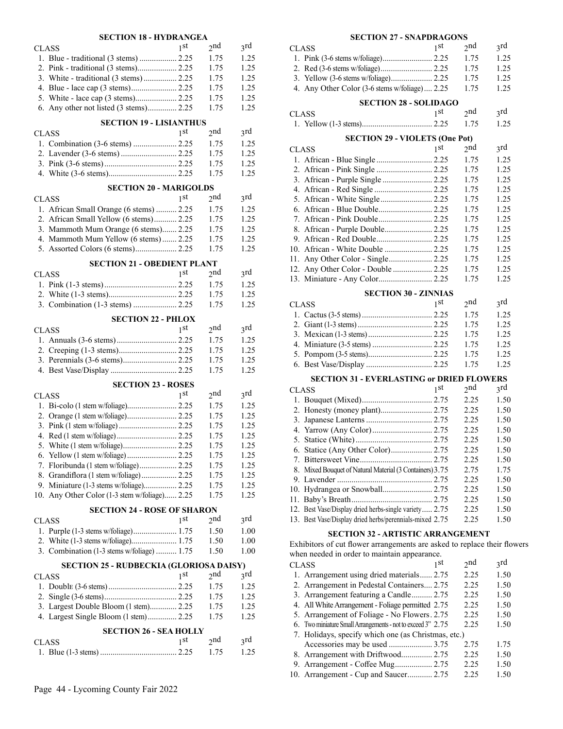## SECTION 18 - HYDRANGEA

| CLASS | 1st | 2nd | 3rd |
|---|---|---|---|
| 1. Blue - traditional (3 stems) | 2.25 | 1.75 | 1.25 |
| 2. Pink - traditional (3 stems) | 2.25 | 1.75 | 1.25 |
| 3. White - traditional (3 stems) | 2.25 | 1.75 | 1.25 |
| 4. Blue - lace cap (3 stems) | 2.25 | 1.75 | 1.25 |
| 5. White - lace cap (3 stems) | 2.25 | 1.75 | 1.25 |
| 6. Any other not listed (3 stems) | 2.25 | 1.75 | 1.25 |

## SECTION 19 - LISIANTHUS

| CLASS | 1st | 2nd | 3rd |
|---|---|---|---|
| 1. Combination (3-6 stems) | 2.25 | 1.75 | 1.25 |
| 2. Lavender (3-6 stems) | 2.25 | 1.75 | 1.25 |
| 3. Pink (3-6 stems) | 2.25 | 1.75 | 1.25 |
| 4. White (3-6 stems) | 2.25 | 1.75 | 1.25 |

## SECTION 20 - MARIGOLDS

| CLASS | 1st | 2nd | 3rd |
|---|---|---|---|
| 1. African Small Orange (6 stems) | 2.25 | 1.75 | 1.25 |
| 2. African Small Yellow (6 stems) | 2.25 | 1.75 | 1.25 |
| 3. Mammoth Mum Orange (6 stems) | 2.25 | 1.75 | 1.25 |
| 4. Mammoth Mum Yellow (6 stems) | 2.25 | 1.75 | 1.25 |
| 5. Assorted Colors (6 stems) | 2.25 | 1.75 | 1.25 |

## SECTION 21 - OBEDIENT PLANT

| CLASS | 1st | 2nd | 3rd |
|---|---|---|---|
| 1. Pink (1-3 stems) | 2.25 | 1.75 | 1.25 |
| 2. White (1-3 stems) | 2.25 | 1.75 | 1.25 |
| 3. Combination (1-3 stems) | 2.25 | 1.75 | 1.25 |

## SECTION 22 - PHLOX

| CLASS | 1st | 2nd | 3rd |
|---|---|---|---|
| 1. Annuals (3-6 stems) | 2.25 | 1.75 | 1.25 |
| 2. Creeping (1-3 stems) | 2.25 | 1.75 | 1.25 |
| 3. Perennials (3-6 stems) | 2.25 | 1.75 | 1.25 |
| 4. Best Vase/Display | 2.25 | 1.75 | 1.25 |

## SECTION 23 - ROSES

| CLASS | 1st | 2nd | 3rd |
|---|---|---|---|
| 1. Bi-colo (1 stem w/foliage) | 2.25 | 1.75 | 1.25 |
| 2. Orange (1 stem w/foliage) | 2.25 | 1.75 | 1.25 |
| 3. Pink (1 stem w/foliage) | 2.25 | 1.75 | 1.25 |
| 4. Red (1 stem w/foliage) | 2.25 | 1.75 | 1.25 |
| 5. White (1 stem w/foliage) | 2.25 | 1.75 | 1.25 |
| 6. Yellow (1 stem w/foliage) | 2.25 | 1.75 | 1.25 |
| 7. Floribunda (1 stem w/foliage) | 2.25 | 1.75 | 1.25 |
| 8. Grandiflora (1 stem w/foliage) | 2.25 | 1.75 | 1.25 |
| 9. Miniature (1-3 stems w/foliage) | 2.25 | 1.75 | 1.25 |
| 10. Any Other Color (1-3 stem w/foliage) | 2.25 | 1.75 | 1.25 |

## SECTION 24 - ROSE OF SHARON

| CLASS | 1st | 2nd | 3rd |
|---|---|---|---|
| 1. Purple (1-3 stems w/foliage) | 1.75 | 1.50 | 1.00 |
| 2. White (1-3 stems w/foliage) | 1.75 | 1.50 | 1.00 |
| 3. Combination (1-3 stems w/foliage) | 1.75 | 1.50 | 1.00 |

## SECTION 25 - RUDBECKIA (GLORIOSA DAISY)

| CLASS | 1st | 2nd | 3rd |
|---|---|---|---|
| 1. Double (3-6 stems) | 2.25 | 1.75 | 1.25 |
| 2. Single (3-6 stems) | 2.25 | 1.75 | 1.25 |
| 3. Largest Double Bloom (1 stem) | 2.25 | 1.75 | 1.25 |
| 4. Largest Single Bloom (1 stem) | 2.25 | 1.75 | 1.25 |

## SECTION 26 - SEA HOLLY

| CLASS | 1st | 2nd | 3rd |
|---|---|---|---|
| 1. Blue (1-3 stems) | 2.25 | 1.75 | 1.25 |

## SECTION 27 - SNAPDRAGONS

| CLASS | 1st | 2nd | 3rd |
|---|---|---|---|
| 1. Pink (3-6 stems w/foliage) | 2.25 | 1.75 | 1.25 |
| 2. Red (3-6 stems w/foliage) | 2.25 | 1.75 | 1.25 |
| 3. Yellow (3-6 stems w/foliage) | 2.25 | 1.75 | 1.25 |
| 4. Any Other Color (3-6 stems w/foliage) | 2.25 | 1.75 | 1.25 |

## SECTION 28 - SOLIDAGO

| CLASS | 1st | 2nd | 3rd |
|---|---|---|---|
| 1. Yellow (1-3 stems) | 2.25 | 1.75 | 1.25 |

## SECTION 29 - VIOLETS (One Pot)

| CLASS | 1st | 2nd | 3rd |
|---|---|---|---|
| 1. African - Blue Single | 2.25 | 1.75 | 1.25 |
| 2. African - Pink Single | 2.25 | 1.75 | 1.25 |
| 3. African - Purple Single | 2.25 | 1.75 | 1.25 |
| 4. African - Red Single | 2.25 | 1.75 | 1.25 |
| 5. African - White Single | 2.25 | 1.75 | 1.25 |
| 6. African - Blue Double | 2.25 | 1.75 | 1.25 |
| 7. African - Pink Double | 2.25 | 1.75 | 1.25 |
| 8. African - Purple Double | 2.25 | 1.75 | 1.25 |
| 9. African - Red Double | 2.25 | 1.75 | 1.25 |
| 10. African - White Double | 2.25 | 1.75 | 1.25 |
| 11. Any Other Color - Single | 2.25 | 1.75 | 1.25 |
| 12. Any Other Color - Double | 2.25 | 1.75 | 1.25 |
| 13. Miniature - Any Color | 2.25 | 1.75 | 1.25 |

## SECTION 30 - ZINNIAS

| CLASS | 1st | 2nd | 3rd |
|---|---|---|---|
| 1. Cactus (3-5 stems) | 2.25 | 1.75 | 1.25 |
| 2. Giant (1-3 stems) | 2.25 | 1.75 | 1.25 |
| 3. Mexican (1-3 stems) | 2.25 | 1.75 | 1.25 |
| 4. Miniature (3-5 stems) | 2.25 | 1.75 | 1.25 |
| 5. Pompom (3-5 stems) | 2.25 | 1.75 | 1.25 |
| 6. Best Vase/Display | 2.25 | 1.75 | 1.25 |

## SECTION 31 - EVERLASTING or DRIED FLOWERS

| CLASS | 1st | 2nd | 3rd |
|---|---|---|---|
| 1. Bouquet (Mixed) | 2.75 | 2.25 | 1.50 |
| 2. Honesty (money plant) | 2.75 | 2.25 | 1.50 |
| 3. Japanese Lanterns | 2.75 | 2.25 | 1.50 |
| 4. Yarrow (Any Color) | 2.75 | 2.25 | 1.50 |
| 5. Statice (White) | 2.75 | 2.25 | 1.50 |
| 6. Statice (Any Other Color) | 2.75 | 2.25 | 1.50 |
| 7. Bittersweet Vine | 2.75 | 2.25 | 1.50 |
| 8. Mixed Bouquet of Natural Material (3 Containers) | 3.75 | 2.75 | 1.75 |
| 9. Lavender | 2.75 | 2.25 | 1.50 |
| 10. Hydrangea or Snowball | 2.75 | 2.25 | 1.50 |
| 11. Baby's Breath | 2.75 | 2.25 | 1.50 |
| 12. Best Vase/Display dried herbs-single variety | 2.75 | 2.25 | 1.50 |
| 13. Best Vase/Display dried herbs/perennials-mixed | 2.75 | 2.25 | 1.50 |

## SECTION 32 - ARTISTIC ARRANGEMENT

Exhibitors of cut flower arrangements are asked to replace their flowers when needed in order to maintain appearance.

| CLASS | 1st | 2nd | 3rd |
|---|---|---|---|
| 1. Arrangement using dried materials | 2.75 | 2.25 | 1.50 |
| 2. Arrangement in Pedestal Containers | 2.75 | 2.25 | 1.50 |
| 3. Arrangement featuring a Candle | 2.75 | 2.25 | 1.50 |
| 4. All White Arrangement - Foliage permitted | 2.75 | 2.25 | 1.50 |
| 5. Arrangement of Foliage - No Flowers | 2.75 | 2.25 | 1.50 |
| 6. Two miniature Small Arrangements - not to exceed 3" | 2.75 | 2.25 | 1.50 |
| 7. Holidays, specify which one (as Christmas, etc.) Accessories may be used | 3.75 | 2.75 | 1.75 |
| 8. Arrangement with Driftwood | 2.75 | 2.25 | 1.50 |
| 9. Arrangement - Coffee Mug | 2.75 | 2.25 | 1.50 |
| 10. Arrangement - Cup and Saucer | 2.75 | 2.25 | 1.50 |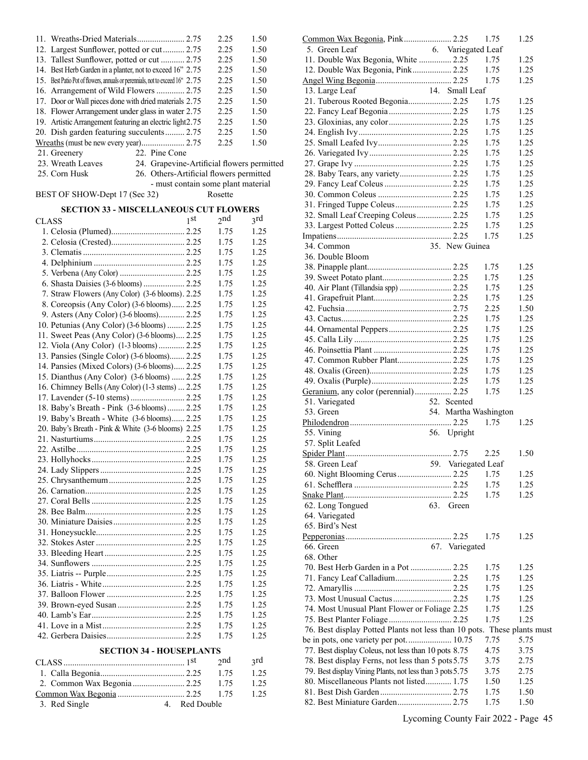| | | | |
|---|---|---|---|
| 11. Wreaths-Dried Materials | 2.75 | 2.25 | 1.50 |
| 12. Largest Sunflower, potted or cut | 2.75 | 2.25 | 1.50 |
| 13. Tallest Sunflower, potted or cut | 2.75 | 2.25 | 1.50 |
| 14. Best Herb Garden in a planter, not to exceed 16" | 2.75 | 2.25 | 1.50 |
| 15. Best Patio Pot of flowers, annuals or perennials, not to exceed 16" | 2.75 | 2.25 | 1.50 |
| 16. Arrangement of Wild Flowers | 2.75 | 2.25 | 1.50 |
| 17. Door or Wall pieces done with dried materials | 2.75 | 2.25 | 1.50 |
| 18. Flower Arrangement under glass in water | 2.75 | 2.25 | 1.50 |
| 19. Artistic Arrangement featuring an electric light | 2.75 | 2.25 | 1.50 |
| 20. Dish garden featuring succulents | 2.75 | 2.25 | 1.50 |
| Wreaths (must be new every year) | 2.75 | 2.25 | 1.50 |

21. Greenery — 22. Pine Cone
23. Wreath Leaves — 24. Grapevine-Artificial flowers permitted
25. Corn Husk — 26. Others-Artificial flowers permitted - must contain some plant material

BEST OF SHOW-Dept 17 (Sec 32) — Rosette

## SECTION 33 - MISCELLANEOUS CUT FLOWERS

| CLASS | 1st | 2nd | 3rd |
|---|---|---|---|
| 1. Celosia (Plumed) | 2.25 | 1.75 | 1.25 |
| 2. Celosia (Crested) | 2.25 | 1.75 | 1.25 |
| 3. Clematis | 2.25 | 1.75 | 1.25 |
| 4. Delphinium | 2.25 | 1.75 | 1.25 |
| 5. Verbena (Any Color) | 2.25 | 1.75 | 1.25 |
| 6. Shasta Daisies (3-6 blooms) | 2.25 | 1.75 | 1.25 |
| 7. Straw Flowers (Any Color) (3-6 blooms) | 2.25 | 1.75 | 1.25 |
| 8. Coreopsis (Any Color) (3-6 blooms) | 2.25 | 1.75 | 1.25 |
| 9. Asters (Any Color) (3-6 blooms) | 2.25 | 1.75 | 1.25 |
| 10. Petunias (Any Color) (3-6 blooms) | 2.25 | 1.75 | 1.25 |
| 11. Sweet Peas (Any Color) (3-6 blooms) | 2.25 | 1.75 | 1.25 |
| 12. Viola (Any Color) (1-3 blooms) | 2.25 | 1.75 | 1.25 |
| 13. Pansies (Single Color) (3-6 blooms) | 2.25 | 1.75 | 1.25 |
| 14. Pansies (Mixed Colors) (3-6 blooms) | 2.25 | 1.75 | 1.25 |
| 15. Dianthus (Any Color) (3-6 blooms) | 2.25 | 1.75 | 1.25 |
| 16. Chimney Bells (Any Color) (1-3 stems) | 2.25 | 1.75 | 1.25 |
| 17. Lavender (5-10 stems) | 2.25 | 1.75 | 1.25 |
| 18. Baby's Breath - Pink (3-6 blooms) | 2.25 | 1.75 | 1.25 |
| 19. Baby's Breath - White (3-6 blooms) | 2.25 | 1.75 | 1.25 |
| 20. Baby's Breath - Pink & White (3-6 blooms) | 2.25 | 1.75 | 1.25 |
| 21. Nasturtiums | 2.25 | 1.75 | 1.25 |
| 22. Astilbe | 2.25 | 1.75 | 1.25 |
| 23. Hollyhocks | 2.25 | 1.75 | 1.25 |
| 24. Lady Slippers | 2.25 | 1.75 | 1.25 |
| 25. Chrysanthemum | 2.25 | 1.75 | 1.25 |
| 26. Carnation | 2.25 | 1.75 | 1.25 |
| 27. Coral Bells | 2.25 | 1.75 | 1.25 |
| 28. Bee Balm | 2.25 | 1.75 | 1.25 |
| 30. Miniature Daisies | 2.25 | 1.75 | 1.25 |
| 31. Honeysuckle | 2.25 | 1.75 | 1.25 |
| 32. Stokes Aster | 2.25 | 1.75 | 1.25 |
| 33. Bleeding Heart | 2.25 | 1.75 | 1.25 |
| 34. Sunflowers | 2.25 | 1.75 | 1.25 |
| 35. Liatris -- Purple | 2.25 | 1.75 | 1.25 |
| 36. Liatris - White | 2.25 | 1.75 | 1.25 |
| 37. Balloon Flower | 2.25 | 1.75 | 1.25 |
| 39. Brown-eyed Susan | 2.25 | 1.75 | 1.25 |
| 40. Lamb's Ear | 2.25 | 1.75 | 1.25 |
| 41. Love in a Mist | 2.25 | 1.75 | 1.25 |
| 42. Gerbera Daisies | 2.25 | 1.75 | 1.25 |

## SECTION 34 - HOUSEPLANTS

| CLASS | 1st | 2nd | 3rd |
|---|---|---|---|
| 1. Calla Begonia | 2.25 | 1.75 | 1.25 |
| 2. Common Wax Begonia | 2.25 | 1.75 | 1.25 |
| Common Wax Begonia | 2.25 | 1.75 | 1.25 |
| 3. Red Single — 4. Red Double | | | |
| Common Wax Begonia, Pink | 2.25 | 1.75 | 1.25 |
| 5. Green Leaf — 6. Variegated Leaf | | | |
| 11. Double Wax Begonia, White | 2.25 | 1.75 | 1.25 |
| 12. Double Wax Begonia, Pink | 2.25 | 1.75 | 1.25 |
| Angel Wing Begonia | 2.25 | 1.75 | 1.25 |
| 13. Large Leaf — 14. Small Leaf | | | |
| 21. Tuberous Rooted Begonia | 2.25 | 1.75 | 1.25 |
| 22. Fancy Leaf Begonia | 2.25 | 1.75 | 1.25 |
| 23. Gloxinias, any color | 2.25 | 1.75 | 1.25 |
| 24. English Ivy | 2.25 | 1.75 | 1.25 |
| 25. Small Leafed Ivy | 2.25 | 1.75 | 1.25 |
| 26. Variegated Ivy | 2.25 | 1.75 | 1.25 |
| 27. Grape Ivy | 2.25 | 1.75 | 1.25 |
| 28. Baby Tears, any variety | 2.25 | 1.75 | 1.25 |
| 29. Fancy Leaf Coleus | 2.25 | 1.75 | 1.25 |
| 30. Common Coleus | 2.25 | 1.75 | 1.25 |
| 31. Fringed Tuppe Coleus | 2.25 | 1.75 | 1.25 |
| 32. Small Leaf Creeping Coleus | 2.25 | 1.75 | 1.25 |
| 33. Largest Potted Coleus | 2.25 | 1.75 | 1.25 |
| Impatiens | 2.25 | 1.75 | 1.25 |
| 34. Common — 35. New Guinea | | | |
| 36. Double Bloom | | | |
| 38. Pinapple plant | 2.25 | 1.75 | 1.25 |
| 39. Sweet Potato plant | 2.25 | 1.75 | 1.25 |
| 40. Air Plant (Tillandsia spp) | 2.25 | 1.75 | 1.25 |
| 41. Grapefruit Plant | 2.25 | 1.75 | 1.25 |
| 42. Fuchsia | 2.75 | 2.25 | 1.50 |
| 43. Cactus | 2.25 | 1.75 | 1.25 |
| 44. Ornamental Peppers | 2.25 | 1.75 | 1.25 |
| 45. Calla Lily | 2.25 | 1.75 | 1.25 |
| 46. Poinsettia Plant | 2.25 | 1.75 | 1.25 |
| 47. Common Rubber Plant | 2.25 | 1.75 | 1.25 |
| 48. Oxalis (Green) | 2.25 | 1.75 | 1.25 |
| 49. Oxalis (Purple) | 2.25 | 1.75 | 1.25 |
| Geranium, any color (perennial) | 2.25 | 1.75 | 1.25 |
| 51. Variegated — 52. Scented | | | |
| 53. Green — 54. Martha Washington | | | |
| Philodendron | 2.25 | 1.75 | 1.25 |
| 55. Vining — 56. Upright | | | |
| 57. Split Leafed | | | |
| Spider Plant | 2.75 | 2.25 | 1.50 |
| 58. Green Leaf — 59. Variegated Leaf | | | |
| 60. Night Blooming Cerus | 2.25 | 1.75 | 1.25 |
| 61. Schefflera | 2.25 | 1.75 | 1.25 |
| Snake Plant | 2.25 | 1.75 | 1.25 |
| 62. Long Tongued — 63. Green | | | |
| 64. Variegated | | | |
| 65. Bird's Nest | | | |
| Pepperonias | 2.25 | 1.75 | 1.25 |
| 66. Green — 67. Variegated | | | |
| 68. Other | | | |
| 70. Best Herb Garden in a Pot | 2.25 | 1.75 | 1.25 |
| 71. Fancy Leaf Calladium | 2.25 | 1.75 | 1.25 |
| 72. Amaryllis | 2.25 | 1.75 | 1.25 |
| 73. Most Unusual Cactus | 2.25 | 1.75 | 1.25 |
| 74. Most Unusual Plant Flower or Foliage | 2.25 | 1.75 | 1.25 |
| 75. Best Planter Foliage | 2.25 | 1.75 | 1.25 |
| 76. Best display Potted Plants not less than 10 pots. These plants must be in pots, one variety per pot | 10.75 | 7.75 | 5.75 |
| 77. Best display Coleus, not less than 10 pots | 8.75 | 4.75 | 3.75 |
| 78. Best display Ferns, not less than 5 pots | 5.75 | 3.75 | 2.75 |
| 79. Best display Vining Plants, not less than 3 pots | 5.75 | 3.75 | 2.75 |
| 80. Miscellaneous Plants not listed | 1.75 | 1.50 | 1.25 |
| 81. Best Dish Garden | 2.75 | 1.75 | 1.50 |
| 82. Best Miniature Garden | 2.75 | 1.75 | 1.50 |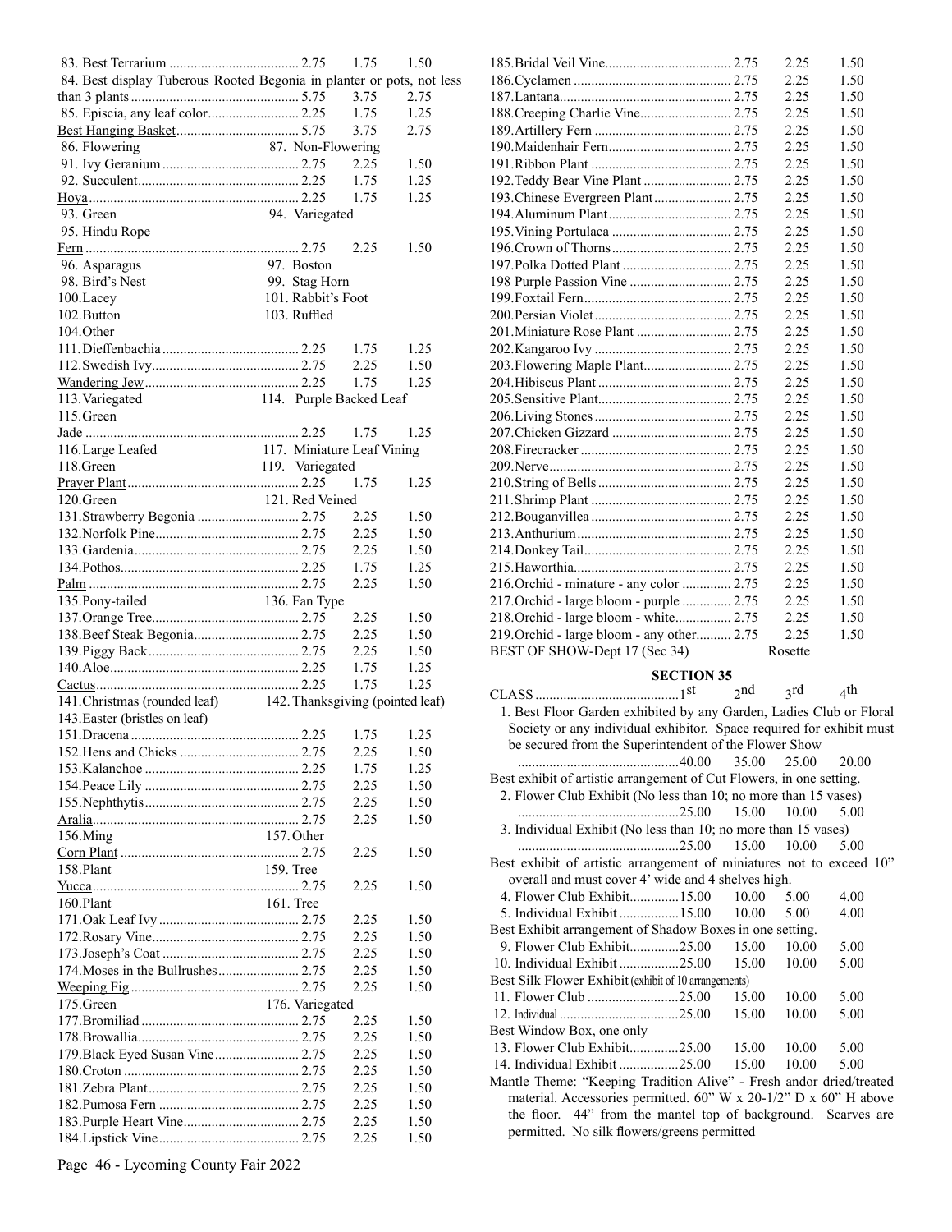| | | | |
|---|---|---|---|
| 83. Best Terrarium | 2.75 | 1.75 | 1.50 |
| 84. Best display Tuberous Rooted Begonia in planter or pots, not less than 3 plants | 5.75 | 3.75 | 2.75 |
| 85. Episcia, any leaf color | 2.25 | 1.75 | 1.25 |
| Best Hanging Basket | 5.75 | 3.75 | 2.75 |

86. Flowering    87. Non-Flowering

| | | | |
|---|---|---|---|
| 91. Ivy Geranium | 2.75 | 2.25 | 1.50 |
| 92. Succulent | 2.25 | 1.75 | 1.25 |
| Hoya | 2.25 | 1.75 | 1.25 |

93. Green    94. Variegated
95. Hindu Rope

| | | | |
|---|---|---|---|
| Fern | 2.75 | 2.25 | 1.50 |

96. Asparagus    97. Boston
98. Bird's Nest    99. Stag Horn
100.Lacey    101. Rabbit's Foot
102.Button    103. Ruffled
104.Other

| | | | |
|---|---|---|---|
| 111.Dieffenbachia | 2.25 | 1.75 | 1.25 |
| 112.Swedish Ivy | 2.75 | 2.25 | 1.50 |
| Wandering Jew | 2.25 | 1.75 | 1.25 |

113.Variegated    114. Purple Backed Leaf
115.Green

| | | | |
|---|---|---|---|
| Jade | 2.25 | 1.75 | 1.25 |

116.Large Leafed    117. Miniature Leaf Vining
118.Green    119. Variegated

| | | | |
|---|---|---|---|
| Prayer Plant | 2.25 | 1.75 | 1.25 |

120.Green    121. Red Veined

| | | | |
|---|---|---|---|
| 131.Strawberry Begonia | 2.75 | 2.25 | 1.50 |
| 132.Norfolk Pine | 2.75 | 2.25 | 1.50 |
| 133.Gardenia | 2.75 | 2.25 | 1.50 |
| 134.Pothos | 2.25 | 1.75 | 1.25 |
| Palm | 2.75 | 2.25 | 1.50 |

135.Pony-tailed    136. Fan Type

| | | | |
|---|---|---|---|
| 137.Orange Tree | 2.75 | 2.25 | 1.50 |
| 138.Beef Steak Begonia | 2.75 | 2.25 | 1.50 |
| 139.Piggy Back | 2.75 | 2.25 | 1.50 |
| 140.Aloe | 2.25 | 1.75 | 1.25 |
| Cactus | 2.25 | 1.75 | 1.25 |

141.Christmas (rounded leaf)    142.Thanksgiving (pointed leaf)
143.Easter (bristles on leaf)

| | | | |
|---|---|---|---|
| 151.Dracena | 2.25 | 1.75 | 1.25 |
| 152.Hens and Chicks | 2.75 | 2.25 | 1.50 |
| 153.Kalanchoe | 2.25 | 1.75 | 1.25 |
| 154.Peace Lily | 2.75 | 2.25 | 1.50 |
| 155.Nephthytis | 2.75 | 2.25 | 1.50 |
| Aralia | 2.75 | 2.25 | 1.50 |

156.Ming    157.Other

| | | | |
|---|---|---|---|
| Corn Plant | 2.75 | 2.25 | 1.50 |

158.Plant    159. Tree

| | | | |
|---|---|---|---|
| Yucca | 2.75 | 2.25 | 1.50 |

160.Plant    161. Tree

| | | | |
|---|---|---|---|
| 171.Oak Leaf Ivy | 2.75 | 2.25 | 1.50 |
| 172.Rosary Vine | 2.75 | 2.25 | 1.50 |
| 173.Joseph's Coat | 2.75 | 2.25 | 1.50 |
| 174.Moses in the Bullrushes | 2.75 | 2.25 | 1.50 |
| Weeping Fig | 2.75 | 2.25 | 1.50 |

175.Green    176. Variegated

| | | | |
|---|---|---|---|
| 177.Bromiliad | 2.75 | 2.25 | 1.50 |
| 178.Browallia | 2.75 | 2.25 | 1.50 |
| 179.Black Eyed Susan Vine | 2.75 | 2.25 | 1.50 |
| 180.Croton | 2.75 | 2.25 | 1.50 |
| 181.Zebra Plant | 2.75 | 2.25 | 1.50 |
| 182.Pumosa Fern | 2.75 | 2.25 | 1.50 |
| 183.Purple Heart Vine | 2.75 | 2.25 | 1.50 |
| 184.Lipstick Vine | 2.75 | 2.25 | 1.50 |
| 185.Bridal Veil Vine | 2.75 | 2.25 | 1.50 |
| 186.Cyclamen | 2.75 | 2.25 | 1.50 |
| 187.Lantana | 2.75 | 2.25 | 1.50 |
| 188.Creeping Charlie Vine | 2.75 | 2.25 | 1.50 |
| 189.Artillery Fern | 2.75 | 2.25 | 1.50 |
| 190.Maidenhair Fern | 2.75 | 2.25 | 1.50 |
| 191.Ribbon Plant | 2.75 | 2.25 | 1.50 |
| 192.Teddy Bear Vine Plant | 2.75 | 2.25 | 1.50 |
| 193.Chinese Evergreen Plant | 2.75 | 2.25 | 1.50 |
| 194.Aluminum Plant | 2.75 | 2.25 | 1.50 |
| 195.Vining Portulaca | 2.75 | 2.25 | 1.50 |
| 196.Crown of Thorns | 2.75 | 2.25 | 1.50 |
| 197.Polka Dotted Plant | 2.75 | 2.25 | 1.50 |
| 198 Purple Passion Vine | 2.75 | 2.25 | 1.50 |
| 199.Foxtail Fern | 2.75 | 2.25 | 1.50 |
| 200.Persian Violet | 2.75 | 2.25 | 1.50 |
| 201.Miniature Rose Plant | 2.75 | 2.25 | 1.50 |
| 202.Kangaroo Ivy | 2.75 | 2.25 | 1.50 |
| 203.Flowering Maple Plant | 2.75 | 2.25 | 1.50 |
| 204.Hibiscus Plant | 2.75 | 2.25 | 1.50 |
| 205.Sensitive Plant | 2.75 | 2.25 | 1.50 |
| 206.Living Stones | 2.75 | 2.25 | 1.50 |
| 207.Chicken Gizzard | 2.75 | 2.25 | 1.50 |
| 208.Firecracker | 2.75 | 2.25 | 1.50 |
| 209.Nerve | 2.75 | 2.25 | 1.50 |
| 210.String of Bells | 2.75 | 2.25 | 1.50 |
| 211.Shrimp Plant | 2.75 | 2.25 | 1.50 |
| 212.Bouganvillea | 2.75 | 2.25 | 1.50 |
| 213.Anthurium | 2.75 | 2.25 | 1.50 |
| 214.Donkey Tail | 2.75 | 2.25 | 1.50 |
| 215.Haworthia | 2.75 | 2.25 | 1.50 |
| 216.Orchid - minature - any color | 2.75 | 2.25 | 1.50 |
| 217.Orchid - large bloom - purple | 2.75 | 2.25 | 1.50 |
| 218.Orchid - large bloom - white | 2.75 | 2.25 | 1.50 |
| 219.Orchid - large bloom - any other | 2.75 | 2.25 | 1.50 |
| BEST OF SHOW-Dept 17 (Sec 34) | | Rosette | |

## SECTION 35

| CLASS | 1st | 2nd | 3rd | 4th |
|---|---|---|---|---|
| 1. Best Floor Garden exhibited by any Garden, Ladies Club or Floral Society or any individual exhibitor. Space required for exhibit must be secured from the Superintendent of the Flower Show | 40.00 | 35.00 | 25.00 | 20.00 |
| **Best exhibit of artistic arrangement of Cut Flowers, in one setting.** | | | | |
| 2. Flower Club Exhibit (No less than 10; no more than 15 vases) | 25.00 | 15.00 | 10.00 | 5.00 |
| 3. Individual Exhibit (No less than 10; no more than 15 vases) | 25.00 | 15.00 | 10.00 | 5.00 |
| **Best exhibit of artistic arrangement of miniatures not to exceed 10" overall and must cover 4' wide and 4 shelves high.** | | | | |
| 4. Flower Club Exhibit | 15.00 | 10.00 | 5.00 | 4.00 |
| 5. Individual Exhibit | 15.00 | 10.00 | 5.00 | 4.00 |
| **Best Exhibit arrangement of Shadow Boxes in one setting.** | | | | |
| 9. Flower Club Exhibit | 25.00 | 15.00 | 10.00 | 5.00 |
| 10. Individual Exhibit | 25.00 | 15.00 | 10.00 | 5.00 |
| **Best Silk Flower Exhibit (exhibit of 10 arrangements)** | | | | |
| 11. Flower Club | 25.00 | 15.00 | 10.00 | 5.00 |
| 12. Individual | 25.00 | 15.00 | 10.00 | 5.00 |
| **Best Window Box, one only** | | | | |
| 13. Flower Club Exhibit | 25.00 | 15.00 | 10.00 | 5.00 |
| 14. Individual Exhibit | 25.00 | 15.00 | 10.00 | 5.00 |

Mantle Theme: "Keeping Tradition Alive" - Fresh andor dried/treated material. Accessories permitted. 60" W x 20-1/2" D x 60" H above the floor. 44" from the mantel top of background. Scarves are permitted. No silk flowers/greens permitted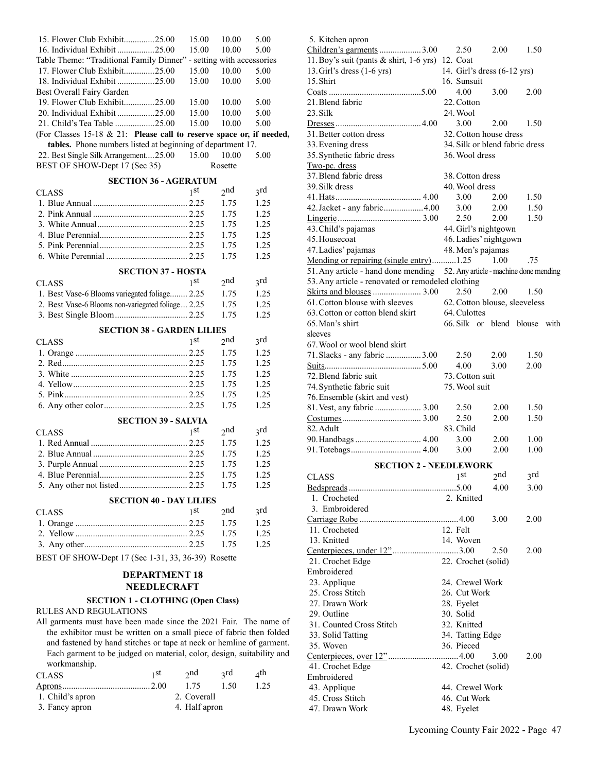| | | | | |
|---|---|---|---|---|
| 15. Flower Club Exhibit | 25.00 | 15.00 | 10.00 | 5.00 |
| 16. Individual Exhibit | 25.00 | 15.00 | 10.00 | 5.00 |
| Table Theme: "Traditional Family Dinner" - setting with accessories | | | | |
| 17. Flower Club Exhibit | 25.00 | 15.00 | 10.00 | 5.00 |
| 18. Individual Exhibit | 25.00 | 15.00 | 10.00 | 5.00 |
| Best Overall Fairy Garden | | | | |
| 19. Flower Club Exhibit | 25.00 | 15.00 | 10.00 | 5.00 |
| 20. Individual Exhibit | 25.00 | 15.00 | 10.00 | 5.00 |
| 21. Child's Tea Table | 25.00 | 15.00 | 10.00 | 5.00 |

(For Classes 15-18 & 21: **Please call to reserve space or, if needed, tables.** Phone numbers listed at beginning of department 17.

| | | | | |
|---|---|---|---|---|
| 22. Best Single Silk Arrangement | 25.00 | 15.00 | 10.00 | 5.00 |

BEST OF SHOW-Dept 17 (Sec 35) Rosette

### SECTION 36 - AGERATUM

| CLASS | 1st | 2nd | 3rd |
|---|---|---|---|
| 1. Blue Annual | 2.25 | 1.75 | 1.25 |
| 2. Pink Annual | 2.25 | 1.75 | 1.25 |
| 3. White Annual | 2.25 | 1.75 | 1.25 |
| 4. Blue Perennial | 2.25 | 1.75 | 1.25 |
| 5. Pink Perennial | 2.25 | 1.75 | 1.25 |
| 6. White Perennial | 2.25 | 1.75 | 1.25 |

### SECTION 37 - HOSTA

| CLASS | 1st | 2nd | 3rd |
|---|---|---|---|
| 1. Best Vase-6 Blooms variegated foliage | 2.25 | 1.75 | 1.25 |
| 2. Best Vase-6 Blooms non-variegated foliage | 2.25 | 1.75 | 1.25 |
| 3. Best Single Bloom | 2.25 | 1.75 | 1.25 |

### SECTION 38 - GARDEN LILIES

| CLASS | 1st | 2nd | 3rd |
|---|---|---|---|
| 1. Orange | 2.25 | 1.75 | 1.25 |
| 2. Red | 2.25 | 1.75 | 1.25 |
| 3. White | 2.25 | 1.75 | 1.25 |
| 4. Yellow | 2.25 | 1.75 | 1.25 |
| 5. Pink | 2.25 | 1.75 | 1.25 |
| 6. Any other color | 2.25 | 1.75 | 1.25 |

### SECTION 39 - SALVIA

| CLASS | 1st | 2nd | 3rd |
|---|---|---|---|
| 1. Red Annual | 2.25 | 1.75 | 1.25 |
| 2. Blue Annual | 2.25 | 1.75 | 1.25 |
| 3. Purple Annual | 2.25 | 1.75 | 1.25 |
| 4. Blue Perennial | 2.25 | 1.75 | 1.25 |
| 5. Any other not listed | 2.25 | 1.75 | 1.25 |

### SECTION 40 - DAY LILIES

| CLASS | 1st | 2nd | 3rd |
|---|---|---|---|
| 1. Orange | 2.25 | 1.75 | 1.25 |
| 2. Yellow | 2.25 | 1.75 | 1.25 |
| 3. Any other | 2.25 | 1.75 | 1.25 |

BEST OF SHOW-Dept 17 (Sec 1-31, 33, 36-39) Rosette

# DEPARTMENT 18
# NEEDLECRAFT

### SECTION 1 - CLOTHING (Open Class)

RULES AND REGULATIONS

All garments must have been made since the 2021 Fair. The name of the exhibitor must be written on a small piece of fabric then folded and fastened by hand stitches or tape at neck or hemline of garment. Each garment to be judged on material, color, design, suitability and workmanship.

| CLASS | 1st | 2nd | 3rd | 4th |
|---|---|---|---|---|
| Aprons | 2.00 | 1.75 | 1.50 | 1.25 |
| 1. Child's apron / 2. Coverall | | | | |
| 3. Fancy apron / 4. Half apron | | | | |
| 5. Kitchen apron | | | | |
| Children's garments | 3.00 | 2.50 | 2.00 | 1.50 |
| 11. Boy's suit (pants & shirt, 1-6 yrs) / 12. Coat | | | | |
| 13. Girl's dress (1-6 yrs) / 14. Girl's dress (6-12 yrs) | | | | |
| 15. Shirt / 16. Sunsuit | | | | |
| Coats | 5.00 | 4.00 | 3.00 | 2.00 |
| 21. Blend fabric / 22. Cotton | | | | |
| 23. Silk / 24. Wool | | | | |
| Dresses | 4.00 | 3.00 | 2.00 | 1.50 |
| 31. Better cotton dress / 32. Cotton house dress | | | | |
| 33. Evening dress / 34. Silk or blend fabric dress | | | | |
| 35. Synthetic fabric dress / 36. Wool dress | | | | |
| Two-pc. dress | | | | |
| 37. Blend fabric dress / 38. Cotton dress | | | | |
| 39. Silk dress / 40. Wool dress | | | | |
| 41. Hats | 4.00 | 3.00 | 2.00 | 1.50 |
| 42. Jacket - any fabric | 4.00 | 3.00 | 2.00 | 1.50 |
| Lingerie | 3.00 | 2.50 | 2.00 | 1.50 |
| 43. Child's pajamas / 44. Girl's nightgown | | | | |
| 45. Housecoat / 46. Ladies' nightgown | | | | |
| 47. Ladies' pajamas / 48. Men's pajamas | | | | |
| Mending or repairing (single entry) | 1.25 | 1.00 | .75 | |
| 51. Any article - hand done mending / 52. Any article - machine done mending | | | | |
| 53. Any article - renovated or remodeled clothing | | | | |
| Skirts and blouses | 3.00 | 2.50 | 2.00 | 1.50 |
| 61. Cotton blouse with sleeves / 62. Cotton blouse, sleeveless | | | | |
| 63. Cotton or cotton blend skirt / 64. Culottes | | | | |
| 65. Man's shirt / 66. Silk or blend blouse with sleeves | | | | |
| 67. Wool or wool blend skirt | | | | |
| 71. Slacks - any fabric | 3.00 | 2.50 | 2.00 | 1.50 |
| Suits | 5.00 | 4.00 | 3.00 | 2.00 |
| 72. Blend fabric suit / 73. Cotton suit | | | | |
| 74. Synthetic fabric suit / 75. Wool suit | | | | |
| 76. Ensemble (skirt and vest) | | | | |
| 81. Vest, any fabric | 3.00 | 2.50 | 2.00 | 1.50 |
| Costumes | 3.00 | 2.50 | 2.00 | 1.50 |
| 82. Adult / 83. Child | | | | |
| 90. Handbags | 4.00 | 3.00 | 2.00 | 1.00 |
| 91. Totebags | 4.00 | 3.00 | 2.00 | 1.00 |

### SECTION 2 - NEEDLEWORK

| CLASS | 1st | 2nd | 3rd |
|---|---|---|---|
| Bedspreads | 5.00 | 4.00 | 3.00 |
| 1. Crocheted / 2. Knitted | | | |
| 3. Embroidered | | | |
| Carriage Robe | 4.00 | 3.00 | 2.00 |
| 11. Crocheted / 12. Felt | | | |
| 13. Knitted / 14. Woven | | | |
| Centerpieces, under 12" | 3.00 | 2.50 | 2.00 |
| 21. Crochet Edge / 22. Crochet (solid) | | | |
| Embroidered | | | |
| 23. Applique / 24. Crewel Work | | | |
| 25. Cross Stitch / 26. Cut Work | | | |
| 27. Drawn Work / 28. Eyelet | | | |
| 29. Outline / 30. Solid | | | |
| 31. Counted Cross Stitch / 32. Knitted | | | |
| 33. Solid Tatting / 34. Tatting Edge | | | |
| 35. Woven / 36. Pieced | | | |
| Centerpieces, over 12" | 4.00 | 3.00 | 2.00 |
| 41. Crochet Edge / 42. Crochet (solid) | | | |
| Embroidered | | | |
| 43. Applique / 44. Crewel Work | | | |
| 45. Cross Stitch / 46. Cut Work | | | |
| 47. Drawn Work / 48. Eyelet | | | |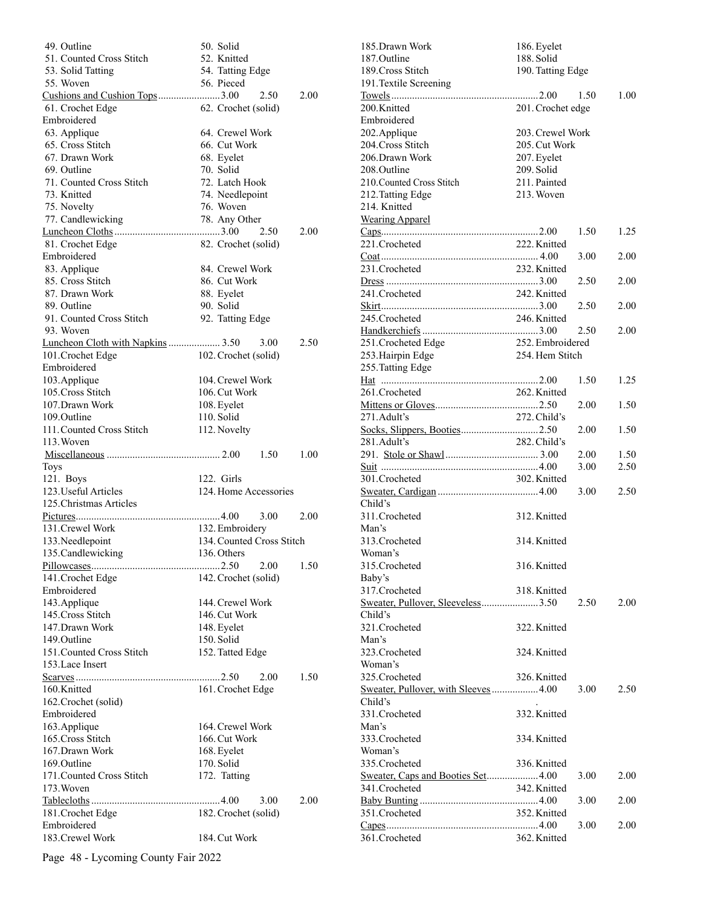49. Outline
50. Solid
51. Counted Cross Stitch
52. Knitted
53. Solid Tatting
54. Tatting Edge
55. Woven
56. Pieced

Cushions and Cushion Tops........................3.00 2.50 2.00

61. Crochet Edge
62. Crochet (solid)

Embroidered

63. Applique
64. Crewel Work
65. Cross Stitch
66. Cut Work
67. Drawn Work
68. Eyelet
69. Outline
70. Solid
71. Counted Cross Stitch
72. Latch Hook
73. Knitted
74. Needlepoint
75. Novelty
76. Woven
77. Candlewicking
78. Any Other

Luncheon Cloths.........................................3.00 2.50 2.00

81. Crochet Edge
82. Crochet (solid)

Embroidered

83. Applique
84. Crewel Work
85. Cross Stitch
86. Cut Work
87. Drawn Work
88. Eyelet
89. Outline
90. Solid
91. Counted Cross Stitch
92. Tatting Edge
93. Woven

Luncheon Cloth with Napkins .................... 3.50 3.00 2.50

101. Crochet Edge
102. Crochet (solid)

Embroidered

103. Applique
104. Crewel Work
105. Cross Stitch
106. Cut Work
107. Drawn Work
108. Eyelet
109. Outline
110. Solid
111. Counted Cross Stitch
112. Novelty
113. Woven

Miscellaneous ........................................... 2.00 1.50 1.00

Toys

121. Boys
122. Girls
123. Useful Articles
124. Home Accessories
125. Christmas Articles

Pictures........................................................4.00 3.00 2.00

131. Crewel Work
132. Embroidery
133. Needlepoint
134. Counted Cross Stitch
135. Candlewicking
136. Others

Pillowcases..................................................2.50 2.00 1.50

141. Crochet Edge
142. Crochet (solid)

Embroidered

143. Applique
144. Crewel Work
145. Cross Stitch
146. Cut Work
147. Drawn Work
148. Eyelet
149. Outline
150. Solid
151. Counted Cross Stitch
152. Tatted Edge
153. Lace Insert

Scarves........................................................2.50 2.00 1.50

160. Knitted
161. Crochet Edge
162. Crochet (solid)

Embroidered

163. Applique
164. Crewel Work
165. Cross Stitch
166. Cut Work
167. Drawn Work
168. Eyelet
169. Outline
170. Solid
171. Counted Cross Stitch
172. Tatting
173. Woven

Tablecloths..................................................4.00 3.00 2.00

181. Crochet Edge
182. Crochet (solid)

Embroidered

183. Crewel Work
184. Cut Work
185. Drawn Work
186. Eyelet
187. Outline
188. Solid
189. Cross Stitch
190. Tatting Edge
191. Textile Screening

Towels.........................................................2.00 1.50 1.00

200. Knitted
201. Crochet edge

Embroidered

202. Applique
203. Crewel Work
204. Cross Stitch
205. Cut Work
206. Drawn Work
207. Eyelet
208. Outline
209. Solid
210. Counted Cross Stitch
211. Painted
212. Tatting Edge
213. Woven
214. Knitted

Wearing Apparel

Caps............................................................2.00 1.50 1.25

221. Crocheted
222. Knitted

Coat............................................................ 4.00 3.00 2.00

231. Crocheted
232. Knitted

Dress ..........................................................3.00 2.50 2.00

241. Crocheted
242. Knitted

Skirt............................................................3.00 2.50 2.00

245. Crocheted
246. Knitted

Handkerchiefs ............................................3.00 2.50 2.00

251. Crocheted Edge
252. Embroidered
253. Hairpin Edge
254. Hem Stitch
255. Tatting Edge

Hat ............................................................2.00 1.50 1.25

261. Crocheted
262. Knitted

Mittens or Gloves.......................................2.50 2.00 1.50

271. Adult's
272. Child's

Socks, Slippers, Booties..............................2.50 2.00 1.50

281. Adult's
282. Child's

291. Stole or Shawl ................................... 3.00 2.00 1.50

Suit ............................................................4.00 3.00 2.50

301. Crocheted
302. Knitted

Sweater, Cardigan ......................................4.00 3.00 2.50

Child's

311. Crocheted
312. Knitted

Man's

313. Crocheted
314. Knitted

Woman's

315. Crocheted
316. Knitted

Baby's

317. Crocheted
318. Knitted

Sweater, Pullover, Sleeveless......................3.50 2.50 2.00

Child's

321. Crocheted
322. Knitted

Man's

323. Crocheted
324. Knitted

Woman's

325. Crocheted
326. Knitted

Sweater, Pullover, with Sleeves .................4.00 3.00 2.50

Child's

331. Crocheted
332. Knitted

Man's

333. Crocheted
334. Knitted

Woman's

335. Crocheted
336. Knitted

Sweater, Caps and Booties Set....................4.00 3.00 2.00

341. Crocheted
342. Knitted

Baby Bunting .............................................4.00 3.00 2.00

351. Crocheted
352. Knitted

Capes..........................................................4.00 3.00 2.00

361. Crocheted
362. Knitted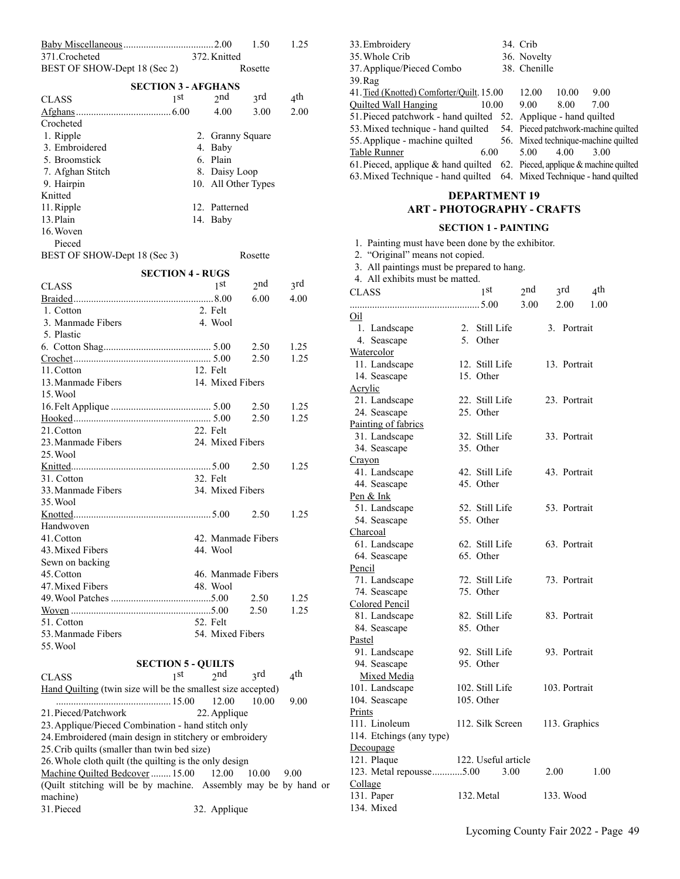| | | | |
|---|---|---|---|
| Baby Miscellaneous | 2.00 | 1.50 | 1.25 |

371. Crocheted
372. Knitted

BEST OF SHOW-Dept 18 (Sec 2) Rosette

### SECTION 3 - AFGHANS

| CLASS | 1st | 2nd | 3rd | 4th |
|---|---|---|---|---|
| Afghans | 6.00 | 4.00 | 3.00 | 2.00 |

Crocheted

1. Ripple
2. Granny Square
3. Embroidered
4. Baby
5. Broomstick
6. Plain
7. Afghan Stitch
8. Daisy Loop
9. Hairpin
10. All Other Types

Knitted

11. Ripple
12. Patterned
13. Plain
14. Baby
16. Woven Pieced

BEST OF SHOW-Dept 18 (Sec 3) Rosette

### SECTION 4 - RUGS

| CLASS | 1st | 2nd | 3rd |
|---|---|---|---|
| Braided | 8.00 | 6.00 | 4.00 |

1. Cotton
2. Felt
3. Manmade Fibers
4. Wool
5. Plastic

| | | | |
|---|---|---|---|
| 6. Cotton Shag | 5.00 | 2.50 | 1.25 |
| Crochet | 5.00 | 2.50 | 1.25 |

11. Cotton
12. Felt
13. Manmade Fibers
14. Mixed Fibers
15. Wool

| | | | |
|---|---|---|---|
| 16. Felt Applique | 5.00 | 2.50 | 1.25 |
| Hooked | 5.00 | 2.50 | 1.25 |

21. Cotton
22. Felt
23. Manmade Fibers
24. Mixed Fibers
25. Wool

| | | | |
|---|---|---|---|
| Knitted | 5.00 | 2.50 | 1.25 |

31. Cotton
32. Felt
33. Manmade Fibers
34. Mixed Fibers
35. Wool

| | | | |
|---|---|---|---|
| Knotted | 5.00 | 2.50 | 1.25 |

Handwoven

41. Cotton
42. Manmade Fibers
43. Mixed Fibers
44. Wool

Sewn on backing

45. Cotton
46. Manmade Fibers
47. Mixed Fibers
48. Wool

| | | | |
|---|---|---|---|
| 49. Wool Patches | 5.00 | 2.50 | 1.25 |
| Woven | 5.00 | 2.50 | 1.25 |

51. Cotton
52. Felt
53. Manmade Fibers
54. Mixed Fibers
55. Wool

### SECTION 5 - QUILTS

| CLASS | 1st | 2nd | 3rd | 4th |
|---|---|---|---|---|
| Hand Quilting (twin size will be the smallest size accepted) | 15.00 | 12.00 | 10.00 | 9.00 |

21. Pieced/Patchwork
22. Applique
23. Applique/Pieced Combination - hand stitch only
24. Embroidered (main design in stitchery or embroidery
25. Crib quilts (smaller than twin bed size)
26. Whole cloth quilt (the quilting is the only design

| | | | | |
|---|---|---|---|---|
| Machine Quilted Bedcover | 15.00 | 12.00 | 10.00 | 9.00 |

(Quilt stitching will be by machine. Assembly may be by hand or machine)

31. Pieced
32. Applique
33. Embroidery
34. Crib
35. Whole Crib
36. Novelty
37. Applique/Pieced Combo
38. Chenille
39. Rag

| | | | | |
|---|---|---|---|---|
| 41. Tied (Knotted) Comforter/Quilt | 15.00 | 12.00 | 10.00 | 9.00 |
| Quilted Wall Hanging | 10.00 | 9.00 | 8.00 | 7.00 |

51. Pieced patchwork - hand quilted
52. Applique - hand quilted
53. Mixed technique - hand quilted
54. Pieced patchwork-machine quilted
55. Applique - machine quilted
56. Mixed technique-machine quilted

| | | | | |
|---|---|---|---|---|
| Table Runner | 6.00 | 5.00 | 4.00 | 3.00 |

61. Pieced, applique & hand quilted
62. Pieced, applique & machine quilted
63. Mixed Technique - hand quilted
64. Mixed Technique - hand quilted

## DEPARTMENT 19
## ART - PHOTOGRAPHY - CRAFTS

### SECTION 1 - PAINTING

1. Painting must have been done by the exhibitor.
2. "Original" means not copied.
3. All paintings must be prepared to hang.
4. All exhibits must be matted.

| CLASS | 1st | 2nd | 3rd | 4th |
|---|---|---|---|---|
| | 5.00 | 3.00 | 2.00 | 1.00 |

Oil

1. Landscape
2. Still Life
3. Portrait
4. Seascape
5. Other

Watercolor

11. Landscape
12. Still Life
13. Portrait
14. Seascape
15. Other

Acrylic

21. Landscape
22. Still Life
23. Portrait
24. Seascape
25. Other

Painting of fabrics

31. Landscape
32. Still Life
33. Portrait
34. Seascape
35. Other

Crayon

41. Landscape
42. Still Life
43. Portrait
44. Seascape
45. Other

Pen & Ink

51. Landscape
52. Still Life
53. Portrait
54. Seascape
55. Other

Charcoal

61. Landscape
62. Still Life
63. Portrait
64. Seascape
65. Other

Pencil

71. Landscape
72. Still Life
73. Portrait
74. Seascape
75. Other

Colored Pencil

81. Landscape
82. Still Life
83. Portrait
84. Seascape
85. Other

Pastel

91. Landscape
92. Still Life
93. Portrait
94. Seascape
95. Other

Mixed Media

101. Landscape
102. Still Life
103. Portrait
104. Seascape
105. Other

Prints

111. Linoleum
112. Silk Screen
113. Graphics
114. Etchings (any type)

Decoupage

121. Plaque
122. Useful article

| | | | | |
|---|---|---|---|---|
| 123. Metal repousse | 5.00 | 3.00 | 2.00 | 1.00 |

Collage

131. Paper
132. Metal
133. Wood
134. Mixed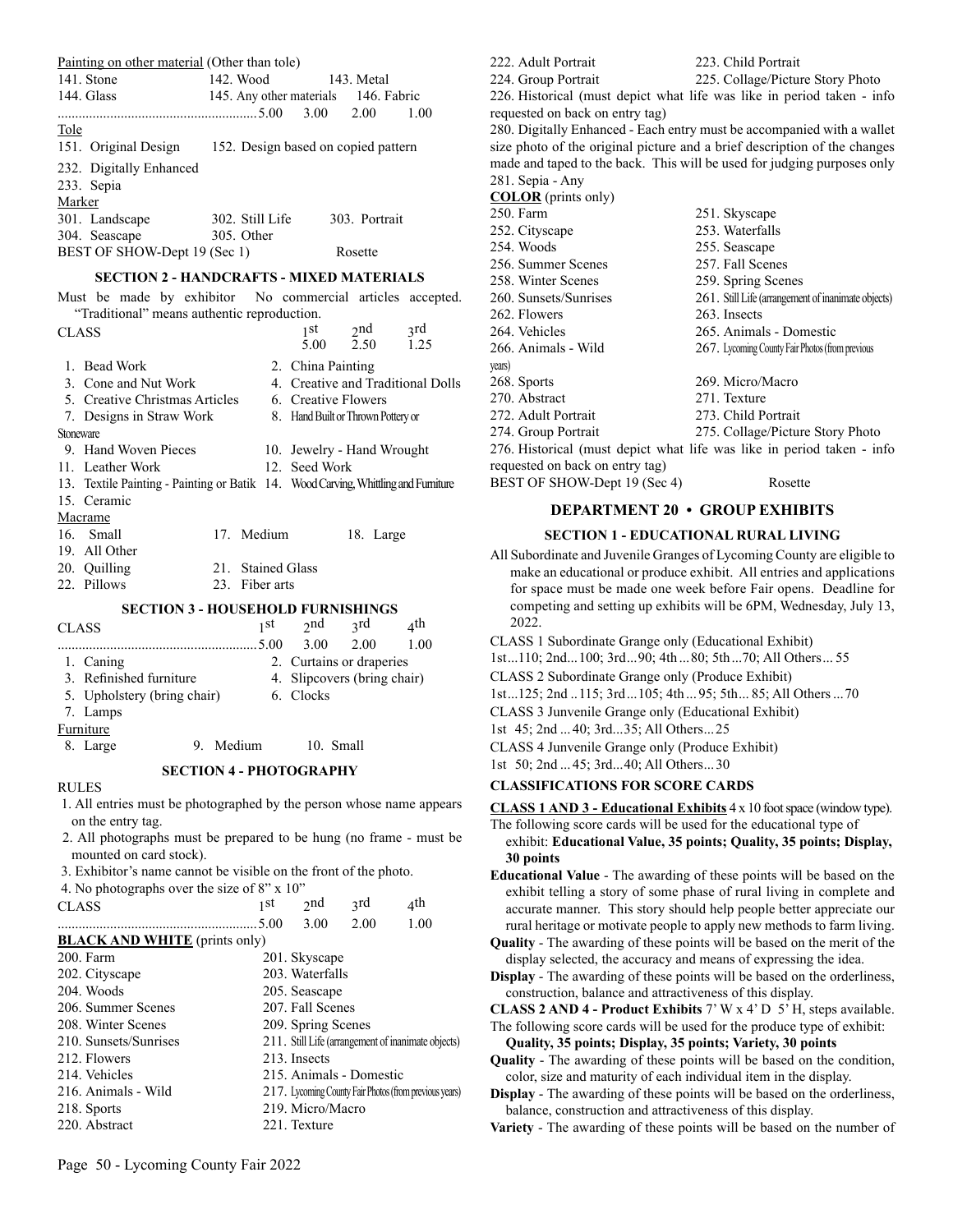Painting on other material (Other than tole)

| | | | |
|---|---|---|---|
| 141. Stone | 142. Wood | 143. Metal | |
| 144. Glass | 145. Any other materials | 146. Fabric | |

.........................................................5.00 3.00 2.00 1.00

Tole

151. Original Design 152. Design based on copied pattern

232. Digitally Enhanced

233. Sepia

Marker

301. Landscape 302. Still Life 303. Portrait

304. Seascape 305. Other

BEST OF SHOW-Dept 19 (Sec 1) Rosette

### SECTION 2 - HANDCRAFTS - MIXED MATERIALS

Must be made by exhibitor No commercial articles accepted. "Traditional" means authentic reproduction.

| CLASS | 1st | 2nd | 3rd |
|---|---|---|---|
| | 5.00 | 2.50 | 1.25 |

1. Bead Work
2. China Painting
3. Cone and Nut Work
4. Creative and Traditional Dolls
5. Creative Christmas Articles
6. Creative Flowers
7. Designs in Straw Work
8. Hand Built or Thrown Pottery or Stoneware
9. Hand Woven Pieces
10. Jewelry - Hand Wrought
11. Leather Work
12. Seed Work
13. Textile Painting - Painting or Batik
14. Wood Carving, Whittling and Furniture
15. Ceramic

Macrame

16. Small
17. Medium
18. Large
19. All Other
20. Quilling
21. Stained Glass
22. Pillows
23. Fiber arts

### SECTION 3 - HOUSEHOLD FURNISHINGS

| CLASS | 1st | 2nd | 3rd | 4th |
|---|---|---|---|---|
| | 5.00 | 3.00 | 2.00 | 1.00 |

1. Caning
2. Curtains or draperies
3. Refinished furniture
4. Slipcovers (bring chair)
5. Upholstery (bring chair)
6. Clocks
7. Lamps

Furniture

8. Large
9. Medium
10. Small

### SECTION 4 - PHOTOGRAPHY

RULES

1. All entries must be photographed by the person whose name appears on the entry tag.
2. All photographs must be prepared to be hung (no frame - must be mounted on card stock).
3. Exhibitor's name cannot be visible on the front of the photo.
4. No photographs over the size of 8" x 10"

| CLASS | 1st | 2nd | 3rd | 4th |
|---|---|---|---|---|
| | 5.00 | 3.00 | 2.00 | 1.00 |

**BLACK AND WHITE** (prints only)

200. Farm
201. Skyscape
202. Cityscape
203. Waterfalls
204. Woods
205. Seascape
206. Summer Scenes
207. Fall Scenes
208. Winter Scenes
209. Spring Scenes
210. Sunsets/Sunrises
211. Still Life (arrangement of inanimate objects)
212. Flowers
213. Insects
214. Vehicles
215. Animals - Domestic
216. Animals - Wild
217. Lycoming County Fair Photos (from previous years)
218. Sports
219. Micro/Macro
220. Abstract
221. Texture
222. Adult Portrait
223. Child Portrait
224. Group Portrait
225. Collage/Picture Story Photo
226. Historical (must depict what life was like in period taken - info requested on back on entry tag)
280. Digitally Enhanced - Each entry must be accompanied with a wallet size photo of the original picture and a brief description of the changes made and taped to the back. This will be used for judging purposes only
281. Sepia - Any

**COLOR** (prints only)

250. Farm
251. Skyscape
252. Cityscape
253. Waterfalls
254. Woods
255. Seascape
256. Summer Scenes
257. Fall Scenes
258. Winter Scenes
259. Spring Scenes
260. Sunsets/Sunrises
261. Still Life (arrangement of inanimate objects)
262. Flowers
263. Insects
264. Vehicles
265. Animals - Domestic
266. Animals - Wild
267. Lycoming County Fair Photos (from previous years)
268. Sports
269. Micro/Macro
270. Abstract
271. Texture
272. Adult Portrait
273. Child Portrait
274. Group Portrait
275. Collage/Picture Story Photo
276. Historical (must depict what life was like in period taken - info requested on back on entry tag)

BEST OF SHOW-Dept 19 (Sec 4) Rosette

## DEPARTMENT 20 • GROUP EXHIBITS

### SECTION 1 - EDUCATIONAL RURAL LIVING

All Subordinate and Juvenile Granges of Lycoming County are eligible to make an educational or produce exhibit. All entries and applications for space must be made one week before Fair opens. Deadline for competing and setting up exhibits will be 6PM, Wednesday, July 13, 2022.

CLASS 1 Subordinate Grange only (Educational Exhibit)

1st...110; 2nd...100; 3rd...90; 4th ...80; 5th ...70; All Others... 55

CLASS 2 Subordinate Grange only (Produce Exhibit)

1st...125; 2nd ..115; 3rd...105; 4th ... 95; 5th... 85; All Others ... 70

CLASS 3 Junvenile Grange only (Educational Exhibit)

1st 45; 2nd ... 40; 3rd...35; All Others... 25

CLASS 4 Junvenile Grange only (Produce Exhibit)

1st 50; 2nd ... 45; 3rd...40; All Others... 30

### CLASSIFICATIONS FOR SCORE CARDS

**CLASS 1 AND 3 - Educational Exhibits** 4 x 10 foot space (window type).

The following score cards will be used for the educational type of exhibit: **Educational Value, 35 points; Quality, 35 points; Display, 30 points**

**Educational Value** - The awarding of these points will be based on the exhibit telling a story of some phase of rural living in complete and accurate manner. This story should help people better appreciate our rural heritage or motivate people to apply new methods to farm living.

**Quality** - The awarding of these points will be based on the merit of the display selected, the accuracy and means of expressing the idea.

**Display** - The awarding of these points will be based on the orderliness, construction, balance and attractiveness of this display.

**CLASS 2 AND 4 - Product Exhibits** 7' W x 4' D 5' H, steps available.

The following score cards will be used for the produce type of exhibit: **Quality, 35 points; Display, 35 points; Variety, 30 points**

**Quality** - The awarding of these points will be based on the condition, color, size and maturity of each individual item in the display.

**Display** - The awarding of these points will be based on the orderliness, balance, construction and attractiveness of this display.

**Variety** - The awarding of these points will be based on the number of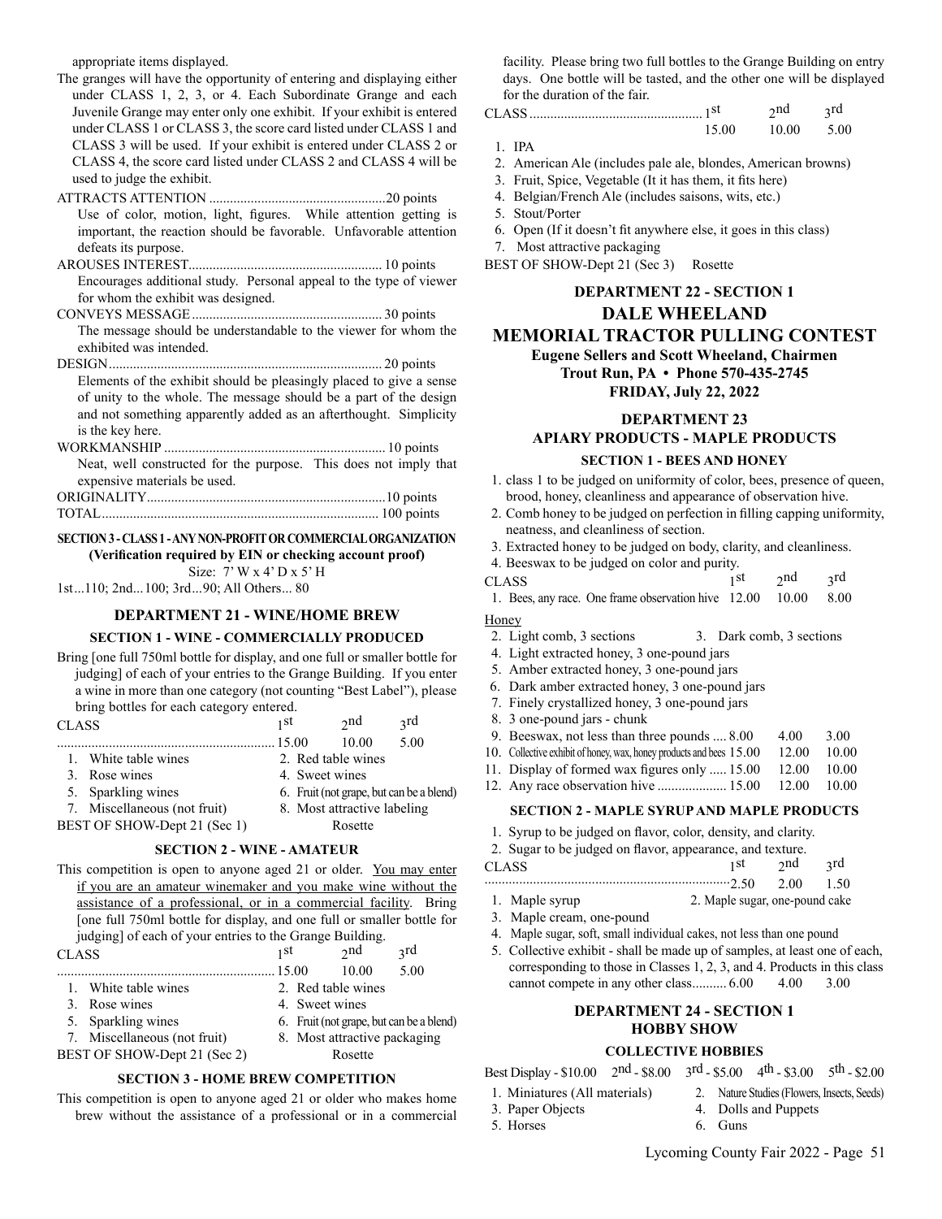appropriate items displayed.

The granges will have the opportunity of entering and displaying either under CLASS 1, 2, 3, or 4. Each Subordinate Grange and each Juvenile Grange may enter only one exhibit. If your exhibit is entered under CLASS 1 or CLASS 3, the score card listed under CLASS 1 and CLASS 3 will be used. If your exhibit is entered under CLASS 2 or CLASS 4, the score card listed under CLASS 2 and CLASS 4 will be used to judge the exhibit.

ATTRACTS ATTENTION ..................................................20 points
Use of color, motion, light, figures. While attention getting is important, the reaction should be favorable. Unfavorable attention defeats its purpose.

AROUSES INTEREST....................................................... 10 points
Encourages additional study. Personal appeal to the type of viewer for whom the exhibit was designed.

CONVEYS MESSAGE...................................................... 30 points
The message should be understandable to the viewer for whom the exhibited was intended.

DESIGN............................................................................. 20 points
Elements of the exhibit should be pleasingly placed to give a sense of unity to the whole. The message should be a part of the design and not something apparently added as an afterthought. Simplicity is the key here.

WORKMANSHIP ............................................................... 10 points
Neat, well constructed for the purpose. This does not imply that expensive materials be used.

ORIGINALITY....................................................................10 points

TOTAL.............................................................................. 100 points

**SECTION 3 - CLASS 1 - ANY NON-PROFIT OR COMMERCIAL ORGANIZATION**
**(Verification required by EIN or checking account proof)**
Size: 7' W x 4' D x 5' H

1st...110; 2nd...100; 3rd...90; All Others... 80

## DEPARTMENT 21 - WINE/HOME BREW

### SECTION 1 - WINE - COMMERCIALLY PRODUCED

Bring [one full 750ml bottle for display, and one full or smaller bottle for judging] of each of your entries to the Grange Building. If you enter a wine in more than one category (not counting "Best Label"), please bring bottles for each category entered.

| CLASS | 1st | 2nd | 3rd |
|---|---|---|---|
| | 15.00 | 10.00 | 5.00 |

1. White table wines
2. Red table wines
3. Rose wines
4. Sweet wines
5. Sparkling wines
6. Fruit (not grape, but can be a blend)
7. Miscellaneous (not fruit)
8. Most attractive labeling

BEST OF SHOW-Dept 21 (Sec 1) Rosette

### SECTION 2 - WINE - AMATEUR

This competition is open to anyone aged 21 or older. You may enter if you are an amateur winemaker and you make wine without the assistance of a professional, or in a commercial facility. Bring [one full 750ml bottle for display, and one full or smaller bottle for judging] of each of your entries to the Grange Building.

| CLASS | 1st | 2nd | 3rd |
|---|---|---|---|
| | 15.00 | 10.00 | 5.00 |

1. White table wines
2. Red table wines
3. Rose wines
4. Sweet wines
5. Sparkling wines
6. Fruit (not grape, but can be a blend)
7. Miscellaneous (not fruit)
8. Most attractive packaging

BEST OF SHOW-Dept 21 (Sec 2) Rosette

### SECTION 3 - HOME BREW COMPETITION

This competition is open to anyone aged 21 or older who makes home brew without the assistance of a professional or in a commercial facility. Please bring two full bottles to the Grange Building on entry days. One bottle will be tasted, and the other one will be displayed for the duration of the fair.

| CLASS | 1st | 2nd | 3rd |
|---|---|---|---|
| | 15.00 | 10.00 | 5.00 |

1. IPA
2. American Ale (includes pale ale, blondes, American browns)
3. Fruit, Spice, Vegetable (It it has them, it fits here)
4. Belgian/French Ale (includes saisons, wits, etc.)
5. Stout/Porter
6. Open (If it doesn't fit anywhere else, it goes in this class)
7. Most attractive packaging

BEST OF SHOW-Dept 21 (Sec 3) Rosette

## DEPARTMENT 22 - SECTION 1
## DALE WHEELAND MEMORIAL TRACTOR PULLING CONTEST

**Eugene Sellers and Scott Wheeland, Chairmen**
**Trout Run, PA • Phone 570-435-2745**
**FRIDAY, July 22, 2022**

## DEPARTMENT 23
## APIARY PRODUCTS - MAPLE PRODUCTS

### SECTION 1 - BEES AND HONEY

1. class 1 to be judged on uniformity of color, bees, presence of queen, brood, honey, cleanliness and appearance of observation hive.
2. Comb honey to be judged on perfection in filling capping uniformity, neatness, and cleanliness of section.
3. Extracted honey to be judged on body, clarity, and cleanliness.
4. Beeswax to be judged on color and purity.

| CLASS | 1st | 2nd | 3rd |
|---|---|---|---|
| 1. Bees, any race. One frame observation hive | 12.00 | 10.00 | 8.00 |
| Honey | | | |
| 2. Light comb, 3 sections | | | |
| 3. Dark comb, 3 sections | | | |
| 4. Light extracted honey, 3 one-pound jars | | | |
| 5. Amber extracted honey, 3 one-pound jars | | | |
| 6. Dark amber extracted honey, 3 one-pound jars | | | |
| 7. Finely crystallized honey, 3 one-pound jars | | | |
| 8. 3 one-pound jars - chunk | | | |
| 9. Beeswax, not less than three pounds | 8.00 | 4.00 | 3.00 |
| 10. Collective exhibit of honey, wax, honey products and bees | 15.00 | 12.00 | 10.00 |
| 11. Display of formed wax figures only | 15.00 | 12.00 | 10.00 |
| 12. Any race observation hive | 15.00 | 12.00 | 10.00 |

### SECTION 2 - MAPLE SYRUP AND MAPLE PRODUCTS

1. Syrup to be judged on flavor, color, density, and clarity.
2. Sugar to be judged on flavor, appearance, and texture.

| CLASS | 1st | 2nd | 3rd |
|---|---|---|---|
| | 2.50 | 2.00 | 1.50 |

1. Maple syrup
2. Maple sugar, one-pound cake
3. Maple cream, one-pound
4. Maple sugar, soft, small individual cakes, not less than one pound
5. Collective exhibit - shall be made up of samples, at least one of each, corresponding to those in Classes 1, 2, 3, and 4. Products in this class cannot compete in any other class.......... 6.00 4.00 3.00

## DEPARTMENT 24 - SECTION 1
## HOBBY SHOW

### COLLECTIVE HOBBIES

Best Display - $10.00 2nd - $8.00 3rd - $5.00 4th - $3.00 5th - $2.00

1. Miniatures (All materials)
2. Nature Studies (Flowers, Insects, Seeds)
3. Paper Objects
4. Dolls and Puppets
5. Horses
6. Guns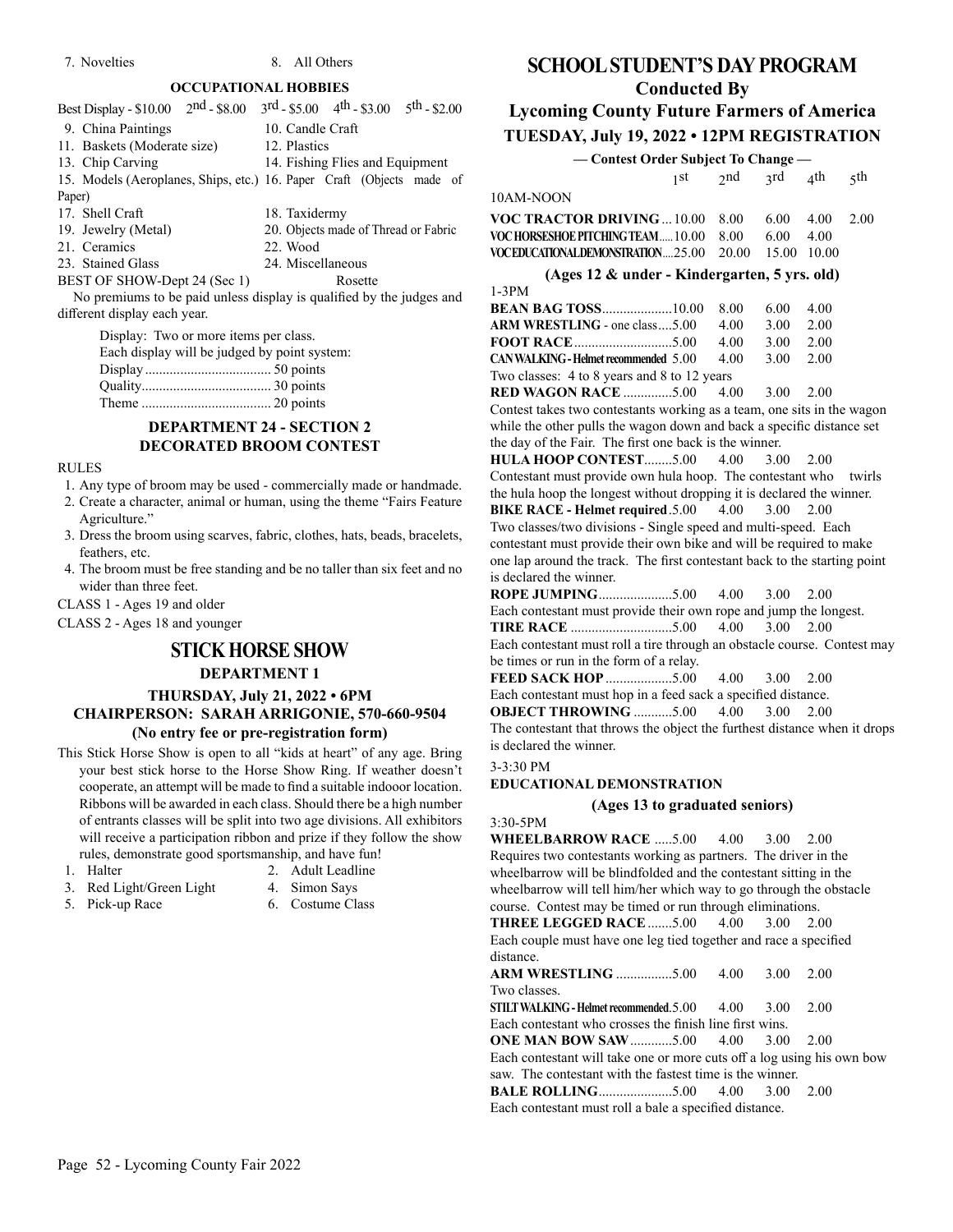7. Novelties
8. All Others

### OCCUPATIONAL HOBBIES

Best Display - $10.00  2nd - $8.00  3rd - $5.00  4th - $3.00  5th - $2.00

9. China Paintings
10. Candle Craft
11. Baskets (Moderate size)
12. Plastics
13. Chip Carving
14. Fishing Flies and Equipment
15. Models (Aeroplanes, Ships, etc.)
16. Paper Craft (Objects made of Paper)
17. Shell Craft
18. Taxidermy
19. Jewelry (Metal)
20. Objects made of Thread or Fabric
21. Ceramics
22. Wood
23. Stained Glass
24. Miscellaneous

BEST OF SHOW-Dept 24 (Sec 1) Rosette

No premiums to be paid unless display is qualified by the judges and different display each year.

Display: Two or more items per class.
Each display will be judged by point system:
Display .................................... 50 points
Quality..................................... 30 points
Theme ..................................... 20 points

### DEPARTMENT 24 - SECTION 2
### DECORATED BROOM CONTEST

RULES

1. Any type of broom may be used - commercially made or handmade.
2. Create a character, animal or human, using the theme "Fairs Feature Agriculture."
3. Dress the broom using scarves, fabric, clothes, hats, beads, bracelets, feathers, etc.
4. The broom must be free standing and be no taller than six feet and no wider than three feet.

CLASS 1 - Ages 19 and older
CLASS 2 - Ages 18 and younger

## STICK HORSE SHOW

### DEPARTMENT 1

### THURSDAY, July 21, 2022 • 6PM
### CHAIRPERSON: SARAH ARRIGONIE, 570-660-9504
### (No entry fee or pre-registration form)

This Stick Horse Show is open to all "kids at heart" of any age. Bring your best stick horse to the Horse Show Ring. If weather doesn't cooperate, an attempt will be made to find a suitable indooor location. Ribbons will be awarded in each class. Should there be a high number of entrants classes will be split into two age divisions. All exhibitors will receive a participation ribbon and prize if they follow the show rules, demonstrate good sportsmanship, and have fun!

1. Halter
2. Adult Leadline
3. Red Light/Green Light
4. Simon Says
5. Pick-up Race
6. Costume Class

## SCHOOL STUDENT'S DAY PROGRAM

### Conducted By
### Lycoming County Future Farmers of America
### TUESDAY, July 19, 2022 • 12PM REGISTRATION

**— Contest Order Subject To Change —**

| | 1st | 2nd | 3rd | 4th | 5th |
|---|---|---|---|---|---|
| 10AM-NOON | | | | | |
| **VOC TRACTOR DRIVING** | 10.00 | 8.00 | 6.00 | 4.00 | 2.00 |
| **VOC HORSESHOE PITCHING TEAM** | 10.00 | 8.00 | 6.00 | 4.00 | |
| **VOC EDUCATIONAL DEMONSTRATION** | 25.00 | 20.00 | 15.00 | 10.00 | |

### (Ages 12 & under - Kindergarten, 5 yrs. old)

1-3PM

**BEAN BAG TOSS**....................10.00  8.00  6.00  4.00
**ARM WRESTLING** - one class....5.00  4.00  3.00  2.00
**FOOT RACE**............................5.00  4.00  3.00  2.00
**CAN WALKING - Helmet recommended** 5.00  4.00  3.00  2.00
Two classes: 4 to 8 years and 8 to 12 years
**RED WAGON RACE** ..............5.00  4.00  3.00  2.00
Contest takes two contestants working as a team, one sits in the wagon while the other pulls the wagon down and back a specific distance set the day of the Fair. The first one back is the winner.
**HULA HOOP CONTEST**........5.00  4.00  3.00  2.00
Contestant must provide own hula hoop. The contestant who twirls the hula hoop the longest without dropping it is declared the winner.
**BIKE RACE - Helmet required**.5.00  4.00  3.00  2.00
Two classes/two divisions - Single speed and multi-speed. Each contestant must provide their own bike and will be required to make one lap around the track. The first contestant back to the starting point is declared the winner.
**ROPE JUMPING**.....................5.00  4.00  3.00  2.00
Each contestant must provide their own rope and jump the longest.
**TIRE RACE** .............................5.00  4.00  3.00  2.00
Each contestant must roll a tire through an obstacle course. Contest may be times or run in the form of a relay.
**FEED SACK HOP** ...................5.00  4.00  3.00  2.00
Each contestant must hop in a feed sack a specified distance.
**OBJECT THROWING** ...........5.00  4.00  3.00  2.00
The contestant that throws the object the furthest distance when it drops is declared the winner.

3-3:30 PM

**EDUCATIONAL DEMONSTRATION**

### (Ages 13 to graduated seniors)

3:30-5PM

**WHEELBARROW RACE** .....5.00  4.00  3.00  2.00
Requires two contestants working as partners. The driver in the wheelbarrow will be blindfolded and the contestant sitting in the wheelbarrow will tell him/her which way to go through the obstacle course. Contest may be timed or run through eliminations.
**THREE LEGGED RACE**.......5.00  4.00  3.00  2.00
Each couple must have one leg tied together and race a specified distance.
**ARM WRESTLING** ................5.00  4.00  3.00  2.00
Two classes.
**STILT WALKING - Helmet recommended**.5.00  4.00  3.00  2.00
Each contestant who crosses the finish line first wins.
**ONE MAN BOW SAW**............5.00  4.00  3.00  2.00
Each contestant will take one or more cuts off a log using his own bow saw. The contestant with the fastest time is the winner.
**BALE ROLLING**.....................5.00  4.00  3.00  2.00
Each contestant must roll a bale a specified distance.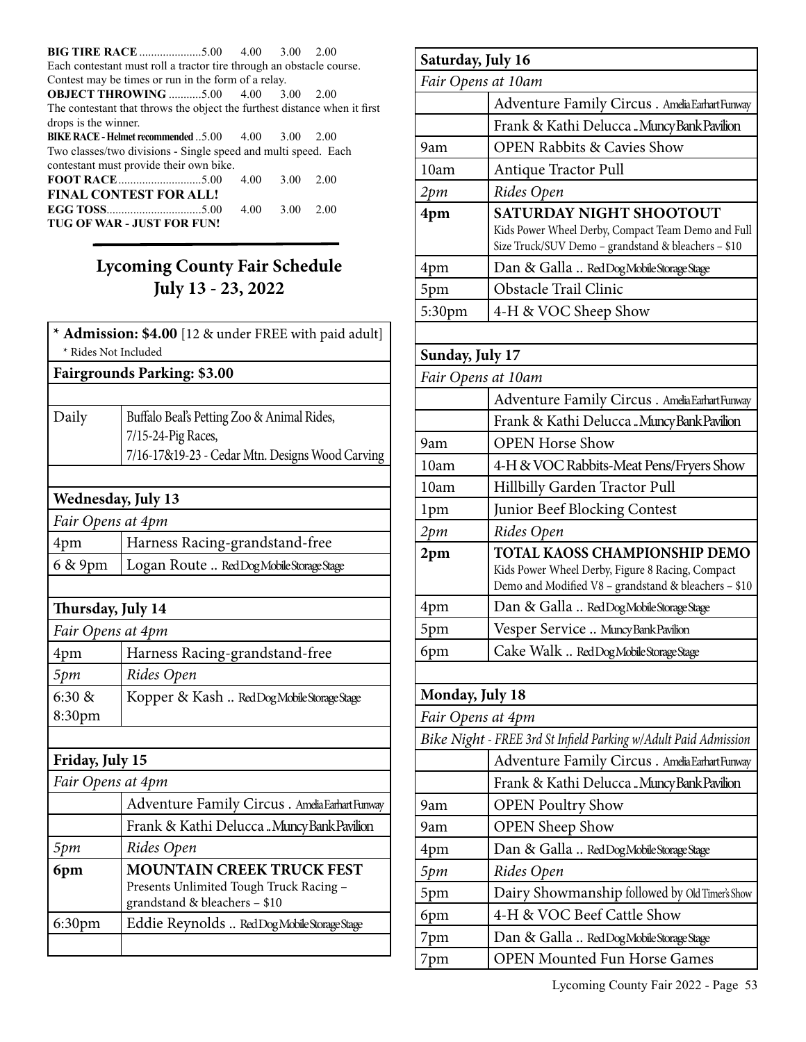**BIG TIRE RACE** ..................... 5.00 4.00 3.00 2.00
Each contestant must roll a tractor tire through an obstacle course. Contest may be times or run in the form of a relay.

**OBJECT THROWING** ........... 5.00 4.00 3.00 2.00
The contestant that throws the object the furthest distance when it first drops is the winner.

**BIKE RACE - Helmet recommended** .. 5.00 4.00 3.00 2.00
Two classes/two divisions - Single speed and multi speed. Each contestant must provide their own bike.

**FOOT RACE** ............................ 5.00 4.00 3.00 2.00

**FINAL CONTEST FOR ALL!**

**EGG TOSS** ................................ 5.00 4.00 3.00 2.00

**TUG OF WAR - JUST FOR FUN!**

## Lycoming County Fair Schedule
## July 13 - 23, 2022

| | |
|---|---|
| * **Admission: $4.00** [12 & under FREE with paid adult] * Rides Not Included | |
| **Fairgrounds Parking: $3.00** | |
| | |
| Daily | Buffalo Beal's Petting Zoo & Animal Rides, 7/15-24-Pig Races, 7/16-17&19-23 - Cedar Mtn. Designs Wood Carving |
| | |
| **Wednesday, July 13** | |
| *Fair Opens at 4pm* | |
| 4pm | Harness Racing-grandstand-free |
| 6 & 9pm | Logan Route .. Red Dog Mobile Storage Stage |
| | |
| **Thursday, July 14** | |
| *Fair Opens at 4pm* | |
| 4pm | Harness Racing-grandstand-free |
| *5pm* | *Rides Open* |
| 6:30 & 8:30pm | Kopper & Kash .. Red Dog Mobile Storage Stage |
| | |
| **Friday, July 15** | |
| *Fair Opens at 4pm* | |
| | Adventure Family Circus . Amelia Earhart Funway |
| | Frank & Kathi Delucca .. Muncy Bank Pavilion |
| *5pm* | *Rides Open* |
| **6pm** | **MOUNTAIN CREEK TRUCK FEST** Presents Unlimited Tough Truck Racing – grandstand & bleachers – $10 |
| 6:30pm | Eddie Reynolds .. Red Dog Mobile Storage Stage |
| | |

| | |
|---|---|
| **Saturday, July 16** | |
| *Fair Opens at 10am* | |
| | Adventure Family Circus . Amelia Earhart Funway |
| | Frank & Kathi Delucca .. Muncy Bank Pavilion |
| 9am | OPEN Rabbits & Cavies Show |
| 10am | Antique Tractor Pull |
| *2pm* | *Rides Open* |
| **4pm** | **SATURDAY NIGHT SHOOTOUT** Kids Power Wheel Derby, Compact Team Demo and Full Size Truck/SUV Demo – grandstand & bleachers – $10 |
| 4pm | Dan & Galla .. Red Dog Mobile Storage Stage |
| 5pm | Obstacle Trail Clinic |
| 5:30pm | 4-H & VOC Sheep Show |
| | |
| **Sunday, July 17** | |
| *Fair Opens at 10am* | |
| | Adventure Family Circus . Amelia Earhart Funway |
| | Frank & Kathi Delucca .. Muncy Bank Pavilion |
| 9am | OPEN Horse Show |
| 10am | 4-H & VOC Rabbits-Meat Pens/Fryers Show |
| 10am | Hillbilly Garden Tractor Pull |
| 1pm | Junior Beef Blocking Contest |
| *2pm* | *Rides Open* |
| **2pm** | **TOTAL KAOSS CHAMPIONSHIP DEMO** Kids Power Wheel Derby, Figure 8 Racing, Compact Demo and Modified V8 – grandstand & bleachers – $10 |
| 4pm | Dan & Galla .. Red Dog Mobile Storage Stage |
| 5pm | Vesper Service .. Muncy Bank Pavilion |
| 6pm | Cake Walk .. Red Dog Mobile Storage Stage |
| | |
| **Monday, July 18** | |
| *Fair Opens at 4pm* | |
| *Bike Night - FREE 3rd St Infield Parking w/Adult Paid Admission* | |
| | Adventure Family Circus . Amelia Earhart Funway |
| | Frank & Kathi Delucca .. Muncy Bank Pavilion |
| 9am | OPEN Poultry Show |
| 9am | OPEN Sheep Show |
| 4pm | Dan & Galla .. Red Dog Mobile Storage Stage |
| *5pm* | *Rides Open* |
| 5pm | Dairy Showmanship followed by Old Timer's Show |
| 6pm | 4-H & VOC Beef Cattle Show |
| 7pm | Dan & Galla .. Red Dog Mobile Storage Stage |
| 7pm | OPEN Mounted Fun Horse Games |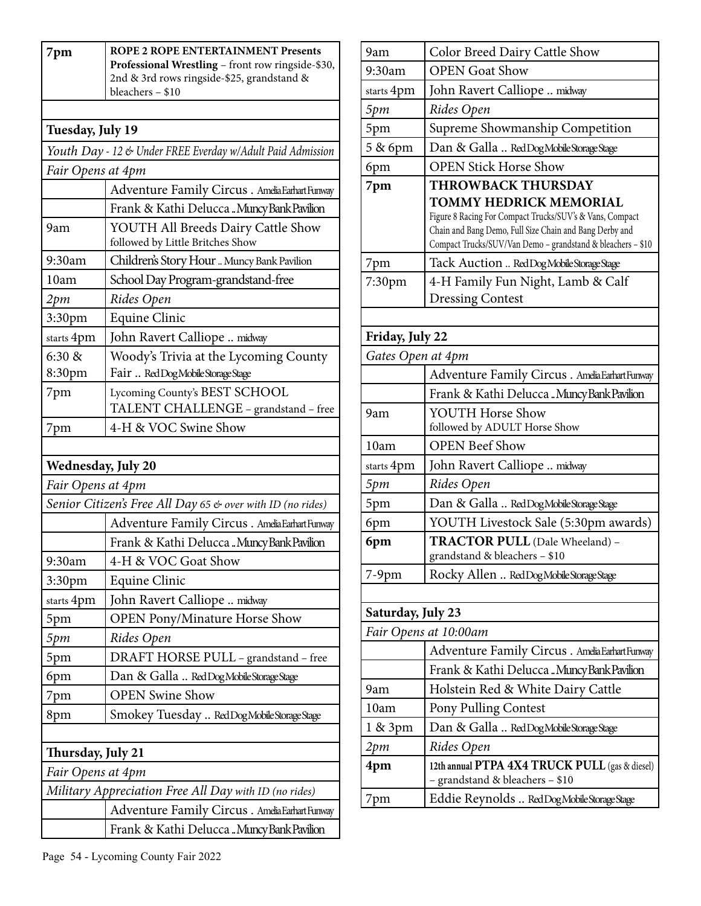| | |
|---|---|
| 7pm | **ROPE 2 ROPE ENTERTAINMENT Presents Professional Wrestling** – front row ringside-$30, 2nd & 3rd rows ringside-$25, grandstand & bleachers – $10 |

**Tuesday, July 19**

*Youth Day - 12 & Under FREE Everday w/Adult Paid Admission*

*Fair Opens at 4pm*

| | |
|---|---|
| | Adventure Family Circus . Amelia Earhart Funway |
| | Frank & Kathi Delucca .. Muncy Bank Pavilion |
| 9am | YOUTH All Breeds Dairy Cattle Show followed by Little Britches Show |
| 9:30am | Children's Story Hour .. Muncy Bank Pavilion |
| 10am | School Day Program-grandstand-free |
| *2pm* | *Rides Open* |
| 3:30pm | Equine Clinic |
| starts 4pm | John Ravert Calliope .. midway |
| 6:30 & 8:30pm | Woody's Trivia at the Lycoming County Fair .. Red Dog Mobile Storage Stage |
| 7pm | Lycoming County's BEST SCHOOL TALENT CHALLENGE – grandstand – free |
| 7pm | 4-H & VOC Swine Show |

**Wednesday, July 20**

*Fair Opens at 4pm*

*Senior Citizen's Free All Day 65 & over with ID (no rides)*

| | |
|---|---|
| | Adventure Family Circus . Amelia Earhart Funway |
| | Frank & Kathi Delucca .. Muncy Bank Pavilion |
| 9:30am | 4-H & VOC Goat Show |
| 3:30pm | Equine Clinic |
| starts 4pm | John Ravert Calliope .. midway |
| 5pm | OPEN Pony/Minature Horse Show |
| *5pm* | *Rides Open* |
| 5pm | DRAFT HORSE PULL – grandstand – free |
| 6pm | Dan & Galla .. Red Dog Mobile Storage Stage |
| 7pm | OPEN Swine Show |
| 8pm | Smokey Tuesday .. Red Dog Mobile Storage Stage |

**Thursday, July 21**

*Fair Opens at 4pm*

*Military Appreciation Free All Day with ID (no rides)*

| | |
|---|---|
| | Adventure Family Circus . Amelia Earhart Funway |
| | Frank & Kathi Delucca .. Muncy Bank Pavilion |
| 9am | Color Breed Dairy Cattle Show |
| 9:30am | OPEN Goat Show |
| starts 4pm | John Ravert Calliope .. midway |
| *5pm* | *Rides Open* |
| 5pm | Supreme Showmanship Competition |
| 5 & 6pm | Dan & Galla .. Red Dog Mobile Storage Stage |
| 6pm | OPEN Stick Horse Show |
| **7pm** | **THROWBACK THURSDAY TOMMY HEDRICK MEMORIAL** Figure 8 Racing For Compact Trucks/SUV's & Vans, Compact Chain and Bang Demo, Full Size Chain and Bang Derby and Compact Trucks/SUV/Van Demo – grandstand & bleachers – $10 |
| 7pm | Tack Auction .. Red Dog Mobile Storage Stage |
| 7:30pm | 4-H Family Fun Night, Lamb & Calf Dressing Contest |

**Friday, July 22**

*Gates Open at 4pm*

| | |
|---|---|
| | Adventure Family Circus . Amelia Earhart Funway |
| | Frank & Kathi Delucca .. Muncy Bank Pavilion |
| 9am | YOUTH Horse Show followed by ADULT Horse Show |
| 10am | OPEN Beef Show |
| starts 4pm | John Ravert Calliope .. midway |
| *5pm* | *Rides Open* |
| 5pm | Dan & Galla .. Red Dog Mobile Storage Stage |
| 6pm | YOUTH Livestock Sale (5:30pm awards) |
| **6pm** | **TRACTOR PULL** (Dale Wheeland) – grandstand & bleachers – $10 |
| 7-9pm | Rocky Allen .. Red Dog Mobile Storage Stage |

**Saturday, July 23**

*Fair Opens at 10:00am*

| | |
|---|---|
| | Adventure Family Circus . Amelia Earhart Funway |
| | Frank & Kathi Delucca .. Muncy Bank Pavilion |
| 9am | Holstein Red & White Dairy Cattle |
| 10am | Pony Pulling Contest |
| 1 & 3pm | Dan & Galla .. Red Dog Mobile Storage Stage |
| *2pm* | *Rides Open* |
| **4pm** | 12th annual **PTPA 4X4 TRUCK PULL** (gas & diesel) – grandstand & bleachers – $10 |
| 7pm | Eddie Reynolds .. Red Dog Mobile Storage Stage |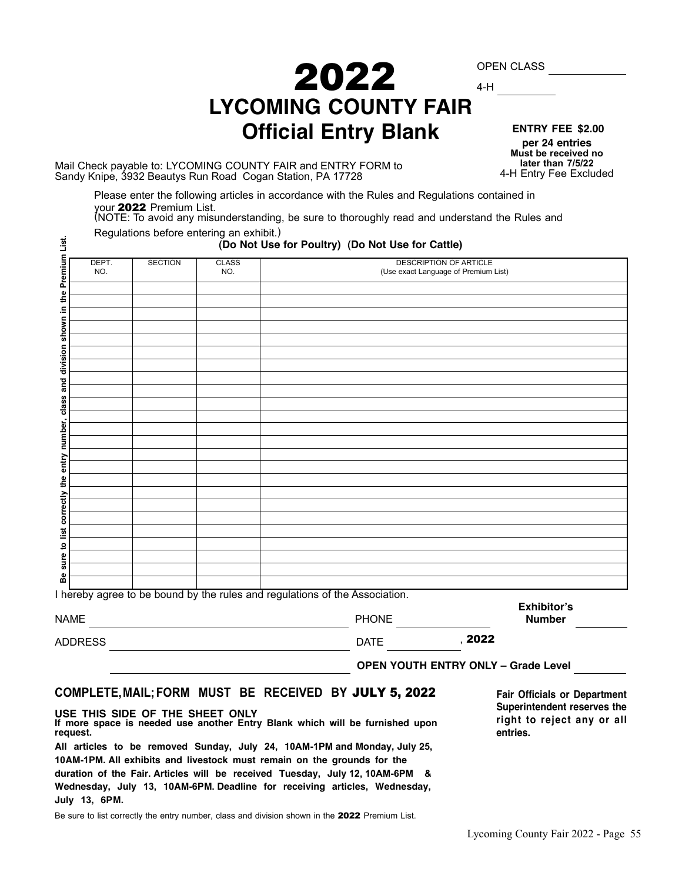OPEN CLASS ____________

4-H _________

# 2022
# LYCOMING COUNTY FAIR
## Official Entry Blank

**ENTRY FEE $2.00**
**per 24 entries**
**Must be received no later than 7/5/22**
4-H Entry Fee Excluded

Mail Check payable to: LYCOMING COUNTY FAIR and ENTRY FORM to
Sandy Knipe, 3932 Beautys Run Road Cogan Station, PA 17728

Please enter the following articles in accordance with the Rules and Regulations contained in your **2022** Premium List.
(NOTE: To avoid any misunderstanding, be sure to thoroughly read and understand the Rules and Regulations before entering an exhibit.)

**(Do Not Use for Poultry) (Do Not Use for Cattle)**

**Be sure to list correctly the entry number, class and division shown in the Premium List.**

| DEPT. NO. | SECTION | CLASS NO. | DESCRIPTION OF ARTICLE (Use exact Language of Premium List) |
|---|---|---|---|
| | | | |
| | | | |
| | | | |
| | | | |
| | | | |
| | | | |
| | | | |
| | | | |
| | | | |
| | | | |
| | | | |
| | | | |
| | | | |
| | | | |
| | | | |
| | | | |
| | | | |
| | | | |
| | | | |
| | | | |
| | | | |
| | | | |
| | | | |
| | | | |

I hereby agree to be bound by the rules and regulations of the Association.

NAME ______________________________ PHONE ______________ **Exhibitor's Number** ________

ADDRESS ______________________________ DATE ____________, **2022**

______________________________ **OPEN YOUTH ENTRY ONLY – Grade Level** ________

**COMPLETE, MAIL; FORM MUST BE RECEIVED BY JULY 5, 2022**

**USE THIS SIDE OF THE SHEET ONLY**
**If more space is needed use another Entry Blank which will be furnished upon request.**

**All articles to be removed Sunday, July 24, 10AM-1PM and Monday, July 25, 10AM-1PM. All exhibits and livestock must remain on the grounds for the duration of the Fair. Articles will be received Tuesday, July 12, 10AM-6PM & Wednesday, July 13, 10AM-6PM. Deadline for receiving articles, Wednesday, July 13, 6PM.**

**Fair Officials or Department Superintendent reserves the right to reject any or all entries.**

Be sure to list correctly the entry number, class and division shown in the **2022** Premium List.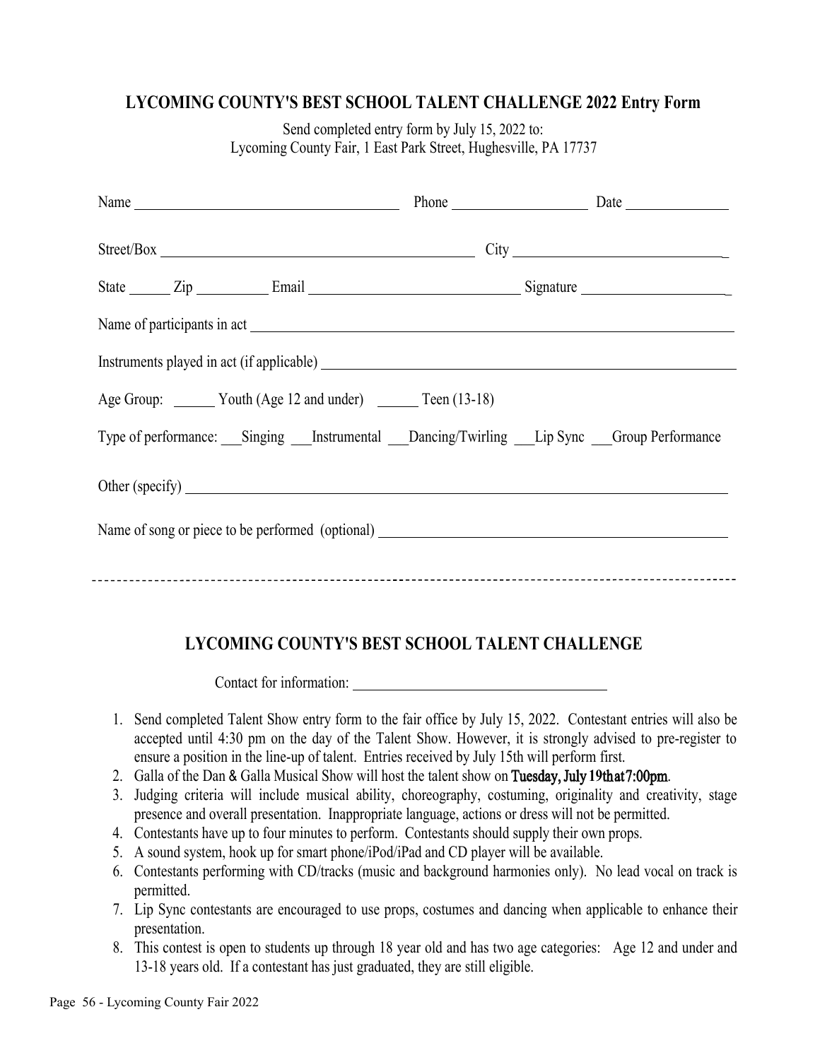## LYCOMING COUNTY'S BEST SCHOOL TALENT CHALLENGE 2022 Entry Form

Send completed entry form by July 15, 2022 to:
Lycoming County Fair, 1 East Park Street, Hughesville, PA 17737

Name ______________________________ Phone ________________ Date ____________

Street/Box ____________________________________ City _________________________

State _____ Zip _________ Email ________________________ Signature __________________

Name of participants in act ____________________________________________________________

Instruments played in act (if applicable) _______________________________________________

Age Group: _____ Youth (Age 12 and under) _____ Teen (13-18)

Type of performance: ___Singing ___Instrumental ___Dancing/Twirling ___Lip Sync ___Group Performance

Other (specify) _______________________________________________________________________

Name of song or piece to be performed (optional) _____________________________________

---

## LYCOMING COUNTY'S BEST SCHOOL TALENT CHALLENGE

Contact for information: ______________________________

1. Send completed Talent Show entry form to the fair office by July 15, 2022. Contestant entries will also be accepted until 4:30 pm on the day of the Talent Show. However, it is strongly advised to pre-register to ensure a position in the line-up of talent. Entries received by July 15th will perform first.
2. Galla of the Dan & Galla Musical Show will host the talent show on **Tuesday, July 19th at 7:00pm**.
3. Judging criteria will include musical ability, choreography, costuming, originality and creativity, stage presence and overall presentation. Inappropriate language, actions or dress will not be permitted.
4. Contestants have up to four minutes to perform. Contestants should supply their own props.
5. A sound system, hook up for smart phone/iPod/iPad and CD player will be available.
6. Contestants performing with CD/tracks (music and background harmonies only). No lead vocal on track is permitted.
7. Lip Sync contestants are encouraged to use props, costumes and dancing when applicable to enhance their presentation.
8. This contest is open to students up through 18 year old and has two age categories: Age 12 and under and 13-18 years old. If a contestant has just graduated, they are still eligible.